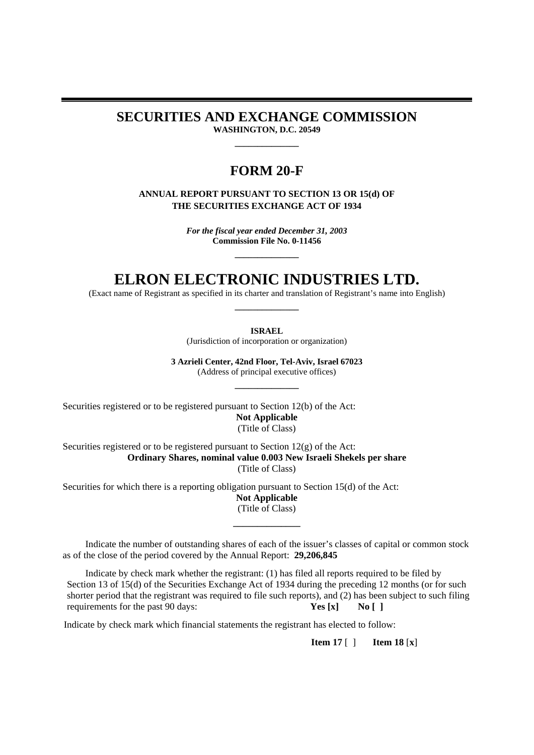# SECURITIES AND EXCHANGE COMMISSION

**WASHINGTON, D.C. 20549**

---

# FORM 20-F

**ANNUAL REPORT PURSUANT TO SECTION 13 OR 15(d) OF THE SECURITIES EXCHANGE ACT OF 1934**

***For the fiscal year ended December 31, 2003***
**Commission File No. 0-11456**

---

# ELRON ELECTRONIC INDUSTRIES LTD.

(Exact name of Registrant as specified in its charter and translation of Registrant's name into English)

---

**ISRAEL**
(Jurisdiction of incorporation or organization)

**3 Azrieli Center, 42nd Floor, Tel-Aviv, Israel 67023**
(Address of principal executive offices)

---

Securities registered or to be registered pursuant to Section 12(b) of the Act:
**Not Applicable**
(Title of Class)

Securities registered or to be registered pursuant to Section 12(g) of the Act:
**Ordinary Shares, nominal value 0.003 New Israeli Shekels per share**
(Title of Class)

Securities for which there is a reporting obligation pursuant to Section 15(d) of the Act:
**Not Applicable**
(Title of Class)

---

Indicate the number of outstanding shares of each of the issuer's classes of capital or common stock as of the close of the period covered by the Annual Report: **29,206,845**

Indicate by check mark whether the registrant: (1) has filed all reports required to be filed by Section 13 of 15(d) of the Securities Exchange Act of 1934 during the preceding 12 months (or for such shorter period that the registrant was required to file such reports), and (2) has been subject to such filing requirements for the past 90 days: **Yes [x]** **No [ ]**

Indicate by check mark which financial statements the registrant has elected to follow:

**Item 17** [ ] **Item 18** [**x**]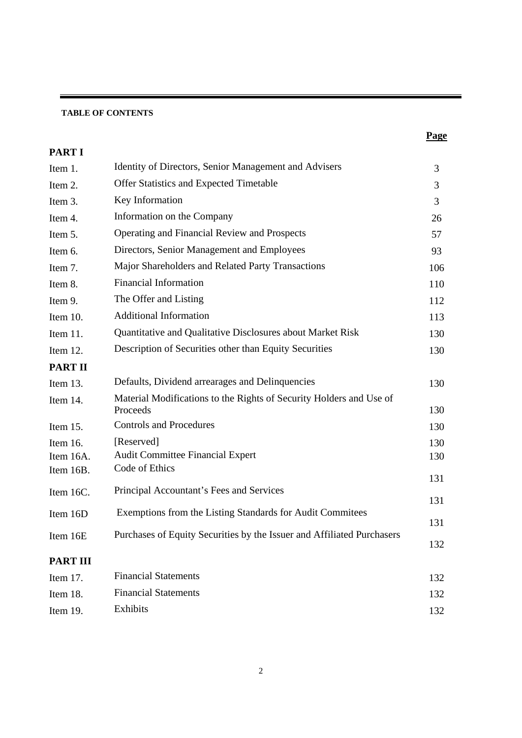**TABLE OF CONTENTS**

| | | Page |
|---|---|---|
| **PART I** | | |
| Item 1. | Identity of Directors, Senior Management and Advisers | 3 |
| Item 2. | Offer Statistics and Expected Timetable | 3 |
| Item 3. | Key Information | 3 |
| Item 4. | Information on the Company | 26 |
| Item 5. | Operating and Financial Review and Prospects | 57 |
| Item 6. | Directors, Senior Management and Employees | 93 |
| Item 7. | Major Shareholders and Related Party Transactions | 106 |
| Item 8. | Financial Information | 110 |
| Item 9. | The Offer and Listing | 112 |
| Item 10. | Additional Information | 113 |
| Item 11. | Quantitative and Qualitative Disclosures about Market Risk | 130 |
| Item 12. | Description of Securities other than Equity Securities | 130 |
| **PART II** | | |
| Item 13. | Defaults, Dividend arrearages and Delinquencies | 130 |
| Item 14. | Material Modifications to the Rights of Security Holders and Use of Proceeds | 130 |
| Item 15. | Controls and Procedures | 130 |
| Item 16. | [Reserved] | 130 |
| Item 16A. | Audit Committee Financial Expert | 130 |
| Item 16B. | Code of Ethics | 131 |
| Item 16C. | Principal Accountant's Fees and Services | 131 |
| Item 16D | Exemptions from the Listing Standards for Audit Commitees | 131 |
| Item 16E | Purchases of Equity Securities by the Issuer and Affiliated Purchasers | 132 |
| **PART III** | | |
| Item 17. | Financial Statements | 132 |
| Item 18. | Financial Statements | 132 |
| Item 19. | Exhibits | 132 |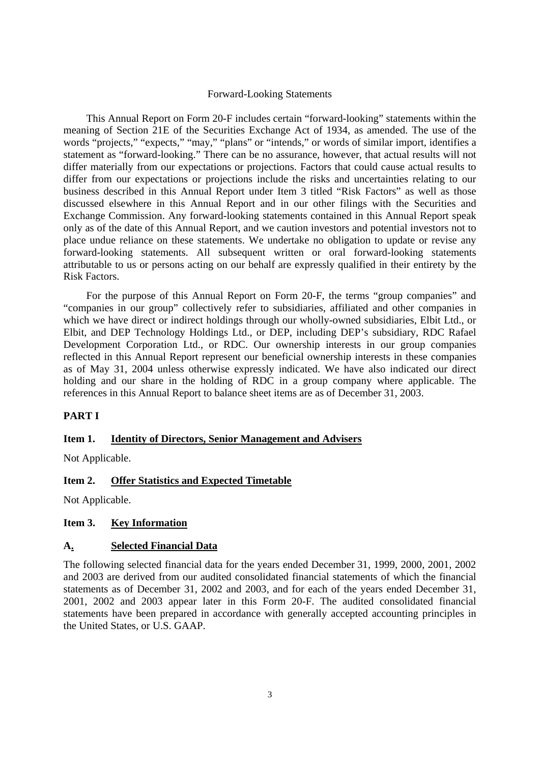## Forward-Looking Statements

This Annual Report on Form 20-F includes certain "forward-looking" statements within the meaning of Section 21E of the Securities Exchange Act of 1934, as amended. The use of the words "projects," "expects," "may," "plans" or "intends," or words of similar import, identifies a statement as "forward-looking." There can be no assurance, however, that actual results will not differ materially from our expectations or projections. Factors that could cause actual results to differ from our expectations or projections include the risks and uncertainties relating to our business described in this Annual Report under Item 3 titled "Risk Factors" as well as those discussed elsewhere in this Annual Report and in our other filings with the Securities and Exchange Commission. Any forward-looking statements contained in this Annual Report speak only as of the date of this Annual Report, and we caution investors and potential investors not to place undue reliance on these statements. We undertake no obligation to update or revise any forward-looking statements. All subsequent written or oral forward-looking statements attributable to us or persons acting on our behalf are expressly qualified in their entirety by the Risk Factors.

For the purpose of this Annual Report on Form 20-F, the terms "group companies" and "companies in our group" collectively refer to subsidiaries, affiliated and other companies in which we have direct or indirect holdings through our wholly-owned subsidiaries, Elbit Ltd., or Elbit, and DEP Technology Holdings Ltd., or DEP, including DEP's subsidiary, RDC Rafael Development Corporation Ltd., or RDC. Our ownership interests in our group companies reflected in this Annual Report represent our beneficial ownership interests in these companies as of May 31, 2004 unless otherwise expressly indicated. We have also indicated our direct holding and our share in the holding of RDC in a group company where applicable. The references in this Annual Report to balance sheet items are as of December 31, 2003.

# PART I

## Item 1. Identity of Directors, Senior Management and Advisers

Not Applicable.

## Item 2. Offer Statistics and Expected Timetable

Not Applicable.

## Item 3. Key Information

### A. Selected Financial Data

The following selected financial data for the years ended December 31, 1999, 2000, 2001, 2002 and 2003 are derived from our audited consolidated financial statements of which the financial statements as of December 31, 2002 and 2003, and for each of the years ended December 31, 2001, 2002 and 2003 appear later in this Form 20-F. The audited consolidated financial statements have been prepared in accordance with generally accepted accounting principles in the United States, or U.S. GAAP.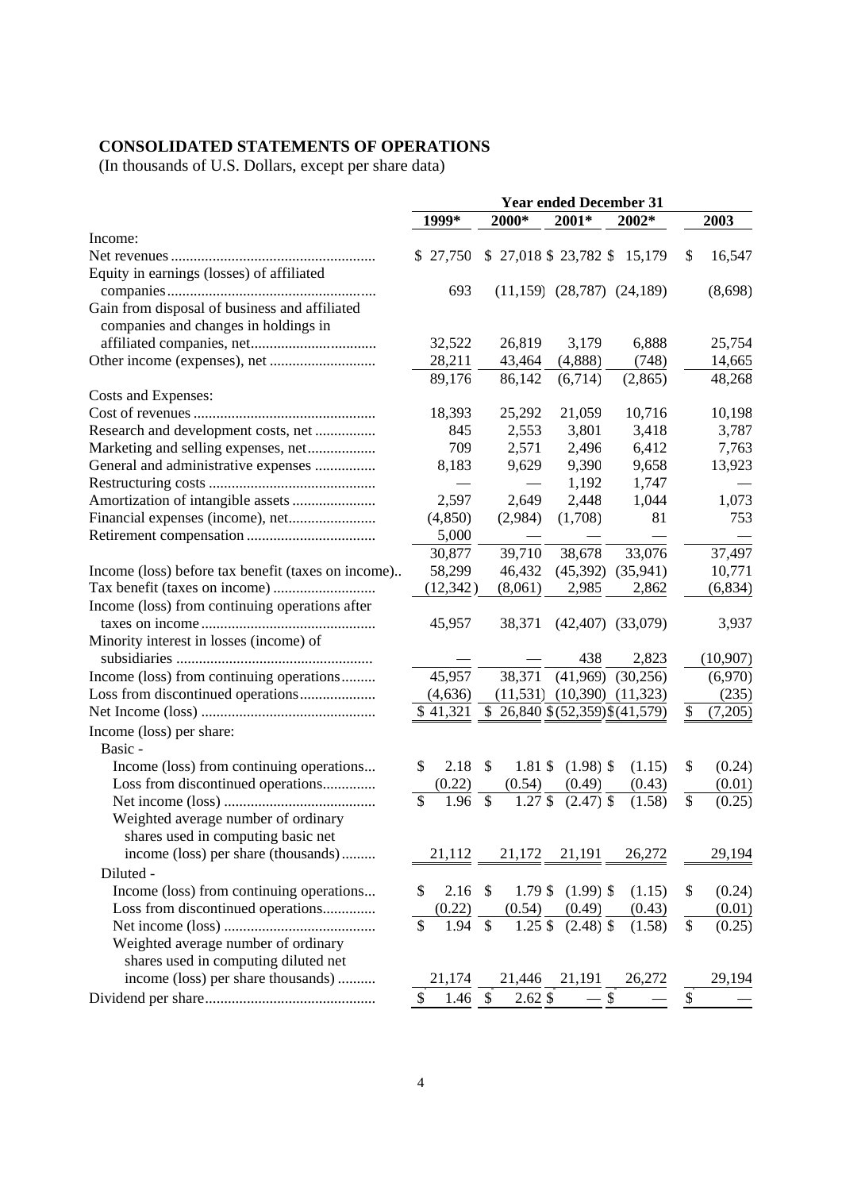**CONSOLIDATED STATEMENTS OF OPERATIONS**
(In thousands of U.S. Dollars, except per share data)

| | Year ended December 31 | | | | |
|---|---|---|---|---|---|
| | 1999* | 2000* | 2001* | 2002* | 2003 |
| Income: | | | | | |
| Net revenues | $ 27,750 | $ 27,018 | $ 23,782 | $ 15,179 | $ 16,547 |
| Equity in earnings (losses) of affiliated companies | 693 | (11,159) | (28,787) | (24,189) | (8,698) |
| Gain from disposal of business and affiliated companies and changes in holdings in affiliated companies, net | 32,522 | 26,819 | 3,179 | 6,888 | 25,754 |
| Other income (expenses), net | 28,211 | 43,464 | (4,888) | (748) | 14,665 |
| | 89,176 | 86,142 | (6,714) | (2,865) | 48,268 |
| Costs and Expenses: | | | | | |
| Cost of revenues | 18,393 | 25,292 | 21,059 | 10,716 | 10,198 |
| Research and development costs, net | 845 | 2,553 | 3,801 | 3,418 | 3,787 |
| Marketing and selling expenses, net | 709 | 2,571 | 2,496 | 6,412 | 7,763 |
| General and administrative expenses | 8,183 | 9,629 | 9,390 | 9,658 | 13,923 |
| Restructuring costs | — | — | 1,192 | 1,747 | — |
| Amortization of intangible assets | 2,597 | 2,649 | 2,448 | 1,044 | 1,073 |
| Financial expenses (income), net | (4,850) | (2,984) | (1,708) | 81 | 753 |
| Retirement compensation | 5,000 | — | — | — | — |
| | 30,877 | 39,710 | 38,678 | 33,076 | 37,497 |
| Income (loss) before tax benefit (taxes on income) | 58,299 | 46,432 | (45,392) | (35,941) | 10,771 |
| Tax benefit (taxes on income) | (12,342) | (8,061) | 2,985 | 2,862 | (6,834) |
| Income (loss) from continuing operations after taxes on income | 45,957 | 38,371 | (42,407) | (33,079) | 3,937 |
| Minority interest in losses (income) of subsidiaries | — | — | 438 | 2,823 | (10,907) |
| Income (loss) from continuing operations | 45,957 | 38,371 | (41,969) | (30,256) | (6,970) |
| Loss from discontinued operations | (4,636) | (11,531) | (10,390) | (11,323) | (235) |
| Net Income (loss) | $ 41,321 | $ 26,840 | $ (52,359) | $ (41,579) | $ (7,205) |
| Income (loss) per share: | | | | | |
| Basic - | | | | | |
| Income (loss) from continuing operations | $ 2.18 | $ 1.81 | $ (1.98) | $ (1.15) | $ (0.24) |
| Loss from discontinued operations | (0.22) | (0.54) | (0.49) | (0.43) | (0.01) |
| Net income (loss) | $ 1.96 | $ 1.27 | $ (2.47) | $ (1.58) | $ (0.25) |
| Weighted average number of ordinary shares used in computing basic net income (loss) per share (thousands) | 21,112 | 21,172 | 21,191 | 26,272 | 29,194 |
| Diluted - | | | | | |
| Income (loss) from continuing operations | $ 2.16 | $ 1.79 | $ (1.99) | $ (1.15) | $ (0.24) |
| Loss from discontinued operations | (0.22) | (0.54) | (0.49) | (0.43) | (0.01) |
| Net income (loss) | $ 1.94 | $ 1.25 | $ (2.48) | $ (1.58) | $ (0.25) |
| Weighted average number of ordinary shares used in computing diluted net income (loss) per share thousands) | 21,174 | 21,446 | 21,191 | 26,272 | 29,194 |
| Dividend per share | $ 1.46 | $ 2.62 | $ — | $ — | $ — |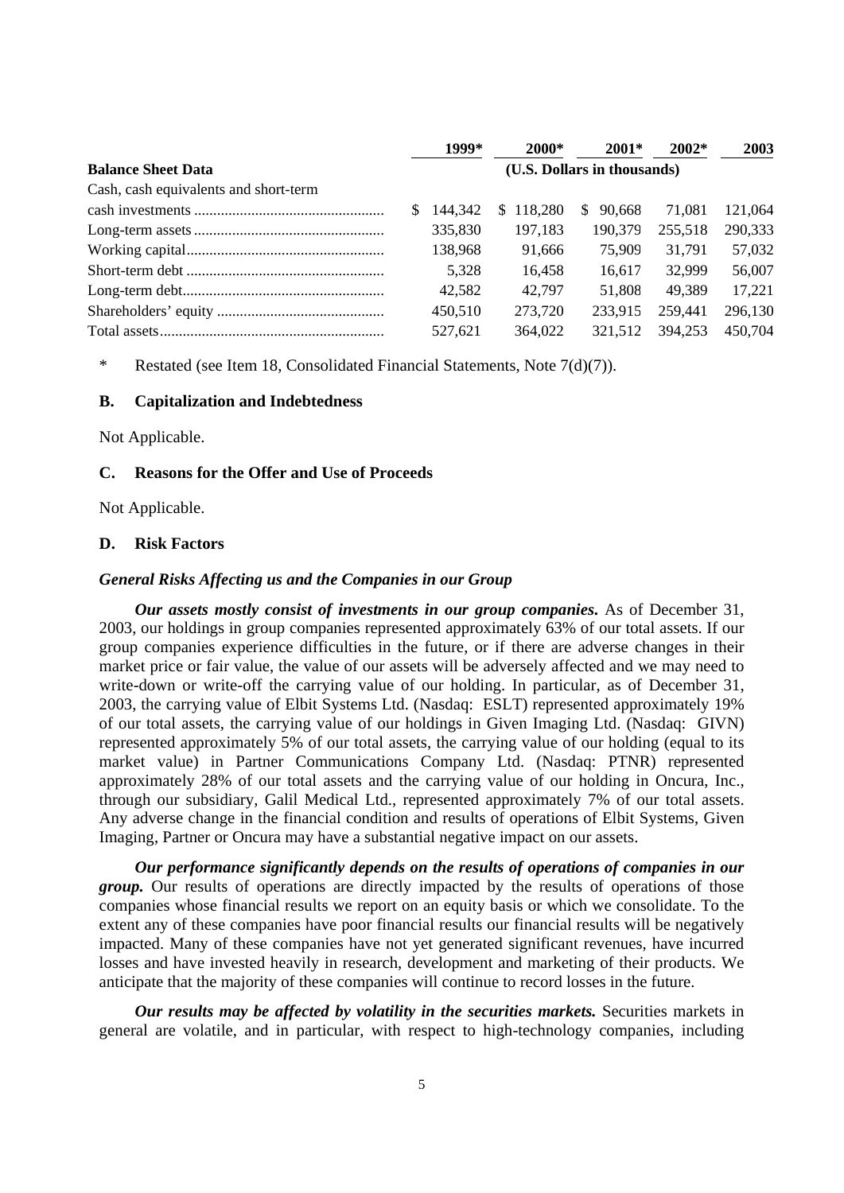| | 1999* | 2000* | 2001* | 2002* | 2003 |
|---|---|---|---|---|---|
| **Balance Sheet Data** | (U.S. Dollars in thousands) | | | | |
| Cash, cash equivalents and short-term cash investments | $ 144,342 | $ 118,280 | $ 90,668 | 71,081 | 121,064 |
| Long-term assets | 335,830 | 197,183 | 190,379 | 255,518 | 290,333 |
| Working capital | 138,968 | 91,666 | 75,909 | 31,791 | 57,032 |
| Short-term debt | 5,328 | 16,458 | 16,617 | 32,999 | 56,007 |
| Long-term debt | 42,582 | 42,797 | 51,808 | 49,389 | 17,221 |
| Shareholders' equity | 450,510 | 273,720 | 233,915 | 259,441 | 296,130 |
| Total assets | 527,621 | 364,022 | 321,512 | 394,253 | 450,704 |

\* Restated (see Item 18, Consolidated Financial Statements, Note 7(d)(7)).

### B. Capitalization and Indebtedness

Not Applicable.

### C. Reasons for the Offer and Use of Proceeds

Not Applicable.

### D. Risk Factors

#### *General Risks Affecting us and the Companies in our Group*

***Our assets mostly consist of investments in our group companies.*** As of December 31, 2003, our holdings in group companies represented approximately 63% of our total assets. If our group companies experience difficulties in the future, or if there are adverse changes in their market price or fair value, the value of our assets will be adversely affected and we may need to write-down or write-off the carrying value of our holding. In particular, as of December 31, 2003, the carrying value of Elbit Systems Ltd. (Nasdaq: ESLT) represented approximately 19% of our total assets, the carrying value of our holdings in Given Imaging Ltd. (Nasdaq: GIVN) represented approximately 5% of our total assets, the carrying value of our holding (equal to its market value) in Partner Communications Company Ltd. (Nasdaq: PTNR) represented approximately 28% of our total assets and the carrying value of our holding in Oncura, Inc., through our subsidiary, Galil Medical Ltd., represented approximately 7% of our total assets. Any adverse change in the financial condition and results of operations of Elbit Systems, Given Imaging, Partner or Oncura may have a substantial negative impact on our assets.

***Our performance significantly depends on the results of operations of companies in our group.*** Our results of operations are directly impacted by the results of operations of those companies whose financial results we report on an equity basis or which we consolidate. To the extent any of these companies have poor financial results our financial results will be negatively impacted. Many of these companies have not yet generated significant revenues, have incurred losses and have invested heavily in research, development and marketing of their products. We anticipate that the majority of these companies will continue to record losses in the future.

***Our results may be affected by volatility in the securities markets.*** Securities markets in general are volatile, and in particular, with respect to high-technology companies, including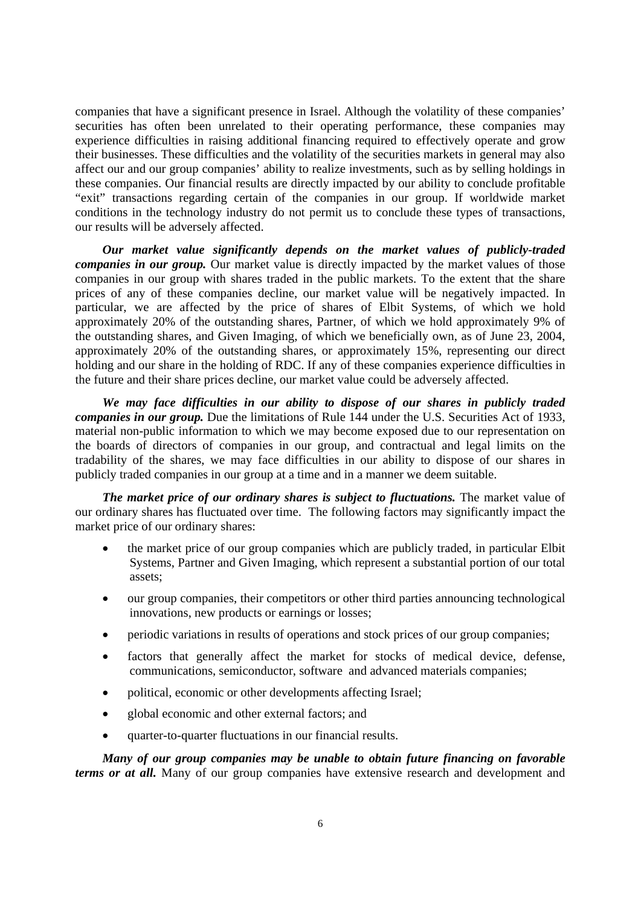companies that have a significant presence in Israel. Although the volatility of these companies' securities has often been unrelated to their operating performance, these companies may experience difficulties in raising additional financing required to effectively operate and grow their businesses. These difficulties and the volatility of the securities markets in general may also affect our and our group companies' ability to realize investments, such as by selling holdings in these companies. Our financial results are directly impacted by our ability to conclude profitable "exit" transactions regarding certain of the companies in our group. If worldwide market conditions in the technology industry do not permit us to conclude these types of transactions, our results will be adversely affected.

***Our market value significantly depends on the market values of publicly-traded companies in our group.*** Our market value is directly impacted by the market values of those companies in our group with shares traded in the public markets. To the extent that the share prices of any of these companies decline, our market value will be negatively impacted. In particular, we are affected by the price of shares of Elbit Systems, of which we hold approximately 20% of the outstanding shares, Partner, of which we hold approximately 9% of the outstanding shares, and Given Imaging, of which we beneficially own, as of June 23, 2004, approximately 20% of the outstanding shares, or approximately 15%, representing our direct holding and our share in the holding of RDC. If any of these companies experience difficulties in the future and their share prices decline, our market value could be adversely affected.

***We may face difficulties in our ability to dispose of our shares in publicly traded companies in our group.*** Due the limitations of Rule 144 under the U.S. Securities Act of 1933, material non-public information to which we may become exposed due to our representation on the boards of directors of companies in our group, and contractual and legal limits on the tradability of the shares, we may face difficulties in our ability to dispose of our shares in publicly traded companies in our group at a time and in a manner we deem suitable.

***The market price of our ordinary shares is subject to fluctuations.*** The market value of our ordinary shares has fluctuated over time. The following factors may significantly impact the market price of our ordinary shares:

- the market price of our group companies which are publicly traded, in particular Elbit Systems, Partner and Given Imaging, which represent a substantial portion of our total assets;
- our group companies, their competitors or other third parties announcing technological innovations, new products or earnings or losses;
- periodic variations in results of operations and stock prices of our group companies;
- factors that generally affect the market for stocks of medical device, defense, communications, semiconductor, software and advanced materials companies;
- political, economic or other developments affecting Israel;
- global economic and other external factors; and
- quarter-to-quarter fluctuations in our financial results.

***Many of our group companies may be unable to obtain future financing on favorable terms or at all.*** Many of our group companies have extensive research and development and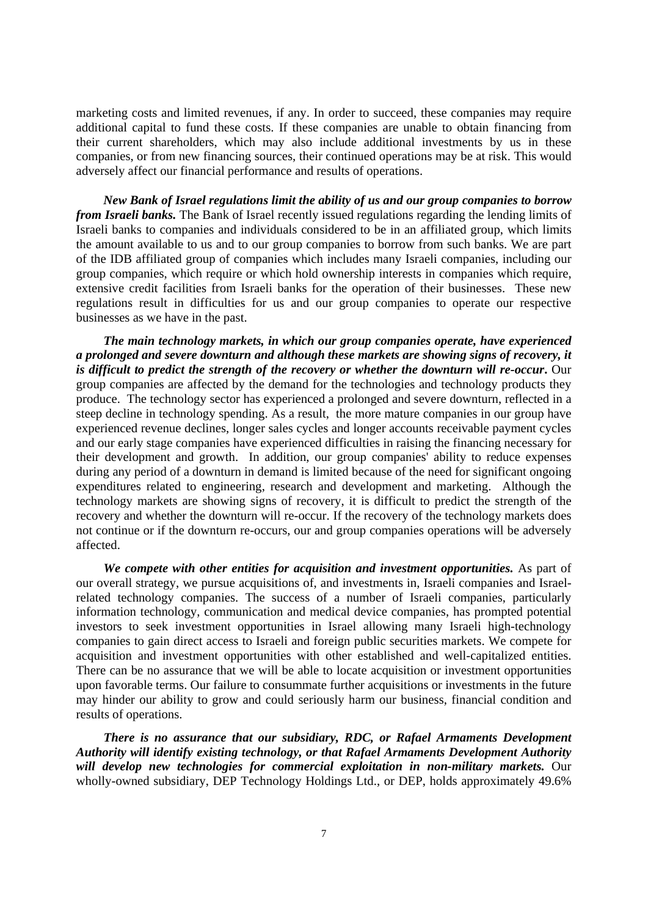marketing costs and limited revenues, if any. In order to succeed, these companies may require additional capital to fund these costs. If these companies are unable to obtain financing from their current shareholders, which may also include additional investments by us in these companies, or from new financing sources, their continued operations may be at risk. This would adversely affect our financial performance and results of operations.

***New Bank of Israel regulations limit the ability of us and our group companies to borrow from Israeli banks.*** The Bank of Israel recently issued regulations regarding the lending limits of Israeli banks to companies and individuals considered to be in an affiliated group, which limits the amount available to us and to our group companies to borrow from such banks. We are part of the IDB affiliated group of companies which includes many Israeli companies, including our group companies, which require or which hold ownership interests in companies which require, extensive credit facilities from Israeli banks for the operation of their businesses. These new regulations result in difficulties for us and our group companies to operate our respective businesses as we have in the past.

***The main technology markets, in which our group companies operate, have experienced a prolonged and severe downturn and although these markets are showing signs of recovery, it is difficult to predict the strength of the recovery or whether the downturn will re-occur.*** Our group companies are affected by the demand for the technologies and technology products they produce. The technology sector has experienced a prolonged and severe downturn, reflected in a steep decline in technology spending. As a result, the more mature companies in our group have experienced revenue declines, longer sales cycles and longer accounts receivable payment cycles and our early stage companies have experienced difficulties in raising the financing necessary for their development and growth. In addition, our group companies' ability to reduce expenses during any period of a downturn in demand is limited because of the need for significant ongoing expenditures related to engineering, research and development and marketing. Although the technology markets are showing signs of recovery, it is difficult to predict the strength of the recovery and whether the downturn will re-occur. If the recovery of the technology markets does not continue or if the downturn re-occurs, our and group companies operations will be adversely affected.

***We compete with other entities for acquisition and investment opportunities.*** As part of our overall strategy, we pursue acquisitions of, and investments in, Israeli companies and Israel-related technology companies. The success of a number of Israeli companies, particularly information technology, communication and medical device companies, has prompted potential investors to seek investment opportunities in Israel allowing many Israeli high-technology companies to gain direct access to Israeli and foreign public securities markets. We compete for acquisition and investment opportunities with other established and well-capitalized entities. There can be no assurance that we will be able to locate acquisition or investment opportunities upon favorable terms. Our failure to consummate further acquisitions or investments in the future may hinder our ability to grow and could seriously harm our business, financial condition and results of operations.

***There is no assurance that our subsidiary, RDC, or Rafael Armaments Development Authority will identify existing technology, or that Rafael Armaments Development Authority will develop new technologies for commercial exploitation in non-military markets.*** Our wholly-owned subsidiary, DEP Technology Holdings Ltd., or DEP, holds approximately 49.6%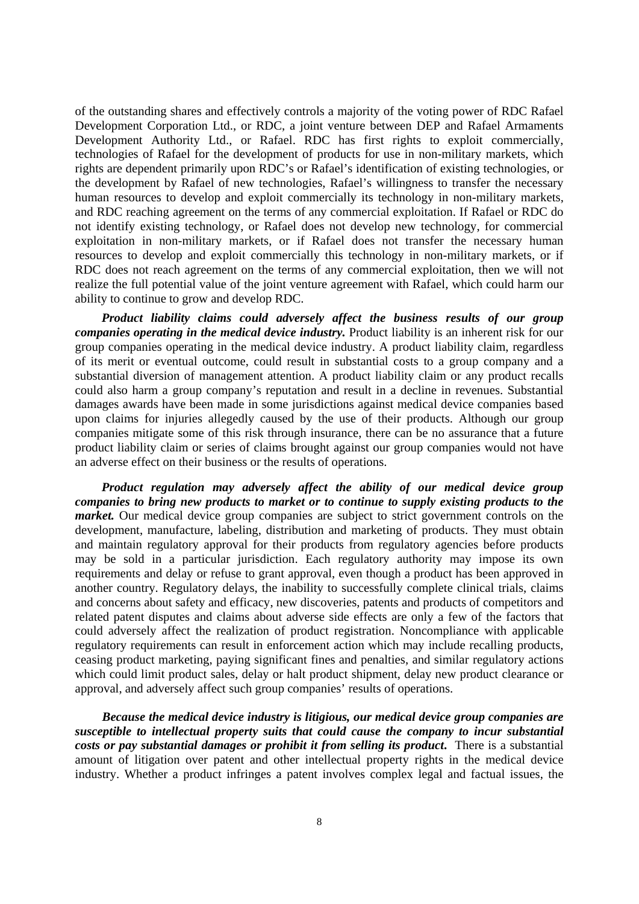of the outstanding shares and effectively controls a majority of the voting power of RDC Rafael Development Corporation Ltd., or RDC, a joint venture between DEP and Rafael Armaments Development Authority Ltd., or Rafael. RDC has first rights to exploit commercially, technologies of Rafael for the development of products for use in non-military markets, which rights are dependent primarily upon RDC's or Rafael's identification of existing technologies, or the development by Rafael of new technologies, Rafael's willingness to transfer the necessary human resources to develop and exploit commercially its technology in non-military markets, and RDC reaching agreement on the terms of any commercial exploitation. If Rafael or RDC do not identify existing technology, or Rafael does not develop new technology, for commercial exploitation in non-military markets, or if Rafael does not transfer the necessary human resources to develop and exploit commercially this technology in non-military markets, or if RDC does not reach agreement on the terms of any commercial exploitation, then we will not realize the full potential value of the joint venture agreement with Rafael, which could harm our ability to continue to grow and develop RDC.

***Product liability claims could adversely affect the business results of our group companies operating in the medical device industry.*** Product liability is an inherent risk for our group companies operating in the medical device industry. A product liability claim, regardless of its merit or eventual outcome, could result in substantial costs to a group company and a substantial diversion of management attention. A product liability claim or any product recalls could also harm a group company's reputation and result in a decline in revenues. Substantial damages awards have been made in some jurisdictions against medical device companies based upon claims for injuries allegedly caused by the use of their products. Although our group companies mitigate some of this risk through insurance, there can be no assurance that a future product liability claim or series of claims brought against our group companies would not have an adverse effect on their business or the results of operations.

***Product regulation may adversely affect the ability of our medical device group companies to bring new products to market or to continue to supply existing products to the market.*** Our medical device group companies are subject to strict government controls on the development, manufacture, labeling, distribution and marketing of products. They must obtain and maintain regulatory approval for their products from regulatory agencies before products may be sold in a particular jurisdiction. Each regulatory authority may impose its own requirements and delay or refuse to grant approval, even though a product has been approved in another country. Regulatory delays, the inability to successfully complete clinical trials, claims and concerns about safety and efficacy, new discoveries, patents and products of competitors and related patent disputes and claims about adverse side effects are only a few of the factors that could adversely affect the realization of product registration. Noncompliance with applicable regulatory requirements can result in enforcement action which may include recalling products, ceasing product marketing, paying significant fines and penalties, and similar regulatory actions which could limit product sales, delay or halt product shipment, delay new product clearance or approval, and adversely affect such group companies' results of operations.

***Because the medical device industry is litigious, our medical device group companies are susceptible to intellectual property suits that could cause the company to incur substantial costs or pay substantial damages or prohibit it from selling its product.*** There is a substantial amount of litigation over patent and other intellectual property rights in the medical device industry. Whether a product infringes a patent involves complex legal and factual issues, the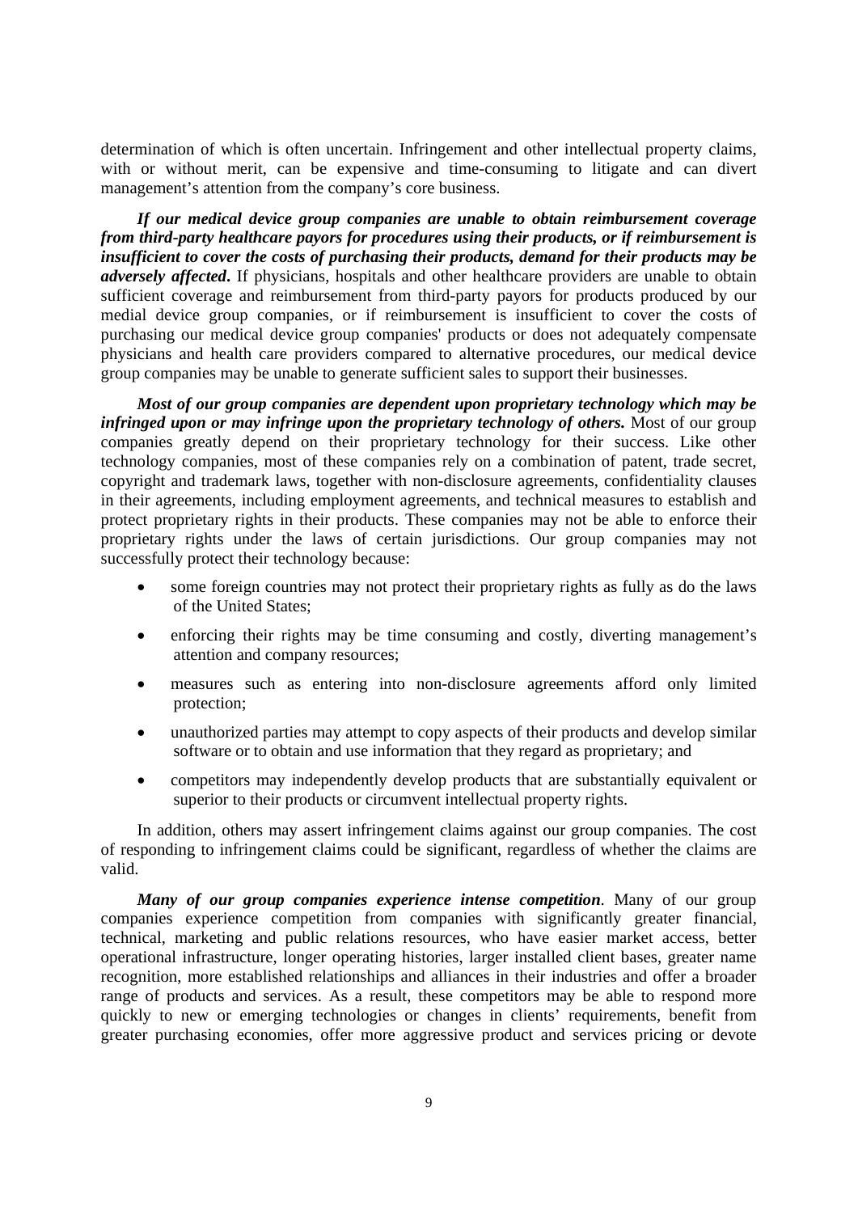determination of which is often uncertain. Infringement and other intellectual property claims, with or without merit, can be expensive and time-consuming to litigate and can divert management's attention from the company's core business.

***If our medical device group companies are unable to obtain reimbursement coverage from third-party healthcare payors for procedures using their products, or if reimbursement is insufficient to cover the costs of purchasing their products, demand for their products may be adversely affected*****.** If physicians, hospitals and other healthcare providers are unable to obtain sufficient coverage and reimbursement from third-party payors for products produced by our medial device group companies, or if reimbursement is insufficient to cover the costs of purchasing our medical device group companies' products or does not adequately compensate physicians and health care providers compared to alternative procedures, our medical device group companies may be unable to generate sufficient sales to support their businesses.

***Most of our group companies are dependent upon proprietary technology which may be infringed upon or may infringe upon the proprietary technology of others.*** Most of our group companies greatly depend on their proprietary technology for their success. Like other technology companies, most of these companies rely on a combination of patent, trade secret, copyright and trademark laws, together with non-disclosure agreements, confidentiality clauses in their agreements, including employment agreements, and technical measures to establish and protect proprietary rights in their products. These companies may not be able to enforce their proprietary rights under the laws of certain jurisdictions. Our group companies may not successfully protect their technology because:

- some foreign countries may not protect their proprietary rights as fully as do the laws of the United States;
- enforcing their rights may be time consuming and costly, diverting management's attention and company resources;
- measures such as entering into non-disclosure agreements afford only limited protection;
- unauthorized parties may attempt to copy aspects of their products and develop similar software or to obtain and use information that they regard as proprietary; and
- competitors may independently develop products that are substantially equivalent or superior to their products or circumvent intellectual property rights.

In addition, others may assert infringement claims against our group companies. The cost of responding to infringement claims could be significant, regardless of whether the claims are valid.

***Many of our group companies experience intense competition*****.** Many of our group companies experience competition from companies with significantly greater financial, technical, marketing and public relations resources, who have easier market access, better operational infrastructure, longer operating histories, larger installed client bases, greater name recognition, more established relationships and alliances in their industries and offer a broader range of products and services. As a result, these competitors may be able to respond more quickly to new or emerging technologies or changes in clients' requirements, benefit from greater purchasing economies, offer more aggressive product and services pricing or devote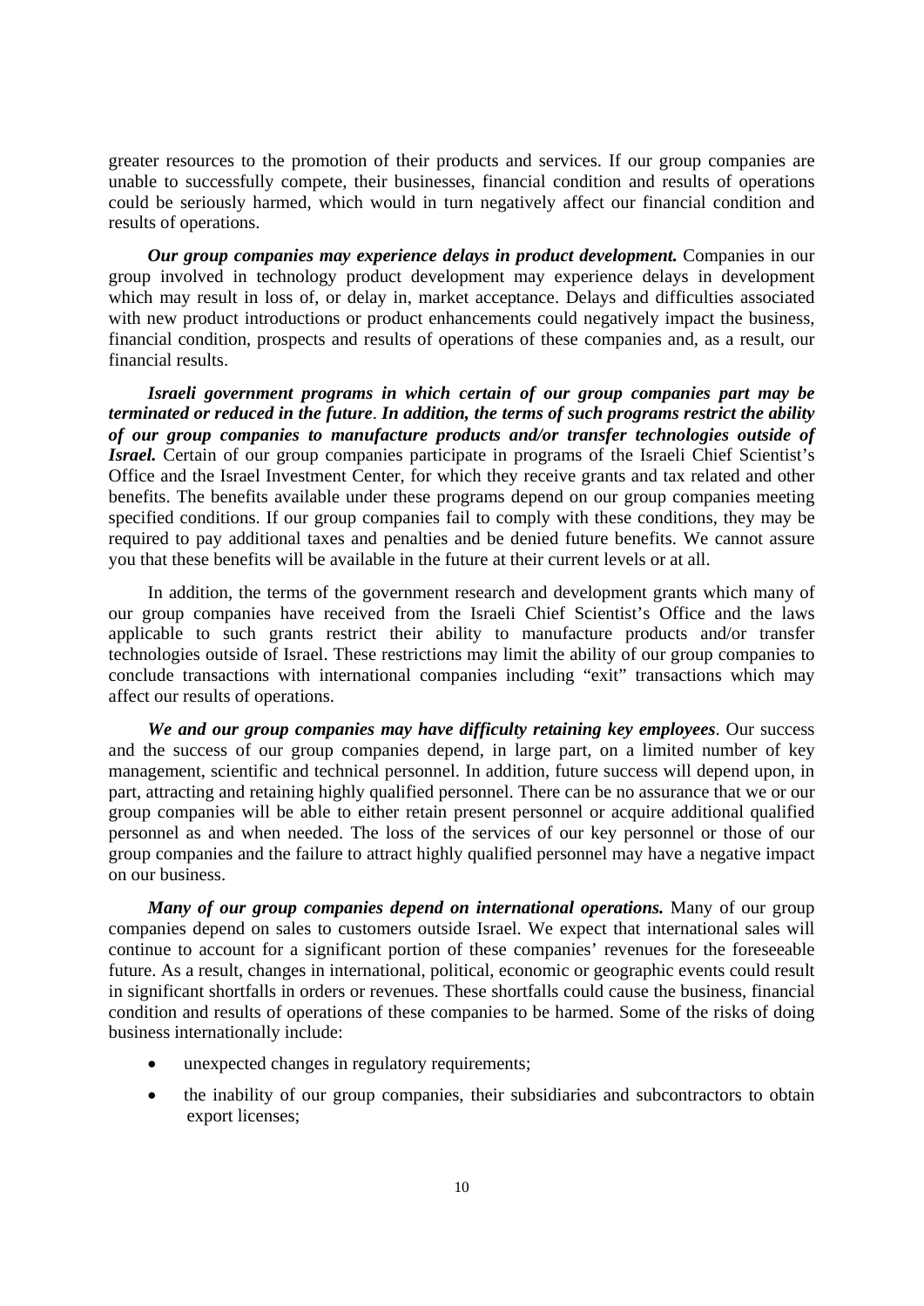greater resources to the promotion of their products and services. If our group companies are unable to successfully compete, their businesses, financial condition and results of operations could be seriously harmed, which would in turn negatively affect our financial condition and results of operations.

***Our group companies may experience delays in product development.*** Companies in our group involved in technology product development may experience delays in development which may result in loss of, or delay in, market acceptance. Delays and difficulties associated with new product introductions or product enhancements could negatively impact the business, financial condition, prospects and results of operations of these companies and, as a result, our financial results.

***Israeli government programs in which certain of our group companies part may be terminated or reduced in the future***. ***In addition, the terms of such programs restrict the ability of our group companies to manufacture products and/or transfer technologies outside of Israel.*** Certain of our group companies participate in programs of the Israeli Chief Scientist's Office and the Israel Investment Center, for which they receive grants and tax related and other benefits. The benefits available under these programs depend on our group companies meeting specified conditions. If our group companies fail to comply with these conditions, they may be required to pay additional taxes and penalties and be denied future benefits. We cannot assure you that these benefits will be available in the future at their current levels or at all.

In addition, the terms of the government research and development grants which many of our group companies have received from the Israeli Chief Scientist's Office and the laws applicable to such grants restrict their ability to manufacture products and/or transfer technologies outside of Israel. These restrictions may limit the ability of our group companies to conclude transactions with international companies including "exit" transactions which may affect our results of operations.

***We and our group companies may have difficulty retaining key employees***. Our success and the success of our group companies depend, in large part, on a limited number of key management, scientific and technical personnel. In addition, future success will depend upon, in part, attracting and retaining highly qualified personnel. There can be no assurance that we or our group companies will be able to either retain present personnel or acquire additional qualified personnel as and when needed. The loss of the services of our key personnel or those of our group companies and the failure to attract highly qualified personnel may have a negative impact on our business.

***Many of our group companies depend on international operations.*** Many of our group companies depend on sales to customers outside Israel. We expect that international sales will continue to account for a significant portion of these companies' revenues for the foreseeable future. As a result, changes in international, political, economic or geographic events could result in significant shortfalls in orders or revenues. These shortfalls could cause the business, financial condition and results of operations of these companies to be harmed. Some of the risks of doing business internationally include:

- unexpected changes in regulatory requirements;
- the inability of our group companies, their subsidiaries and subcontractors to obtain export licenses;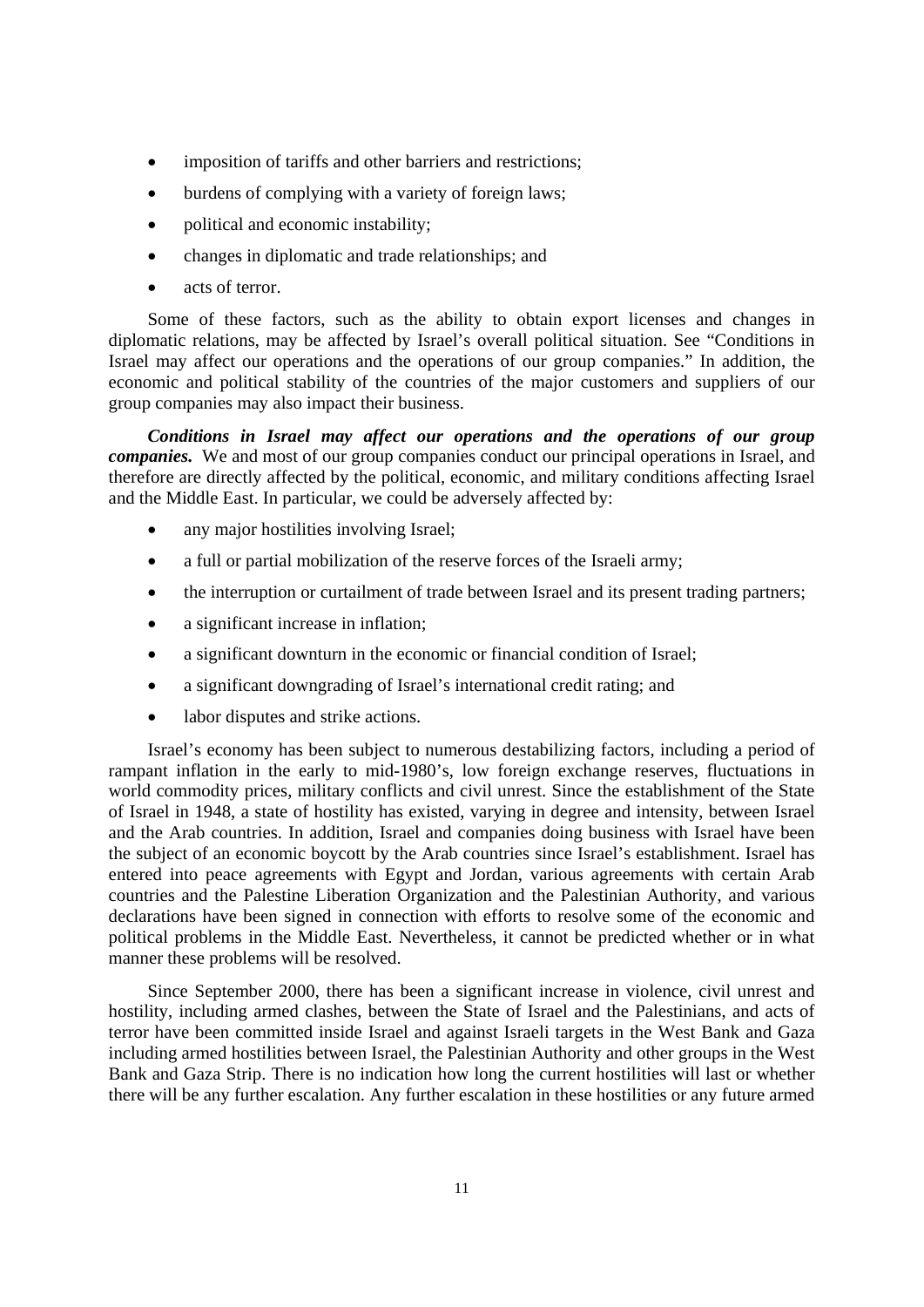- imposition of tariffs and other barriers and restrictions;
- burdens of complying with a variety of foreign laws;
- political and economic instability;
- changes in diplomatic and trade relationships; and
- acts of terror.

Some of these factors, such as the ability to obtain export licenses and changes in diplomatic relations, may be affected by Israel's overall political situation. See "Conditions in Israel may affect our operations and the operations of our group companies." In addition, the economic and political stability of the countries of the major customers and suppliers of our group companies may also impact their business.

***Conditions in Israel may affect our operations and the operations of our group companies.*** We and most of our group companies conduct our principal operations in Israel, and therefore are directly affected by the political, economic, and military conditions affecting Israel and the Middle East. In particular, we could be adversely affected by:

- any major hostilities involving Israel;
- a full or partial mobilization of the reserve forces of the Israeli army;
- the interruption or curtailment of trade between Israel and its present trading partners;
- a significant increase in inflation;
- a significant downturn in the economic or financial condition of Israel;
- a significant downgrading of Israel's international credit rating; and
- labor disputes and strike actions.

Israel's economy has been subject to numerous destabilizing factors, including a period of rampant inflation in the early to mid-1980's, low foreign exchange reserves, fluctuations in world commodity prices, military conflicts and civil unrest. Since the establishment of the State of Israel in 1948, a state of hostility has existed, varying in degree and intensity, between Israel and the Arab countries. In addition, Israel and companies doing business with Israel have been the subject of an economic boycott by the Arab countries since Israel's establishment. Israel has entered into peace agreements with Egypt and Jordan, various agreements with certain Arab countries and the Palestine Liberation Organization and the Palestinian Authority, and various declarations have been signed in connection with efforts to resolve some of the economic and political problems in the Middle East. Nevertheless, it cannot be predicted whether or in what manner these problems will be resolved.

Since September 2000, there has been a significant increase in violence, civil unrest and hostility, including armed clashes, between the State of Israel and the Palestinians, and acts of terror have been committed inside Israel and against Israeli targets in the West Bank and Gaza including armed hostilities between Israel, the Palestinian Authority and other groups in the West Bank and Gaza Strip. There is no indication how long the current hostilities will last or whether there will be any further escalation. Any further escalation in these hostilities or any future armed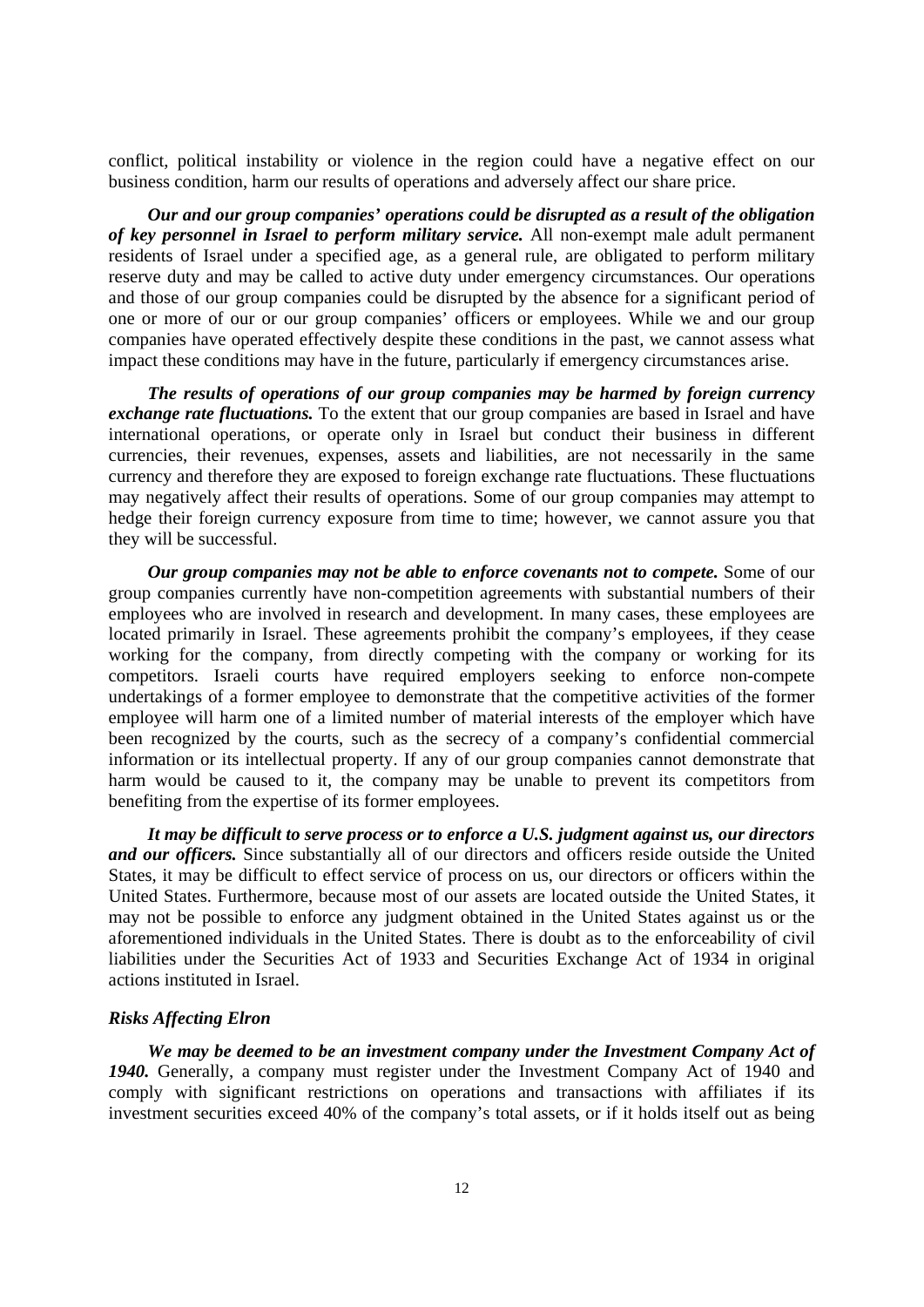conflict, political instability or violence in the region could have a negative effect on our business condition, harm our results of operations and adversely affect our share price.

***Our and our group companies' operations could be disrupted as a result of the obligation of key personnel in Israel to perform military service.*** All non-exempt male adult permanent residents of Israel under a specified age, as a general rule, are obligated to perform military reserve duty and may be called to active duty under emergency circumstances. Our operations and those of our group companies could be disrupted by the absence for a significant period of one or more of our or our group companies' officers or employees. While we and our group companies have operated effectively despite these conditions in the past, we cannot assess what impact these conditions may have in the future, particularly if emergency circumstances arise.

***The results of operations of our group companies may be harmed by foreign currency exchange rate fluctuations.*** To the extent that our group companies are based in Israel and have international operations, or operate only in Israel but conduct their business in different currencies, their revenues, expenses, assets and liabilities, are not necessarily in the same currency and therefore they are exposed to foreign exchange rate fluctuations. These fluctuations may negatively affect their results of operations. Some of our group companies may attempt to hedge their foreign currency exposure from time to time; however, we cannot assure you that they will be successful.

***Our group companies may not be able to enforce covenants not to compete.*** Some of our group companies currently have non-competition agreements with substantial numbers of their employees who are involved in research and development. In many cases, these employees are located primarily in Israel. These agreements prohibit the company's employees, if they cease working for the company, from directly competing with the company or working for its competitors. Israeli courts have required employers seeking to enforce non-compete undertakings of a former employee to demonstrate that the competitive activities of the former employee will harm one of a limited number of material interests of the employer which have been recognized by the courts, such as the secrecy of a company's confidential commercial information or its intellectual property. If any of our group companies cannot demonstrate that harm would be caused to it, the company may be unable to prevent its competitors from benefiting from the expertise of its former employees.

***It may be difficult to serve process or to enforce a U.S. judgment against us, our directors and our officers.*** Since substantially all of our directors and officers reside outside the United States, it may be difficult to effect service of process on us, our directors or officers within the United States. Furthermore, because most of our assets are located outside the United States, it may not be possible to enforce any judgment obtained in the United States against us or the aforementioned individuals in the United States. There is doubt as to the enforceability of civil liabilities under the Securities Act of 1933 and Securities Exchange Act of 1934 in original actions instituted in Israel.

***Risks Affecting Elron***

***We may be deemed to be an investment company under the Investment Company Act of 1940.*** Generally, a company must register under the Investment Company Act of 1940 and comply with significant restrictions on operations and transactions with affiliates if its investment securities exceed 40% of the company's total assets, or if it holds itself out as being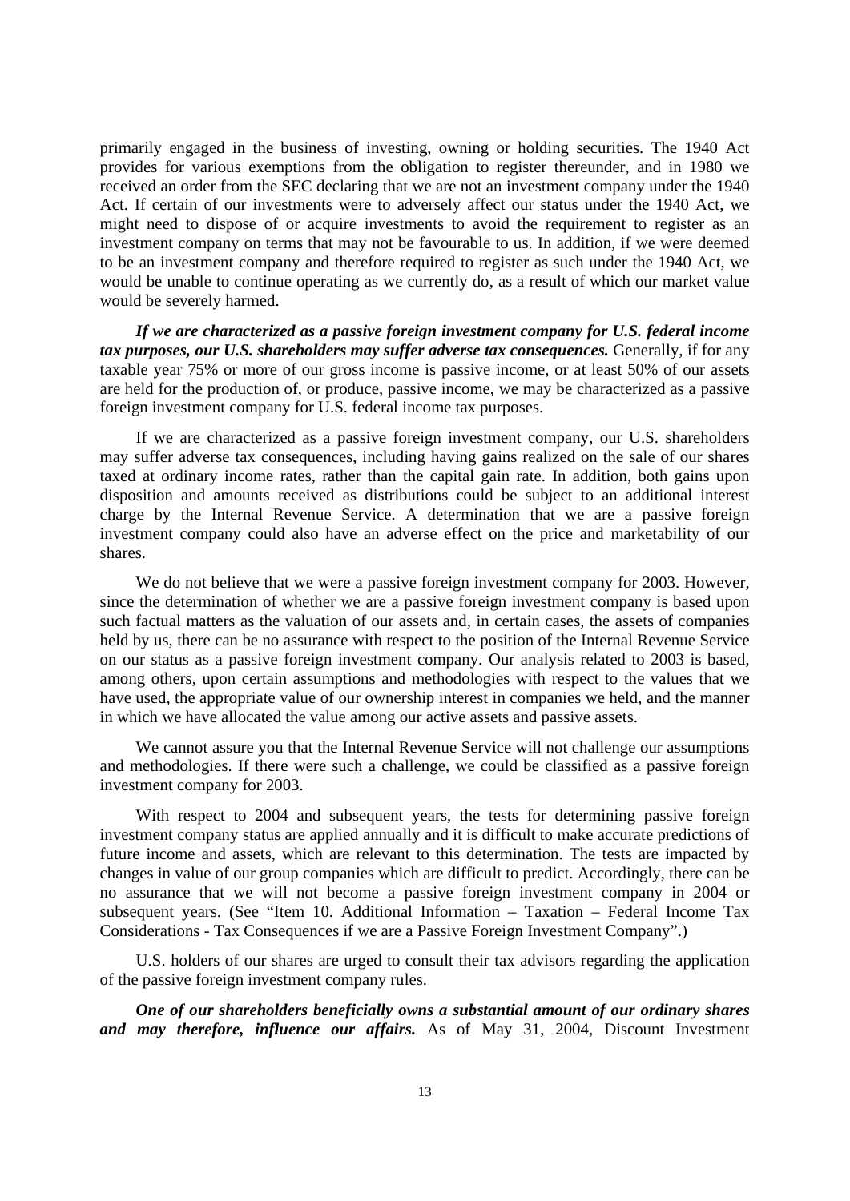primarily engaged in the business of investing, owning or holding securities. The 1940 Act provides for various exemptions from the obligation to register thereunder, and in 1980 we received an order from the SEC declaring that we are not an investment company under the 1940 Act. If certain of our investments were to adversely affect our status under the 1940 Act, we might need to dispose of or acquire investments to avoid the requirement to register as an investment company on terms that may not be favourable to us. In addition, if we were deemed to be an investment company and therefore required to register as such under the 1940 Act, we would be unable to continue operating as we currently do, as a result of which our market value would be severely harmed.

***If we are characterized as a passive foreign investment company for U.S. federal income tax purposes, our U.S. shareholders may suffer adverse tax consequences.*** Generally, if for any taxable year 75% or more of our gross income is passive income, or at least 50% of our assets are held for the production of, or produce, passive income, we may be characterized as a passive foreign investment company for U.S. federal income tax purposes.

If we are characterized as a passive foreign investment company, our U.S. shareholders may suffer adverse tax consequences, including having gains realized on the sale of our shares taxed at ordinary income rates, rather than the capital gain rate. In addition, both gains upon disposition and amounts received as distributions could be subject to an additional interest charge by the Internal Revenue Service. A determination that we are a passive foreign investment company could also have an adverse effect on the price and marketability of our shares.

We do not believe that we were a passive foreign investment company for 2003. However, since the determination of whether we are a passive foreign investment company is based upon such factual matters as the valuation of our assets and, in certain cases, the assets of companies held by us, there can be no assurance with respect to the position of the Internal Revenue Service on our status as a passive foreign investment company. Our analysis related to 2003 is based, among others, upon certain assumptions and methodologies with respect to the values that we have used, the appropriate value of our ownership interest in companies we held, and the manner in which we have allocated the value among our active assets and passive assets.

We cannot assure you that the Internal Revenue Service will not challenge our assumptions and methodologies. If there were such a challenge, we could be classified as a passive foreign investment company for 2003.

With respect to 2004 and subsequent years, the tests for determining passive foreign investment company status are applied annually and it is difficult to make accurate predictions of future income and assets, which are relevant to this determination. The tests are impacted by changes in value of our group companies which are difficult to predict. Accordingly, there can be no assurance that we will not become a passive foreign investment company in 2004 or subsequent years. (See "Item 10. Additional Information – Taxation – Federal Income Tax Considerations - Tax Consequences if we are a Passive Foreign Investment Company".)

U.S. holders of our shares are urged to consult their tax advisors regarding the application of the passive foreign investment company rules.

***One of our shareholders beneficially owns a substantial amount of our ordinary shares and may therefore, influence our affairs.*** As of May 31, 2004, Discount Investment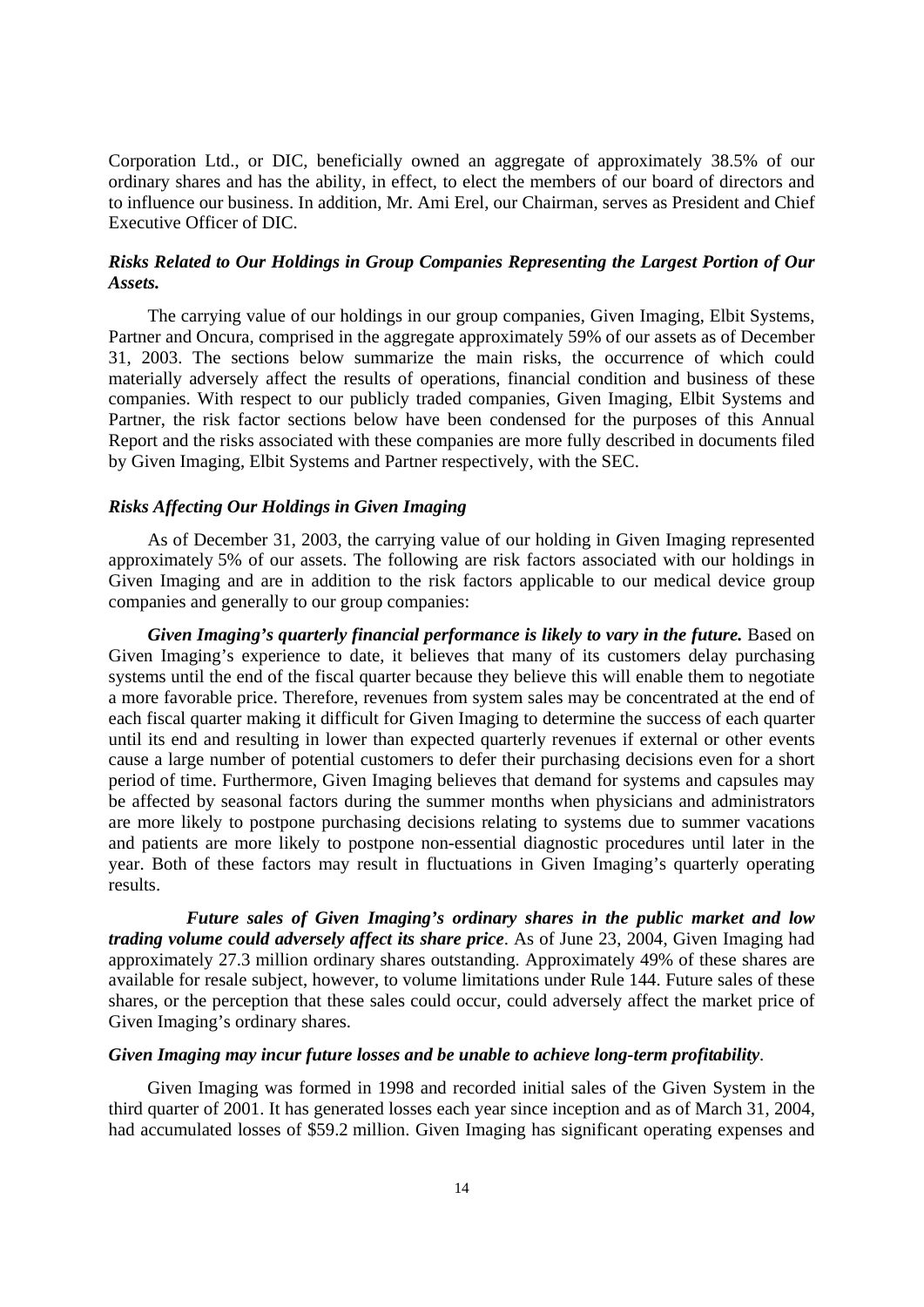Corporation Ltd., or DIC, beneficially owned an aggregate of approximately 38.5% of our ordinary shares and has the ability, in effect, to elect the members of our board of directors and to influence our business. In addition, Mr. Ami Erel, our Chairman, serves as President and Chief Executive Officer of DIC.

### *Risks Related to Our Holdings in Group Companies Representing the Largest Portion of Our Assets.*

The carrying value of our holdings in our group companies, Given Imaging, Elbit Systems, Partner and Oncura, comprised in the aggregate approximately 59% of our assets as of December 31, 2003. The sections below summarize the main risks, the occurrence of which could materially adversely affect the results of operations, financial condition and business of these companies. With respect to our publicly traded companies, Given Imaging, Elbit Systems and Partner, the risk factor sections below have been condensed for the purposes of this Annual Report and the risks associated with these companies are more fully described in documents filed by Given Imaging, Elbit Systems and Partner respectively, with the SEC.

### *Risks Affecting Our Holdings in Given Imaging*

As of December 31, 2003, the carrying value of our holding in Given Imaging represented approximately 5% of our assets. The following are risk factors associated with our holdings in Given Imaging and are in addition to the risk factors applicable to our medical device group companies and generally to our group companies:

***Given Imaging's quarterly financial performance is likely to vary in the future.*** Based on Given Imaging's experience to date, it believes that many of its customers delay purchasing systems until the end of the fiscal quarter because they believe this will enable them to negotiate a more favorable price. Therefore, revenues from system sales may be concentrated at the end of each fiscal quarter making it difficult for Given Imaging to determine the success of each quarter until its end and resulting in lower than expected quarterly revenues if external or other events cause a large number of potential customers to defer their purchasing decisions even for a short period of time. Furthermore, Given Imaging believes that demand for systems and capsules may be affected by seasonal factors during the summer months when physicians and administrators are more likely to postpone purchasing decisions relating to systems due to summer vacations and patients are more likely to postpone non-essential diagnostic procedures until later in the year. Both of these factors may result in fluctuations in Given Imaging's quarterly operating results.

***Future sales of Given Imaging's ordinary shares in the public market and low trading volume could adversely affect its share price***. As of June 23, 2004, Given Imaging had approximately 27.3 million ordinary shares outstanding. Approximately 49% of these shares are available for resale subject, however, to volume limitations under Rule 144. Future sales of these shares, or the perception that these sales could occur, could adversely affect the market price of Given Imaging's ordinary shares.

***Given Imaging may incur future losses and be unable to achieve long-term profitability***.

Given Imaging was formed in 1998 and recorded initial sales of the Given System in the third quarter of 2001. It has generated losses each year since inception and as of March 31, 2004, had accumulated losses of $59.2 million. Given Imaging has significant operating expenses and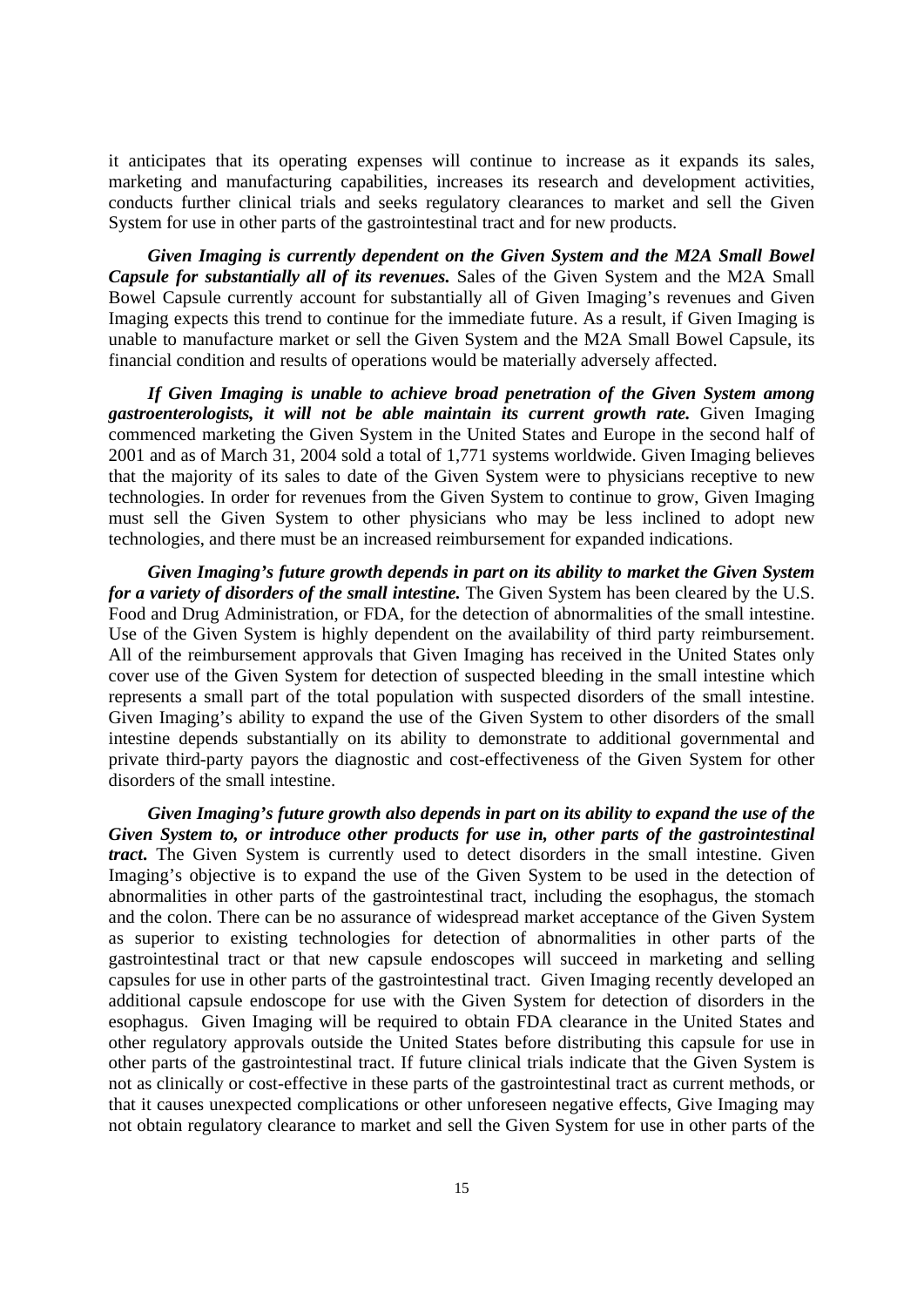it anticipates that its operating expenses will continue to increase as it expands its sales, marketing and manufacturing capabilities, increases its research and development activities, conducts further clinical trials and seeks regulatory clearances to market and sell the Given System for use in other parts of the gastrointestinal tract and for new products.

***Given Imaging is currently dependent on the Given System and the M2A Small Bowel Capsule for substantially all of its revenues.*** Sales of the Given System and the M2A Small Bowel Capsule currently account for substantially all of Given Imaging's revenues and Given Imaging expects this trend to continue for the immediate future. As a result, if Given Imaging is unable to manufacture market or sell the Given System and the M2A Small Bowel Capsule, its financial condition and results of operations would be materially adversely affected.

***If Given Imaging is unable to achieve broad penetration of the Given System among gastroenterologists, it will not be able maintain its current growth rate.*** Given Imaging commenced marketing the Given System in the United States and Europe in the second half of 2001 and as of March 31, 2004 sold a total of 1,771 systems worldwide. Given Imaging believes that the majority of its sales to date of the Given System were to physicians receptive to new technologies. In order for revenues from the Given System to continue to grow, Given Imaging must sell the Given System to other physicians who may be less inclined to adopt new technologies, and there must be an increased reimbursement for expanded indications.

***Given Imaging's future growth depends in part on its ability to market the Given System for a variety of disorders of the small intestine.*** The Given System has been cleared by the U.S. Food and Drug Administration, or FDA, for the detection of abnormalities of the small intestine. Use of the Given System is highly dependent on the availability of third party reimbursement. All of the reimbursement approvals that Given Imaging has received in the United States only cover use of the Given System for detection of suspected bleeding in the small intestine which represents a small part of the total population with suspected disorders of the small intestine. Given Imaging's ability to expand the use of the Given System to other disorders of the small intestine depends substantially on its ability to demonstrate to additional governmental and private third-party payors the diagnostic and cost-effectiveness of the Given System for other disorders of the small intestine.

***Given Imaging's future growth also depends in part on its ability to expand the use of the Given System to, or introduce other products for use in, other parts of the gastrointestinal tract.*** The Given System is currently used to detect disorders in the small intestine. Given Imaging's objective is to expand the use of the Given System to be used in the detection of abnormalities in other parts of the gastrointestinal tract, including the esophagus, the stomach and the colon. There can be no assurance of widespread market acceptance of the Given System as superior to existing technologies for detection of abnormalities in other parts of the gastrointestinal tract or that new capsule endoscopes will succeed in marketing and selling capsules for use in other parts of the gastrointestinal tract. Given Imaging recently developed an additional capsule endoscope for use with the Given System for detection of disorders in the esophagus. Given Imaging will be required to obtain FDA clearance in the United States and other regulatory approvals outside the United States before distributing this capsule for use in other parts of the gastrointestinal tract. If future clinical trials indicate that the Given System is not as clinically or cost-effective in these parts of the gastrointestinal tract as current methods, or that it causes unexpected complications or other unforeseen negative effects, Give Imaging may not obtain regulatory clearance to market and sell the Given System for use in other parts of the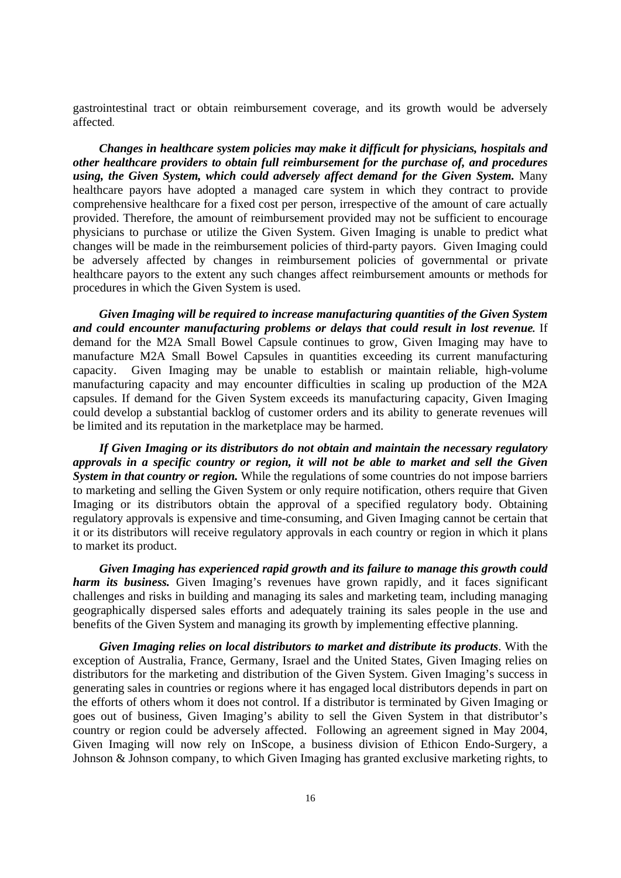gastrointestinal tract or obtain reimbursement coverage, and its growth would be adversely affected.

***Changes in healthcare system policies may make it difficult for physicians, hospitals and other healthcare providers to obtain full reimbursement for the purchase of, and procedures using, the Given System, which could adversely affect demand for the Given System.*** Many healthcare payors have adopted a managed care system in which they contract to provide comprehensive healthcare for a fixed cost per person, irrespective of the amount of care actually provided. Therefore, the amount of reimbursement provided may not be sufficient to encourage physicians to purchase or utilize the Given System. Given Imaging is unable to predict what changes will be made in the reimbursement policies of third-party payors. Given Imaging could be adversely affected by changes in reimbursement policies of governmental or private healthcare payors to the extent any such changes affect reimbursement amounts or methods for procedures in which the Given System is used.

***Given Imaging will be required to increase manufacturing quantities of the Given System and could encounter manufacturing problems or delays that could result in lost revenue.*** If demand for the M2A Small Bowel Capsule continues to grow, Given Imaging may have to manufacture M2A Small Bowel Capsules in quantities exceeding its current manufacturing capacity. Given Imaging may be unable to establish or maintain reliable, high-volume manufacturing capacity and may encounter difficulties in scaling up production of the M2A capsules. If demand for the Given System exceeds its manufacturing capacity, Given Imaging could develop a substantial backlog of customer orders and its ability to generate revenues will be limited and its reputation in the marketplace may be harmed.

***If Given Imaging or its distributors do not obtain and maintain the necessary regulatory approvals in a specific country or region, it will not be able to market and sell the Given System in that country or region.*** While the regulations of some countries do not impose barriers to marketing and selling the Given System or only require notification, others require that Given Imaging or its distributors obtain the approval of a specified regulatory body. Obtaining regulatory approvals is expensive and time-consuming, and Given Imaging cannot be certain that it or its distributors will receive regulatory approvals in each country or region in which it plans to market its product.

***Given Imaging has experienced rapid growth and its failure to manage this growth could harm its business.*** Given Imaging's revenues have grown rapidly, and it faces significant challenges and risks in building and managing its sales and marketing team, including managing geographically dispersed sales efforts and adequately training its sales people in the use and benefits of the Given System and managing its growth by implementing effective planning.

***Given Imaging relies on local distributors to market and distribute its products***. With the exception of Australia, France, Germany, Israel and the United States, Given Imaging relies on distributors for the marketing and distribution of the Given System. Given Imaging's success in generating sales in countries or regions where it has engaged local distributors depends in part on the efforts of others whom it does not control. If a distributor is terminated by Given Imaging or goes out of business, Given Imaging's ability to sell the Given System in that distributor's country or region could be adversely affected. Following an agreement signed in May 2004, Given Imaging will now rely on InScope, a business division of Ethicon Endo-Surgery, a Johnson & Johnson company, to which Given Imaging has granted exclusive marketing rights, to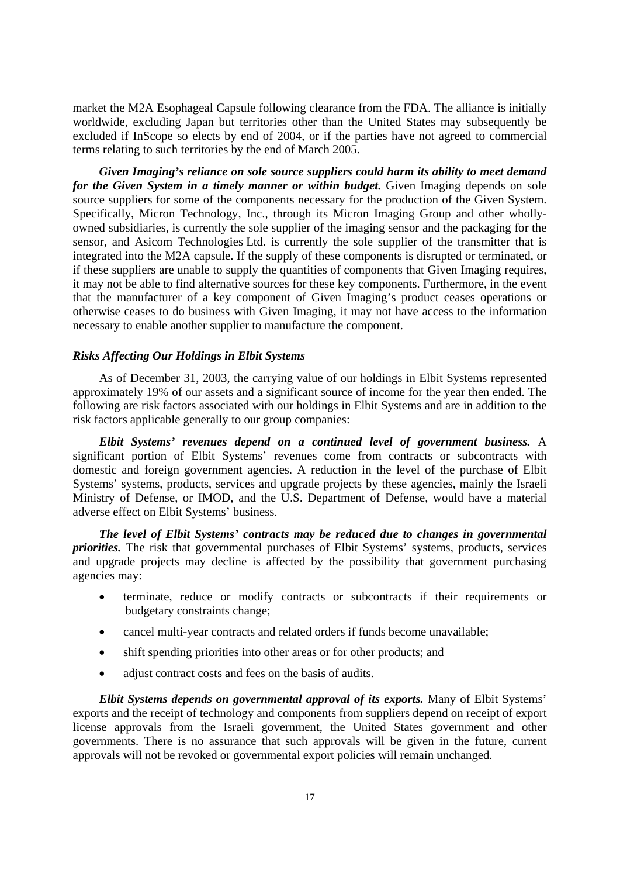market the M2A Esophageal Capsule following clearance from the FDA. The alliance is initially worldwide, excluding Japan but territories other than the United States may subsequently be excluded if InScope so elects by end of 2004, or if the parties have not agreed to commercial terms relating to such territories by the end of March 2005.

***Given Imaging's reliance on sole source suppliers could harm its ability to meet demand for the Given System in a timely manner or within budget.*** Given Imaging depends on sole source suppliers for some of the components necessary for the production of the Given System. Specifically, Micron Technology, Inc., through its Micron Imaging Group and other wholly-owned subsidiaries, is currently the sole supplier of the imaging sensor and the packaging for the sensor, and Asicom Technologies Ltd. is currently the sole supplier of the transmitter that is integrated into the M2A capsule. If the supply of these components is disrupted or terminated, or if these suppliers are unable to supply the quantities of components that Given Imaging requires, it may not be able to find alternative sources for these key components. Furthermore, in the event that the manufacturer of a key component of Given Imaging's product ceases operations or otherwise ceases to do business with Given Imaging, it may not have access to the information necessary to enable another supplier to manufacture the component.

### *Risks Affecting Our Holdings in Elbit Systems*

As of December 31, 2003, the carrying value of our holdings in Elbit Systems represented approximately 19% of our assets and a significant source of income for the year then ended. The following are risk factors associated with our holdings in Elbit Systems and are in addition to the risk factors applicable generally to our group companies:

***Elbit Systems' revenues depend on a continued level of government business.*** A significant portion of Elbit Systems' revenues come from contracts or subcontracts with domestic and foreign government agencies. A reduction in the level of the purchase of Elbit Systems' systems, products, services and upgrade projects by these agencies, mainly the Israeli Ministry of Defense, or IMOD, and the U.S. Department of Defense, would have a material adverse effect on Elbit Systems' business.

***The level of Elbit Systems' contracts may be reduced due to changes in governmental priorities.*** The risk that governmental purchases of Elbit Systems' systems, products, services and upgrade projects may decline is affected by the possibility that government purchasing agencies may:

- terminate, reduce or modify contracts or subcontracts if their requirements or budgetary constraints change;
- cancel multi-year contracts and related orders if funds become unavailable;
- shift spending priorities into other areas or for other products; and
- adjust contract costs and fees on the basis of audits.

***Elbit Systems depends on governmental approval of its exports.*** Many of Elbit Systems' exports and the receipt of technology and components from suppliers depend on receipt of export license approvals from the Israeli government, the United States government and other governments. There is no assurance that such approvals will be given in the future, current approvals will not be revoked or governmental export policies will remain unchanged.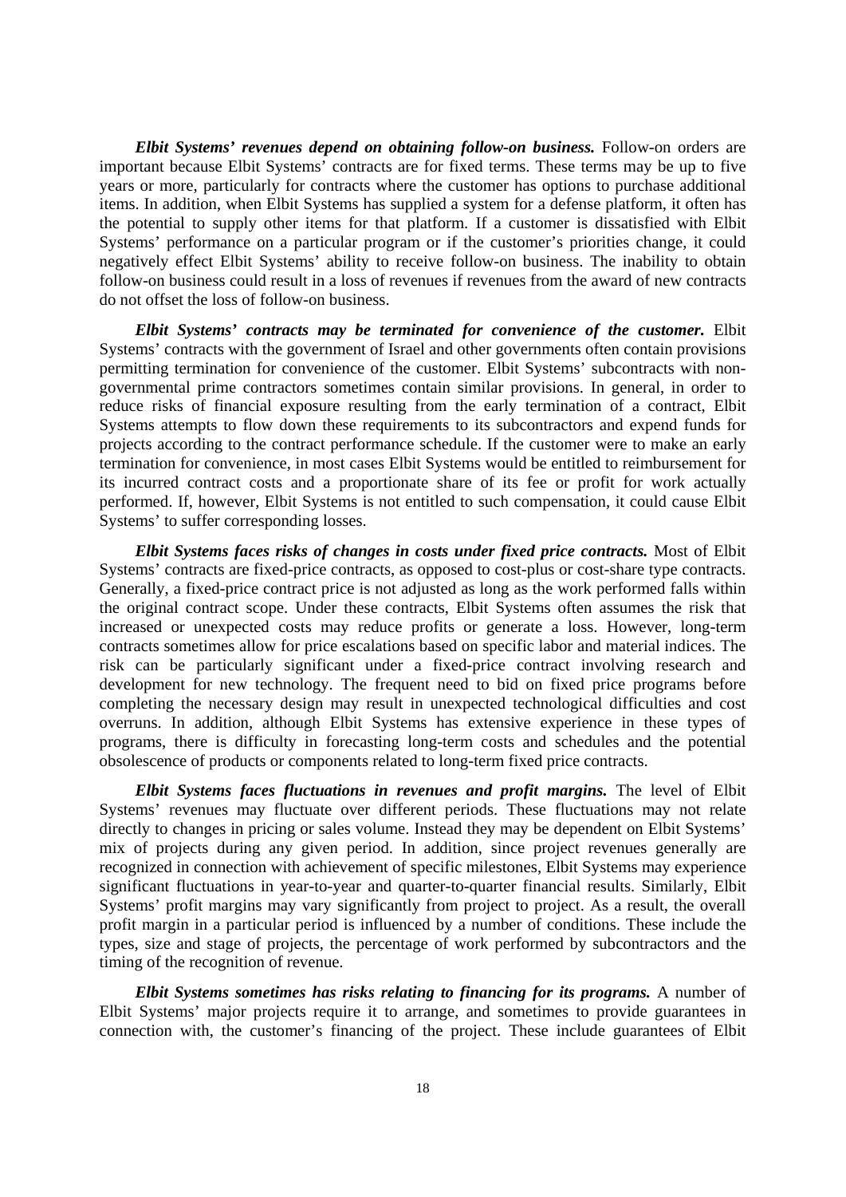***Elbit Systems' revenues depend on obtaining follow-on business.*** Follow-on orders are important because Elbit Systems' contracts are for fixed terms. These terms may be up to five years or more, particularly for contracts where the customer has options to purchase additional items. In addition, when Elbit Systems has supplied a system for a defense platform, it often has the potential to supply other items for that platform. If a customer is dissatisfied with Elbit Systems' performance on a particular program or if the customer's priorities change, it could negatively effect Elbit Systems' ability to receive follow-on business. The inability to obtain follow-on business could result in a loss of revenues if revenues from the award of new contracts do not offset the loss of follow-on business.

***Elbit Systems' contracts may be terminated for convenience of the customer.*** Elbit Systems' contracts with the government of Israel and other governments often contain provisions permitting termination for convenience of the customer. Elbit Systems' subcontracts with non-governmental prime contractors sometimes contain similar provisions. In general, in order to reduce risks of financial exposure resulting from the early termination of a contract, Elbit Systems attempts to flow down these requirements to its subcontractors and expend funds for projects according to the contract performance schedule. If the customer were to make an early termination for convenience, in most cases Elbit Systems would be entitled to reimbursement for its incurred contract costs and a proportionate share of its fee or profit for work actually performed. If, however, Elbit Systems is not entitled to such compensation, it could cause Elbit Systems' to suffer corresponding losses.

***Elbit Systems faces risks of changes in costs under fixed price contracts.*** Most of Elbit Systems' contracts are fixed-price contracts, as opposed to cost-plus or cost-share type contracts. Generally, a fixed-price contract price is not adjusted as long as the work performed falls within the original contract scope. Under these contracts, Elbit Systems often assumes the risk that increased or unexpected costs may reduce profits or generate a loss. However, long-term contracts sometimes allow for price escalations based on specific labor and material indices. The risk can be particularly significant under a fixed-price contract involving research and development for new technology. The frequent need to bid on fixed price programs before completing the necessary design may result in unexpected technological difficulties and cost overruns. In addition, although Elbit Systems has extensive experience in these types of programs, there is difficulty in forecasting long-term costs and schedules and the potential obsolescence of products or components related to long-term fixed price contracts.

***Elbit Systems faces fluctuations in revenues and profit margins.*** The level of Elbit Systems' revenues may fluctuate over different periods. These fluctuations may not relate directly to changes in pricing or sales volume. Instead they may be dependent on Elbit Systems' mix of projects during any given period. In addition, since project revenues generally are recognized in connection with achievement of specific milestones, Elbit Systems may experience significant fluctuations in year-to-year and quarter-to-quarter financial results. Similarly, Elbit Systems' profit margins may vary significantly from project to project. As a result, the overall profit margin in a particular period is influenced by a number of conditions. These include the types, size and stage of projects, the percentage of work performed by subcontractors and the timing of the recognition of revenue.

***Elbit Systems sometimes has risks relating to financing for its programs.*** A number of Elbit Systems' major projects require it to arrange, and sometimes to provide guarantees in connection with, the customer's financing of the project. These include guarantees of Elbit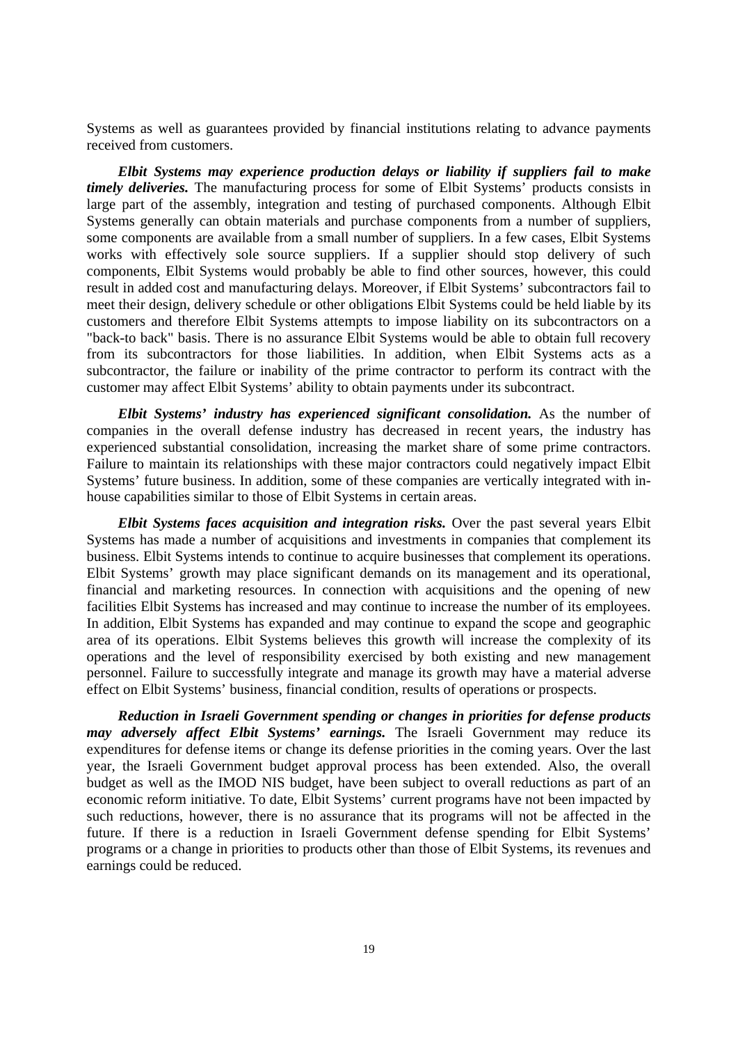Systems as well as guarantees provided by financial institutions relating to advance payments received from customers.

***Elbit Systems may experience production delays or liability if suppliers fail to make timely deliveries.*** The manufacturing process for some of Elbit Systems' products consists in large part of the assembly, integration and testing of purchased components. Although Elbit Systems generally can obtain materials and purchase components from a number of suppliers, some components are available from a small number of suppliers. In a few cases, Elbit Systems works with effectively sole source suppliers. If a supplier should stop delivery of such components, Elbit Systems would probably be able to find other sources, however, this could result in added cost and manufacturing delays. Moreover, if Elbit Systems' subcontractors fail to meet their design, delivery schedule or other obligations Elbit Systems could be held liable by its customers and therefore Elbit Systems attempts to impose liability on its subcontractors on a "back-to back" basis. There is no assurance Elbit Systems would be able to obtain full recovery from its subcontractors for those liabilities. In addition, when Elbit Systems acts as a subcontractor, the failure or inability of the prime contractor to perform its contract with the customer may affect Elbit Systems' ability to obtain payments under its subcontract.

***Elbit Systems' industry has experienced significant consolidation.*** As the number of companies in the overall defense industry has decreased in recent years, the industry has experienced substantial consolidation, increasing the market share of some prime contractors. Failure to maintain its relationships with these major contractors could negatively impact Elbit Systems' future business. In addition, some of these companies are vertically integrated with in-house capabilities similar to those of Elbit Systems in certain areas.

***Elbit Systems faces acquisition and integration risks.*** Over the past several years Elbit Systems has made a number of acquisitions and investments in companies that complement its business. Elbit Systems intends to continue to acquire businesses that complement its operations. Elbit Systems' growth may place significant demands on its management and its operational, financial and marketing resources. In connection with acquisitions and the opening of new facilities Elbit Systems has increased and may continue to increase the number of its employees. In addition, Elbit Systems has expanded and may continue to expand the scope and geographic area of its operations. Elbit Systems believes this growth will increase the complexity of its operations and the level of responsibility exercised by both existing and new management personnel. Failure to successfully integrate and manage its growth may have a material adverse effect on Elbit Systems' business, financial condition, results of operations or prospects.

***Reduction in Israeli Government spending or changes in priorities for defense products may adversely affect Elbit Systems' earnings.*** The Israeli Government may reduce its expenditures for defense items or change its defense priorities in the coming years. Over the last year, the Israeli Government budget approval process has been extended. Also, the overall budget as well as the IMOD NIS budget, have been subject to overall reductions as part of an economic reform initiative. To date, Elbit Systems' current programs have not been impacted by such reductions, however, there is no assurance that its programs will not be affected in the future. If there is a reduction in Israeli Government defense spending for Elbit Systems' programs or a change in priorities to products other than those of Elbit Systems, its revenues and earnings could be reduced.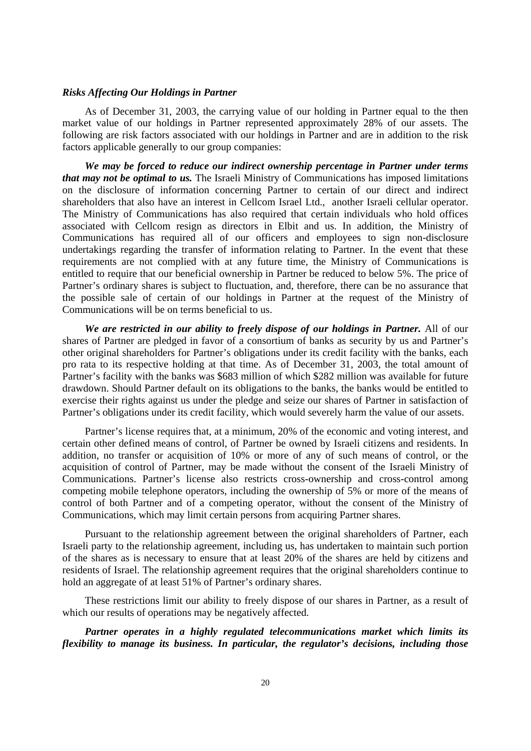### *Risks Affecting Our Holdings in Partner*

As of December 31, 2003, the carrying value of our holding in Partner equal to the then market value of our holdings in Partner represented approximately 28% of our assets. The following are risk factors associated with our holdings in Partner and are in addition to the risk factors applicable generally to our group companies:

***We may be forced to reduce our indirect ownership percentage in Partner under terms that may not be optimal to us.*** The Israeli Ministry of Communications has imposed limitations on the disclosure of information concerning Partner to certain of our direct and indirect shareholders that also have an interest in Cellcom Israel Ltd., another Israeli cellular operator. The Ministry of Communications has also required that certain individuals who hold offices associated with Cellcom resign as directors in Elbit and us. In addition, the Ministry of Communications has required all of our officers and employees to sign non-disclosure undertakings regarding the transfer of information relating to Partner. In the event that these requirements are not complied with at any future time, the Ministry of Communications is entitled to require that our beneficial ownership in Partner be reduced to below 5%. The price of Partner's ordinary shares is subject to fluctuation, and, therefore, there can be no assurance that the possible sale of certain of our holdings in Partner at the request of the Ministry of Communications will be on terms beneficial to us.

***We are restricted in our ability to freely dispose of our holdings in Partner.*** All of our shares of Partner are pledged in favor of a consortium of banks as security by us and Partner's other original shareholders for Partner's obligations under its credit facility with the banks, each pro rata to its respective holding at that time. As of December 31, 2003, the total amount of Partner's facility with the banks was \$683 million of which \$282 million was available for future drawdown. Should Partner default on its obligations to the banks, the banks would be entitled to exercise their rights against us under the pledge and seize our shares of Partner in satisfaction of Partner's obligations under its credit facility, which would severely harm the value of our assets.

Partner's license requires that, at a minimum, 20% of the economic and voting interest, and certain other defined means of control, of Partner be owned by Israeli citizens and residents. In addition, no transfer or acquisition of 10% or more of any of such means of control, or the acquisition of control of Partner, may be made without the consent of the Israeli Ministry of Communications. Partner's license also restricts cross-ownership and cross-control among competing mobile telephone operators, including the ownership of 5% or more of the means of control of both Partner and of a competing operator, without the consent of the Ministry of Communications, which may limit certain persons from acquiring Partner shares.

Pursuant to the relationship agreement between the original shareholders of Partner, each Israeli party to the relationship agreement, including us, has undertaken to maintain such portion of the shares as is necessary to ensure that at least 20% of the shares are held by citizens and residents of Israel. The relationship agreement requires that the original shareholders continue to hold an aggregate of at least 51% of Partner's ordinary shares.

These restrictions limit our ability to freely dispose of our shares in Partner, as a result of which our results of operations may be negatively affected.

***Partner operates in a highly regulated telecommunications market which limits its flexibility to manage its business. In particular, the regulator's decisions, including those***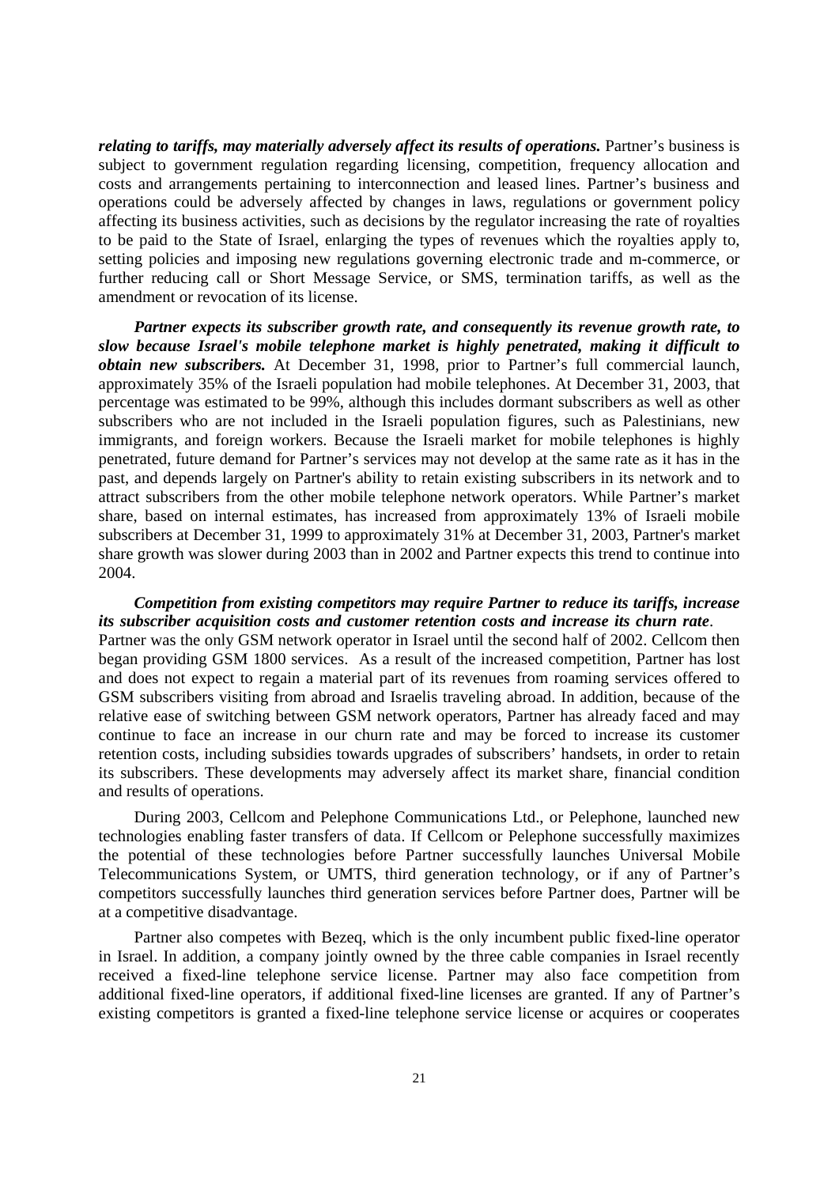***relating to tariffs, may materially adversely affect its results of operations.*** Partner's business is subject to government regulation regarding licensing, competition, frequency allocation and costs and arrangements pertaining to interconnection and leased lines. Partner's business and operations could be adversely affected by changes in laws, regulations or government policy affecting its business activities, such as decisions by the regulator increasing the rate of royalties to be paid to the State of Israel, enlarging the types of revenues which the royalties apply to, setting policies and imposing new regulations governing electronic trade and m-commerce, or further reducing call or Short Message Service, or SMS, termination tariffs, as well as the amendment or revocation of its license.

***Partner expects its subscriber growth rate, and consequently its revenue growth rate, to slow because Israel's mobile telephone market is highly penetrated, making it difficult to obtain new subscribers.*** At December 31, 1998, prior to Partner's full commercial launch, approximately 35% of the Israeli population had mobile telephones. At December 31, 2003, that percentage was estimated to be 99%, although this includes dormant subscribers as well as other subscribers who are not included in the Israeli population figures, such as Palestinians, new immigrants, and foreign workers. Because the Israeli market for mobile telephones is highly penetrated, future demand for Partner's services may not develop at the same rate as it has in the past, and depends largely on Partner's ability to retain existing subscribers in its network and to attract subscribers from the other mobile telephone network operators. While Partner's market share, based on internal estimates, has increased from approximately 13% of Israeli mobile subscribers at December 31, 1999 to approximately 31% at December 31, 2003, Partner's market share growth was slower during 2003 than in 2002 and Partner expects this trend to continue into 2004.

***Competition from existing competitors may require Partner to reduce its tariffs, increase its subscriber acquisition costs and customer retention costs and increase its churn rate.*** Partner was the only GSM network operator in Israel until the second half of 2002. Cellcom then began providing GSM 1800 services. As a result of the increased competition, Partner has lost and does not expect to regain a material part of its revenues from roaming services offered to GSM subscribers visiting from abroad and Israelis traveling abroad. In addition, because of the relative ease of switching between GSM network operators, Partner has already faced and may continue to face an increase in our churn rate and may be forced to increase its customer retention costs, including subsidies towards upgrades of subscribers' handsets, in order to retain its subscribers. These developments may adversely affect its market share, financial condition and results of operations.

During 2003, Cellcom and Pelephone Communications Ltd., or Pelephone, launched new technologies enabling faster transfers of data. If Cellcom or Pelephone successfully maximizes the potential of these technologies before Partner successfully launches Universal Mobile Telecommunications System, or UMTS, third generation technology, or if any of Partner's competitors successfully launches third generation services before Partner does, Partner will be at a competitive disadvantage.

Partner also competes with Bezeq, which is the only incumbent public fixed-line operator in Israel. In addition, a company jointly owned by the three cable companies in Israel recently received a fixed-line telephone service license. Partner may also face competition from additional fixed-line operators, if additional fixed-line licenses are granted. If any of Partner's existing competitors is granted a fixed-line telephone service license or acquires or cooperates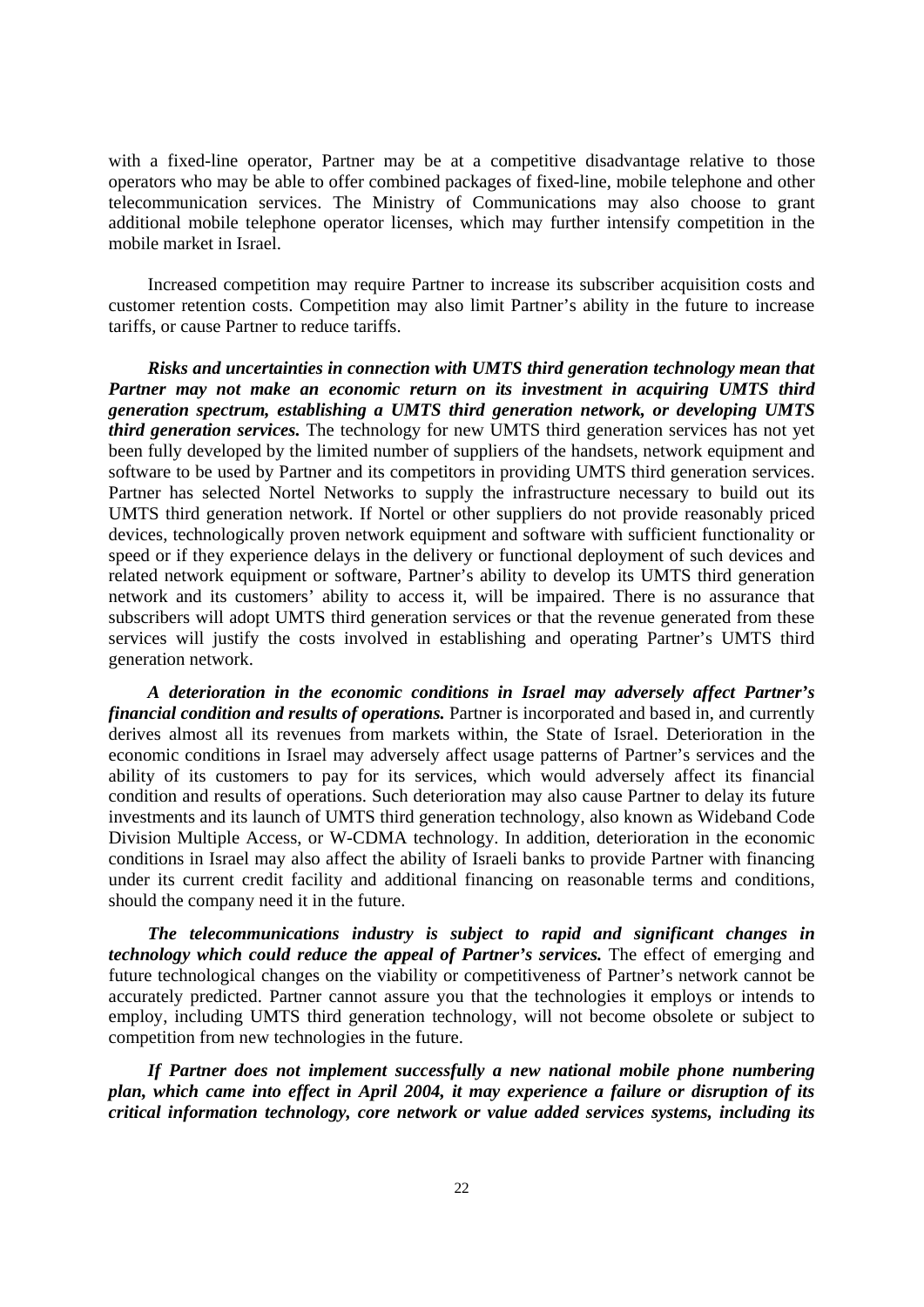with a fixed-line operator, Partner may be at a competitive disadvantage relative to those operators who may be able to offer combined packages of fixed-line, mobile telephone and other telecommunication services. The Ministry of Communications may also choose to grant additional mobile telephone operator licenses, which may further intensify competition in the mobile market in Israel.

Increased competition may require Partner to increase its subscriber acquisition costs and customer retention costs. Competition may also limit Partner's ability in the future to increase tariffs, or cause Partner to reduce tariffs.

***Risks and uncertainties in connection with UMTS third generation technology mean that Partner may not make an economic return on its investment in acquiring UMTS third generation spectrum, establishing a UMTS third generation network, or developing UMTS third generation services.*** The technology for new UMTS third generation services has not yet been fully developed by the limited number of suppliers of the handsets, network equipment and software to be used by Partner and its competitors in providing UMTS third generation services. Partner has selected Nortel Networks to supply the infrastructure necessary to build out its UMTS third generation network. If Nortel or other suppliers do not provide reasonably priced devices, technologically proven network equipment and software with sufficient functionality or speed or if they experience delays in the delivery or functional deployment of such devices and related network equipment or software, Partner's ability to develop its UMTS third generation network and its customers' ability to access it, will be impaired. There is no assurance that subscribers will adopt UMTS third generation services or that the revenue generated from these services will justify the costs involved in establishing and operating Partner's UMTS third generation network.

***A deterioration in the economic conditions in Israel may adversely affect Partner's financial condition and results of operations.*** Partner is incorporated and based in, and currently derives almost all its revenues from markets within, the State of Israel. Deterioration in the economic conditions in Israel may adversely affect usage patterns of Partner's services and the ability of its customers to pay for its services, which would adversely affect its financial condition and results of operations. Such deterioration may also cause Partner to delay its future investments and its launch of UMTS third generation technology, also known as Wideband Code Division Multiple Access, or W-CDMA technology. In addition, deterioration in the economic conditions in Israel may also affect the ability of Israeli banks to provide Partner with financing under its current credit facility and additional financing on reasonable terms and conditions, should the company need it in the future.

***The telecommunications industry is subject to rapid and significant changes in technology which could reduce the appeal of Partner's services.*** The effect of emerging and future technological changes on the viability or competitiveness of Partner's network cannot be accurately predicted. Partner cannot assure you that the technologies it employs or intends to employ, including UMTS third generation technology, will not become obsolete or subject to competition from new technologies in the future.

***If Partner does not implement successfully a new national mobile phone numbering plan, which came into effect in April 2004, it may experience a failure or disruption of its critical information technology, core network or value added services systems, including its***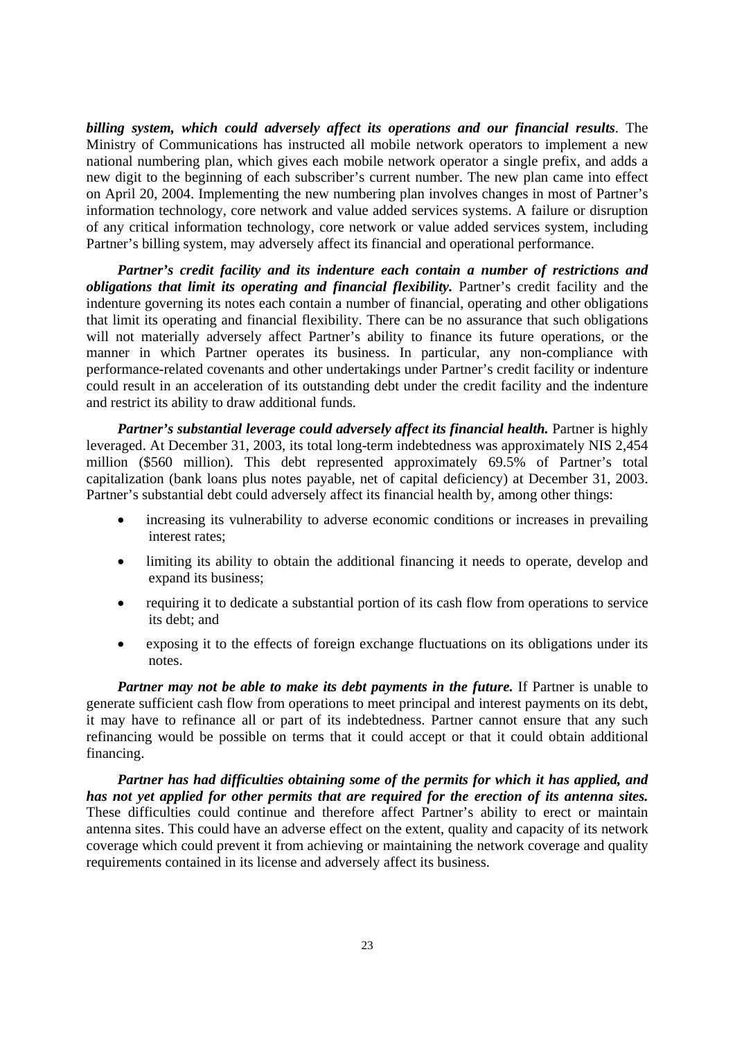***billing system, which could adversely affect its operations and our financial results***. The Ministry of Communications has instructed all mobile network operators to implement a new national numbering plan, which gives each mobile network operator a single prefix, and adds a new digit to the beginning of each subscriber's current number. The new plan came into effect on April 20, 2004. Implementing the new numbering plan involves changes in most of Partner's information technology, core network and value added services systems. A failure or disruption of any critical information technology, core network or value added services system, including Partner's billing system, may adversely affect its financial and operational performance.

***Partner's credit facility and its indenture each contain a number of restrictions and obligations that limit its operating and financial flexibility.*** Partner's credit facility and the indenture governing its notes each contain a number of financial, operating and other obligations that limit its operating and financial flexibility. There can be no assurance that such obligations will not materially adversely affect Partner's ability to finance its future operations, or the manner in which Partner operates its business. In particular, any non-compliance with performance-related covenants and other undertakings under Partner's credit facility or indenture could result in an acceleration of its outstanding debt under the credit facility and the indenture and restrict its ability to draw additional funds.

***Partner's substantial leverage could adversely affect its financial health.*** Partner is highly leveraged. At December 31, 2003, its total long-term indebtedness was approximately NIS 2,454 million ($560 million). This debt represented approximately 69.5% of Partner's total capitalization (bank loans plus notes payable, net of capital deficiency) at December 31, 2003. Partner's substantial debt could adversely affect its financial health by, among other things:

- increasing its vulnerability to adverse economic conditions or increases in prevailing interest rates;
- limiting its ability to obtain the additional financing it needs to operate, develop and expand its business;
- requiring it to dedicate a substantial portion of its cash flow from operations to service its debt; and
- exposing it to the effects of foreign exchange fluctuations on its obligations under its notes.

***Partner may not be able to make its debt payments in the future.*** If Partner is unable to generate sufficient cash flow from operations to meet principal and interest payments on its debt, it may have to refinance all or part of its indebtedness. Partner cannot ensure that any such refinancing would be possible on terms that it could accept or that it could obtain additional financing.

***Partner has had difficulties obtaining some of the permits for which it has applied, and has not yet applied for other permits that are required for the erection of its antenna sites.*** These difficulties could continue and therefore affect Partner's ability to erect or maintain antenna sites. This could have an adverse effect on the extent, quality and capacity of its network coverage which could prevent it from achieving or maintaining the network coverage and quality requirements contained in its license and adversely affect its business.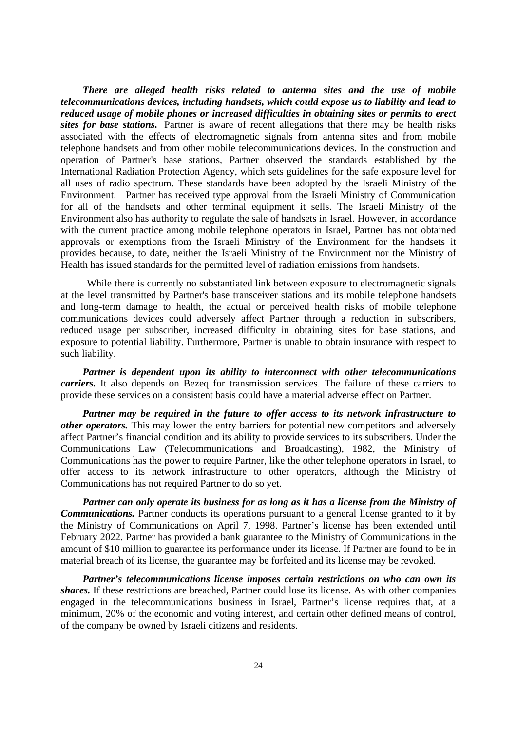***There are alleged health risks related to antenna sites and the use of mobile telecommunications devices, including handsets, which could expose us to liability and lead to reduced usage of mobile phones or increased difficulties in obtaining sites or permits to erect sites for base stations.*** Partner is aware of recent allegations that there may be health risks associated with the effects of electromagnetic signals from antenna sites and from mobile telephone handsets and from other mobile telecommunications devices. In the construction and operation of Partner's base stations, Partner observed the standards established by the International Radiation Protection Agency, which sets guidelines for the safe exposure level for all uses of radio spectrum. These standards have been adopted by the Israeli Ministry of the Environment. Partner has received type approval from the Israeli Ministry of Communication for all of the handsets and other terminal equipment it sells. The Israeli Ministry of the Environment also has authority to regulate the sale of handsets in Israel. However, in accordance with the current practice among mobile telephone operators in Israel, Partner has not obtained approvals or exemptions from the Israeli Ministry of the Environment for the handsets it provides because, to date, neither the Israeli Ministry of the Environment nor the Ministry of Health has issued standards for the permitted level of radiation emissions from handsets.

While there is currently no substantiated link between exposure to electromagnetic signals at the level transmitted by Partner's base transceiver stations and its mobile telephone handsets and long-term damage to health, the actual or perceived health risks of mobile telephone communications devices could adversely affect Partner through a reduction in subscribers, reduced usage per subscriber, increased difficulty in obtaining sites for base stations, and exposure to potential liability. Furthermore, Partner is unable to obtain insurance with respect to such liability.

***Partner is dependent upon its ability to interconnect with other telecommunications carriers.*** It also depends on Bezeq for transmission services. The failure of these carriers to provide these services on a consistent basis could have a material adverse effect on Partner.

***Partner may be required in the future to offer access to its network infrastructure to other operators.*** This may lower the entry barriers for potential new competitors and adversely affect Partner's financial condition and its ability to provide services to its subscribers. Under the Communications Law (Telecommunications and Broadcasting), 1982, the Ministry of Communications has the power to require Partner, like the other telephone operators in Israel, to offer access to its network infrastructure to other operators, although the Ministry of Communications has not required Partner to do so yet.

***Partner can only operate its business for as long as it has a license from the Ministry of Communications.*** Partner conducts its operations pursuant to a general license granted to it by the Ministry of Communications on April 7, 1998. Partner's license has been extended until February 2022. Partner has provided a bank guarantee to the Ministry of Communications in the amount of $10 million to guarantee its performance under its license. If Partner are found to be in material breach of its license, the guarantee may be forfeited and its license may be revoked.

***Partner's telecommunications license imposes certain restrictions on who can own its shares.*** If these restrictions are breached, Partner could lose its license. As with other companies engaged in the telecommunications business in Israel, Partner's license requires that, at a minimum, 20% of the economic and voting interest, and certain other defined means of control, of the company be owned by Israeli citizens and residents.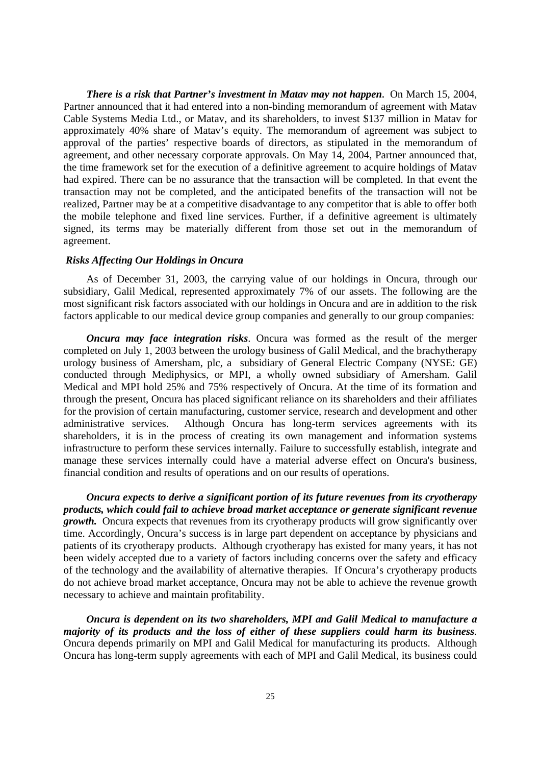***There is a risk that Partner's investment in Matav may not happen***. On March 15, 2004, Partner announced that it had entered into a non-binding memorandum of agreement with Matav Cable Systems Media Ltd., or Matav, and its shareholders, to invest $137 million in Matav for approximately 40% share of Matav's equity. The memorandum of agreement was subject to approval of the parties' respective boards of directors, as stipulated in the memorandum of agreement, and other necessary corporate approvals. On May 14, 2004, Partner announced that, the time framework set for the execution of a definitive agreement to acquire holdings of Matav had expired. There can be no assurance that the transaction will be completed. In that event the transaction may not be completed, and the anticipated benefits of the transaction will not be realized, Partner may be at a competitive disadvantage to any competitor that is able to offer both the mobile telephone and fixed line services. Further, if a definitive agreement is ultimately signed, its terms may be materially different from those set out in the memorandum of agreement.

***Risks Affecting Our Holdings in Oncura***

As of December 31, 2003, the carrying value of our holdings in Oncura, through our subsidiary, Galil Medical, represented approximately 7% of our assets. The following are the most significant risk factors associated with our holdings in Oncura and are in addition to the risk factors applicable to our medical device group companies and generally to our group companies:

***Oncura may face integration risks***. Oncura was formed as the result of the merger completed on July 1, 2003 between the urology business of Galil Medical, and the brachytherapy urology business of Amersham, plc, a subsidiary of General Electric Company (NYSE: GE) conducted through Mediphysics, or MPI, a wholly owned subsidiary of Amersham. Galil Medical and MPI hold 25% and 75% respectively of Oncura. At the time of its formation and through the present, Oncura has placed significant reliance on its shareholders and their affiliates for the provision of certain manufacturing, customer service, research and development and other administrative services. Although Oncura has long-term services agreements with its shareholders, it is in the process of creating its own management and information systems infrastructure to perform these services internally. Failure to successfully establish, integrate and manage these services internally could have a material adverse effect on Oncura's business, financial condition and results of operations and on our results of operations.

***Oncura expects to derive a significant portion of its future revenues from its cryotherapy products, which could fail to achieve broad market acceptance or generate significant revenue growth.*** Oncura expects that revenues from its cryotherapy products will grow significantly over time. Accordingly, Oncura's success is in large part dependent on acceptance by physicians and patients of its cryotherapy products. Although cryotherapy has existed for many years, it has not been widely accepted due to a variety of factors including concerns over the safety and efficacy of the technology and the availability of alternative therapies. If Oncura's cryotherapy products do not achieve broad market acceptance, Oncura may not be able to achieve the revenue growth necessary to achieve and maintain profitability.

***Oncura is dependent on its two shareholders, MPI and Galil Medical to manufacture a majority of its products and the loss of either of these suppliers could harm its business***. Oncura depends primarily on MPI and Galil Medical for manufacturing its products. Although Oncura has long-term supply agreements with each of MPI and Galil Medical, its business could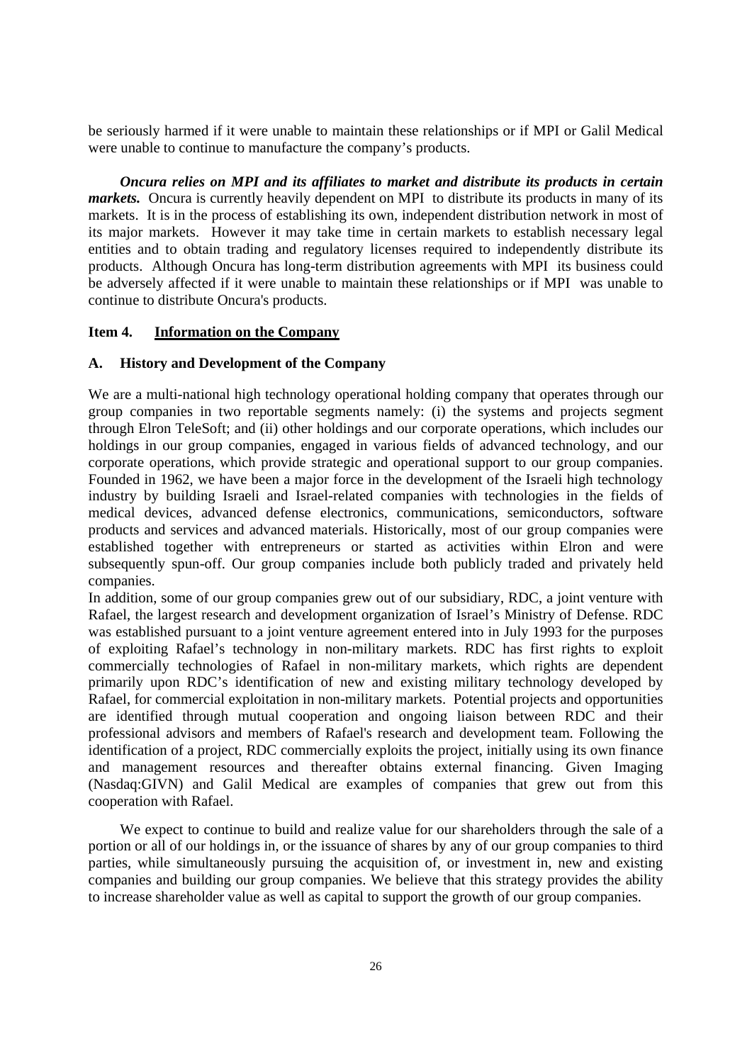be seriously harmed if it were unable to maintain these relationships or if MPI or Galil Medical were unable to continue to manufacture the company's products.

***Oncura relies on MPI and its affiliates to market and distribute its products in certain markets.*** Oncura is currently heavily dependent on MPI to distribute its products in many of its markets. It is in the process of establishing its own, independent distribution network in most of its major markets. However it may take time in certain markets to establish necessary legal entities and to obtain trading and regulatory licenses required to independently distribute its products. Although Oncura has long-term distribution agreements with MPI its business could be adversely affected if it were unable to maintain these relationships or if MPI was unable to continue to distribute Oncura's products.

## Item 4. Information on the Company

### A. History and Development of the Company

We are a multi-national high technology operational holding company that operates through our group companies in two reportable segments namely: (i) the systems and projects segment through Elron TeleSoft; and (ii) other holdings and our corporate operations, which includes our holdings in our group companies, engaged in various fields of advanced technology, and our corporate operations, which provide strategic and operational support to our group companies. Founded in 1962, we have been a major force in the development of the Israeli high technology industry by building Israeli and Israel-related companies with technologies in the fields of medical devices, advanced defense electronics, communications, semiconductors, software products and services and advanced materials. Historically, most of our group companies were established together with entrepreneurs or started as activities within Elron and were subsequently spun-off. Our group companies include both publicly traded and privately held companies.

In addition, some of our group companies grew out of our subsidiary, RDC, a joint venture with Rafael, the largest research and development organization of Israel's Ministry of Defense. RDC was established pursuant to a joint venture agreement entered into in July 1993 for the purposes of exploiting Rafael's technology in non-military markets. RDC has first rights to exploit commercially technologies of Rafael in non-military markets, which rights are dependent primarily upon RDC's identification of new and existing military technology developed by Rafael, for commercial exploitation in non-military markets. Potential projects and opportunities are identified through mutual cooperation and ongoing liaison between RDC and their professional advisors and members of Rafael's research and development team. Following the identification of a project, RDC commercially exploits the project, initially using its own finance and management resources and thereafter obtains external financing. Given Imaging (Nasdaq:GIVN) and Galil Medical are examples of companies that grew out from this cooperation with Rafael.

We expect to continue to build and realize value for our shareholders through the sale of a portion or all of our holdings in, or the issuance of shares by any of our group companies to third parties, while simultaneously pursuing the acquisition of, or investment in, new and existing companies and building our group companies. We believe that this strategy provides the ability to increase shareholder value as well as capital to support the growth of our group companies.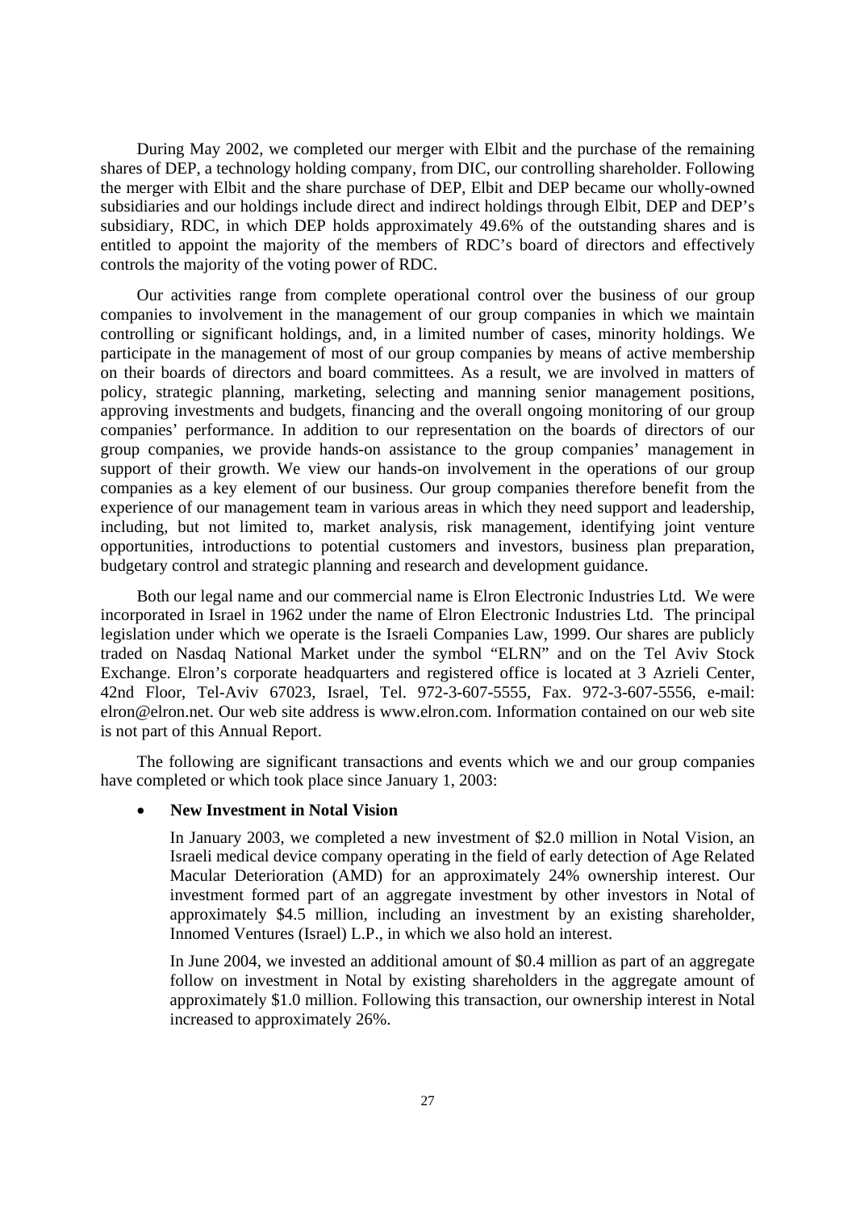During May 2002, we completed our merger with Elbit and the purchase of the remaining shares of DEP, a technology holding company, from DIC, our controlling shareholder. Following the merger with Elbit and the share purchase of DEP, Elbit and DEP became our wholly-owned subsidiaries and our holdings include direct and indirect holdings through Elbit, DEP and DEP's subsidiary, RDC, in which DEP holds approximately 49.6% of the outstanding shares and is entitled to appoint the majority of the members of RDC's board of directors and effectively controls the majority of the voting power of RDC.

Our activities range from complete operational control over the business of our group companies to involvement in the management of our group companies in which we maintain controlling or significant holdings, and, in a limited number of cases, minority holdings. We participate in the management of most of our group companies by means of active membership on their boards of directors and board committees. As a result, we are involved in matters of policy, strategic planning, marketing, selecting and manning senior management positions, approving investments and budgets, financing and the overall ongoing monitoring of our group companies' performance. In addition to our representation on the boards of directors of our group companies, we provide hands-on assistance to the group companies' management in support of their growth. We view our hands-on involvement in the operations of our group companies as a key element of our business. Our group companies therefore benefit from the experience of our management team in various areas in which they need support and leadership, including, but not limited to, market analysis, risk management, identifying joint venture opportunities, introductions to potential customers and investors, business plan preparation, budgetary control and strategic planning and research and development guidance.

Both our legal name and our commercial name is Elron Electronic Industries Ltd. We were incorporated in Israel in 1962 under the name of Elron Electronic Industries Ltd. The principal legislation under which we operate is the Israeli Companies Law, 1999. Our shares are publicly traded on Nasdaq National Market under the symbol "ELRN" and on the Tel Aviv Stock Exchange. Elron's corporate headquarters and registered office is located at 3 Azrieli Center, 42nd Floor, Tel-Aviv 67023, Israel, Tel. 972-3-607-5555, Fax. 972-3-607-5556, e-mail: elron@elron.net. Our web site address is www.elron.com. Information contained on our web site is not part of this Annual Report.

The following are significant transactions and events which we and our group companies have completed or which took place since January 1, 2003:

- **New Investment in Notal Vision**

  In January 2003, we completed a new investment of $2.0 million in Notal Vision, an Israeli medical device company operating in the field of early detection of Age Related Macular Deterioration (AMD) for an approximately 24% ownership interest. Our investment formed part of an aggregate investment by other investors in Notal of approximately $4.5 million, including an investment by an existing shareholder, Innomed Ventures (Israel) L.P., in which we also hold an interest.

  In June 2004, we invested an additional amount of $0.4 million as part of an aggregate follow on investment in Notal by existing shareholders in the aggregate amount of approximately $1.0 million. Following this transaction, our ownership interest in Notal increased to approximately 26%.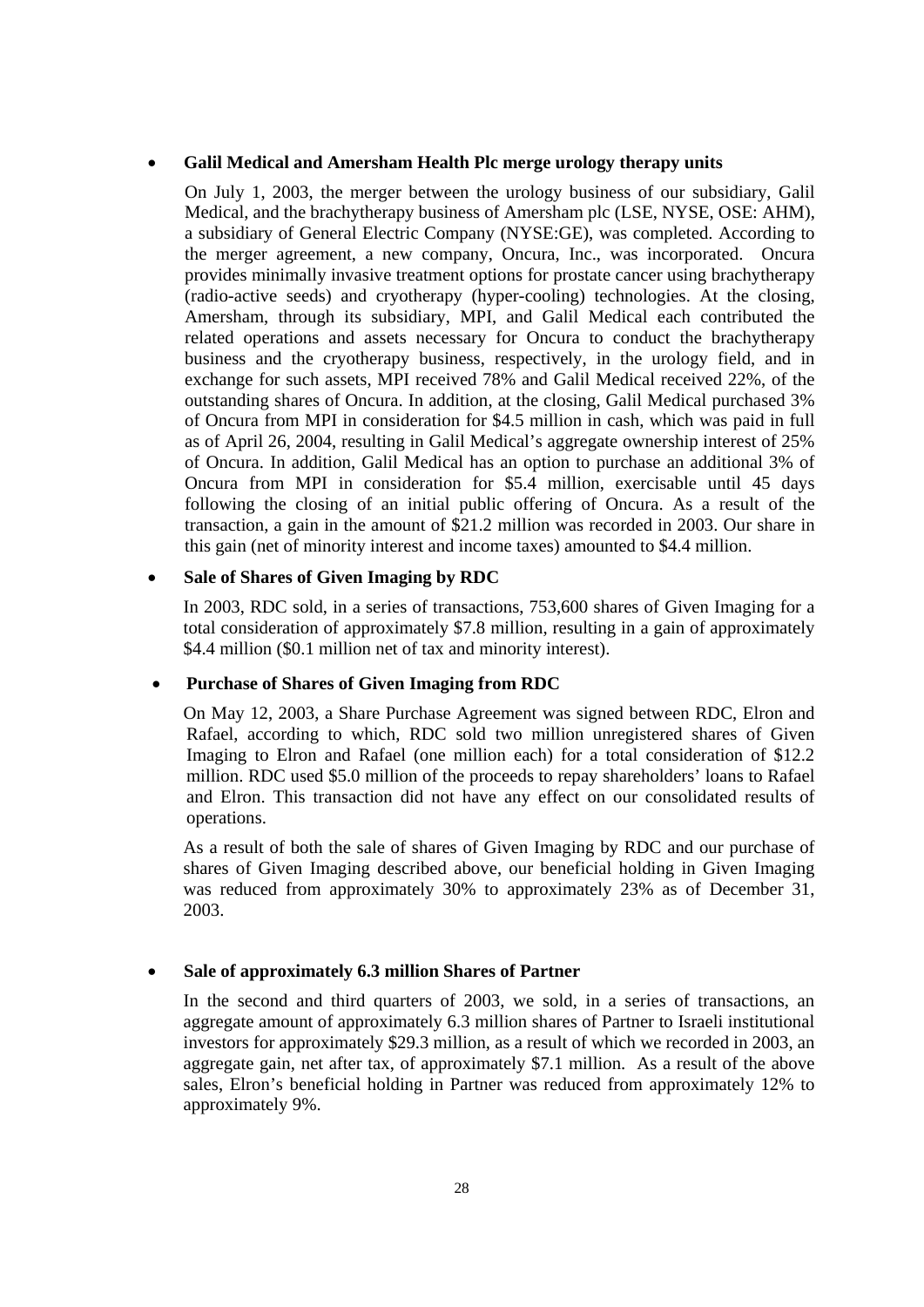- **Galil Medical and Amersham Health Plc merge urology therapy units**

  On July 1, 2003, the merger between the urology business of our subsidiary, Galil Medical, and the brachytherapy business of Amersham plc (LSE, NYSE, OSE: AHM), a subsidiary of General Electric Company (NYSE:GE), was completed. According to the merger agreement, a new company, Oncura, Inc., was incorporated. Oncura provides minimally invasive treatment options for prostate cancer using brachytherapy (radio-active seeds) and cryotherapy (hyper-cooling) technologies. At the closing, Amersham, through its subsidiary, MPI, and Galil Medical each contributed the related operations and assets necessary for Oncura to conduct the brachytherapy business and the cryotherapy business, respectively, in the urology field, and in exchange for such assets, MPI received 78% and Galil Medical received 22%, of the outstanding shares of Oncura. In addition, at the closing, Galil Medical purchased 3% of Oncura from MPI in consideration for $4.5 million in cash, which was paid in full as of April 26, 2004, resulting in Galil Medical's aggregate ownership interest of 25% of Oncura. In addition, Galil Medical has an option to purchase an additional 3% of Oncura from MPI in consideration for $5.4 million, exercisable until 45 days following the closing of an initial public offering of Oncura. As a result of the transaction, a gain in the amount of $21.2 million was recorded in 2003. Our share in this gain (net of minority interest and income taxes) amounted to $4.4 million.

- **Sale of Shares of Given Imaging by RDC**

  In 2003, RDC sold, in a series of transactions, 753,600 shares of Given Imaging for a total consideration of approximately $7.8 million, resulting in a gain of approximately $4.4 million ($0.1 million net of tax and minority interest).

- **Purchase of Shares of Given Imaging from RDC**

  On May 12, 2003, a Share Purchase Agreement was signed between RDC, Elron and Rafael, according to which, RDC sold two million unregistered shares of Given Imaging to Elron and Rafael (one million each) for a total consideration of $12.2 million. RDC used $5.0 million of the proceeds to repay shareholders' loans to Rafael and Elron. This transaction did not have any effect on our consolidated results of operations.

  As a result of both the sale of shares of Given Imaging by RDC and our purchase of shares of Given Imaging described above, our beneficial holding in Given Imaging was reduced from approximately 30% to approximately 23% as of December 31, 2003.

- **Sale of approximately 6.3 million Shares of Partner**

  In the second and third quarters of 2003, we sold, in a series of transactions, an aggregate amount of approximately 6.3 million shares of Partner to Israeli institutional investors for approximately $29.3 million, as a result of which we recorded in 2003, an aggregate gain, net after tax, of approximately $7.1 million. As a result of the above sales, Elron's beneficial holding in Partner was reduced from approximately 12% to approximately 9%.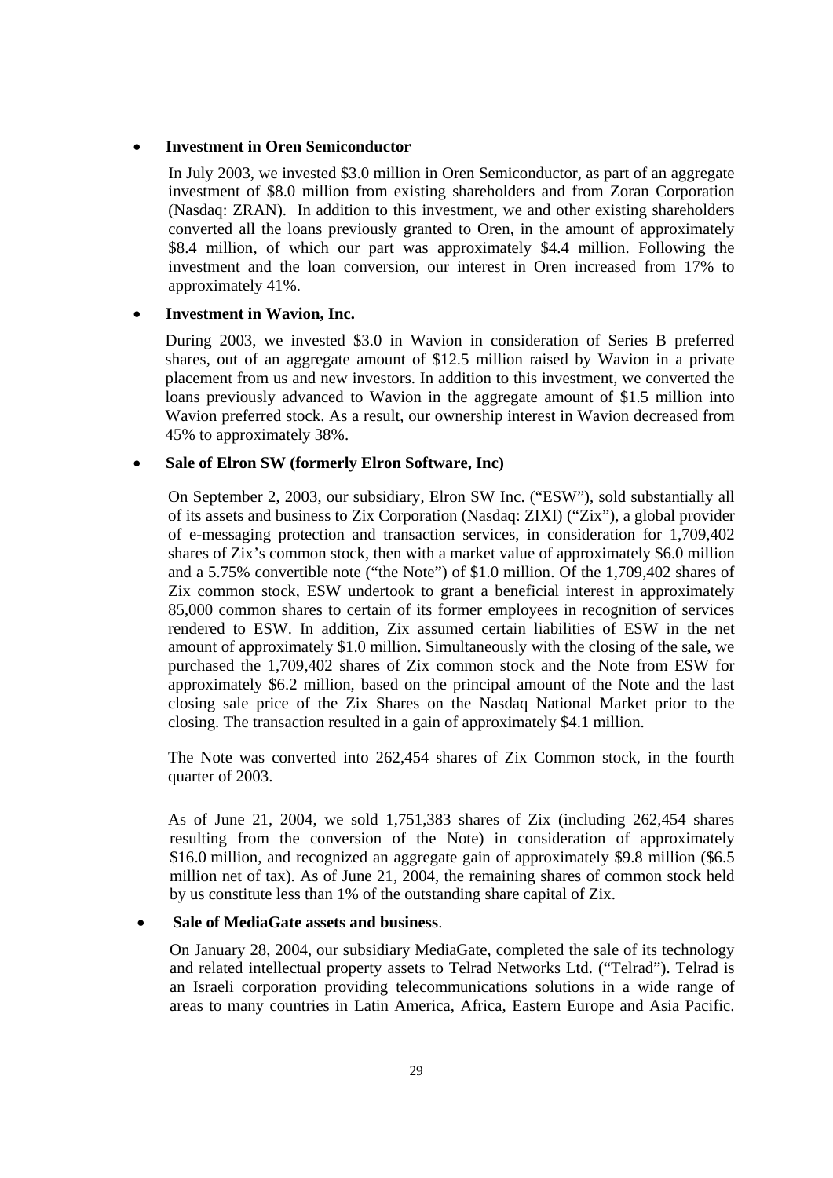- **Investment in Oren Semiconductor**

  In July 2003, we invested $3.0 million in Oren Semiconductor, as part of an aggregate investment of $8.0 million from existing shareholders and from Zoran Corporation (Nasdaq: ZRAN). In addition to this investment, we and other existing shareholders converted all the loans previously granted to Oren, in the amount of approximately $8.4 million, of which our part was approximately $4.4 million. Following the investment and the loan conversion, our interest in Oren increased from 17% to approximately 41%.

- **Investment in Wavion, Inc.**

  During 2003, we invested $3.0 in Wavion in consideration of Series B preferred shares, out of an aggregate amount of $12.5 million raised by Wavion in a private placement from us and new investors. In addition to this investment, we converted the loans previously advanced to Wavion in the aggregate amount of $1.5 million into Wavion preferred stock. As a result, our ownership interest in Wavion decreased from 45% to approximately 38%.

- **Sale of Elron SW (formerly Elron Software, Inc)**

  On September 2, 2003, our subsidiary, Elron SW Inc. ("ESW"), sold substantially all of its assets and business to Zix Corporation (Nasdaq: ZIXI) ("Zix"), a global provider of e-messaging protection and transaction services, in consideration for 1,709,402 shares of Zix's common stock, then with a market value of approximately $6.0 million and a 5.75% convertible note ("the Note") of $1.0 million. Of the 1,709,402 shares of Zix common stock, ESW undertook to grant a beneficial interest in approximately 85,000 common shares to certain of its former employees in recognition of services rendered to ESW. In addition, Zix assumed certain liabilities of ESW in the net amount of approximately $1.0 million. Simultaneously with the closing of the sale, we purchased the 1,709,402 shares of Zix common stock and the Note from ESW for approximately $6.2 million, based on the principal amount of the Note and the last closing sale price of the Zix Shares on the Nasdaq National Market prior to the closing. The transaction resulted in a gain of approximately $4.1 million.

  The Note was converted into 262,454 shares of Zix Common stock, in the fourth quarter of 2003.

  As of June 21, 2004, we sold 1,751,383 shares of Zix (including 262,454 shares resulting from the conversion of the Note) in consideration of approximately $16.0 million, and recognized an aggregate gain of approximately $9.8 million ($6.5 million net of tax). As of June 21, 2004, the remaining shares of common stock held by us constitute less than 1% of the outstanding share capital of Zix.

- **Sale of MediaGate assets and business**.

  On January 28, 2004, our subsidiary MediaGate, completed the sale of its technology and related intellectual property assets to Telrad Networks Ltd. ("Telrad"). Telrad is an Israeli corporation providing telecommunications solutions in a wide range of areas to many countries in Latin America, Africa, Eastern Europe and Asia Pacific.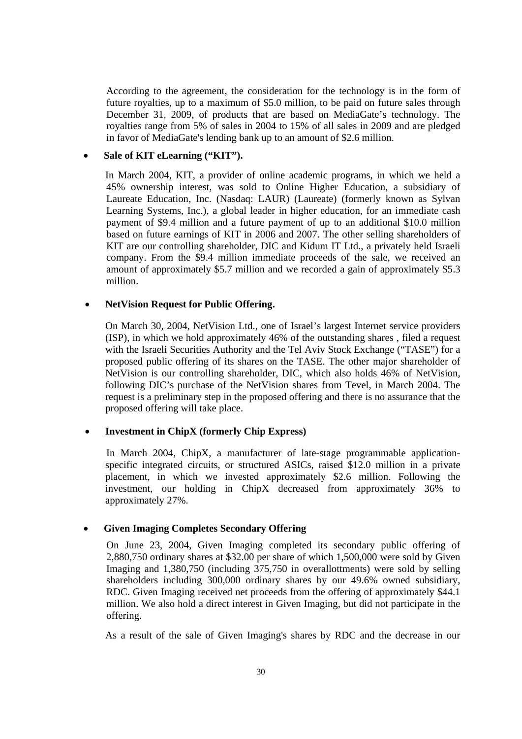According to the agreement, the consideration for the technology is in the form of future royalties, up to a maximum of $5.0 million, to be paid on future sales through December 31, 2009, of products that are based on MediaGate's technology. The royalties range from 5% of sales in 2004 to 15% of all sales in 2009 and are pledged in favor of MediaGate's lending bank up to an amount of $2.6 million.

- **Sale of KIT eLearning ("KIT").**

  In March 2004, KIT, a provider of online academic programs, in which we held a 45% ownership interest, was sold to Online Higher Education, a subsidiary of Laureate Education, Inc. (Nasdaq: LAUR) (Laureate) (formerly known as Sylvan Learning Systems, Inc.), a global leader in higher education, for an immediate cash payment of $9.4 million and a future payment of up to an additional $10.0 million based on future earnings of KIT in 2006 and 2007. The other selling shareholders of KIT are our controlling shareholder, DIC and Kidum IT Ltd., a privately held Israeli company. From the $9.4 million immediate proceeds of the sale, we received an amount of approximately $5.7 million and we recorded a gain of approximately $5.3 million.

- **NetVision Request for Public Offering.**

  On March 30, 2004, NetVision Ltd., one of Israel's largest Internet service providers (ISP), in which we hold approximately 46% of the outstanding shares , filed a request with the Israeli Securities Authority and the Tel Aviv Stock Exchange ("TASE") for a proposed public offering of its shares on the TASE. The other major shareholder of NetVision is our controlling shareholder, DIC, which also holds 46% of NetVision, following DIC's purchase of the NetVision shares from Tevel, in March 2004. The request is a preliminary step in the proposed offering and there is no assurance that the proposed offering will take place.

- **Investment in ChipX (formerly Chip Express)**

  In March 2004, ChipX, a manufacturer of late-stage programmable application-specific integrated circuits, or structured ASICs, raised $12.0 million in a private placement, in which we invested approximately $2.6 million. Following the investment, our holding in ChipX decreased from approximately 36% to approximately 27%.

- **Given Imaging Completes Secondary Offering**

  On June 23, 2004, Given Imaging completed its secondary public offering of 2,880,750 ordinary shares at $32.00 per share of which 1,500,000 were sold by Given Imaging and 1,380,750 (including 375,750 in overallottments) were sold by selling shareholders including 300,000 ordinary shares by our 49.6% owned subsidiary, RDC. Given Imaging received net proceeds from the offering of approximately $44.1 million. We also hold a direct interest in Given Imaging, but did not participate in the offering.

  As a result of the sale of Given Imaging's shares by RDC and the decrease in our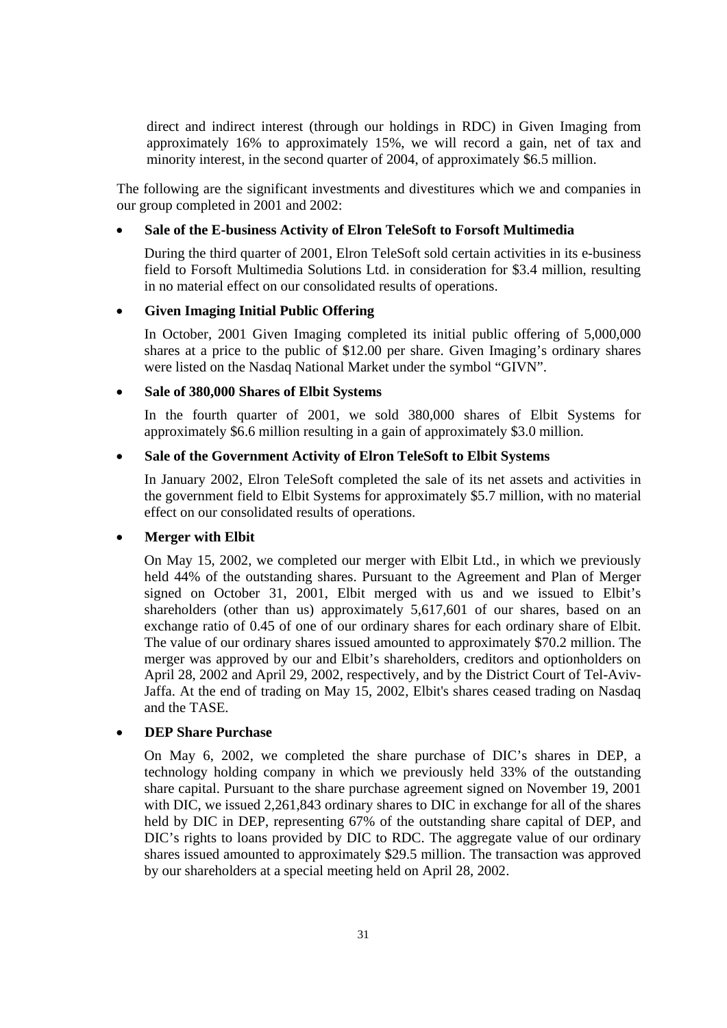direct and indirect interest (through our holdings in RDC) in Given Imaging from approximately 16% to approximately 15%, we will record a gain, net of tax and minority interest, in the second quarter of 2004, of approximately $6.5 million.

The following are the significant investments and divestitures which we and companies in our group completed in 2001 and 2002:

- **Sale of the E-business Activity of Elron TeleSoft to Forsoft Multimedia**

  During the third quarter of 2001, Elron TeleSoft sold certain activities in its e-business field to Forsoft Multimedia Solutions Ltd. in consideration for $3.4 million, resulting in no material effect on our consolidated results of operations.

- **Given Imaging Initial Public Offering**

  In October, 2001 Given Imaging completed its initial public offering of 5,000,000 shares at a price to the public of $12.00 per share. Given Imaging's ordinary shares were listed on the Nasdaq National Market under the symbol "GIVN".

- **Sale of 380,000 Shares of Elbit Systems**

  In the fourth quarter of 2001, we sold 380,000 shares of Elbit Systems for approximately $6.6 million resulting in a gain of approximately $3.0 million.

- **Sale of the Government Activity of Elron TeleSoft to Elbit Systems**

  In January 2002, Elron TeleSoft completed the sale of its net assets and activities in the government field to Elbit Systems for approximately $5.7 million, with no material effect on our consolidated results of operations.

- **Merger with Elbit**

  On May 15, 2002, we completed our merger with Elbit Ltd., in which we previously held 44% of the outstanding shares. Pursuant to the Agreement and Plan of Merger signed on October 31, 2001, Elbit merged with us and we issued to Elbit's shareholders (other than us) approximately 5,617,601 of our shares, based on an exchange ratio of 0.45 of one of our ordinary shares for each ordinary share of Elbit. The value of our ordinary shares issued amounted to approximately $70.2 million. The merger was approved by our and Elbit's shareholders, creditors and optionholders on April 28, 2002 and April 29, 2002, respectively, and by the District Court of Tel-Aviv-Jaffa. At the end of trading on May 15, 2002, Elbit's shares ceased trading on Nasdaq and the TASE.

- **DEP Share Purchase**

  On May 6, 2002, we completed the share purchase of DIC's shares in DEP, a technology holding company in which we previously held 33% of the outstanding share capital. Pursuant to the share purchase agreement signed on November 19, 2001 with DIC, we issued 2,261,843 ordinary shares to DIC in exchange for all of the shares held by DIC in DEP, representing 67% of the outstanding share capital of DEP, and DIC's rights to loans provided by DIC to RDC. The aggregate value of our ordinary shares issued amounted to approximately $29.5 million. The transaction was approved by our shareholders at a special meeting held on April 28, 2002.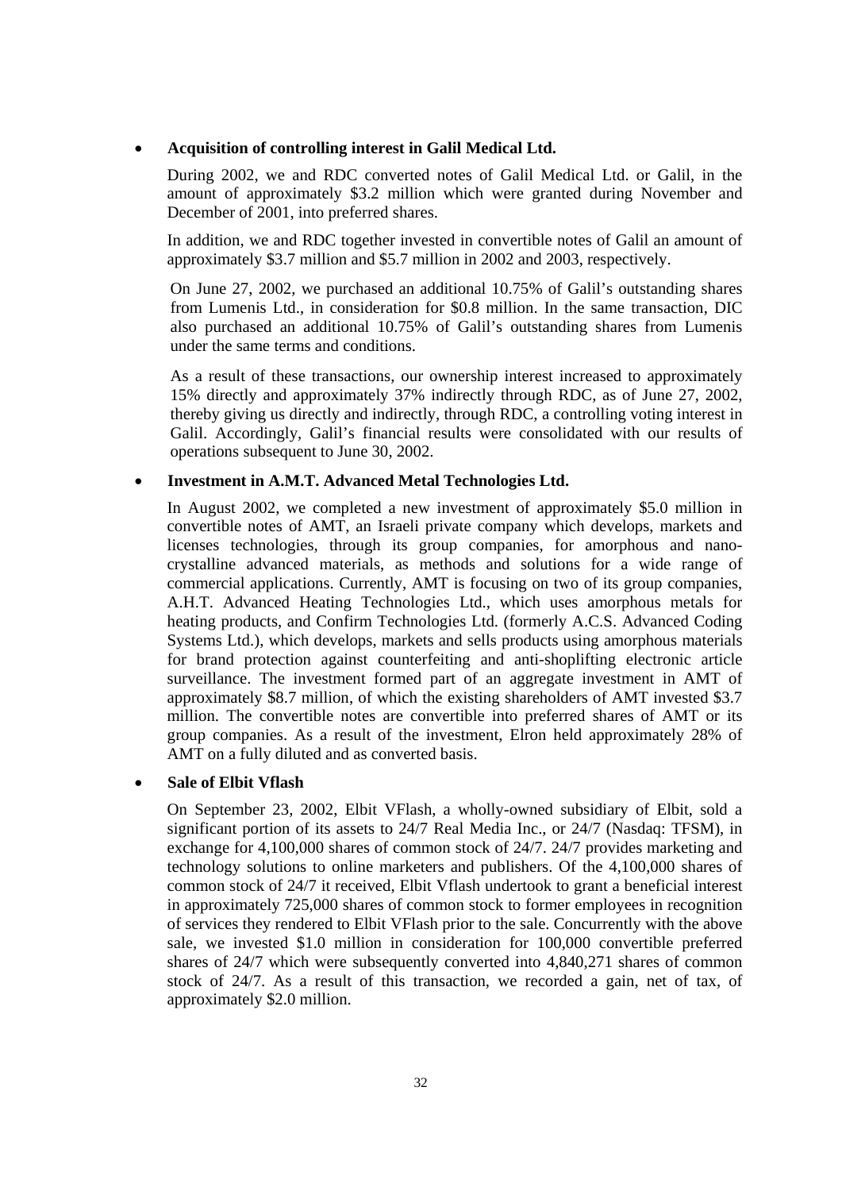- **Acquisition of controlling interest in Galil Medical Ltd.**

  During 2002, we and RDC converted notes of Galil Medical Ltd. or Galil, in the amount of approximately $3.2 million which were granted during November and December of 2001, into preferred shares.

  In addition, we and RDC together invested in convertible notes of Galil an amount of approximately $3.7 million and $5.7 million in 2002 and 2003, respectively.

  On June 27, 2002, we purchased an additional 10.75% of Galil's outstanding shares from Lumenis Ltd., in consideration for $0.8 million. In the same transaction, DIC also purchased an additional 10.75% of Galil's outstanding shares from Lumenis under the same terms and conditions.

  As a result of these transactions, our ownership interest increased to approximately 15% directly and approximately 37% indirectly through RDC, as of June 27, 2002, thereby giving us directly and indirectly, through RDC, a controlling voting interest in Galil. Accordingly, Galil's financial results were consolidated with our results of operations subsequent to June 30, 2002.

- **Investment in A.M.T. Advanced Metal Technologies Ltd.**

  In August 2002, we completed a new investment of approximately $5.0 million in convertible notes of AMT, an Israeli private company which develops, markets and licenses technologies, through its group companies, for amorphous and nano-crystalline advanced materials, as methods and solutions for a wide range of commercial applications. Currently, AMT is focusing on two of its group companies, A.H.T. Advanced Heating Technologies Ltd., which uses amorphous metals for heating products, and Confirm Technologies Ltd. (formerly A.C.S. Advanced Coding Systems Ltd.), which develops, markets and sells products using amorphous materials for brand protection against counterfeiting and anti-shoplifting electronic article surveillance. The investment formed part of an aggregate investment in AMT of approximately $8.7 million, of which the existing shareholders of AMT invested $3.7 million. The convertible notes are convertible into preferred shares of AMT or its group companies. As a result of the investment, Elron held approximately 28% of AMT on a fully diluted and as converted basis.

- **Sale of Elbit Vflash**

  On September 23, 2002, Elbit VFlash, a wholly-owned subsidiary of Elbit, sold a significant portion of its assets to 24/7 Real Media Inc., or 24/7 (Nasdaq: TFSM), in exchange for 4,100,000 shares of common stock of 24/7. 24/7 provides marketing and technology solutions to online marketers and publishers. Of the 4,100,000 shares of common stock of 24/7 it received, Elbit Vflash undertook to grant a beneficial interest in approximately 725,000 shares of common stock to former employees in recognition of services they rendered to Elbit VFlash prior to the sale. Concurrently with the above sale, we invested $1.0 million in consideration for 100,000 convertible preferred shares of 24/7 which were subsequently converted into 4,840,271 shares of common stock of 24/7. As a result of this transaction, we recorded a gain, net of tax, of approximately $2.0 million.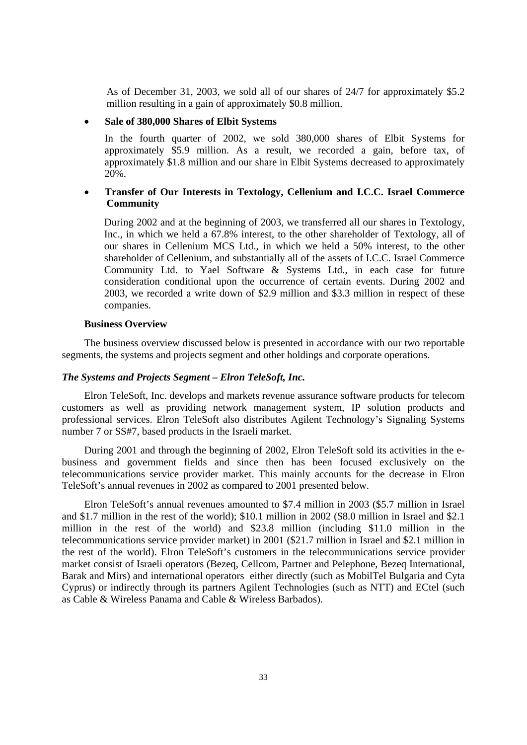As of December 31, 2003, we sold all of our shares of 24/7 for approximately $5.2 million resulting in a gain of approximately $0.8 million.

- **Sale of 380,000 Shares of Elbit Systems**

  In the fourth quarter of 2002, we sold 380,000 shares of Elbit Systems for approximately $5.9 million. As a result, we recorded a gain, before tax, of approximately $1.8 million and our share in Elbit Systems decreased to approximately 20%.

- **Transfer of Our Interests in Textology, Cellenium and I.C.C. Israel Commerce Community**

  During 2002 and at the beginning of 2003, we transferred all our shares in Textology, Inc., in which we held a 67.8% interest, to the other shareholder of Textology, all of our shares in Cellenium MCS Ltd., in which we held a 50% interest, to the other shareholder of Cellenium, and substantially all of the assets of I.C.C. Israel Commerce Community Ltd. to Yael Software & Systems Ltd., in each case for future consideration conditional upon the occurrence of certain events. During 2002 and 2003, we recorded a write down of $2.9 million and $3.3 million in respect of these companies.

**Business Overview**

The business overview discussed below is presented in accordance with our two reportable segments, the systems and projects segment and other holdings and corporate operations.

***The Systems and Projects Segment – Elron TeleSoft, Inc.***

Elron TeleSoft, Inc. develops and markets revenue assurance software products for telecom customers as well as providing network management system, IP solution products and professional services. Elron TeleSoft also distributes Agilent Technology's Signaling Systems number 7 or SS#7, based products in the Israeli market.

During 2001 and through the beginning of 2002, Elron TeleSoft sold its activities in the e-business and government fields and since then has been focused exclusively on the telecommunications service provider market. This mainly accounts for the decrease in Elron TeleSoft's annual revenues in 2002 as compared to 2001 presented below.

Elron TeleSoft's annual revenues amounted to $7.4 million in 2003 ($5.7 million in Israel and $1.7 million in the rest of the world); $10.1 million in 2002 ($8.0 million in Israel and $2.1 million in the rest of the world) and $23.8 million (including $11.0 million in the telecommunications service provider market) in 2001 ($21.7 million in Israel and $2.1 million in the rest of the world). Elron TeleSoft's customers in the telecommunications service provider market consist of Israeli operators (Bezeq, Cellcom, Partner and Pelephone, Bezeq International, Barak and Mirs) and international operators either directly (such as MobilTel Bulgaria and Cyta Cyprus) or indirectly through its partners Agilent Technologies (such as NTT) and ECtel (such as Cable & Wireless Panama and Cable & Wireless Barbados).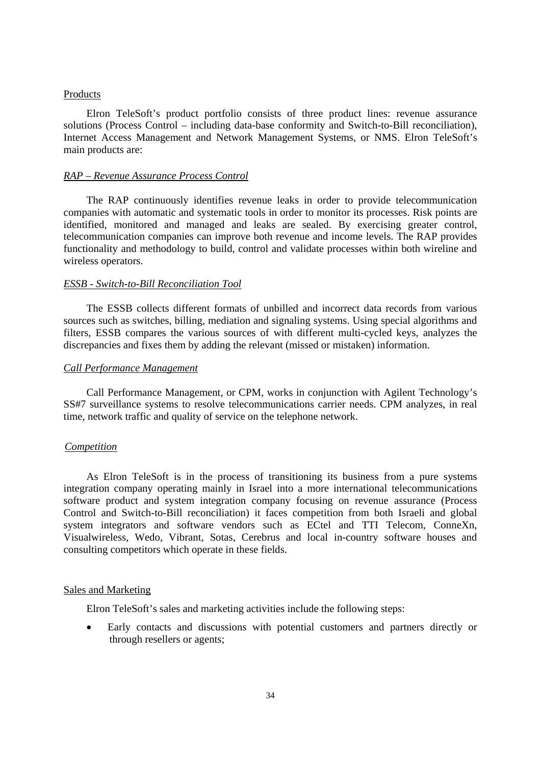Products

Elron TeleSoft's product portfolio consists of three product lines: revenue assurance solutions (Process Control – including data-base conformity and Switch-to-Bill reconciliation), Internet Access Management and Network Management Systems, or NMS. Elron TeleSoft's main products are:

*RAP – Revenue Assurance Process Control*

The RAP continuously identifies revenue leaks in order to provide telecommunication companies with automatic and systematic tools in order to monitor its processes. Risk points are identified, monitored and managed and leaks are sealed. By exercising greater control, telecommunication companies can improve both revenue and income levels. The RAP provides functionality and methodology to build, control and validate processes within both wireline and wireless operators.

*ESSB - Switch-to-Bill Reconciliation Tool*

The ESSB collects different formats of unbilled and incorrect data records from various sources such as switches, billing, mediation and signaling systems. Using special algorithms and filters, ESSB compares the various sources of with different multi-cycled keys, analyzes the discrepancies and fixes them by adding the relevant (missed or mistaken) information.

*Call Performance Management*

Call Performance Management, or CPM, works in conjunction with Agilent Technology's SS#7 surveillance systems to resolve telecommunications carrier needs. CPM analyzes, in real time, network traffic and quality of service on the telephone network.

*Competition*

As Elron TeleSoft is in the process of transitioning its business from a pure systems integration company operating mainly in Israel into a more international telecommunications software product and system integration company focusing on revenue assurance (Process Control and Switch-to-Bill reconciliation) it faces competition from both Israeli and global system integrators and software vendors such as ECtel and TTI Telecom, ConneXn, Visualwireless, Wedo, Vibrant, Sotas, Cerebrus and local in-country software houses and consulting competitors which operate in these fields.

Sales and Marketing

Elron TeleSoft's sales and marketing activities include the following steps:

- Early contacts and discussions with potential customers and partners directly or through resellers or agents;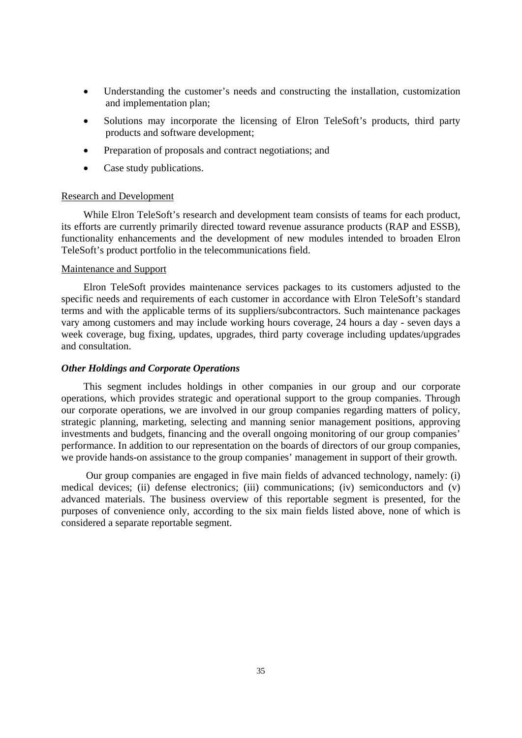- Understanding the customer's needs and constructing the installation, customization and implementation plan;
- Solutions may incorporate the licensing of Elron TeleSoft's products, third party products and software development;
- Preparation of proposals and contract negotiations; and
- Case study publications.

Research and Development

While Elron TeleSoft's research and development team consists of teams for each product, its efforts are currently primarily directed toward revenue assurance products (RAP and ESSB), functionality enhancements and the development of new modules intended to broaden Elron TeleSoft's product portfolio in the telecommunications field.

Maintenance and Support

Elron TeleSoft provides maintenance services packages to its customers adjusted to the specific needs and requirements of each customer in accordance with Elron TeleSoft's standard terms and with the applicable terms of its suppliers/subcontractors. Such maintenance packages vary among customers and may include working hours coverage, 24 hours a day - seven days a week coverage, bug fixing, updates, upgrades, third party coverage including updates/upgrades and consultation.

***Other Holdings and Corporate Operations***

This segment includes holdings in other companies in our group and our corporate operations, which provides strategic and operational support to the group companies. Through our corporate operations, we are involved in our group companies regarding matters of policy, strategic planning, marketing, selecting and manning senior management positions, approving investments and budgets, financing and the overall ongoing monitoring of our group companies' performance. In addition to our representation on the boards of directors of our group companies, we provide hands-on assistance to the group companies' management in support of their growth.

Our group companies are engaged in five main fields of advanced technology, namely: (i) medical devices; (ii) defense electronics; (iii) communications; (iv) semiconductors and (v) advanced materials. The business overview of this reportable segment is presented, for the purposes of convenience only, according to the six main fields listed above, none of which is considered a separate reportable segment.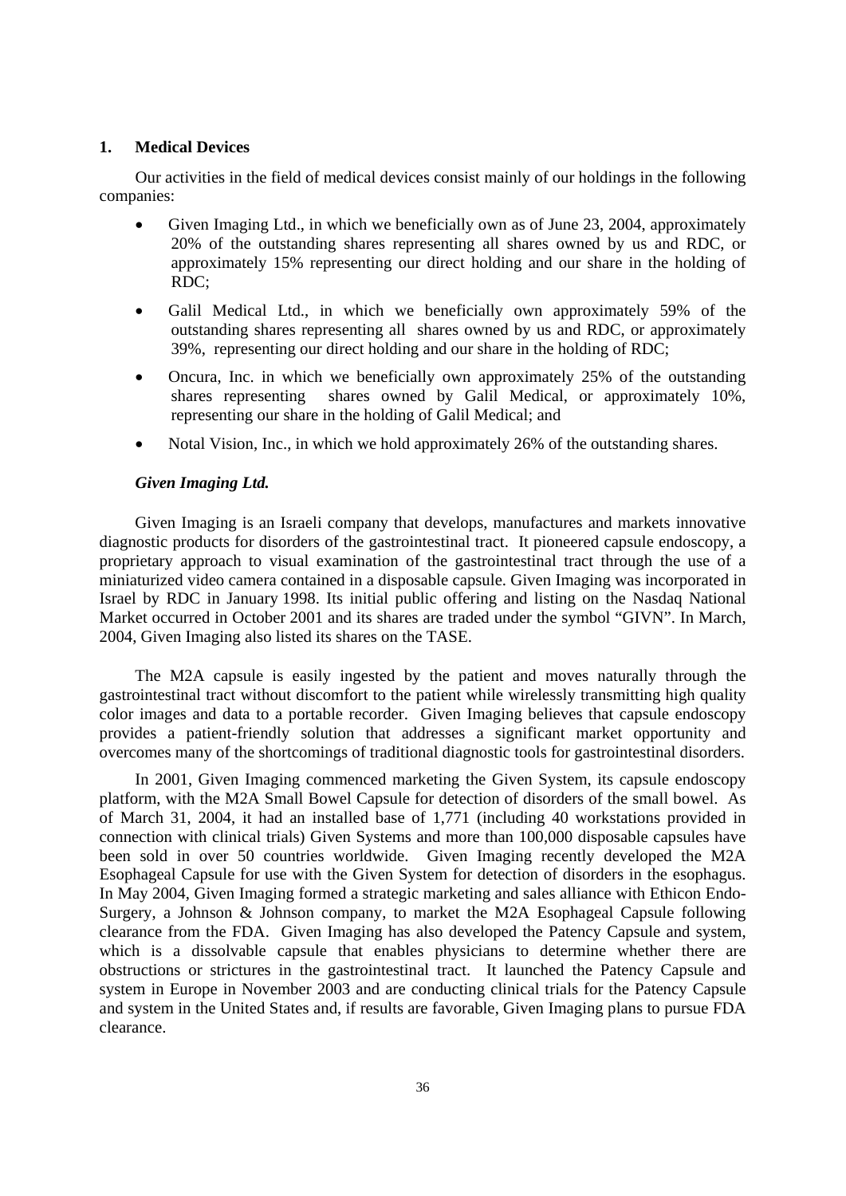## 1. Medical Devices

Our activities in the field of medical devices consist mainly of our holdings in the following companies:

- Given Imaging Ltd., in which we beneficially own as of June 23, 2004, approximately 20% of the outstanding shares representing all shares owned by us and RDC, or approximately 15% representing our direct holding and our share in the holding of RDC;
- Galil Medical Ltd., in which we beneficially own approximately 59% of the outstanding shares representing all shares owned by us and RDC, or approximately 39%, representing our direct holding and our share in the holding of RDC;
- Oncura, Inc. in which we beneficially own approximately 25% of the outstanding shares representing shares owned by Galil Medical, or approximately 10%, representing our share in the holding of Galil Medical; and
- Notal Vision, Inc., in which we hold approximately 26% of the outstanding shares.

### *Given Imaging Ltd.*

Given Imaging is an Israeli company that develops, manufactures and markets innovative diagnostic products for disorders of the gastrointestinal tract. It pioneered capsule endoscopy, a proprietary approach to visual examination of the gastrointestinal tract through the use of a miniaturized video camera contained in a disposable capsule. Given Imaging was incorporated in Israel by RDC in January 1998. Its initial public offering and listing on the Nasdaq National Market occurred in October 2001 and its shares are traded under the symbol "GIVN". In March, 2004, Given Imaging also listed its shares on the TASE.

The M2A capsule is easily ingested by the patient and moves naturally through the gastrointestinal tract without discomfort to the patient while wirelessly transmitting high quality color images and data to a portable recorder. Given Imaging believes that capsule endoscopy provides a patient-friendly solution that addresses a significant market opportunity and overcomes many of the shortcomings of traditional diagnostic tools for gastrointestinal disorders.

In 2001, Given Imaging commenced marketing the Given System, its capsule endoscopy platform, with the M2A Small Bowel Capsule for detection of disorders of the small bowel. As of March 31, 2004, it had an installed base of 1,771 (including 40 workstations provided in connection with clinical trials) Given Systems and more than 100,000 disposable capsules have been sold in over 50 countries worldwide. Given Imaging recently developed the M2A Esophageal Capsule for use with the Given System for detection of disorders in the esophagus. In May 2004, Given Imaging formed a strategic marketing and sales alliance with Ethicon Endo-Surgery, a Johnson & Johnson company, to market the M2A Esophageal Capsule following clearance from the FDA. Given Imaging has also developed the Patency Capsule and system, which is a dissolvable capsule that enables physicians to determine whether there are obstructions or strictures in the gastrointestinal tract. It launched the Patency Capsule and system in Europe in November 2003 and are conducting clinical trials for the Patency Capsule and system in the United States and, if results are favorable, Given Imaging plans to pursue FDA clearance.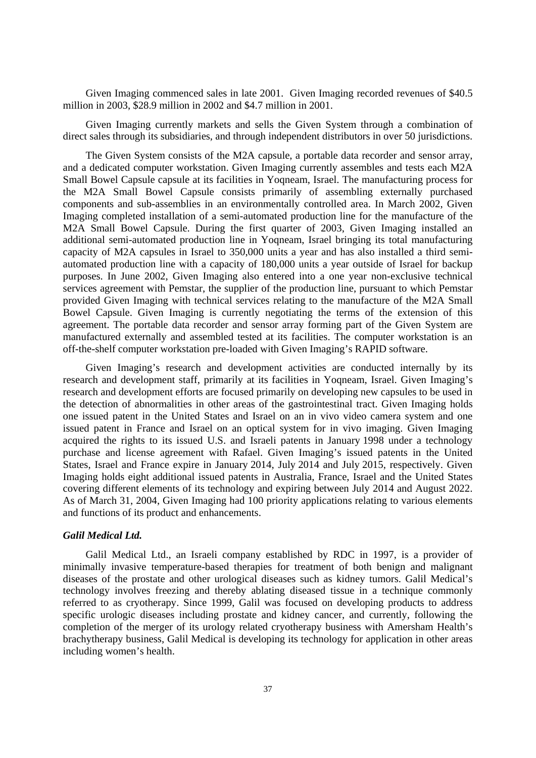Given Imaging commenced sales in late 2001. Given Imaging recorded revenues of $40.5 million in 2003, $28.9 million in 2002 and $4.7 million in 2001.

Given Imaging currently markets and sells the Given System through a combination of direct sales through its subsidiaries, and through independent distributors in over 50 jurisdictions.

The Given System consists of the M2A capsule, a portable data recorder and sensor array, and a dedicated computer workstation. Given Imaging currently assembles and tests each M2A Small Bowel Capsule capsule at its facilities in Yoqneam, Israel. The manufacturing process for the M2A Small Bowel Capsule consists primarily of assembling externally purchased components and sub-assemblies in an environmentally controlled area. In March 2002, Given Imaging completed installation of a semi-automated production line for the manufacture of the M2A Small Bowel Capsule. During the first quarter of 2003, Given Imaging installed an additional semi-automated production line in Yoqneam, Israel bringing its total manufacturing capacity of M2A capsules in Israel to 350,000 units a year and has also installed a third semi-automated production line with a capacity of 180,000 units a year outside of Israel for backup purposes. In June 2002, Given Imaging also entered into a one year non-exclusive technical services agreement with Pemstar, the supplier of the production line, pursuant to which Pemstar provided Given Imaging with technical services relating to the manufacture of the M2A Small Bowel Capsule. Given Imaging is currently negotiating the terms of the extension of this agreement. The portable data recorder and sensor array forming part of the Given System are manufactured externally and assembled tested at its facilities. The computer workstation is an off-the-shelf computer workstation pre-loaded with Given Imaging's RAPID software.

Given Imaging's research and development activities are conducted internally by its research and development staff, primarily at its facilities in Yoqneam, Israel. Given Imaging's research and development efforts are focused primarily on developing new capsules to be used in the detection of abnormalities in other areas of the gastrointestinal tract. Given Imaging holds one issued patent in the United States and Israel on an in vivo video camera system and one issued patent in France and Israel on an optical system for in vivo imaging. Given Imaging acquired the rights to its issued U.S. and Israeli patents in January 1998 under a technology purchase and license agreement with Rafael. Given Imaging's issued patents in the United States, Israel and France expire in January 2014, July 2014 and July 2015, respectively. Given Imaging holds eight additional issued patents in Australia, France, Israel and the United States covering different elements of its technology and expiring between July 2014 and August 2022. As of March 31, 2004, Given Imaging had 100 priority applications relating to various elements and functions of its product and enhancements.

***Galil Medical Ltd.***

Galil Medical Ltd., an Israeli company established by RDC in 1997, is a provider of minimally invasive temperature-based therapies for treatment of both benign and malignant diseases of the prostate and other urological diseases such as kidney tumors. Galil Medical's technology involves freezing and thereby ablating diseased tissue in a technique commonly referred to as cryotherapy. Since 1999, Galil was focused on developing products to address specific urologic diseases including prostate and kidney cancer, and currently, following the completion of the merger of its urology related cryotherapy business with Amersham Health's brachytherapy business, Galil Medical is developing its technology for application in other areas including women's health.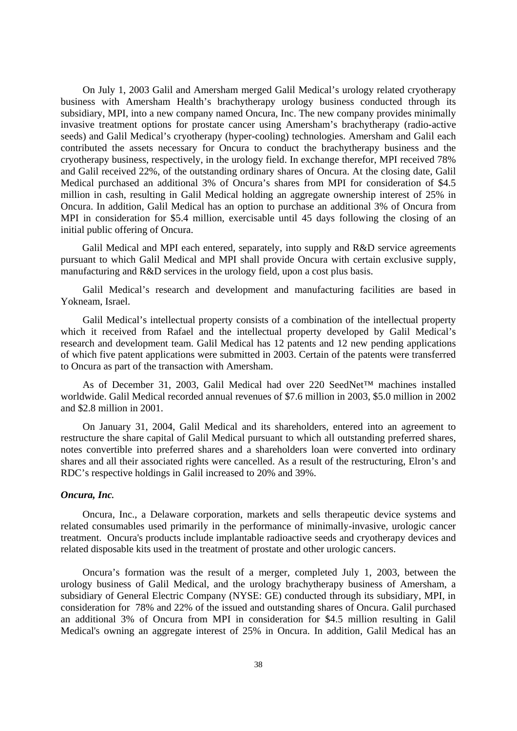On July 1, 2003 Galil and Amersham merged Galil Medical's urology related cryotherapy business with Amersham Health's brachytherapy urology business conducted through its subsidiary, MPI, into a new company named Oncura, Inc. The new company provides minimally invasive treatment options for prostate cancer using Amersham's brachytherapy (radio-active seeds) and Galil Medical's cryotherapy (hyper-cooling) technologies. Amersham and Galil each contributed the assets necessary for Oncura to conduct the brachytherapy business and the cryotherapy business, respectively, in the urology field. In exchange therefor, MPI received 78% and Galil received 22%, of the outstanding ordinary shares of Oncura. At the closing date, Galil Medical purchased an additional 3% of Oncura's shares from MPI for consideration of $4.5 million in cash, resulting in Galil Medical holding an aggregate ownership interest of 25% in Oncura. In addition, Galil Medical has an option to purchase an additional 3% of Oncura from MPI in consideration for $5.4 million, exercisable until 45 days following the closing of an initial public offering of Oncura.

Galil Medical and MPI each entered, separately, into supply and R&D service agreements pursuant to which Galil Medical and MPI shall provide Oncura with certain exclusive supply, manufacturing and R&D services in the urology field, upon a cost plus basis.

Galil Medical's research and development and manufacturing facilities are based in Yokneam, Israel.

Galil Medical's intellectual property consists of a combination of the intellectual property which it received from Rafael and the intellectual property developed by Galil Medical's research and development team. Galil Medical has 12 patents and 12 new pending applications of which five patent applications were submitted in 2003. Certain of the patents were transferred to Oncura as part of the transaction with Amersham.

As of December 31, 2003, Galil Medical had over 220 SeedNet™ machines installed worldwide. Galil Medical recorded annual revenues of $7.6 million in 2003, $5.0 million in 2002 and $2.8 million in 2001.

On January 31, 2004, Galil Medical and its shareholders, entered into an agreement to restructure the share capital of Galil Medical pursuant to which all outstanding preferred shares, notes convertible into preferred shares and a shareholders loan were converted into ordinary shares and all their associated rights were cancelled. As a result of the restructuring, Elron's and RDC's respective holdings in Galil increased to 20% and 39%.

***Oncura, Inc.***

Oncura, Inc., a Delaware corporation, markets and sells therapeutic device systems and related consumables used primarily in the performance of minimally-invasive, urologic cancer treatment. Oncura's products include implantable radioactive seeds and cryotherapy devices and related disposable kits used in the treatment of prostate and other urologic cancers.

Oncura's formation was the result of a merger, completed July 1, 2003, between the urology business of Galil Medical, and the urology brachytherapy business of Amersham, a subsidiary of General Electric Company (NYSE: GE) conducted through its subsidiary, MPI, in consideration for 78% and 22% of the issued and outstanding shares of Oncura. Galil purchased an additional 3% of Oncura from MPI in consideration for $4.5 million resulting in Galil Medical's owning an aggregate interest of 25% in Oncura. In addition, Galil Medical has an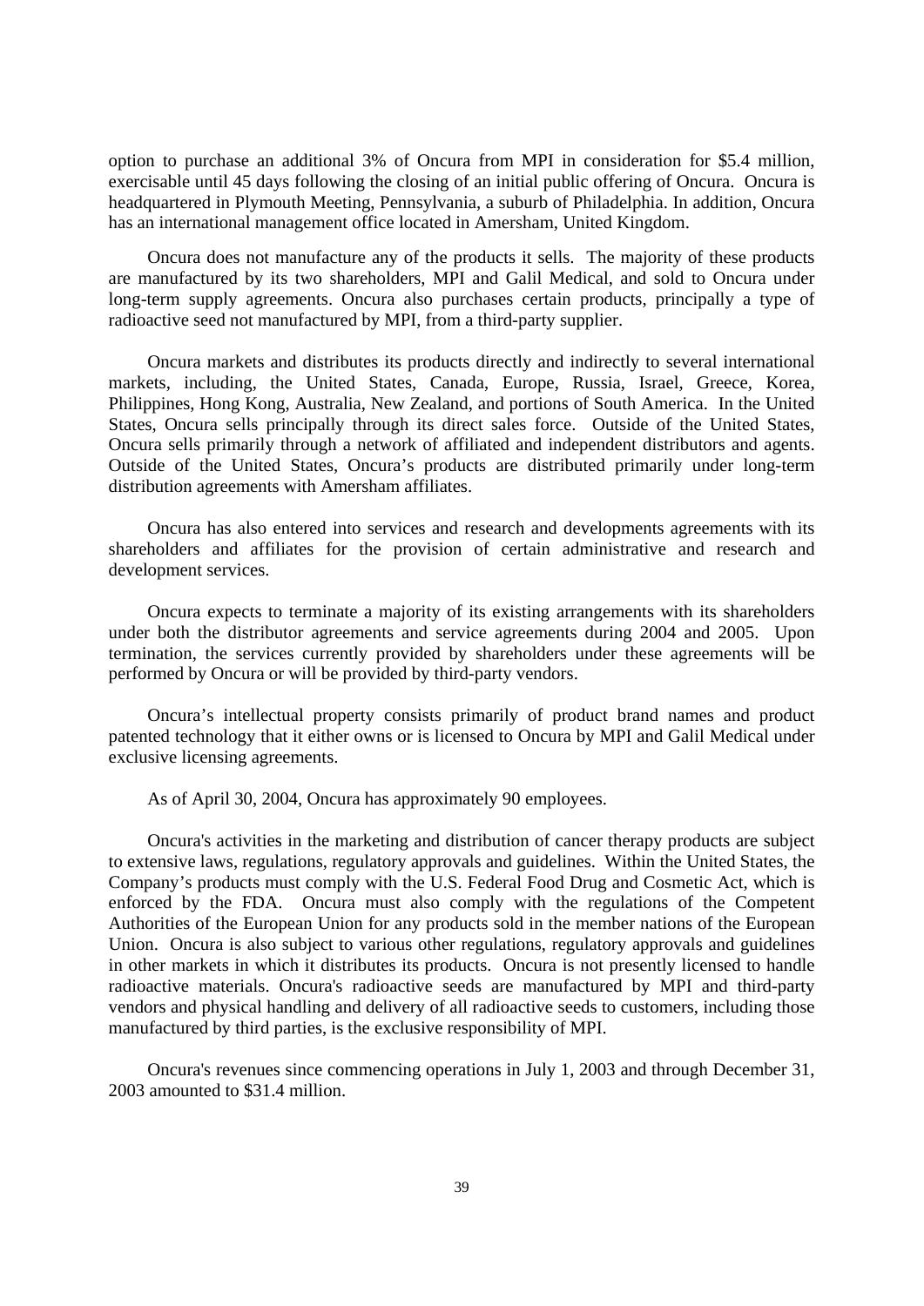option to purchase an additional 3% of Oncura from MPI in consideration for $5.4 million, exercisable until 45 days following the closing of an initial public offering of Oncura. Oncura is headquartered in Plymouth Meeting, Pennsylvania, a suburb of Philadelphia. In addition, Oncura has an international management office located in Amersham, United Kingdom.

Oncura does not manufacture any of the products it sells. The majority of these products are manufactured by its two shareholders, MPI and Galil Medical, and sold to Oncura under long-term supply agreements. Oncura also purchases certain products, principally a type of radioactive seed not manufactured by MPI, from a third-party supplier.

Oncura markets and distributes its products directly and indirectly to several international markets, including, the United States, Canada, Europe, Russia, Israel, Greece, Korea, Philippines, Hong Kong, Australia, New Zealand, and portions of South America. In the United States, Oncura sells principally through its direct sales force. Outside of the United States, Oncura sells primarily through a network of affiliated and independent distributors and agents. Outside of the United States, Oncura's products are distributed primarily under long-term distribution agreements with Amersham affiliates.

Oncura has also entered into services and research and developments agreements with its shareholders and affiliates for the provision of certain administrative and research and development services.

Oncura expects to terminate a majority of its existing arrangements with its shareholders under both the distributor agreements and service agreements during 2004 and 2005. Upon termination, the services currently provided by shareholders under these agreements will be performed by Oncura or will be provided by third-party vendors.

Oncura's intellectual property consists primarily of product brand names and product patented technology that it either owns or is licensed to Oncura by MPI and Galil Medical under exclusive licensing agreements.

As of April 30, 2004, Oncura has approximately 90 employees.

Oncura's activities in the marketing and distribution of cancer therapy products are subject to extensive laws, regulations, regulatory approvals and guidelines. Within the United States, the Company's products must comply with the U.S. Federal Food Drug and Cosmetic Act, which is enforced by the FDA. Oncura must also comply with the regulations of the Competent Authorities of the European Union for any products sold in the member nations of the European Union. Oncura is also subject to various other regulations, regulatory approvals and guidelines in other markets in which it distributes its products. Oncura is not presently licensed to handle radioactive materials. Oncura's radioactive seeds are manufactured by MPI and third-party vendors and physical handling and delivery of all radioactive seeds to customers, including those manufactured by third parties, is the exclusive responsibility of MPI.

Oncura's revenues since commencing operations in July 1, 2003 and through December 31, 2003 amounted to $31.4 million.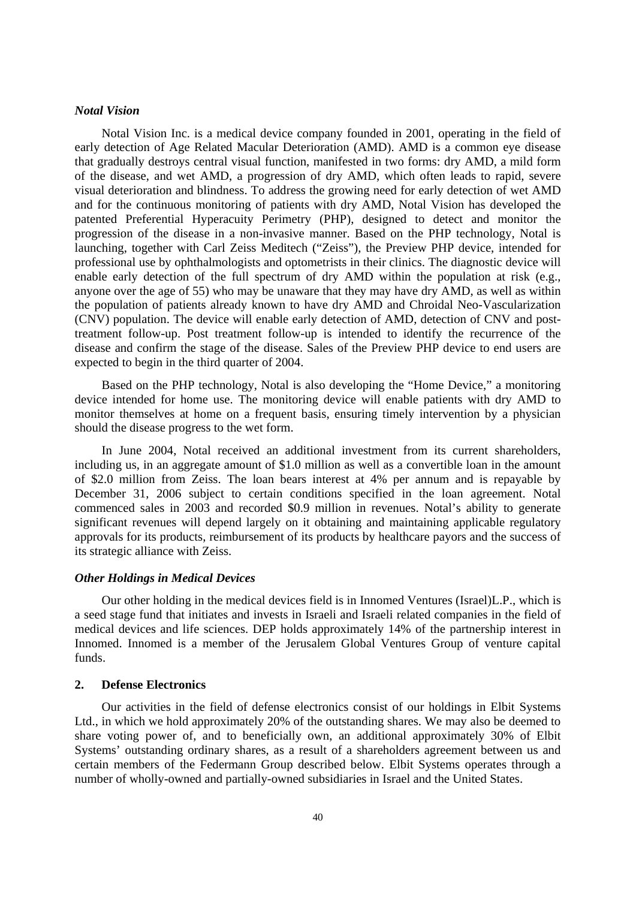### *Notal Vision*

Notal Vision Inc. is a medical device company founded in 2001, operating in the field of early detection of Age Related Macular Deterioration (AMD). AMD is a common eye disease that gradually destroys central visual function, manifested in two forms: dry AMD, a mild form of the disease, and wet AMD, a progression of dry AMD, which often leads to rapid, severe visual deterioration and blindness. To address the growing need for early detection of wet AMD and for the continuous monitoring of patients with dry AMD, Notal Vision has developed the patented Preferential Hyperacuity Perimetry (PHP), designed to detect and monitor the progression of the disease in a non-invasive manner. Based on the PHP technology, Notal is launching, together with Carl Zeiss Meditech ("Zeiss"), the Preview PHP device, intended for professional use by ophthalmologists and optometrists in their clinics. The diagnostic device will enable early detection of the full spectrum of dry AMD within the population at risk (e.g., anyone over the age of 55) who may be unaware that they may have dry AMD, as well as within the population of patients already known to have dry AMD and Chroidal Neo-Vascularization (CNV) population. The device will enable early detection of AMD, detection of CNV and post-treatment follow-up. Post treatment follow-up is intended to identify the recurrence of the disease and confirm the stage of the disease. Sales of the Preview PHP device to end users are expected to begin in the third quarter of 2004.

Based on the PHP technology, Notal is also developing the "Home Device," a monitoring device intended for home use. The monitoring device will enable patients with dry AMD to monitor themselves at home on a frequent basis, ensuring timely intervention by a physician should the disease progress to the wet form.

In June 2004, Notal received an additional investment from its current shareholders, including us, in an aggregate amount of $1.0 million as well as a convertible loan in the amount of $2.0 million from Zeiss. The loan bears interest at 4% per annum and is repayable by December 31, 2006 subject to certain conditions specified in the loan agreement. Notal commenced sales in 2003 and recorded $0.9 million in revenues. Notal's ability to generate significant revenues will depend largely on it obtaining and maintaining applicable regulatory approvals for its products, reimbursement of its products by healthcare payors and the success of its strategic alliance with Zeiss.

### *Other Holdings in Medical Devices*

Our other holding in the medical devices field is in Innomed Ventures (Israel)L.P., which is a seed stage fund that initiates and invests in Israeli and Israeli related companies in the field of medical devices and life sciences. DEP holds approximately 14% of the partnership interest in Innomed. Innomed is a member of the Jerusalem Global Ventures Group of venture capital funds.

## 2. Defense Electronics

Our activities in the field of defense electronics consist of our holdings in Elbit Systems Ltd., in which we hold approximately 20% of the outstanding shares. We may also be deemed to share voting power of, and to beneficially own, an additional approximately 30% of Elbit Systems' outstanding ordinary shares, as a result of a shareholders agreement between us and certain members of the Federmann Group described below. Elbit Systems operates through a number of wholly-owned and partially-owned subsidiaries in Israel and the United States.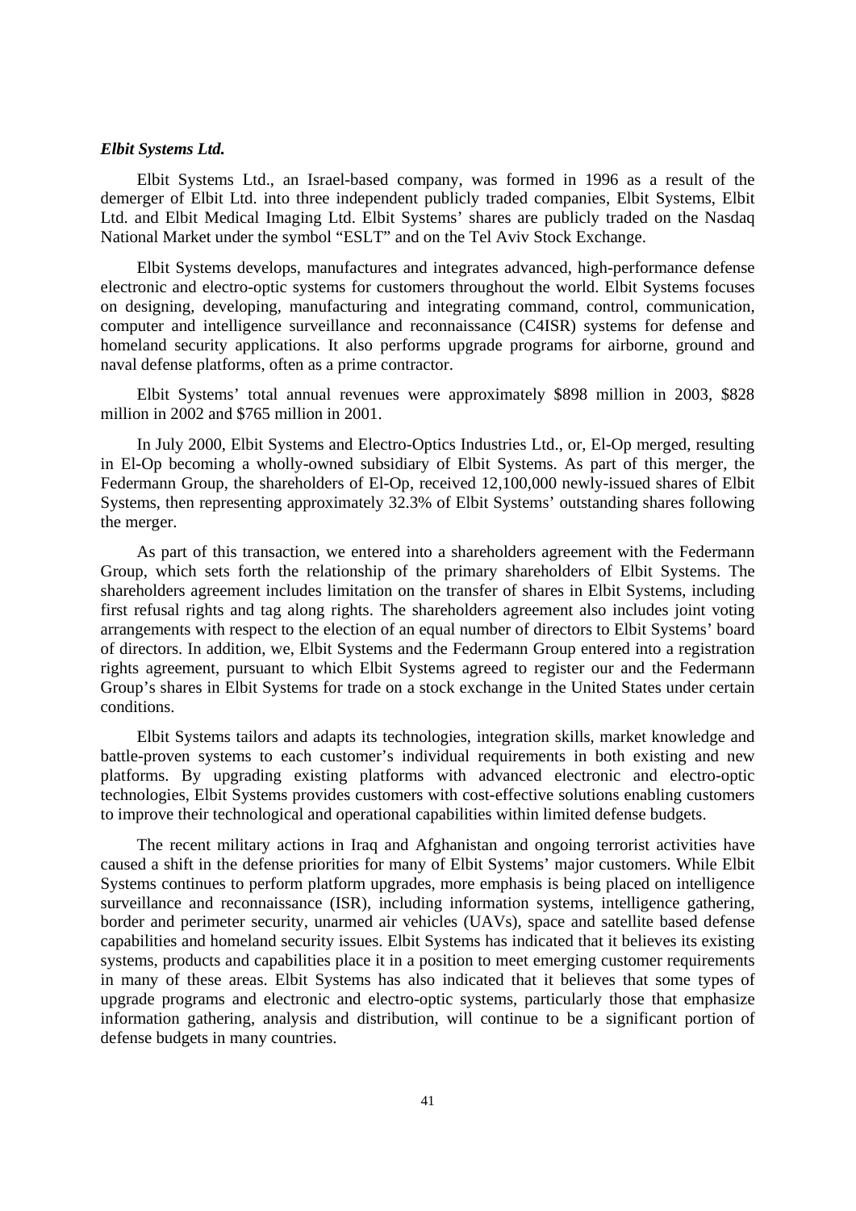***Elbit Systems Ltd.***

Elbit Systems Ltd., an Israel-based company, was formed in 1996 as a result of the demerger of Elbit Ltd. into three independent publicly traded companies, Elbit Systems, Elbit Ltd. and Elbit Medical Imaging Ltd. Elbit Systems' shares are publicly traded on the Nasdaq National Market under the symbol "ESLT" and on the Tel Aviv Stock Exchange.

Elbit Systems develops, manufactures and integrates advanced, high-performance defense electronic and electro-optic systems for customers throughout the world. Elbit Systems focuses on designing, developing, manufacturing and integrating command, control, communication, computer and intelligence surveillance and reconnaissance (C4ISR) systems for defense and homeland security applications. It also performs upgrade programs for airborne, ground and naval defense platforms, often as a prime contractor.

Elbit Systems' total annual revenues were approximately $898 million in 2003, $828 million in 2002 and $765 million in 2001.

In July 2000, Elbit Systems and Electro-Optics Industries Ltd., or, El-Op merged, resulting in El-Op becoming a wholly-owned subsidiary of Elbit Systems. As part of this merger, the Federmann Group, the shareholders of El-Op, received 12,100,000 newly-issued shares of Elbit Systems, then representing approximately 32.3% of Elbit Systems' outstanding shares following the merger.

As part of this transaction, we entered into a shareholders agreement with the Federmann Group, which sets forth the relationship of the primary shareholders of Elbit Systems. The shareholders agreement includes limitation on the transfer of shares in Elbit Systems, including first refusal rights and tag along rights. The shareholders agreement also includes joint voting arrangements with respect to the election of an equal number of directors to Elbit Systems' board of directors. In addition, we, Elbit Systems and the Federmann Group entered into a registration rights agreement, pursuant to which Elbit Systems agreed to register our and the Federmann Group's shares in Elbit Systems for trade on a stock exchange in the United States under certain conditions.

Elbit Systems tailors and adapts its technologies, integration skills, market knowledge and battle-proven systems to each customer's individual requirements in both existing and new platforms. By upgrading existing platforms with advanced electronic and electro-optic technologies, Elbit Systems provides customers with cost-effective solutions enabling customers to improve their technological and operational capabilities within limited defense budgets.

The recent military actions in Iraq and Afghanistan and ongoing terrorist activities have caused a shift in the defense priorities for many of Elbit Systems' major customers. While Elbit Systems continues to perform platform upgrades, more emphasis is being placed on intelligence surveillance and reconnaissance (ISR), including information systems, intelligence gathering, border and perimeter security, unarmed air vehicles (UAVs), space and satellite based defense capabilities and homeland security issues. Elbit Systems has indicated that it believes its existing systems, products and capabilities place it in a position to meet emerging customer requirements in many of these areas. Elbit Systems has also indicated that it believes that some types of upgrade programs and electronic and electro-optic systems, particularly those that emphasize information gathering, analysis and distribution, will continue to be a significant portion of defense budgets in many countries.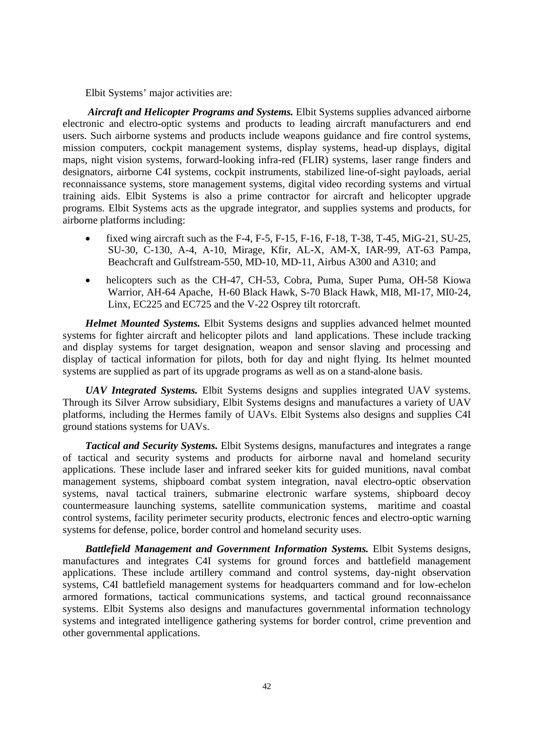Elbit Systems' major activities are:

***Aircraft and Helicopter Programs and Systems.*** Elbit Systems supplies advanced airborne electronic and electro-optic systems and products to leading aircraft manufacturers and end users. Such airborne systems and products include weapons guidance and fire control systems, mission computers, cockpit management systems, display systems, head-up displays, digital maps, night vision systems, forward-looking infra-red (FLIR) systems, laser range finders and designators, airborne C4I systems, cockpit instruments, stabilized line-of-sight payloads, aerial reconnaissance systems, store management systems, digital video recording systems and virtual training aids. Elbit Systems is also a prime contractor for aircraft and helicopter upgrade programs. Elbit Systems acts as the upgrade integrator, and supplies systems and products, for airborne platforms including:

- fixed wing aircraft such as the F-4, F-5, F-15, F-16, F-18, T-38, T-45, MiG-21, SU-25, SU-30, C-130, A-4, A-10, Mirage, Kfir, AL-X, AM-X, IAR-99, AT-63 Pampa, Beachcraft and Gulfstream-550, MD-10, MD-11, Airbus A300 and A310; and
- helicopters such as the CH-47, CH-53, Cobra, Puma, Super Puma, OH-58 Kiowa Warrior, AH-64 Apache, H-60 Black Hawk, S-70 Black Hawk, MI8, MI-17, MI0-24, Linx, EC225 and EC725 and the V-22 Osprey tilt rotorcraft.

***Helmet Mounted Systems.*** Elbit Systems designs and supplies advanced helmet mounted systems for fighter aircraft and helicopter pilots and land applications. These include tracking and display systems for target designation, weapon and sensor slaving and processing and display of tactical information for pilots, both for day and night flying. Its helmet mounted systems are supplied as part of its upgrade programs as well as on a stand-alone basis.

***UAV Integrated Systems.*** Elbit Systems designs and supplies integrated UAV systems. Through its Silver Arrow subsidiary, Elbit Systems designs and manufactures a variety of UAV platforms, including the Hermes family of UAVs. Elbit Systems also designs and supplies C4I ground stations systems for UAVs.

***Tactical and Security Systems.*** Elbit Systems designs, manufactures and integrates a range of tactical and security systems and products for airborne naval and homeland security applications. These include laser and infrared seeker kits for guided munitions, naval combat management systems, shipboard combat system integration, naval electro-optic observation systems, naval tactical trainers, submarine electronic warfare systems, shipboard decoy countermeasure launching systems, satellite communication systems, maritime and coastal control systems, facility perimeter security products, electronic fences and electro-optic warning systems for defense, police, border control and homeland security uses.

***Battlefield Management and Government Information Systems.*** Elbit Systems designs, manufactures and integrates C4I systems for ground forces and battlefield management applications. These include artillery command and control systems, day-night observation systems, C4I battlefield management systems for headquarters command and for low-echelon armored formations, tactical communications systems, and tactical ground reconnaissance systems. Elbit Systems also designs and manufactures governmental information technology systems and integrated intelligence gathering systems for border control, crime prevention and other governmental applications.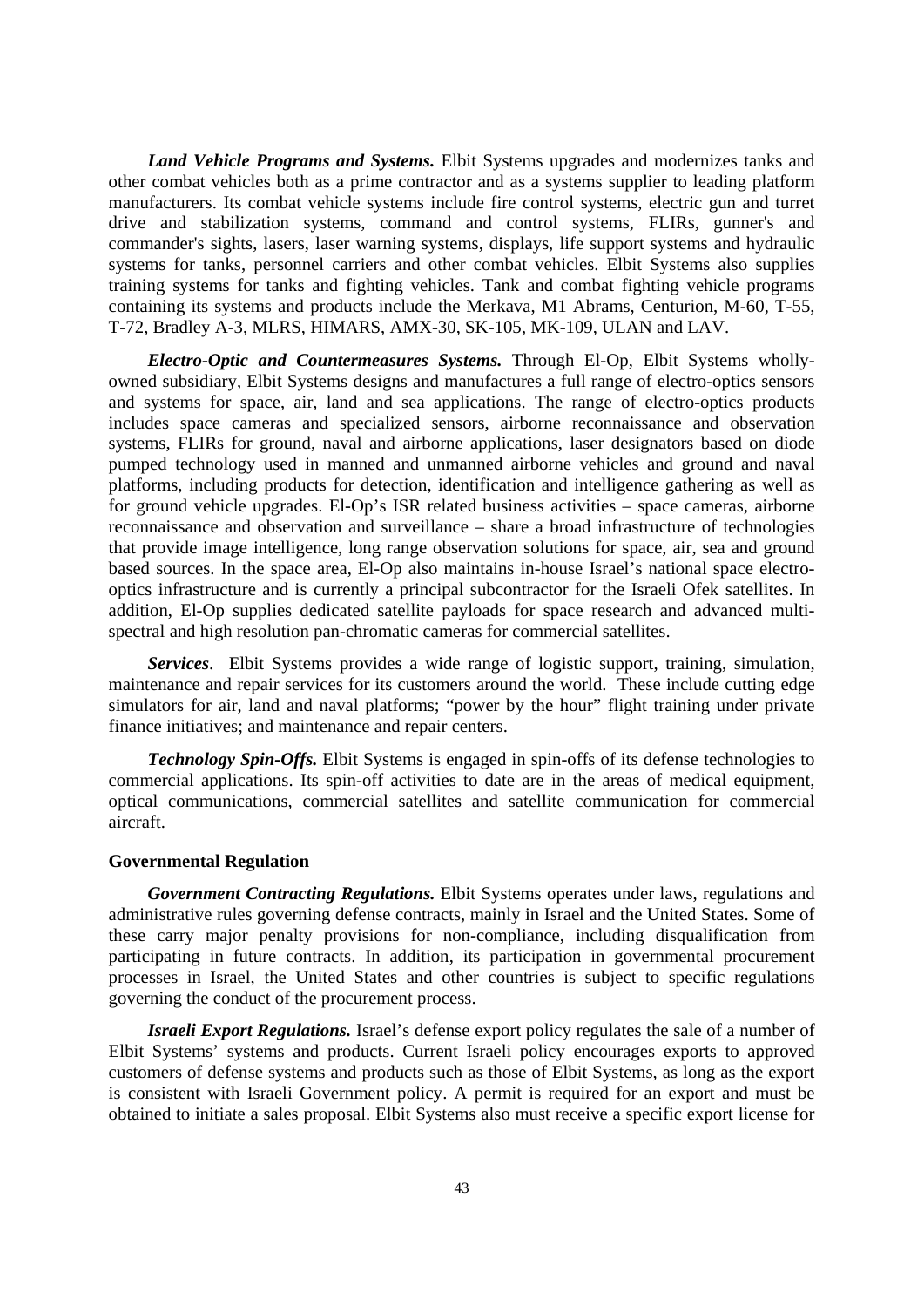***Land Vehicle Programs and Systems.*** Elbit Systems upgrades and modernizes tanks and other combat vehicles both as a prime contractor and as a systems supplier to leading platform manufacturers. Its combat vehicle systems include fire control systems, electric gun and turret drive and stabilization systems, command and control systems, FLIRs, gunner's and commander's sights, lasers, laser warning systems, displays, life support systems and hydraulic systems for tanks, personnel carriers and other combat vehicles. Elbit Systems also supplies training systems for tanks and fighting vehicles. Tank and combat fighting vehicle programs containing its systems and products include the Merkava, M1 Abrams, Centurion, M-60, T-55, T-72, Bradley A-3, MLRS, HIMARS, AMX-30, SK-105, MK-109, ULAN and LAV.

***Electro-Optic and Countermeasures Systems.*** Through El-Op, Elbit Systems wholly-owned subsidiary, Elbit Systems designs and manufactures a full range of electro-optics sensors and systems for space, air, land and sea applications. The range of electro-optics products includes space cameras and specialized sensors, airborne reconnaissance and observation systems, FLIRs for ground, naval and airborne applications, laser designators based on diode pumped technology used in manned and unmanned airborne vehicles and ground and naval platforms, including products for detection, identification and intelligence gathering as well as for ground vehicle upgrades. El-Op's ISR related business activities – space cameras, airborne reconnaissance and observation and surveillance – share a broad infrastructure of technologies that provide image intelligence, long range observation solutions for space, air, sea and ground based sources. In the space area, El-Op also maintains in-house Israel's national space electro-optics infrastructure and is currently a principal subcontractor for the Israeli Ofek satellites. In addition, El-Op supplies dedicated satellite payloads for space research and advanced multi-spectral and high resolution pan-chromatic cameras for commercial satellites.

***Services***. Elbit Systems provides a wide range of logistic support, training, simulation, maintenance and repair services for its customers around the world. These include cutting edge simulators for air, land and naval platforms; "power by the hour" flight training under private finance initiatives; and maintenance and repair centers.

***Technology Spin-Offs.*** Elbit Systems is engaged in spin-offs of its defense technologies to commercial applications. Its spin-off activities to date are in the areas of medical equipment, optical communications, commercial satellites and satellite communication for commercial aircraft.

**Governmental Regulation**

***Government Contracting Regulations.*** Elbit Systems operates under laws, regulations and administrative rules governing defense contracts, mainly in Israel and the United States. Some of these carry major penalty provisions for non-compliance, including disqualification from participating in future contracts. In addition, its participation in governmental procurement processes in Israel, the United States and other countries is subject to specific regulations governing the conduct of the procurement process.

***Israeli Export Regulations.*** Israel's defense export policy regulates the sale of a number of Elbit Systems' systems and products. Current Israeli policy encourages exports to approved customers of defense systems and products such as those of Elbit Systems, as long as the export is consistent with Israeli Government policy. A permit is required for an export and must be obtained to initiate a sales proposal. Elbit Systems also must receive a specific export license for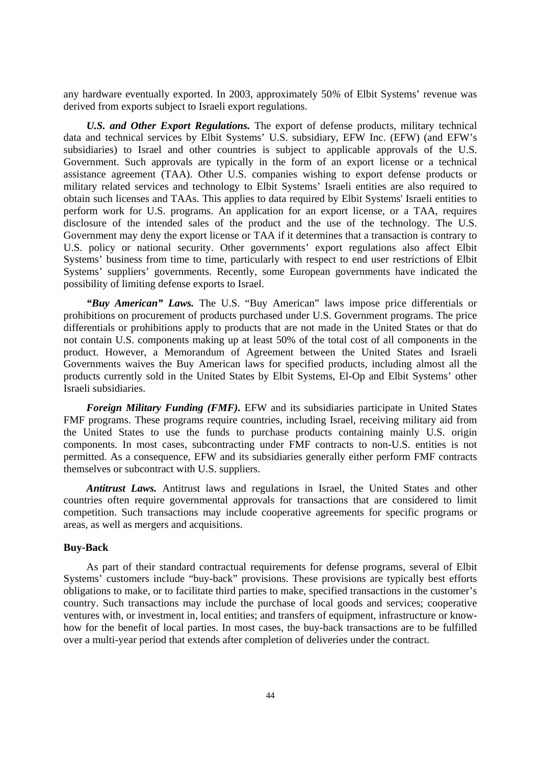any hardware eventually exported. In 2003, approximately 50*%* of Elbit Systems' revenue was derived from exports subject to Israeli export regulations.

***U.S. and Other Export Regulations.*** The export of defense products, military technical data and technical services by Elbit Systems' U.S. subsidiary, EFW Inc. (EFW) (and EFW's subsidiaries) to Israel and other countries is subject to applicable approvals of the U.S. Government. Such approvals are typically in the form of an export license or a technical assistance agreement (TAA). Other U.S. companies wishing to export defense products or military related services and technology to Elbit Systems' Israeli entities are also required to obtain such licenses and TAAs. This applies to data required by Elbit Systems' Israeli entities to perform work for U.S. programs. An application for an export license, or a TAA, requires disclosure of the intended sales of the product and the use of the technology. The U.S. Government may deny the export license or TAA if it determines that a transaction is contrary to U.S. policy or national security. Other governments' export regulations also affect Elbit Systems' business from time to time, particularly with respect to end user restrictions of Elbit Systems' suppliers' governments. Recently, some European governments have indicated the possibility of limiting defense exports to Israel.

***"Buy American" Laws.*** The U.S. "Buy American" laws impose price differentials or prohibitions on procurement of products purchased under U.S. Government programs. The price differentials or prohibitions apply to products that are not made in the United States or that do not contain U.S. components making up at least 50% of the total cost of all components in the product. However, a Memorandum of Agreement between the United States and Israeli Governments waives the Buy American laws for specified products, including almost all the products currently sold in the United States by Elbit Systems, El-Op and Elbit Systems' other Israeli subsidiaries.

***Foreign Military Funding (FMF).*** EFW and its subsidiaries participate in United States FMF programs. These programs require countries, including Israel, receiving military aid from the United States to use the funds to purchase products containing mainly U.S. origin components. In most cases, subcontracting under FMF contracts to non-U.S. entities is not permitted. As a consequence, EFW and its subsidiaries generally either perform FMF contracts themselves or subcontract with U.S. suppliers.

***Antitrust Laws.*** Antitrust laws and regulations in Israel, the United States and other countries often require governmental approvals for transactions that are considered to limit competition. Such transactions may include cooperative agreements for specific programs or areas, as well as mergers and acquisitions.

**Buy-Back**

As part of their standard contractual requirements for defense programs, several of Elbit Systems' customers include "buy-back" provisions. These provisions are typically best efforts obligations to make, or to facilitate third parties to make, specified transactions in the customer's country. Such transactions may include the purchase of local goods and services; cooperative ventures with, or investment in, local entities; and transfers of equipment, infrastructure or know-how for the benefit of local parties. In most cases, the buy-back transactions are to be fulfilled over a multi-year period that extends after completion of deliveries under the contract.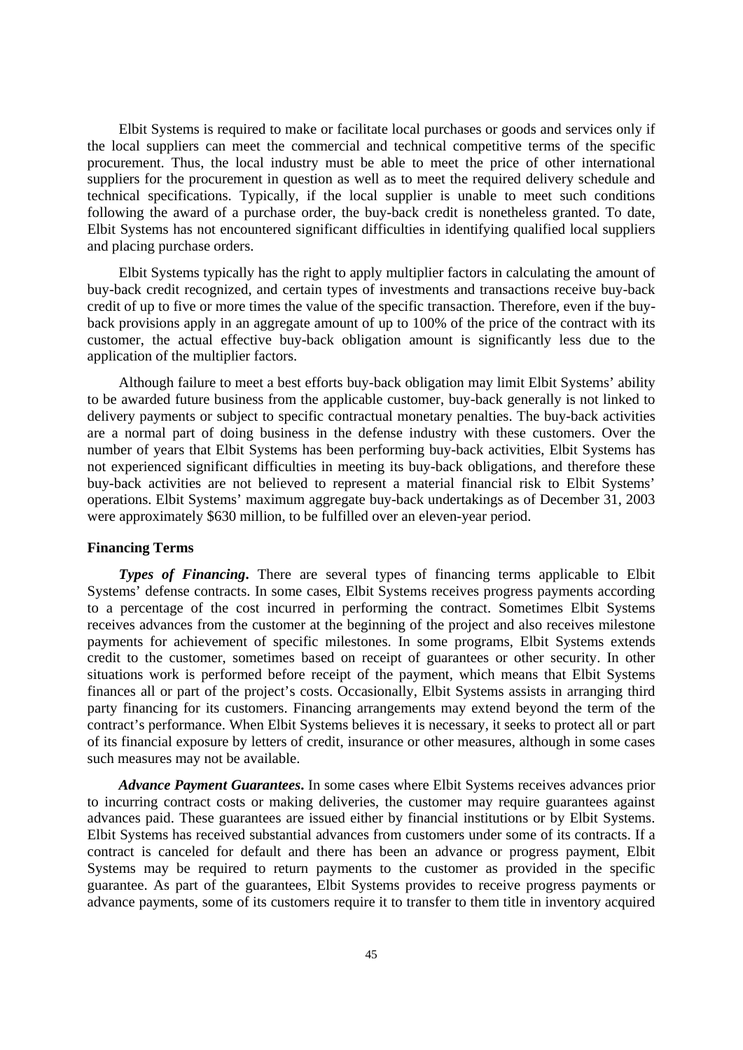Elbit Systems is required to make or facilitate local purchases or goods and services only if the local suppliers can meet the commercial and technical competitive terms of the specific procurement. Thus, the local industry must be able to meet the price of other international suppliers for the procurement in question as well as to meet the required delivery schedule and technical specifications. Typically, if the local supplier is unable to meet such conditions following the award of a purchase order, the buy-back credit is nonetheless granted. To date, Elbit Systems has not encountered significant difficulties in identifying qualified local suppliers and placing purchase orders.

Elbit Systems typically has the right to apply multiplier factors in calculating the amount of buy-back credit recognized, and certain types of investments and transactions receive buy-back credit of up to five or more times the value of the specific transaction. Therefore, even if the buy-back provisions apply in an aggregate amount of up to 100% of the price of the contract with its customer, the actual effective buy-back obligation amount is significantly less due to the application of the multiplier factors.

Although failure to meet a best efforts buy-back obligation may limit Elbit Systems' ability to be awarded future business from the applicable customer, buy-back generally is not linked to delivery payments or subject to specific contractual monetary penalties. The buy-back activities are a normal part of doing business in the defense industry with these customers. Over the number of years that Elbit Systems has been performing buy-back activities, Elbit Systems has not experienced significant difficulties in meeting its buy-back obligations, and therefore these buy-back activities are not believed to represent a material financial risk to Elbit Systems' operations. Elbit Systems' maximum aggregate buy-back undertakings as of December 31, 2003 were approximately $630 million, to be fulfilled over an eleven-year period.

**Financing Terms**

***Types of Financing*.** There are several types of financing terms applicable to Elbit Systems' defense contracts. In some cases, Elbit Systems receives progress payments according to a percentage of the cost incurred in performing the contract. Sometimes Elbit Systems receives advances from the customer at the beginning of the project and also receives milestone payments for achievement of specific milestones. In some programs, Elbit Systems extends credit to the customer, sometimes based on receipt of guarantees or other security. In other situations work is performed before receipt of the payment, which means that Elbit Systems finances all or part of the project's costs. Occasionally, Elbit Systems assists in arranging third party financing for its customers. Financing arrangements may extend beyond the term of the contract's performance. When Elbit Systems believes it is necessary, it seeks to protect all or part of its financial exposure by letters of credit, insurance or other measures, although in some cases such measures may not be available.

***Advance Payment Guarantees*.** In some cases where Elbit Systems receives advances prior to incurring contract costs or making deliveries, the customer may require guarantees against advances paid. These guarantees are issued either by financial institutions or by Elbit Systems. Elbit Systems has received substantial advances from customers under some of its contracts. If a contract is canceled for default and there has been an advance or progress payment, Elbit Systems may be required to return payments to the customer as provided in the specific guarantee. As part of the guarantees, Elbit Systems provides to receive progress payments or advance payments, some of its customers require it to transfer to them title in inventory acquired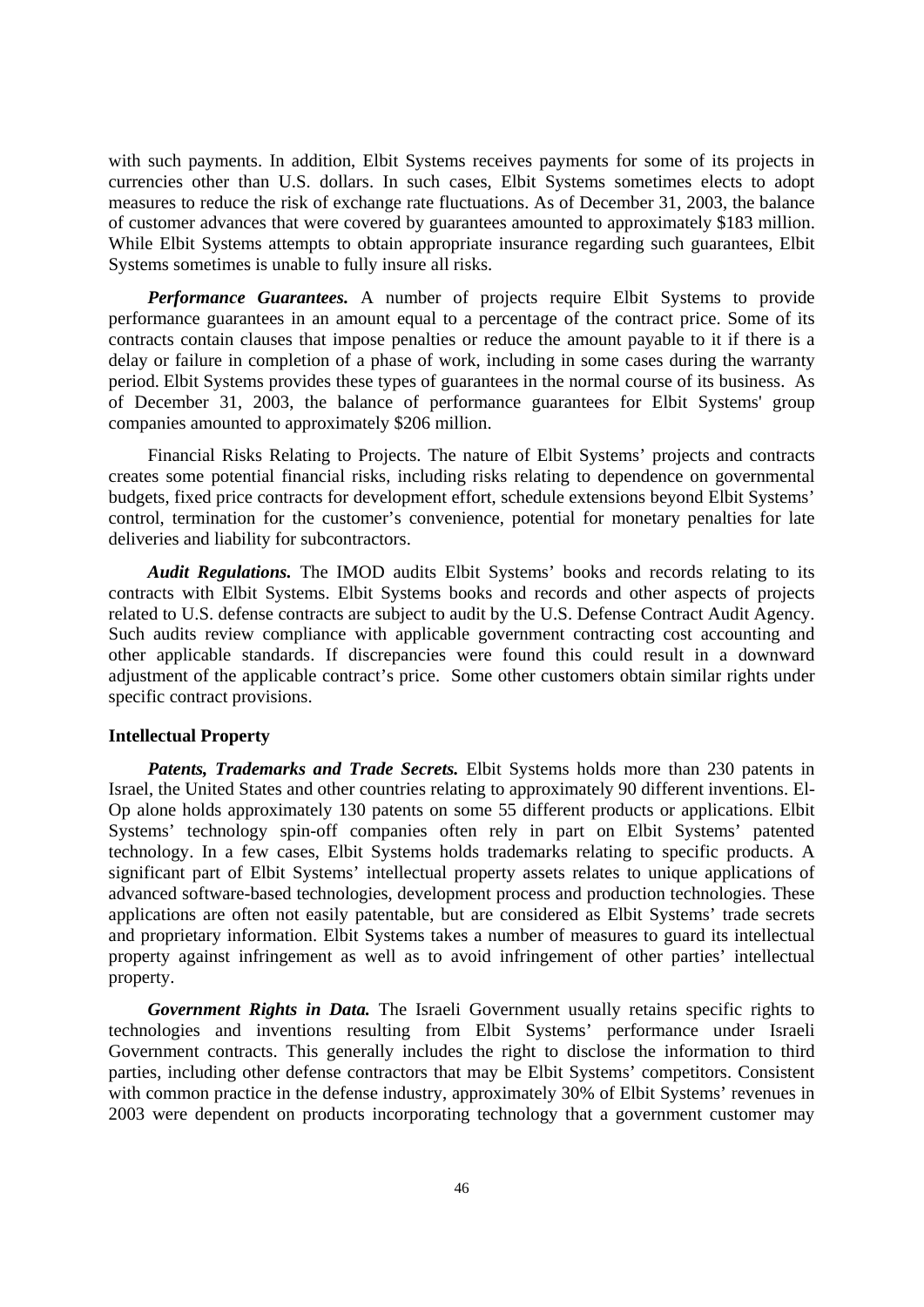with such payments. In addition, Elbit Systems receives payments for some of its projects in currencies other than U.S. dollars. In such cases, Elbit Systems sometimes elects to adopt measures to reduce the risk of exchange rate fluctuations. As of December 31, 2003, the balance of customer advances that were covered by guarantees amounted to approximately $183 million. While Elbit Systems attempts to obtain appropriate insurance regarding such guarantees, Elbit Systems sometimes is unable to fully insure all risks.

***Performance Guarantees.*** A number of projects require Elbit Systems to provide performance guarantees in an amount equal to a percentage of the contract price. Some of its contracts contain clauses that impose penalties or reduce the amount payable to it if there is a delay or failure in completion of a phase of work, including in some cases during the warranty period. Elbit Systems provides these types of guarantees in the normal course of its business. As of December 31, 2003, the balance of performance guarantees for Elbit Systems' group companies amounted to approximately $206 million.

Financial Risks Relating to Projects. The nature of Elbit Systems' projects and contracts creates some potential financial risks, including risks relating to dependence on governmental budgets, fixed price contracts for development effort, schedule extensions beyond Elbit Systems' control, termination for the customer's convenience, potential for monetary penalties for late deliveries and liability for subcontractors.

***Audit Regulations.*** The IMOD audits Elbit Systems' books and records relating to its contracts with Elbit Systems. Elbit Systems books and records and other aspects of projects related to U.S. defense contracts are subject to audit by the U.S. Defense Contract Audit Agency. Such audits review compliance with applicable government contracting cost accounting and other applicable standards. If discrepancies were found this could result in a downward adjustment of the applicable contract's price. Some other customers obtain similar rights under specific contract provisions.

**Intellectual Property**

***Patents, Trademarks and Trade Secrets.*** Elbit Systems holds more than 230 patents in Israel, the United States and other countries relating to approximately 90 different inventions. El-Op alone holds approximately 130 patents on some 55 different products or applications. Elbit Systems' technology spin-off companies often rely in part on Elbit Systems' patented technology. In a few cases, Elbit Systems holds trademarks relating to specific products. A significant part of Elbit Systems' intellectual property assets relates to unique applications of advanced software-based technologies, development process and production technologies. These applications are often not easily patentable, but are considered as Elbit Systems' trade secrets and proprietary information. Elbit Systems takes a number of measures to guard its intellectual property against infringement as well as to avoid infringement of other parties' intellectual property.

***Government Rights in Data.*** The Israeli Government usually retains specific rights to technologies and inventions resulting from Elbit Systems' performance under Israeli Government contracts. This generally includes the right to disclose the information to third parties, including other defense contractors that may be Elbit Systems' competitors. Consistent with common practice in the defense industry, approximately 30% of Elbit Systems' revenues in 2003 were dependent on products incorporating technology that a government customer may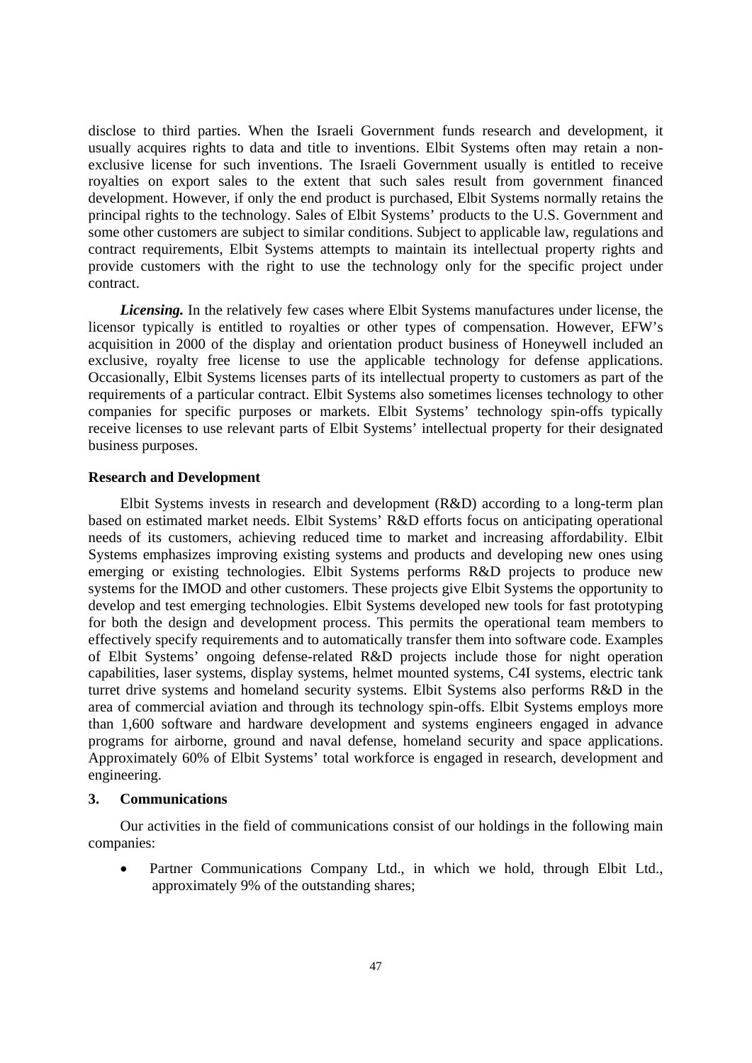disclose to third parties. When the Israeli Government funds research and development, it usually acquires rights to data and title to inventions. Elbit Systems often may retain a non-exclusive license for such inventions. The Israeli Government usually is entitled to receive royalties on export sales to the extent that such sales result from government financed development. However, if only the end product is purchased, Elbit Systems normally retains the principal rights to the technology. Sales of Elbit Systems' products to the U.S. Government and some other customers are subject to similar conditions. Subject to applicable law, regulations and contract requirements, Elbit Systems attempts to maintain its intellectual property rights and provide customers with the right to use the technology only for the specific project under contract.

***Licensing.*** In the relatively few cases where Elbit Systems manufactures under license, the licensor typically is entitled to royalties or other types of compensation. However, EFW's acquisition in 2000 of the display and orientation product business of Honeywell included an exclusive, royalty free license to use the applicable technology for defense applications. Occasionally, Elbit Systems licenses parts of its intellectual property to customers as part of the requirements of a particular contract. Elbit Systems also sometimes licenses technology to other companies for specific purposes or markets. Elbit Systems' technology spin-offs typically receive licenses to use relevant parts of Elbit Systems' intellectual property for their designated business purposes.

**Research and Development**

Elbit Systems invests in research and development (R&D) according to a long-term plan based on estimated market needs. Elbit Systems' R&D efforts focus on anticipating operational needs of its customers, achieving reduced time to market and increasing affordability. Elbit Systems emphasizes improving existing systems and products and developing new ones using emerging or existing technologies. Elbit Systems performs R&D projects to produce new systems for the IMOD and other customers. These projects give Elbit Systems the opportunity to develop and test emerging technologies. Elbit Systems developed new tools for fast prototyping for both the design and development process. This permits the operational team members to effectively specify requirements and to automatically transfer them into software code. Examples of Elbit Systems' ongoing defense-related R&D projects include those for night operation capabilities, laser systems, display systems, helmet mounted systems, C4I systems, electric tank turret drive systems and homeland security systems. Elbit Systems also performs R&D in the area of commercial aviation and through its technology spin-offs. Elbit Systems employs more than 1,600 software and hardware development and systems engineers engaged in advance programs for airborne, ground and naval defense, homeland security and space applications. Approximately 60% of Elbit Systems' total workforce is engaged in research, development and engineering.

**3. Communications**

Our activities in the field of communications consist of our holdings in the following main companies:

- Partner Communications Company Ltd., in which we hold, through Elbit Ltd., approximately 9% of the outstanding shares;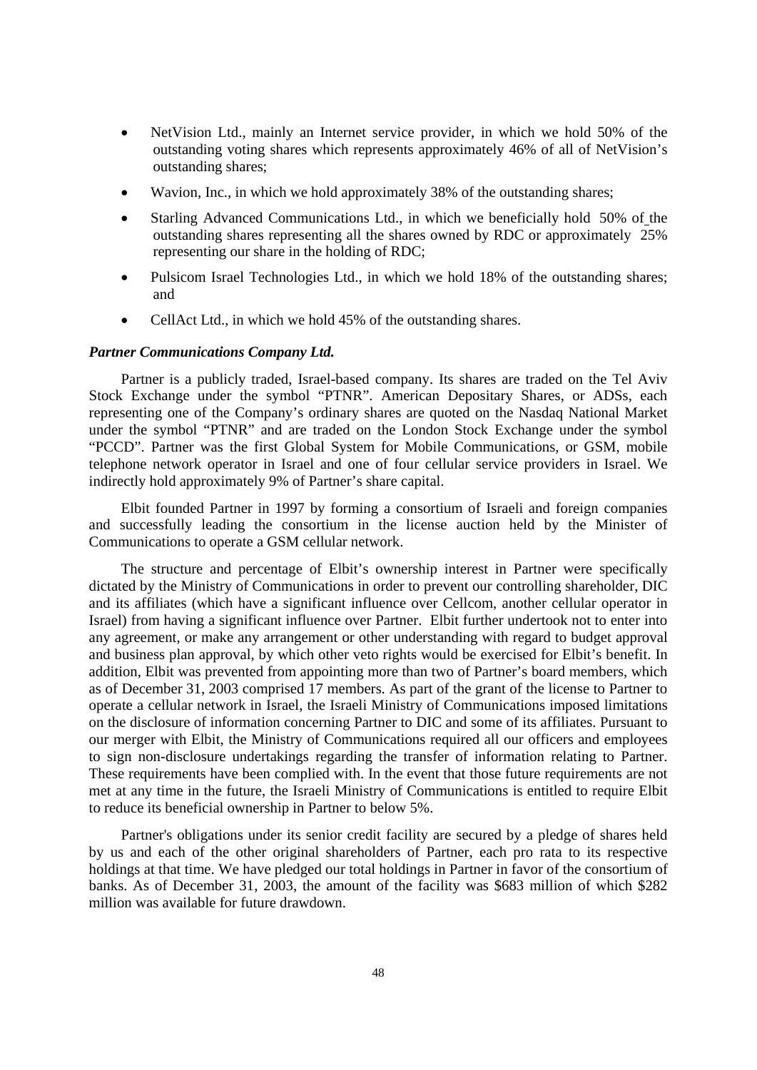- NetVision Ltd., mainly an Internet service provider, in which we hold 50% of the outstanding voting shares which represents approximately 46% of all of NetVision's outstanding shares;
- Wavion, Inc., in which we hold approximately 38% of the outstanding shares;
- Starling Advanced Communications Ltd., in which we beneficially hold 50% of the outstanding shares representing all the shares owned by RDC or approximately 25% representing our share in the holding of RDC;
- Pulsicom Israel Technologies Ltd., in which we hold 18% of the outstanding shares; and
- CellAct Ltd., in which we hold 45% of the outstanding shares.

***Partner Communications Company Ltd.***

Partner is a publicly traded, Israel-based company. Its shares are traded on the Tel Aviv Stock Exchange under the symbol "PTNR". American Depositary Shares, or ADSs, each representing one of the Company's ordinary shares are quoted on the Nasdaq National Market under the symbol "PTNR" and are traded on the London Stock Exchange under the symbol "PCCD". Partner was the first Global System for Mobile Communications, or GSM, mobile telephone network operator in Israel and one of four cellular service providers in Israel. We indirectly hold approximately 9% of Partner's share capital.

Elbit founded Partner in 1997 by forming a consortium of Israeli and foreign companies and successfully leading the consortium in the license auction held by the Minister of Communications to operate a GSM cellular network.

The structure and percentage of Elbit's ownership interest in Partner were specifically dictated by the Ministry of Communications in order to prevent our controlling shareholder, DIC and its affiliates (which have a significant influence over Cellcom, another cellular operator in Israel) from having a significant influence over Partner. Elbit further undertook not to enter into any agreement, or make any arrangement or other understanding with regard to budget approval and business plan approval, by which other veto rights would be exercised for Elbit's benefit. In addition, Elbit was prevented from appointing more than two of Partner's board members, which as of December 31, 2003 comprised 17 members. As part of the grant of the license to Partner to operate a cellular network in Israel, the Israeli Ministry of Communications imposed limitations on the disclosure of information concerning Partner to DIC and some of its affiliates. Pursuant to our merger with Elbit, the Ministry of Communications required all our officers and employees to sign non-disclosure undertakings regarding the transfer of information relating to Partner. These requirements have been complied with. In the event that those future requirements are not met at any time in the future, the Israeli Ministry of Communications is entitled to require Elbit to reduce its beneficial ownership in Partner to below 5%.

Partner's obligations under its senior credit facility are secured by a pledge of shares held by us and each of the other original shareholders of Partner, each pro rata to its respective holdings at that time. We have pledged our total holdings in Partner in favor of the consortium of banks. As of December 31, 2003, the amount of the facility was $683 million of which $282 million was available for future drawdown.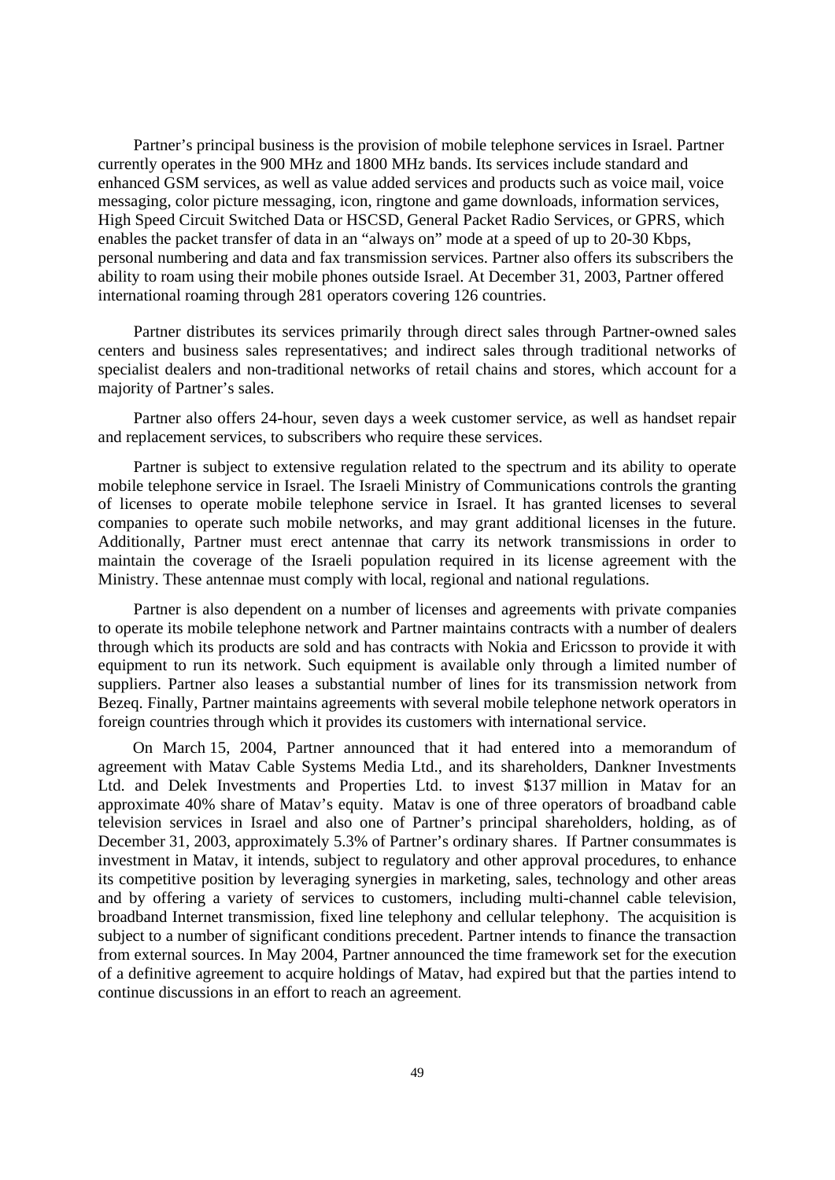Partner's principal business is the provision of mobile telephone services in Israel. Partner currently operates in the 900 MHz and 1800 MHz bands. Its services include standard and enhanced GSM services, as well as value added services and products such as voice mail, voice messaging, color picture messaging, icon, ringtone and game downloads, information services, High Speed Circuit Switched Data or HSCSD, General Packet Radio Services, or GPRS, which enables the packet transfer of data in an "always on" mode at a speed of up to 20-30 Kbps, personal numbering and data and fax transmission services. Partner also offers its subscribers the ability to roam using their mobile phones outside Israel. At December 31, 2003, Partner offered international roaming through 281 operators covering 126 countries.

Partner distributes its services primarily through direct sales through Partner-owned sales centers and business sales representatives; and indirect sales through traditional networks of specialist dealers and non-traditional networks of retail chains and stores, which account for a majority of Partner's sales.

Partner also offers 24-hour, seven days a week customer service, as well as handset repair and replacement services, to subscribers who require these services.

Partner is subject to extensive regulation related to the spectrum and its ability to operate mobile telephone service in Israel. The Israeli Ministry of Communications controls the granting of licenses to operate mobile telephone service in Israel. It has granted licenses to several companies to operate such mobile networks, and may grant additional licenses in the future. Additionally, Partner must erect antennae that carry its network transmissions in order to maintain the coverage of the Israeli population required in its license agreement with the Ministry. These antennae must comply with local, regional and national regulations.

Partner is also dependent on a number of licenses and agreements with private companies to operate its mobile telephone network and Partner maintains contracts with a number of dealers through which its products are sold and has contracts with Nokia and Ericsson to provide it with equipment to run its network. Such equipment is available only through a limited number of suppliers. Partner also leases a substantial number of lines for its transmission network from Bezeq. Finally, Partner maintains agreements with several mobile telephone network operators in foreign countries through which it provides its customers with international service.

On March 15, 2004, Partner announced that it had entered into a memorandum of agreement with Matav Cable Systems Media Ltd., and its shareholders, Dankner Investments Ltd. and Delek Investments and Properties Ltd. to invest $137 million in Matav for an approximate 40% share of Matav's equity. Matav is one of three operators of broadband cable television services in Israel and also one of Partner's principal shareholders, holding, as of December 31, 2003, approximately 5.3% of Partner's ordinary shares. If Partner consummates is investment in Matav, it intends, subject to regulatory and other approval procedures, to enhance its competitive position by leveraging synergies in marketing, sales, technology and other areas and by offering a variety of services to customers, including multi-channel cable television, broadband Internet transmission, fixed line telephony and cellular telephony. The acquisition is subject to a number of significant conditions precedent. Partner intends to finance the transaction from external sources. In May 2004, Partner announced the time framework set for the execution of a definitive agreement to acquire holdings of Matav, had expired but that the parties intend to continue discussions in an effort to reach an agreement.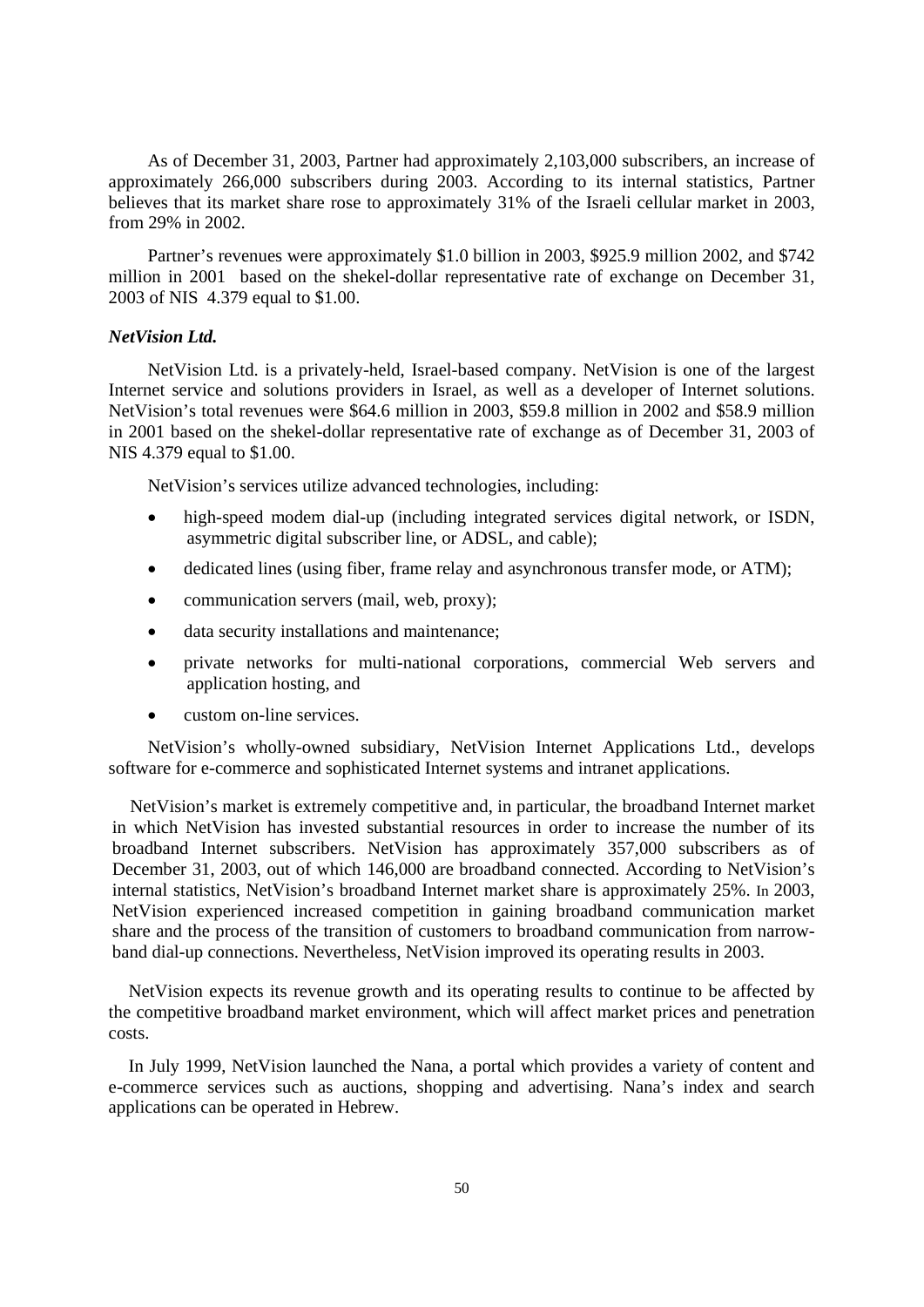As of December 31, 2003, Partner had approximately 2,103,000 subscribers, an increase of approximately 266,000 subscribers during 2003. According to its internal statistics, Partner believes that its market share rose to approximately 31% of the Israeli cellular market in 2003, from 29% in 2002.

Partner's revenues were approximately $1.0 billion in 2003, $925.9 million 2002, and $742 million in 2001 based on the shekel-dollar representative rate of exchange on December 31, 2003 of NIS 4.379 equal to $1.00.

***NetVision Ltd.***

NetVision Ltd. is a privately-held, Israel-based company. NetVision is one of the largest Internet service and solutions providers in Israel, as well as a developer of Internet solutions. NetVision's total revenues were $64.6 million in 2003, $59.8 million in 2002 and $58.9 million in 2001 based on the shekel-dollar representative rate of exchange as of December 31, 2003 of NIS 4.379 equal to $1.00.

NetVision's services utilize advanced technologies, including:

- high-speed modem dial-up (including integrated services digital network, or ISDN, asymmetric digital subscriber line, or ADSL, and cable);
- dedicated lines (using fiber, frame relay and asynchronous transfer mode, or ATM);
- communication servers (mail, web, proxy);
- data security installations and maintenance;
- private networks for multi-national corporations, commercial Web servers and application hosting, and
- custom on-line services.

NetVision's wholly-owned subsidiary, NetVision Internet Applications Ltd., develops software for e-commerce and sophisticated Internet systems and intranet applications.

NetVision's market is extremely competitive and, in particular, the broadband Internet market in which NetVision has invested substantial resources in order to increase the number of its broadband Internet subscribers. NetVision has approximately 357,000 subscribers as of December 31, 2003, out of which 146,000 are broadband connected. According to NetVision's internal statistics, NetVision's broadband Internet market share is approximately 25%. In 2003, NetVision experienced increased competition in gaining broadband communication market share and the process of the transition of customers to broadband communication from narrow-band dial-up connections. Nevertheless, NetVision improved its operating results in 2003.

NetVision expects its revenue growth and its operating results to continue to be affected by the competitive broadband market environment, which will affect market prices and penetration costs.

In July 1999, NetVision launched the Nana, a portal which provides a variety of content and e-commerce services such as auctions, shopping and advertising. Nana's index and search applications can be operated in Hebrew.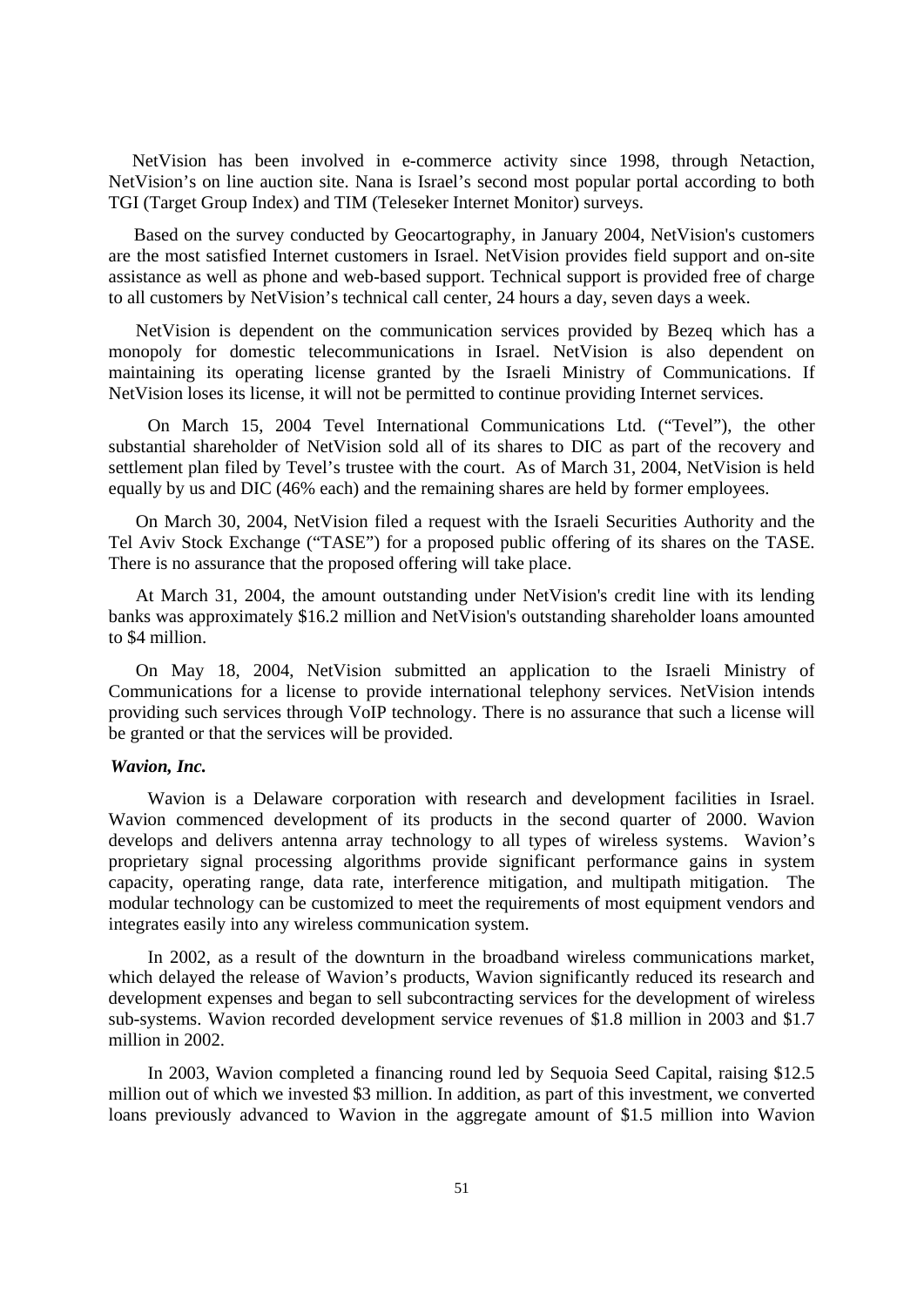NetVision has been involved in e-commerce activity since 1998, through Netaction, NetVision's on line auction site. Nana is Israel's second most popular portal according to both TGI (Target Group Index) and TIM (Teleseker Internet Monitor) surveys.

Based on the survey conducted by Geocartography, in January 2004, NetVision's customers are the most satisfied Internet customers in Israel. NetVision provides field support and on-site assistance as well as phone and web-based support. Technical support is provided free of charge to all customers by NetVision's technical call center, 24 hours a day, seven days a week.

NetVision is dependent on the communication services provided by Bezeq which has a monopoly for domestic telecommunications in Israel. NetVision is also dependent on maintaining its operating license granted by the Israeli Ministry of Communications. If NetVision loses its license, it will not be permitted to continue providing Internet services.

On March 15, 2004 Tevel International Communications Ltd. ("Tevel"), the other substantial shareholder of NetVision sold all of its shares to DIC as part of the recovery and settlement plan filed by Tevel's trustee with the court. As of March 31, 2004, NetVision is held equally by us and DIC (46% each) and the remaining shares are held by former employees.

On March 30, 2004, NetVision filed a request with the Israeli Securities Authority and the Tel Aviv Stock Exchange ("TASE") for a proposed public offering of its shares on the TASE. There is no assurance that the proposed offering will take place.

At March 31, 2004, the amount outstanding under NetVision's credit line with its lending banks was approximately $16.2 million and NetVision's outstanding shareholder loans amounted to $4 million.

On May 18, 2004, NetVision submitted an application to the Israeli Ministry of Communications for a license to provide international telephony services. NetVision intends providing such services through VoIP technology. There is no assurance that such a license will be granted or that the services will be provided.

***Wavion, Inc.***

Wavion is a Delaware corporation with research and development facilities in Israel. Wavion commenced development of its products in the second quarter of 2000. Wavion develops and delivers antenna array technology to all types of wireless systems. Wavion's proprietary signal processing algorithms provide significant performance gains in system capacity, operating range, data rate, interference mitigation, and multipath mitigation. The modular technology can be customized to meet the requirements of most equipment vendors and integrates easily into any wireless communication system.

In 2002, as a result of the downturn in the broadband wireless communications market, which delayed the release of Wavion's products, Wavion significantly reduced its research and development expenses and began to sell subcontracting services for the development of wireless sub-systems. Wavion recorded development service revenues of $1.8 million in 2003 and $1.7 million in 2002.

In 2003, Wavion completed a financing round led by Sequoia Seed Capital, raising $12.5 million out of which we invested $3 million. In addition, as part of this investment, we converted loans previously advanced to Wavion in the aggregate amount of $1.5 million into Wavion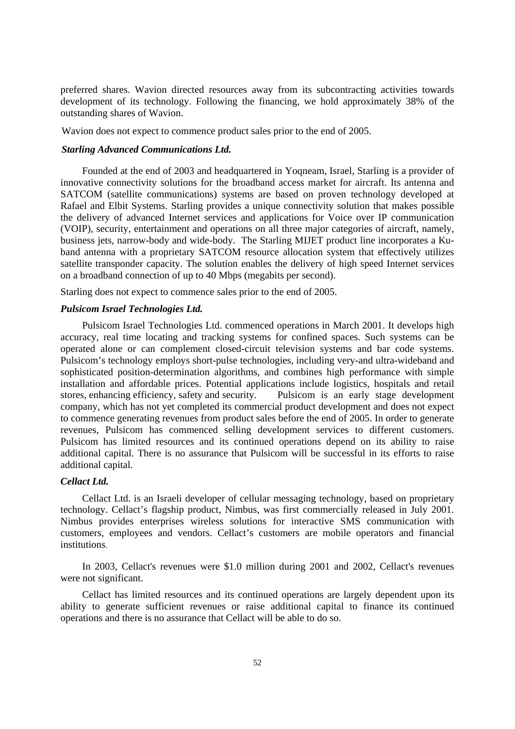preferred shares. Wavion directed resources away from its subcontracting activities towards development of its technology. Following the financing, we hold approximately 38% of the outstanding shares of Wavion.

Wavion does not expect to commence product sales prior to the end of 2005.

### *Starling Advanced Communications Ltd.*

Founded at the end of 2003 and headquartered in Yoqneam, Israel, Starling is a provider of innovative connectivity solutions for the broadband access market for aircraft. Its antenna and SATCOM (satellite communications) systems are based on proven technology developed at Rafael and Elbit Systems. Starling provides a unique connectivity solution that makes possible the delivery of advanced Internet services and applications for Voice over IP communication (VOIP), security, entertainment and operations on all three major categories of aircraft, namely, business jets, narrow-body and wide-body. The Starling MIJET product line incorporates a Ku-band antenna with a proprietary SATCOM resource allocation system that effectively utilizes satellite transponder capacity. The solution enables the delivery of high speed Internet services on a broadband connection of up to 40 Mbps (megabits per second).

Starling does not expect to commence sales prior to the end of 2005.

### *Pulsicom Israel Technologies Ltd.*

Pulsicom Israel Technologies Ltd. commenced operations in March 2001. It develops high accuracy, real time locating and tracking systems for confined spaces. Such systems can be operated alone or can complement closed-circuit television systems and bar code systems. Pulsicom's technology employs short-pulse technologies, including very-and ultra-wideband and sophisticated position-determination algorithms, and combines high performance with simple installation and affordable prices. Potential applications include logistics, hospitals and retail stores, enhancing efficiency, safety and security. Pulsicom is an early stage development company, which has not yet completed its commercial product development and does not expect to commence generating revenues from product sales before the end of 2005. In order to generate revenues, Pulsicom has commenced selling development services to different customers. Pulsicom has limited resources and its continued operations depend on its ability to raise additional capital. There is no assurance that Pulsicom will be successful in its efforts to raise additional capital.

### *Cellact Ltd.*

Cellact Ltd. is an Israeli developer of cellular messaging technology, based on proprietary technology. Cellact's flagship product, Nimbus, was first commercially released in July 2001. Nimbus provides enterprises wireless solutions for interactive SMS communication with customers, employees and vendors. Cellact's customers are mobile operators and financial institutions.

In 2003, Cellact's revenues were $1.0 million during 2001 and 2002, Cellact's revenues were not significant.

Cellact has limited resources and its continued operations are largely dependent upon its ability to generate sufficient revenues or raise additional capital to finance its continued operations and there is no assurance that Cellact will be able to do so.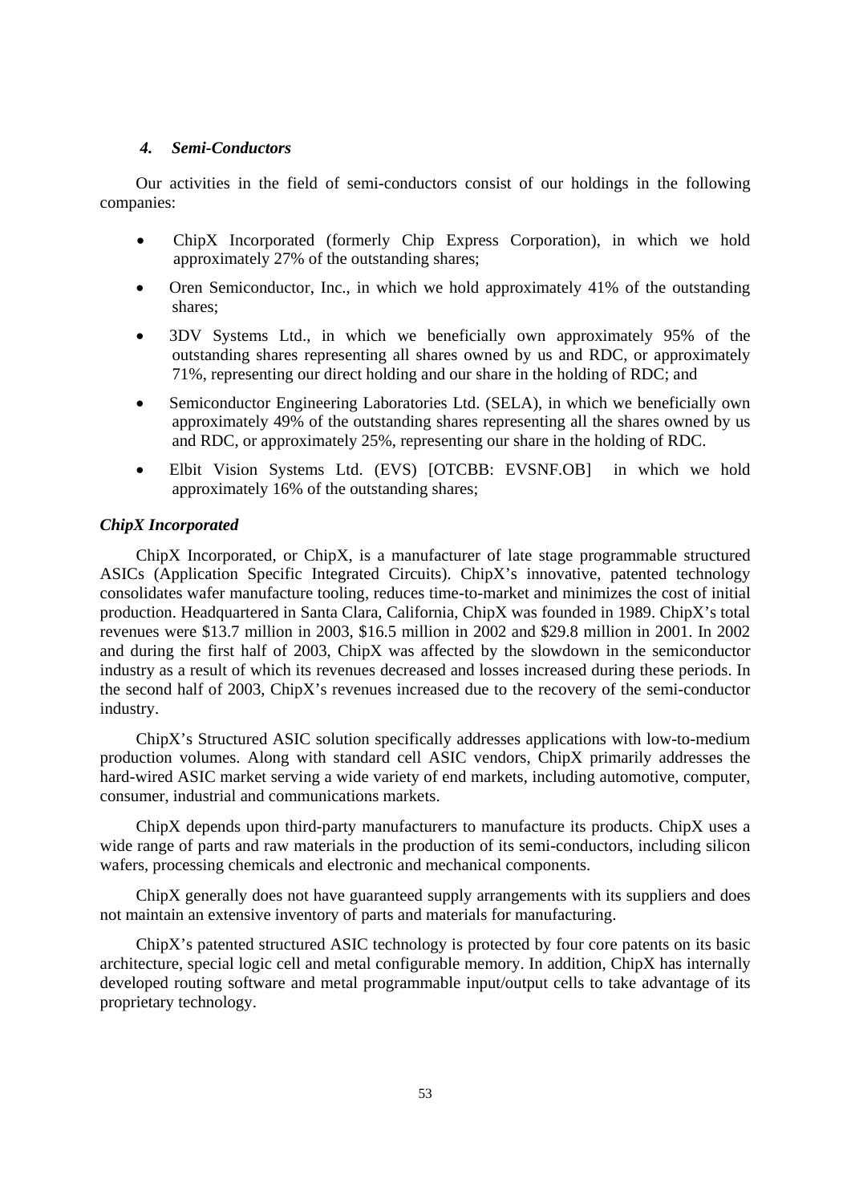### *4. Semi-Conductors*

Our activities in the field of semi-conductors consist of our holdings in the following companies:

- ChipX Incorporated (formerly Chip Express Corporation), in which we hold approximately 27% of the outstanding shares;
- Oren Semiconductor, Inc., in which we hold approximately 41% of the outstanding shares;
- 3DV Systems Ltd., in which we beneficially own approximately 95% of the outstanding shares representing all shares owned by us and RDC, or approximately 71%, representing our direct holding and our share in the holding of RDC; and
- Semiconductor Engineering Laboratories Ltd. (SELA), in which we beneficially own approximately 49% of the outstanding shares representing all the shares owned by us and RDC, or approximately 25%, representing our share in the holding of RDC.
- Elbit Vision Systems Ltd. (EVS) [OTCBB: EVSNF.OB] in which we hold approximately 16% of the outstanding shares;

***ChipX Incorporated***

ChipX Incorporated, or ChipX, is a manufacturer of late stage programmable structured ASICs (Application Specific Integrated Circuits). ChipX's innovative, patented technology consolidates wafer manufacture tooling, reduces time-to-market and minimizes the cost of initial production. Headquartered in Santa Clara, California, ChipX was founded in 1989. ChipX's total revenues were $13.7 million in 2003, $16.5 million in 2002 and $29.8 million in 2001. In 2002 and during the first half of 2003, ChipX was affected by the slowdown in the semiconductor industry as a result of which its revenues decreased and losses increased during these periods. In the second half of 2003, ChipX's revenues increased due to the recovery of the semi-conductor industry.

ChipX's Structured ASIC solution specifically addresses applications with low-to-medium production volumes. Along with standard cell ASIC vendors, ChipX primarily addresses the hard-wired ASIC market serving a wide variety of end markets, including automotive, computer, consumer, industrial and communications markets.

ChipX depends upon third-party manufacturers to manufacture its products. ChipX uses a wide range of parts and raw materials in the production of its semi-conductors, including silicon wafers, processing chemicals and electronic and mechanical components.

ChipX generally does not have guaranteed supply arrangements with its suppliers and does not maintain an extensive inventory of parts and materials for manufacturing.

ChipX's patented structured ASIC technology is protected by four core patents on its basic architecture, special logic cell and metal configurable memory. In addition, ChipX has internally developed routing software and metal programmable input/output cells to take advantage of its proprietary technology.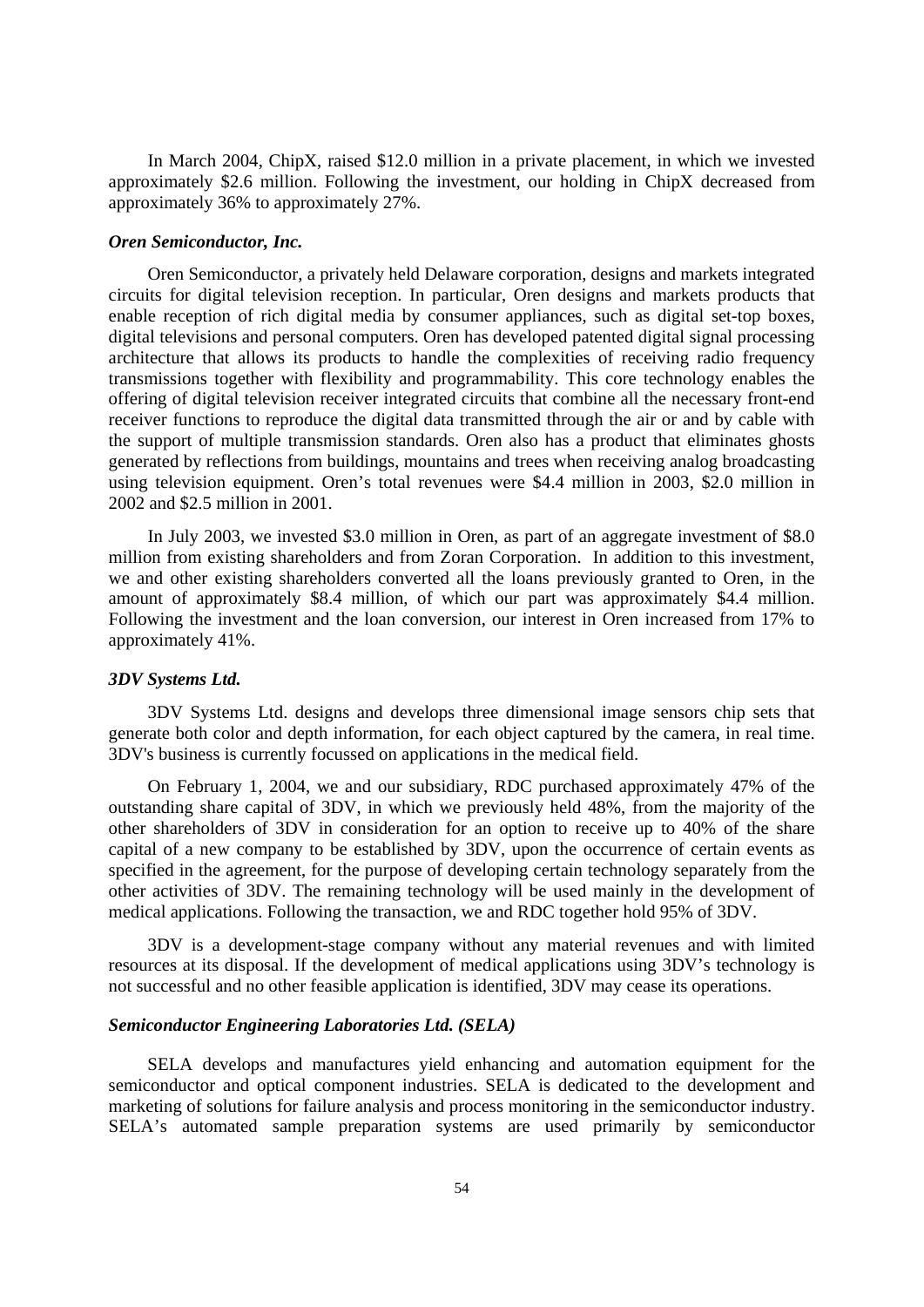In March 2004, ChipX, raised $12.0 million in a private placement, in which we invested approximately $2.6 million. Following the investment, our holding in ChipX decreased from approximately 36% to approximately 27%.

***Oren Semiconductor, Inc.***

Oren Semiconductor, a privately held Delaware corporation, designs and markets integrated circuits for digital television reception. In particular, Oren designs and markets products that enable reception of rich digital media by consumer appliances, such as digital set-top boxes, digital televisions and personal computers. Oren has developed patented digital signal processing architecture that allows its products to handle the complexities of receiving radio frequency transmissions together with flexibility and programmability. This core technology enables the offering of digital television receiver integrated circuits that combine all the necessary front-end receiver functions to reproduce the digital data transmitted through the air or and by cable with the support of multiple transmission standards. Oren also has a product that eliminates ghosts generated by reflections from buildings, mountains and trees when receiving analog broadcasting using television equipment. Oren's total revenues were $4.4 million in 2003, $2.0 million in 2002 and $2.5 million in 2001.

In July 2003, we invested $3.0 million in Oren, as part of an aggregate investment of $8.0 million from existing shareholders and from Zoran Corporation. In addition to this investment, we and other existing shareholders converted all the loans previously granted to Oren, in the amount of approximately $8.4 million, of which our part was approximately $4.4 million. Following the investment and the loan conversion, our interest in Oren increased from 17% to approximately 41%.

***3DV Systems Ltd.***

3DV Systems Ltd. designs and develops three dimensional image sensors chip sets that generate both color and depth information, for each object captured by the camera, in real time. 3DV's business is currently focussed on applications in the medical field.

On February 1, 2004, we and our subsidiary, RDC purchased approximately 47% of the outstanding share capital of 3DV, in which we previously held 48%, from the majority of the other shareholders of 3DV in consideration for an option to receive up to 40% of the share capital of a new company to be established by 3DV, upon the occurrence of certain events as specified in the agreement, for the purpose of developing certain technology separately from the other activities of 3DV. The remaining technology will be used mainly in the development of medical applications. Following the transaction, we and RDC together hold 95% of 3DV.

3DV is a development-stage company without any material revenues and with limited resources at its disposal. If the development of medical applications using 3DV's technology is not successful and no other feasible application is identified, 3DV may cease its operations.

***Semiconductor Engineering Laboratories Ltd. (SELA)***

SELA develops and manufactures yield enhancing and automation equipment for the semiconductor and optical component industries. SELA is dedicated to the development and marketing of solutions for failure analysis and process monitoring in the semiconductor industry. SELA's automated sample preparation systems are used primarily by semiconductor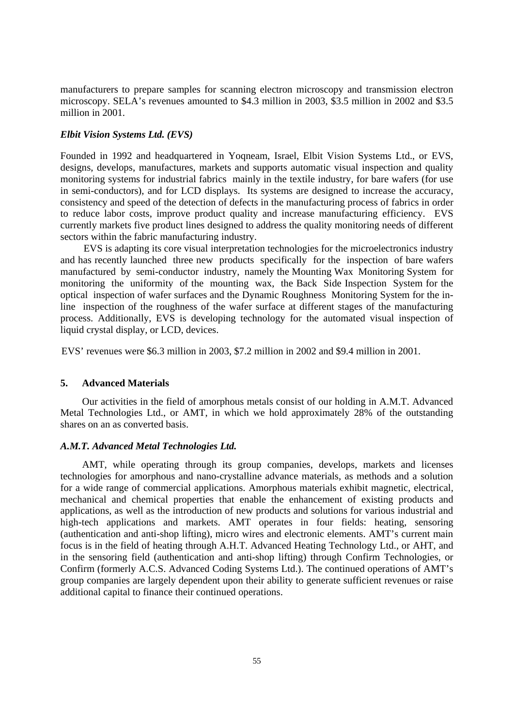manufacturers to prepare samples for scanning electron microscopy and transmission electron microscopy. SELA's revenues amounted to \$4.3 million in 2003, \$3.5 million in 2002 and \$3.5 million in 2001.

### *Elbit Vision Systems Ltd. (EVS)*

Founded in 1992 and headquartered in Yoqneam, Israel, Elbit Vision Systems Ltd., or EVS, designs, develops, manufactures, markets and supports automatic visual inspection and quality monitoring systems for industrial fabrics mainly in the textile industry, for bare wafers (for use in semi-conductors), and for LCD displays. Its systems are designed to increase the accuracy, consistency and speed of the detection of defects in the manufacturing process of fabrics in order to reduce labor costs, improve product quality and increase manufacturing efficiency. EVS currently markets five product lines designed to address the quality monitoring needs of different sectors within the fabric manufacturing industry.

EVS is adapting its core visual interpretation technologies for the microelectronics industry and has recently launched three new products specifically for the inspection of bare wafers manufactured by semi-conductor industry, namely the Mounting Wax Monitoring System for monitoring the uniformity of the mounting wax, the Back Side Inspection System for the optical inspection of wafer surfaces and the Dynamic Roughness Monitoring System for the in-line inspection of the roughness of the wafer surface at different stages of the manufacturing process. Additionally, EVS is developing technology for the automated visual inspection of liquid crystal display, or LCD, devices.

EVS' revenues were \$6.3 million in 2003, \$7.2 million in 2002 and \$9.4 million in 2001.

## 5. Advanced Materials

Our activities in the field of amorphous metals consist of our holding in A.M.T. Advanced Metal Technologies Ltd., or AMT, in which we hold approximately 28% of the outstanding shares on an as converted basis.

### *A.M.T. Advanced Metal Technologies Ltd.*

AMT, while operating through its group companies, develops, markets and licenses technologies for amorphous and nano-crystalline advance materials, as methods and a solution for a wide range of commercial applications. Amorphous materials exhibit magnetic, electrical, mechanical and chemical properties that enable the enhancement of existing products and applications, as well as the introduction of new products and solutions for various industrial and high-tech applications and markets. AMT operates in four fields: heating, sensoring (authentication and anti-shop lifting), micro wires and electronic elements. AMT's current main focus is in the field of heating through A.H.T. Advanced Heating Technology Ltd., or AHT, and in the sensoring field (authentication and anti-shop lifting) through Confirm Technologies, or Confirm (formerly A.C.S. Advanced Coding Systems Ltd.). The continued operations of AMT's group companies are largely dependent upon their ability to generate sufficient revenues or raise additional capital to finance their continued operations.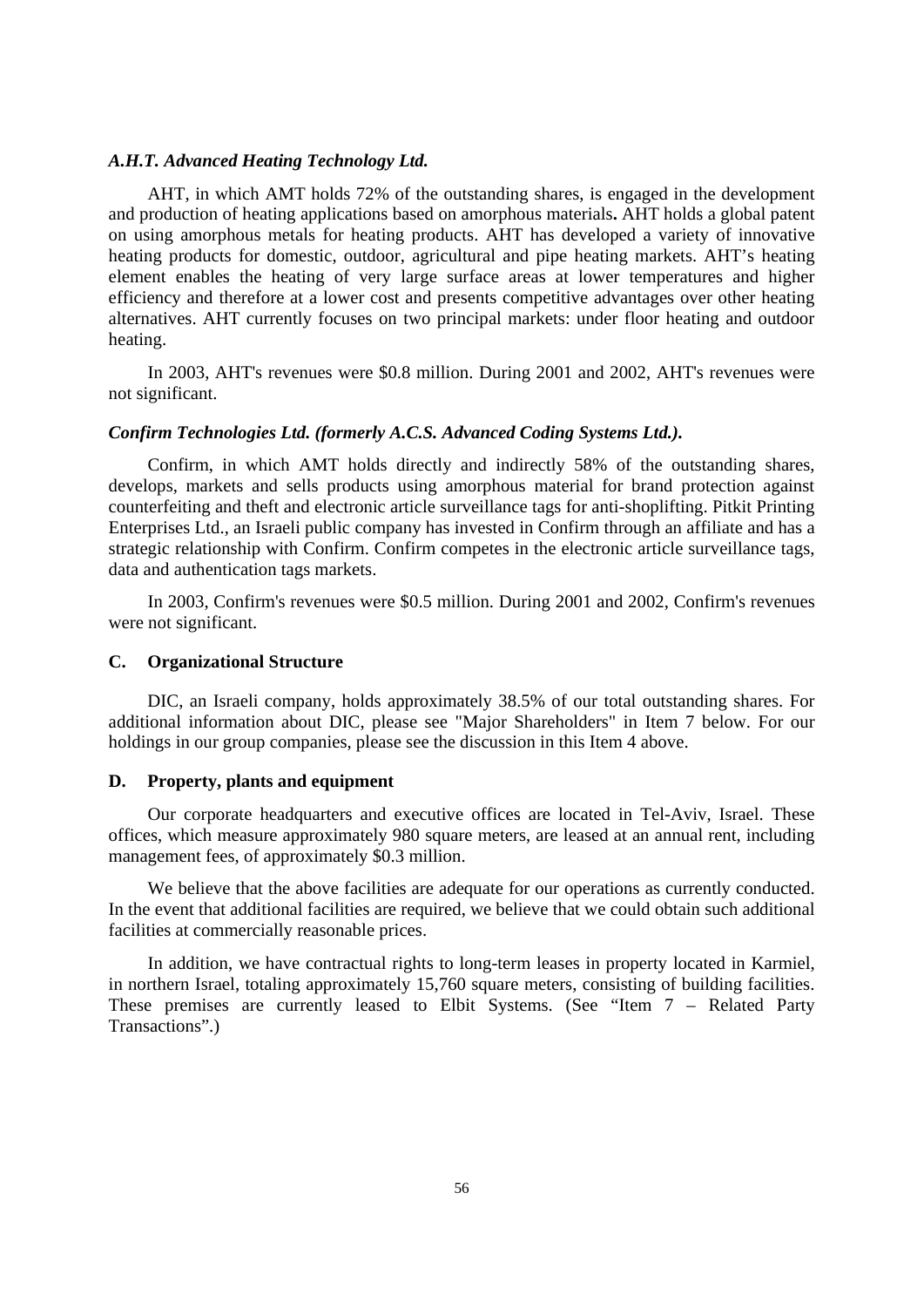***A.H.T. Advanced Heating Technology Ltd.***

AHT, in which AMT holds 72% of the outstanding shares, is engaged in the development and production of heating applications based on amorphous materials**.** AHT holds a global patent on using amorphous metals for heating products. AHT has developed a variety of innovative heating products for domestic, outdoor, agricultural and pipe heating markets. AHT's heating element enables the heating of very large surface areas at lower temperatures and higher efficiency and therefore at a lower cost and presents competitive advantages over other heating alternatives. AHT currently focuses on two principal markets: under floor heating and outdoor heating.

In 2003, AHT's revenues were \$0.8 million. During 2001 and 2002, AHT's revenues were not significant.

***Confirm Technologies Ltd. (formerly A.C.S. Advanced Coding Systems Ltd.).***

Confirm, in which AMT holds directly and indirectly 58% of the outstanding shares, develops, markets and sells products using amorphous material for brand protection against counterfeiting and theft and electronic article surveillance tags for anti-shoplifting. Pitkit Printing Enterprises Ltd., an Israeli public company has invested in Confirm through an affiliate and has a strategic relationship with Confirm. Confirm competes in the electronic article surveillance tags, data and authentication tags markets.

In 2003, Confirm's revenues were \$0.5 million. During 2001 and 2002, Confirm's revenues were not significant.

## C. Organizational Structure

DIC, an Israeli company, holds approximately 38.5% of our total outstanding shares. For additional information about DIC, please see "Major Shareholders" in Item 7 below. For our holdings in our group companies, please see the discussion in this Item 4 above.

## D. Property, plants and equipment

Our corporate headquarters and executive offices are located in Tel-Aviv, Israel. These offices, which measure approximately 980 square meters, are leased at an annual rent, including management fees, of approximately \$0.3 million.

We believe that the above facilities are adequate for our operations as currently conducted. In the event that additional facilities are required, we believe that we could obtain such additional facilities at commercially reasonable prices.

In addition, we have contractual rights to long-term leases in property located in Karmiel, in northern Israel, totaling approximately 15,760 square meters, consisting of building facilities. These premises are currently leased to Elbit Systems. (See "Item 7 – Related Party Transactions".)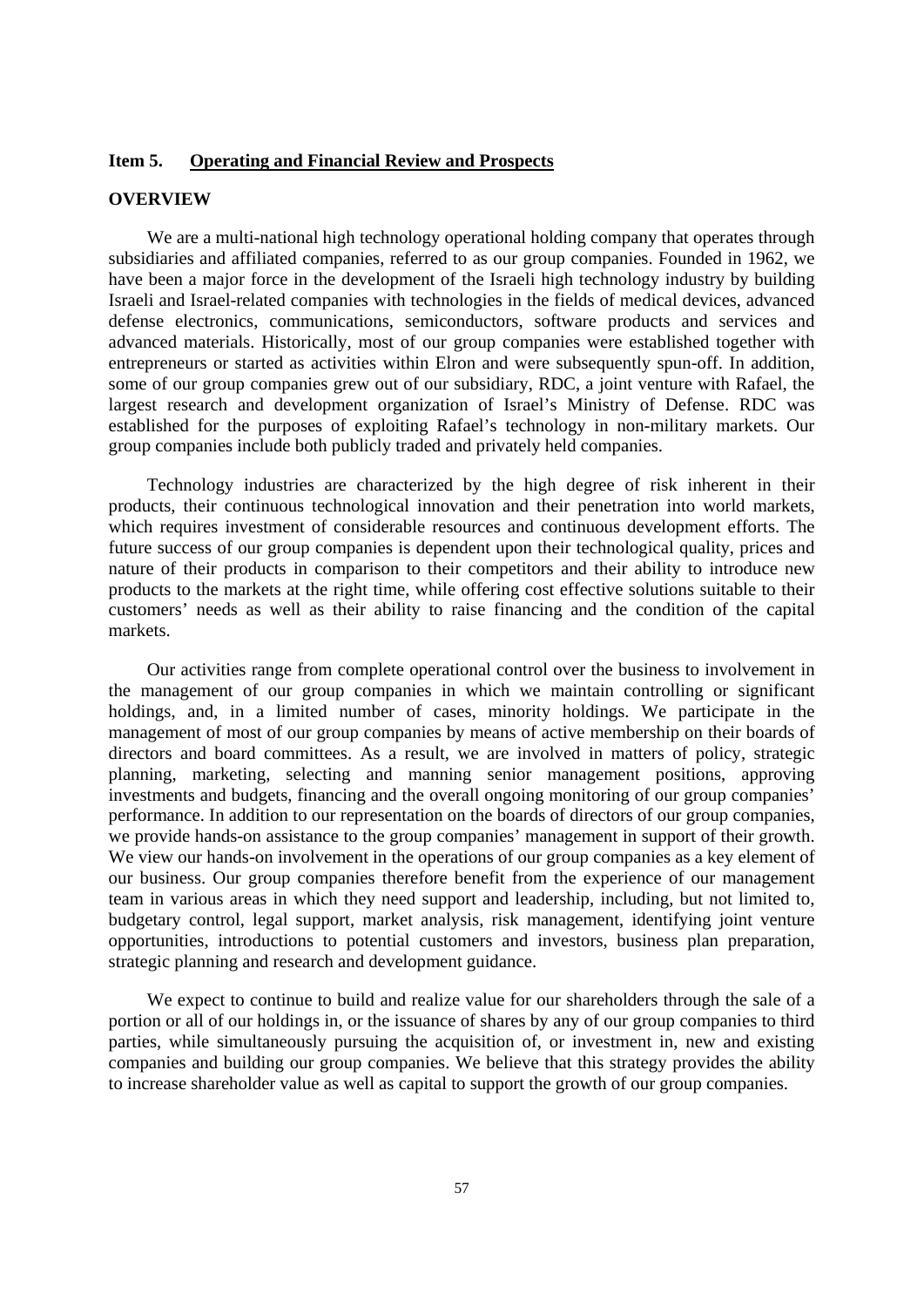## Item 5. Operating and Financial Review and Prospects

### OVERVIEW

We are a multi-national high technology operational holding company that operates through subsidiaries and affiliated companies, referred to as our group companies. Founded in 1962, we have been a major force in the development of the Israeli high technology industry by building Israeli and Israel-related companies with technologies in the fields of medical devices, advanced defense electronics, communications, semiconductors, software products and services and advanced materials. Historically, most of our group companies were established together with entrepreneurs or started as activities within Elron and were subsequently spun-off. In addition, some of our group companies grew out of our subsidiary, RDC, a joint venture with Rafael, the largest research and development organization of Israel's Ministry of Defense. RDC was established for the purposes of exploiting Rafael's technology in non-military markets. Our group companies include both publicly traded and privately held companies.

Technology industries are characterized by the high degree of risk inherent in their products, their continuous technological innovation and their penetration into world markets, which requires investment of considerable resources and continuous development efforts. The future success of our group companies is dependent upon their technological quality, prices and nature of their products in comparison to their competitors and their ability to introduce new products to the markets at the right time, while offering cost effective solutions suitable to their customers' needs as well as their ability to raise financing and the condition of the capital markets.

Our activities range from complete operational control over the business to involvement in the management of our group companies in which we maintain controlling or significant holdings, and, in a limited number of cases, minority holdings. We participate in the management of most of our group companies by means of active membership on their boards of directors and board committees. As a result, we are involved in matters of policy, strategic planning, marketing, selecting and manning senior management positions, approving investments and budgets, financing and the overall ongoing monitoring of our group companies' performance. In addition to our representation on the boards of directors of our group companies, we provide hands-on assistance to the group companies' management in support of their growth. We view our hands-on involvement in the operations of our group companies as a key element of our business. Our group companies therefore benefit from the experience of our management team in various areas in which they need support and leadership, including, but not limited to, budgetary control, legal support, market analysis, risk management, identifying joint venture opportunities, introductions to potential customers and investors, business plan preparation, strategic planning and research and development guidance.

We expect to continue to build and realize value for our shareholders through the sale of a portion or all of our holdings in, or the issuance of shares by any of our group companies to third parties, while simultaneously pursuing the acquisition of, or investment in, new and existing companies and building our group companies. We believe that this strategy provides the ability to increase shareholder value as well as capital to support the growth of our group companies.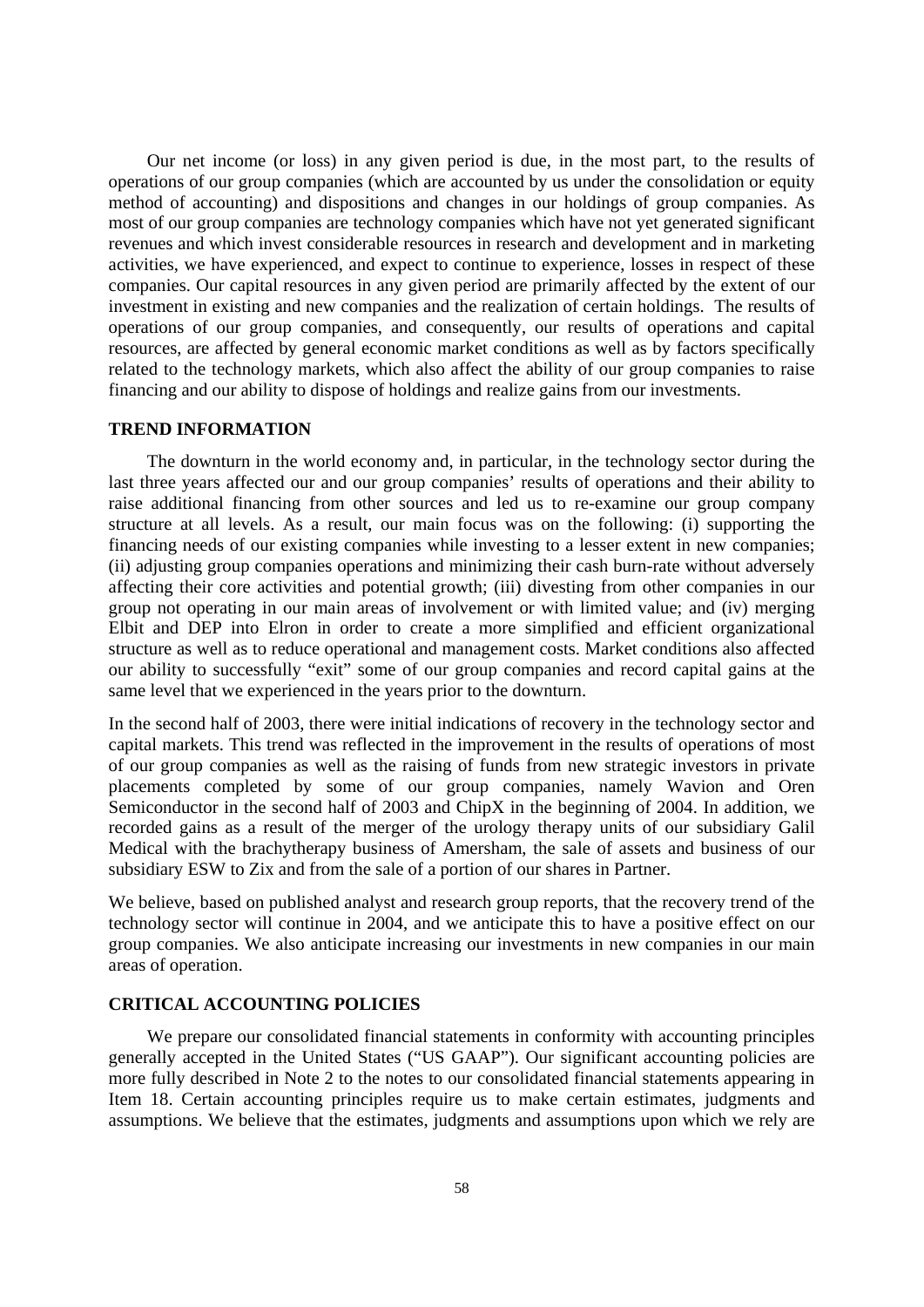Our net income (or loss) in any given period is due, in the most part, to the results of operations of our group companies (which are accounted by us under the consolidation or equity method of accounting) and dispositions and changes in our holdings of group companies. As most of our group companies are technology companies which have not yet generated significant revenues and which invest considerable resources in research and development and in marketing activities, we have experienced, and expect to continue to experience, losses in respect of these companies. Our capital resources in any given period are primarily affected by the extent of our investment in existing and new companies and the realization of certain holdings. The results of operations of our group companies, and consequently, our results of operations and capital resources, are affected by general economic market conditions as well as by factors specifically related to the technology markets, which also affect the ability of our group companies to raise financing and our ability to dispose of holdings and realize gains from our investments.

## TREND INFORMATION

The downturn in the world economy and, in particular, in the technology sector during the last three years affected our and our group companies' results of operations and their ability to raise additional financing from other sources and led us to re-examine our group company structure at all levels. As a result, our main focus was on the following: (i) supporting the financing needs of our existing companies while investing to a lesser extent in new companies; (ii) adjusting group companies operations and minimizing their cash burn-rate without adversely affecting their core activities and potential growth; (iii) divesting from other companies in our group not operating in our main areas of involvement or with limited value; and (iv) merging Elbit and DEP into Elron in order to create a more simplified and efficient organizational structure as well as to reduce operational and management costs. Market conditions also affected our ability to successfully "exit" some of our group companies and record capital gains at the same level that we experienced in the years prior to the downturn.

In the second half of 2003, there were initial indications of recovery in the technology sector and capital markets. This trend was reflected in the improvement in the results of operations of most of our group companies as well as the raising of funds from new strategic investors in private placements completed by some of our group companies, namely Wavion and Oren Semiconductor in the second half of 2003 and ChipX in the beginning of 2004. In addition, we recorded gains as a result of the merger of the urology therapy units of our subsidiary Galil Medical with the brachytherapy business of Amersham, the sale of assets and business of our subsidiary ESW to Zix and from the sale of a portion of our shares in Partner.

We believe, based on published analyst and research group reports, that the recovery trend of the technology sector will continue in 2004, and we anticipate this to have a positive effect on our group companies. We also anticipate increasing our investments in new companies in our main areas of operation.

## CRITICAL ACCOUNTING POLICIES

We prepare our consolidated financial statements in conformity with accounting principles generally accepted in the United States ("US GAAP"). Our significant accounting policies are more fully described in Note 2 to the notes to our consolidated financial statements appearing in Item 18. Certain accounting principles require us to make certain estimates, judgments and assumptions. We believe that the estimates, judgments and assumptions upon which we rely are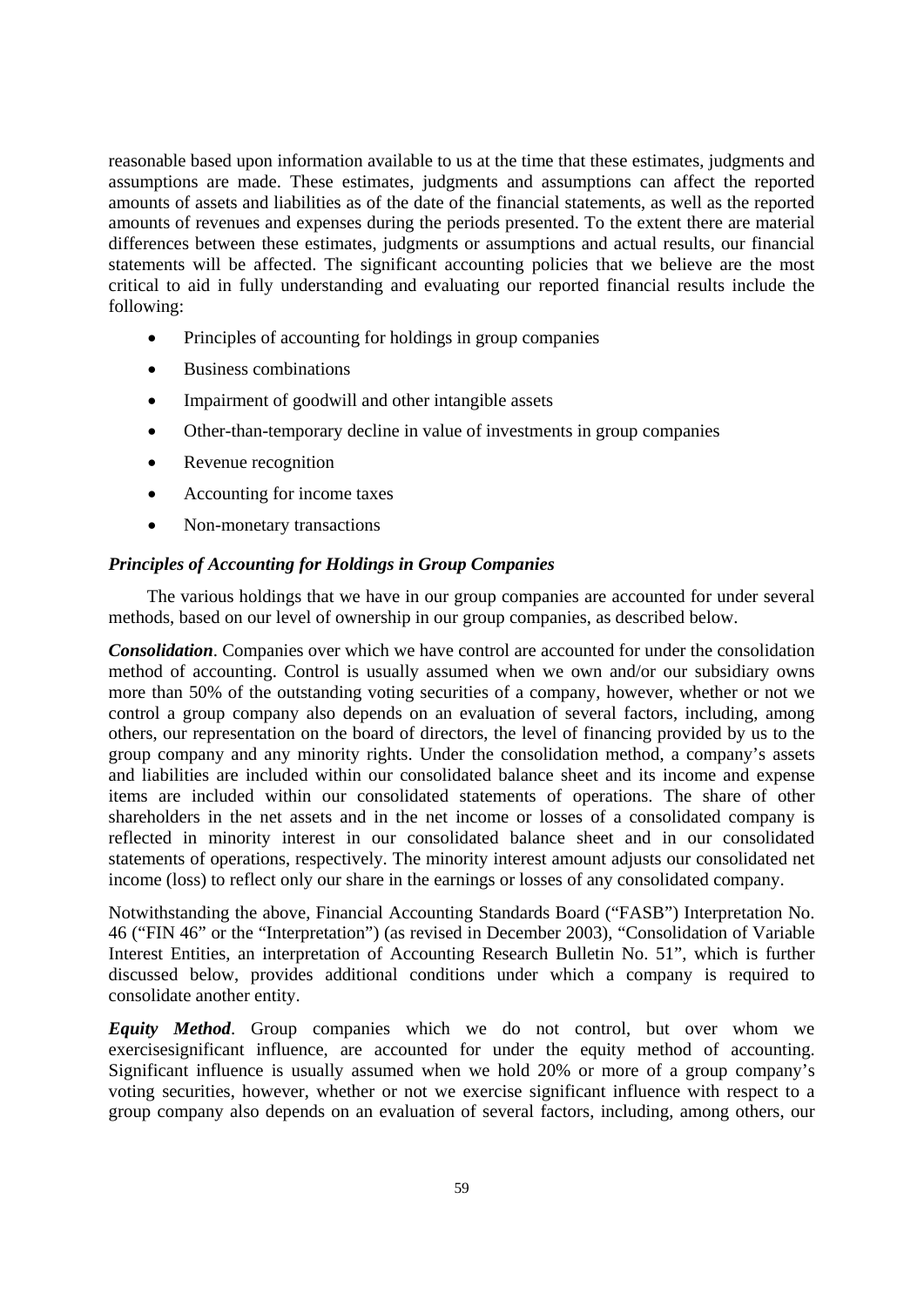reasonable based upon information available to us at the time that these estimates, judgments and assumptions are made. These estimates, judgments and assumptions can affect the reported amounts of assets and liabilities as of the date of the financial statements, as well as the reported amounts of revenues and expenses during the periods presented. To the extent there are material differences between these estimates, judgments or assumptions and actual results, our financial statements will be affected. The significant accounting policies that we believe are the most critical to aid in fully understanding and evaluating our reported financial results include the following:

- Principles of accounting for holdings in group companies
- Business combinations
- Impairment of goodwill and other intangible assets
- Other-than-temporary decline in value of investments in group companies
- Revenue recognition
- Accounting for income taxes
- Non-monetary transactions

### *Principles of Accounting for Holdings in Group Companies*

The various holdings that we have in our group companies are accounted for under several methods, based on our level of ownership in our group companies, as described below.

***Consolidation***. Companies over which we have control are accounted for under the consolidation method of accounting. Control is usually assumed when we own and/or our subsidiary owns more than 50% of the outstanding voting securities of a company, however, whether or not we control a group company also depends on an evaluation of several factors, including, among others, our representation on the board of directors, the level of financing provided by us to the group company and any minority rights. Under the consolidation method, a company's assets and liabilities are included within our consolidated balance sheet and its income and expense items are included within our consolidated statements of operations. The share of other shareholders in the net assets and in the net income or losses of a consolidated company is reflected in minority interest in our consolidated balance sheet and in our consolidated statements of operations, respectively. The minority interest amount adjusts our consolidated net income (loss) to reflect only our share in the earnings or losses of any consolidated company.

Notwithstanding the above, Financial Accounting Standards Board ("FASB") Interpretation No. 46 ("FIN 46" or the "Interpretation") (as revised in December 2003), "Consolidation of Variable Interest Entities, an interpretation of Accounting Research Bulletin No. 51", which is further discussed below, provides additional conditions under which a company is required to consolidate another entity.

***Equity Method***. Group companies which we do not control, but over whom we exercisesignificant influence, are accounted for under the equity method of accounting. Significant influence is usually assumed when we hold 20% or more of a group company's voting securities, however, whether or not we exercise significant influence with respect to a group company also depends on an evaluation of several factors, including, among others, our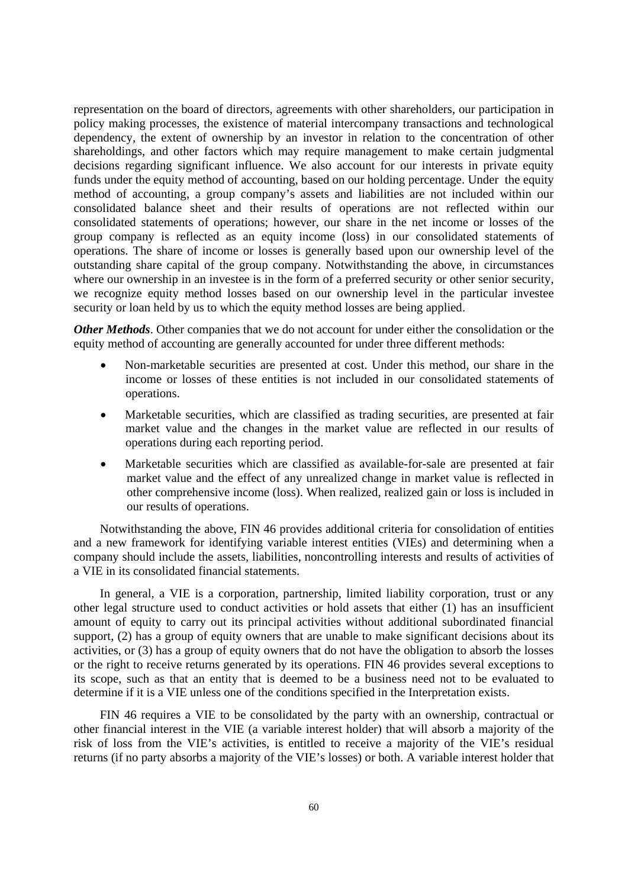representation on the board of directors, agreements with other shareholders, our participation in policy making processes, the existence of material intercompany transactions and technological dependency, the extent of ownership by an investor in relation to the concentration of other shareholdings, and other factors which may require management to make certain judgmental decisions regarding significant influence. We also account for our interests in private equity funds under the equity method of accounting, based on our holding percentage. Under the equity method of accounting, a group company's assets and liabilities are not included within our consolidated balance sheet and their results of operations are not reflected within our consolidated statements of operations; however, our share in the net income or losses of the group company is reflected as an equity income (loss) in our consolidated statements of operations. The share of income or losses is generally based upon our ownership level of the outstanding share capital of the group company. Notwithstanding the above, in circumstances where our ownership in an investee is in the form of a preferred security or other senior security, we recognize equity method losses based on our ownership level in the particular investee security or loan held by us to which the equity method losses are being applied.

***Other Methods***. Other companies that we do not account for under either the consolidation or the equity method of accounting are generally accounted for under three different methods:

- Non-marketable securities are presented at cost. Under this method, our share in the income or losses of these entities is not included in our consolidated statements of operations.
- Marketable securities, which are classified as trading securities, are presented at fair market value and the changes in the market value are reflected in our results of operations during each reporting period.
- Marketable securities which are classified as available-for-sale are presented at fair market value and the effect of any unrealized change in market value is reflected in other comprehensive income (loss). When realized, realized gain or loss is included in our results of operations.

Notwithstanding the above, FIN 46 provides additional criteria for consolidation of entities and a new framework for identifying variable interest entities (VIEs) and determining when a company should include the assets, liabilities, noncontrolling interests and results of activities of a VIE in its consolidated financial statements.

In general, a VIE is a corporation, partnership, limited liability corporation, trust or any other legal structure used to conduct activities or hold assets that either (1) has an insufficient amount of equity to carry out its principal activities without additional subordinated financial support, (2) has a group of equity owners that are unable to make significant decisions about its activities, or (3) has a group of equity owners that do not have the obligation to absorb the losses or the right to receive returns generated by its operations. FIN 46 provides several exceptions to its scope, such as that an entity that is deemed to be a business need not to be evaluated to determine if it is a VIE unless one of the conditions specified in the Interpretation exists.

FIN 46 requires a VIE to be consolidated by the party with an ownership, contractual or other financial interest in the VIE (a variable interest holder) that will absorb a majority of the risk of loss from the VIE's activities, is entitled to receive a majority of the VIE's residual returns (if no party absorbs a majority of the VIE's losses) or both. A variable interest holder that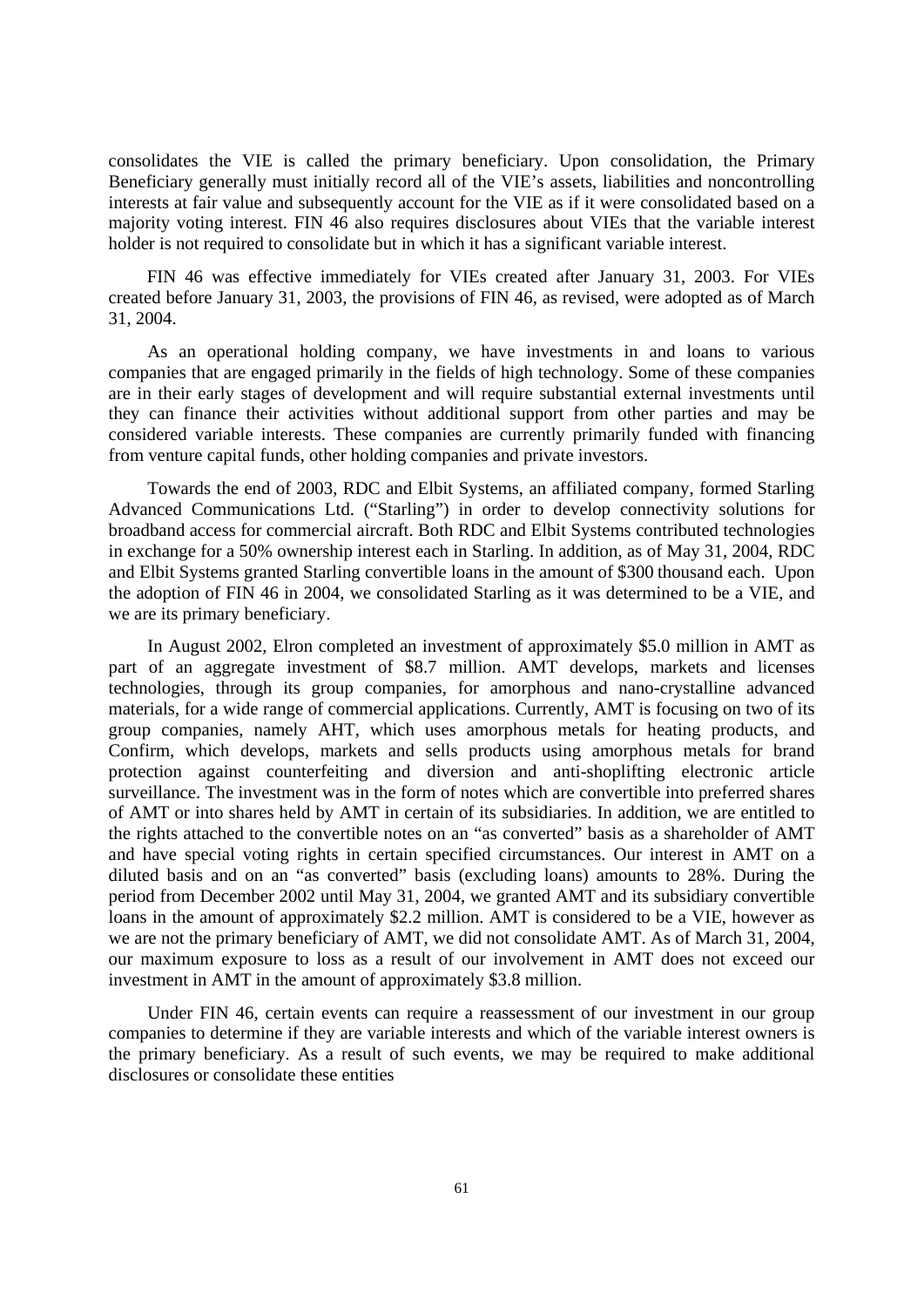consolidates the VIE is called the primary beneficiary. Upon consolidation, the Primary Beneficiary generally must initially record all of the VIE's assets, liabilities and noncontrolling interests at fair value and subsequently account for the VIE as if it were consolidated based on a majority voting interest. FIN 46 also requires disclosures about VIEs that the variable interest holder is not required to consolidate but in which it has a significant variable interest.

FIN 46 was effective immediately for VIEs created after January 31, 2003. For VIEs created before January 31, 2003, the provisions of FIN 46, as revised, were adopted as of March 31, 2004.

As an operational holding company, we have investments in and loans to various companies that are engaged primarily in the fields of high technology. Some of these companies are in their early stages of development and will require substantial external investments until they can finance their activities without additional support from other parties and may be considered variable interests. These companies are currently primarily funded with financing from venture capital funds, other holding companies and private investors.

Towards the end of 2003, RDC and Elbit Systems, an affiliated company, formed Starling Advanced Communications Ltd. ("Starling") in order to develop connectivity solutions for broadband access for commercial aircraft. Both RDC and Elbit Systems contributed technologies in exchange for a 50% ownership interest each in Starling. In addition, as of May 31, 2004, RDC and Elbit Systems granted Starling convertible loans in the amount of $300 thousand each. Upon the adoption of FIN 46 in 2004, we consolidated Starling as it was determined to be a VIE, and we are its primary beneficiary.

In August 2002, Elron completed an investment of approximately $5.0 million in AMT as part of an aggregate investment of $8.7 million. AMT develops, markets and licenses technologies, through its group companies, for amorphous and nano-crystalline advanced materials, for a wide range of commercial applications. Currently, AMT is focusing on two of its group companies, namely AHT, which uses amorphous metals for heating products, and Confirm, which develops, markets and sells products using amorphous metals for brand protection against counterfeiting and diversion and anti-shoplifting electronic article surveillance. The investment was in the form of notes which are convertible into preferred shares of AMT or into shares held by AMT in certain of its subsidiaries. In addition, we are entitled to the rights attached to the convertible notes on an "as converted" basis as a shareholder of AMT and have special voting rights in certain specified circumstances. Our interest in AMT on a diluted basis and on an "as converted" basis (excluding loans) amounts to 28%. During the period from December 2002 until May 31, 2004, we granted AMT and its subsidiary convertible loans in the amount of approximately $2.2 million. AMT is considered to be a VIE, however as we are not the primary beneficiary of AMT, we did not consolidate AMT. As of March 31, 2004, our maximum exposure to loss as a result of our involvement in AMT does not exceed our investment in AMT in the amount of approximately $3.8 million.

Under FIN 46, certain events can require a reassessment of our investment in our group companies to determine if they are variable interests and which of the variable interest owners is the primary beneficiary. As a result of such events, we may be required to make additional disclosures or consolidate these entities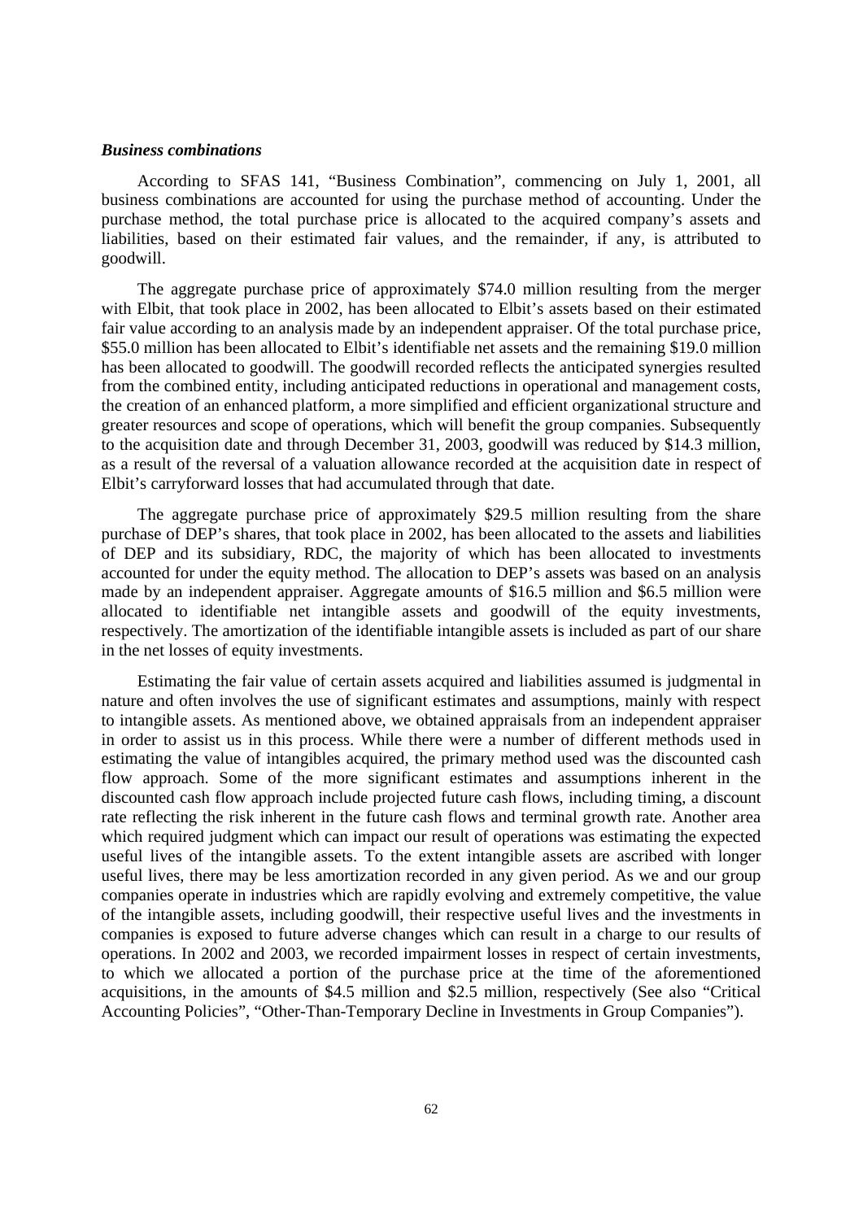***Business combinations***

According to SFAS 141, "Business Combination", commencing on July 1, 2001, all business combinations are accounted for using the purchase method of accounting. Under the purchase method, the total purchase price is allocated to the acquired company's assets and liabilities, based on their estimated fair values, and the remainder, if any, is attributed to goodwill.

The aggregate purchase price of approximately $74.0 million resulting from the merger with Elbit, that took place in 2002, has been allocated to Elbit's assets based on their estimated fair value according to an analysis made by an independent appraiser. Of the total purchase price, $55.0 million has been allocated to Elbit's identifiable net assets and the remaining $19.0 million has been allocated to goodwill. The goodwill recorded reflects the anticipated synergies resulted from the combined entity, including anticipated reductions in operational and management costs, the creation of an enhanced platform, a more simplified and efficient organizational structure and greater resources and scope of operations, which will benefit the group companies. Subsequently to the acquisition date and through December 31, 2003, goodwill was reduced by $14.3 million, as a result of the reversal of a valuation allowance recorded at the acquisition date in respect of Elbit's carryforward losses that had accumulated through that date.

The aggregate purchase price of approximately $29.5 million resulting from the share purchase of DEP's shares, that took place in 2002, has been allocated to the assets and liabilities of DEP and its subsidiary, RDC, the majority of which has been allocated to investments accounted for under the equity method. The allocation to DEP's assets was based on an analysis made by an independent appraiser. Aggregate amounts of $16.5 million and $6.5 million were allocated to identifiable net intangible assets and goodwill of the equity investments, respectively. The amortization of the identifiable intangible assets is included as part of our share in the net losses of equity investments.

Estimating the fair value of certain assets acquired and liabilities assumed is judgmental in nature and often involves the use of significant estimates and assumptions, mainly with respect to intangible assets. As mentioned above, we obtained appraisals from an independent appraiser in order to assist us in this process. While there were a number of different methods used in estimating the value of intangibles acquired, the primary method used was the discounted cash flow approach. Some of the more significant estimates and assumptions inherent in the discounted cash flow approach include projected future cash flows, including timing, a discount rate reflecting the risk inherent in the future cash flows and terminal growth rate. Another area which required judgment which can impact our result of operations was estimating the expected useful lives of the intangible assets. To the extent intangible assets are ascribed with longer useful lives, there may be less amortization recorded in any given period. As we and our group companies operate in industries which are rapidly evolving and extremely competitive, the value of the intangible assets, including goodwill, their respective useful lives and the investments in companies is exposed to future adverse changes which can result in a charge to our results of operations. In 2002 and 2003, we recorded impairment losses in respect of certain investments, to which we allocated a portion of the purchase price at the time of the aforementioned acquisitions, in the amounts of $4.5 million and $2.5 million, respectively (See also "Critical Accounting Policies", "Other-Than-Temporary Decline in Investments in Group Companies").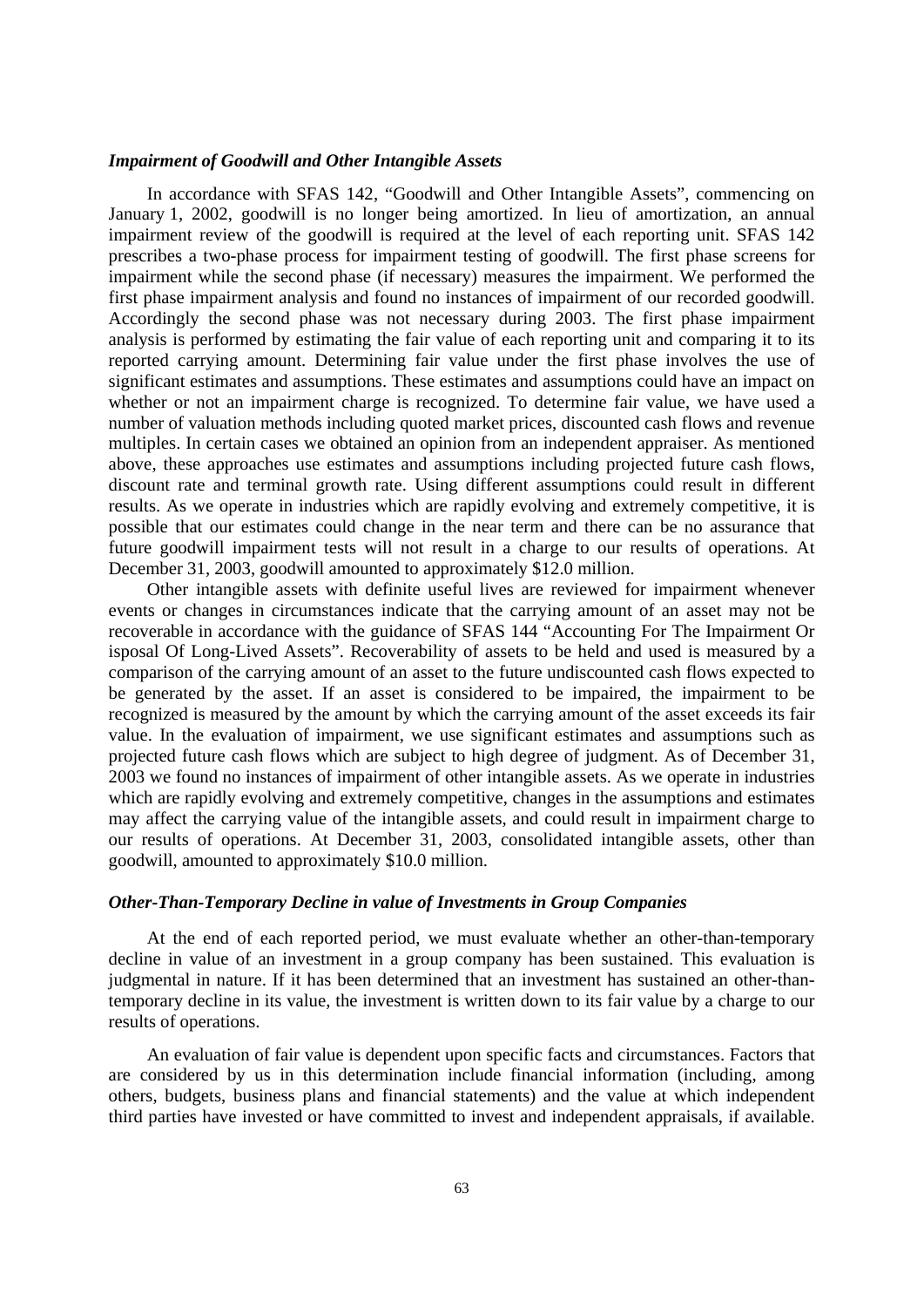### *Impairment of Goodwill and Other Intangible Assets*

In accordance with SFAS 142, "Goodwill and Other Intangible Assets", commencing on January 1, 2002, goodwill is no longer being amortized. In lieu of amortization, an annual impairment review of the goodwill is required at the level of each reporting unit. SFAS 142 prescribes a two-phase process for impairment testing of goodwill. The first phase screens for impairment while the second phase (if necessary) measures the impairment. We performed the first phase impairment analysis and found no instances of impairment of our recorded goodwill. Accordingly the second phase was not necessary during 2003. The first phase impairment analysis is performed by estimating the fair value of each reporting unit and comparing it to its reported carrying amount. Determining fair value under the first phase involves the use of significant estimates and assumptions. These estimates and assumptions could have an impact on whether or not an impairment charge is recognized. To determine fair value, we have used a number of valuation methods including quoted market prices, discounted cash flows and revenue multiples. In certain cases we obtained an opinion from an independent appraiser. As mentioned above, these approaches use estimates and assumptions including projected future cash flows, discount rate and terminal growth rate. Using different assumptions could result in different results. As we operate in industries which are rapidly evolving and extremely competitive, it is possible that our estimates could change in the near term and there can be no assurance that future goodwill impairment tests will not result in a charge to our results of operations. At December 31, 2003, goodwill amounted to approximately $12.0 million.

Other intangible assets with definite useful lives are reviewed for impairment whenever events or changes in circumstances indicate that the carrying amount of an asset may not be recoverable in accordance with the guidance of SFAS 144 "Accounting For The Impairment Or isposal Of Long-Lived Assets". Recoverability of assets to be held and used is measured by a comparison of the carrying amount of an asset to the future undiscounted cash flows expected to be generated by the asset. If an asset is considered to be impaired, the impairment to be recognized is measured by the amount by which the carrying amount of the asset exceeds its fair value. In the evaluation of impairment, we use significant estimates and assumptions such as projected future cash flows which are subject to high degree of judgment. As of December 31, 2003 we found no instances of impairment of other intangible assets. As we operate in industries which are rapidly evolving and extremely competitive, changes in the assumptions and estimates may affect the carrying value of the intangible assets, and could result in impairment charge to our results of operations. At December 31, 2003, consolidated intangible assets, other than goodwill, amounted to approximately $10.0 million.

### *Other-Than-Temporary Decline in value of Investments in Group Companies*

At the end of each reported period, we must evaluate whether an other-than-temporary decline in value of an investment in a group company has been sustained. This evaluation is judgmental in nature. If it has been determined that an investment has sustained an other-than-temporary decline in its value, the investment is written down to its fair value by a charge to our results of operations.

An evaluation of fair value is dependent upon specific facts and circumstances. Factors that are considered by us in this determination include financial information (including, among others, budgets, business plans and financial statements) and the value at which independent third parties have invested or have committed to invest and independent appraisals, if available.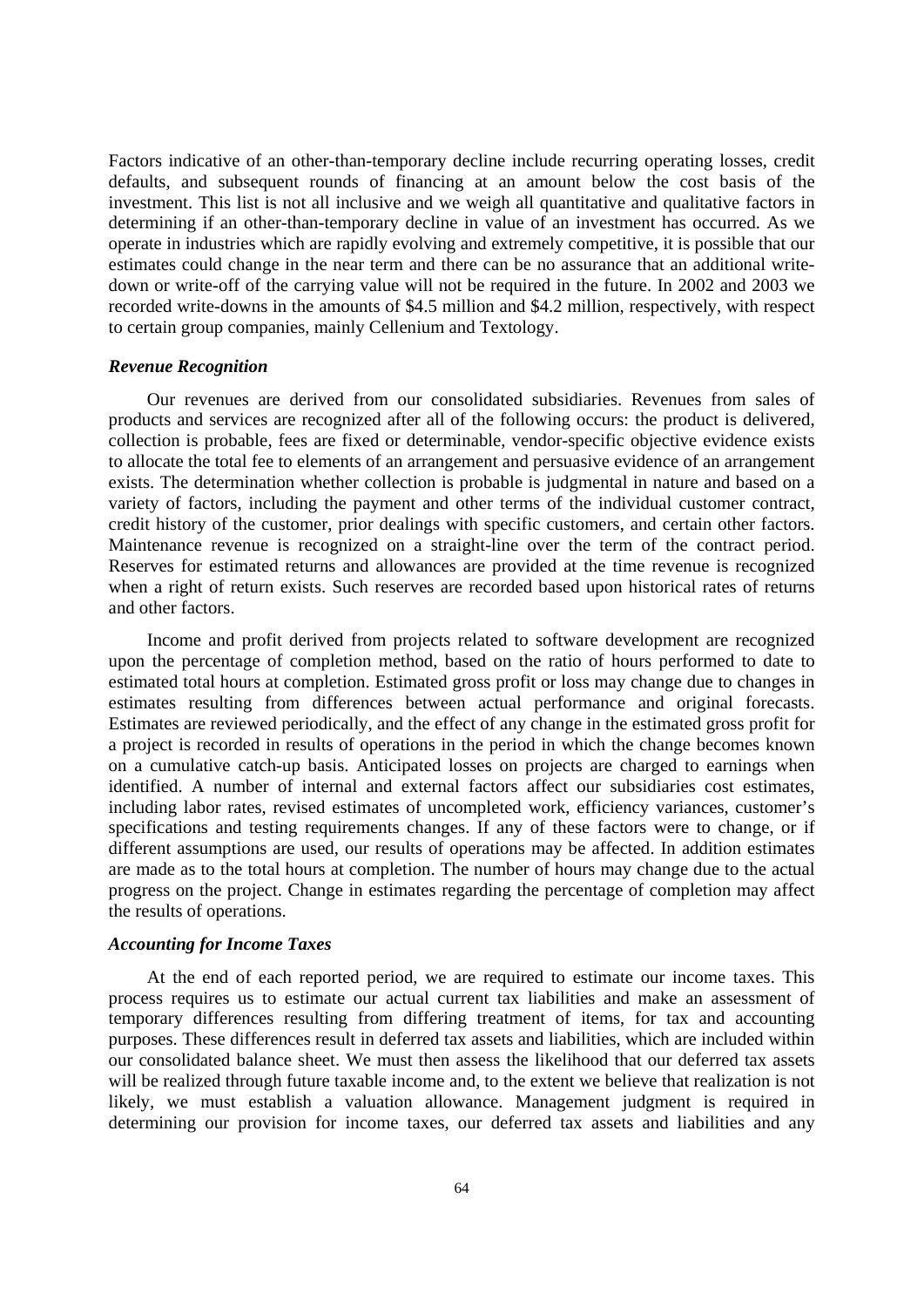Factors indicative of an other-than-temporary decline include recurring operating losses, credit defaults, and subsequent rounds of financing at an amount below the cost basis of the investment. This list is not all inclusive and we weigh all quantitative and qualitative factors in determining if an other-than-temporary decline in value of an investment has occurred. As we operate in industries which are rapidly evolving and extremely competitive, it is possible that our estimates could change in the near term and there can be no assurance that an additional write-down or write-off of the carrying value will not be required in the future. In 2002 and 2003 we recorded write-downs in the amounts of $4.5 million and $4.2 million, respectively, with respect to certain group companies, mainly Cellenium and Textology.

### *Revenue Recognition*

Our revenues are derived from our consolidated subsidiaries. Revenues from sales of products and services are recognized after all of the following occurs: the product is delivered, collection is probable, fees are fixed or determinable, vendor-specific objective evidence exists to allocate the total fee to elements of an arrangement and persuasive evidence of an arrangement exists. The determination whether collection is probable is judgmental in nature and based on a variety of factors, including the payment and other terms of the individual customer contract, credit history of the customer, prior dealings with specific customers, and certain other factors. Maintenance revenue is recognized on a straight-line over the term of the contract period. Reserves for estimated returns and allowances are provided at the time revenue is recognized when a right of return exists. Such reserves are recorded based upon historical rates of returns and other factors.

Income and profit derived from projects related to software development are recognized upon the percentage of completion method, based on the ratio of hours performed to date to estimated total hours at completion. Estimated gross profit or loss may change due to changes in estimates resulting from differences between actual performance and original forecasts. Estimates are reviewed periodically, and the effect of any change in the estimated gross profit for a project is recorded in results of operations in the period in which the change becomes known on a cumulative catch-up basis. Anticipated losses on projects are charged to earnings when identified. A number of internal and external factors affect our subsidiaries cost estimates, including labor rates, revised estimates of uncompleted work, efficiency variances, customer's specifications and testing requirements changes. If any of these factors were to change, or if different assumptions are used, our results of operations may be affected. In addition estimates are made as to the total hours at completion. The number of hours may change due to the actual progress on the project. Change in estimates regarding the percentage of completion may affect the results of operations.

### *Accounting for Income Taxes*

At the end of each reported period, we are required to estimate our income taxes. This process requires us to estimate our actual current tax liabilities and make an assessment of temporary differences resulting from differing treatment of items, for tax and accounting purposes. These differences result in deferred tax assets and liabilities, which are included within our consolidated balance sheet. We must then assess the likelihood that our deferred tax assets will be realized through future taxable income and, to the extent we believe that realization is not likely, we must establish a valuation allowance. Management judgment is required in determining our provision for income taxes, our deferred tax assets and liabilities and any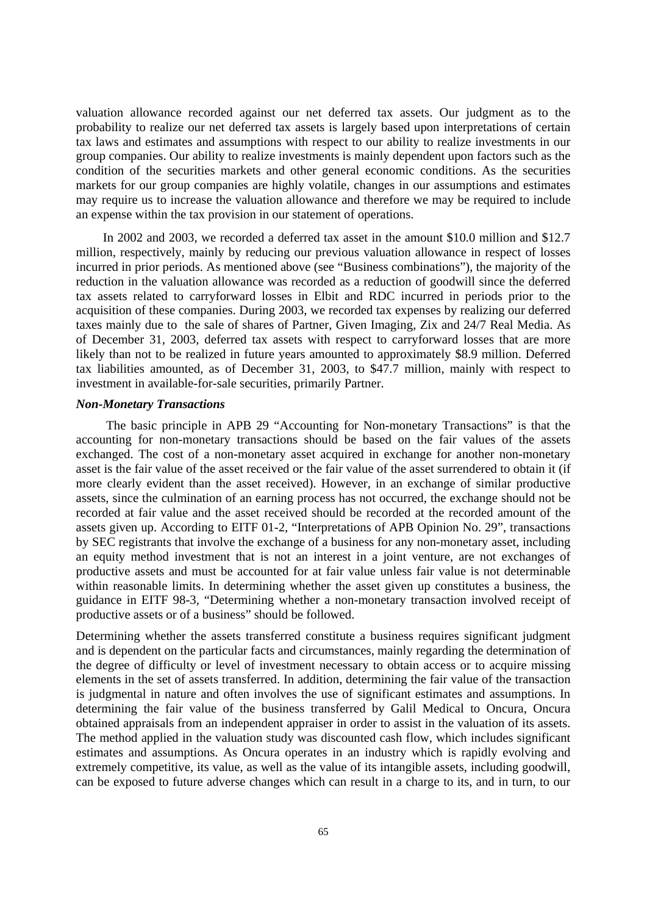valuation allowance recorded against our net deferred tax assets. Our judgment as to the probability to realize our net deferred tax assets is largely based upon interpretations of certain tax laws and estimates and assumptions with respect to our ability to realize investments in our group companies. Our ability to realize investments is mainly dependent upon factors such as the condition of the securities markets and other general economic conditions. As the securities markets for our group companies are highly volatile, changes in our assumptions and estimates may require us to increase the valuation allowance and therefore we may be required to include an expense within the tax provision in our statement of operations.

In 2002 and 2003, we recorded a deferred tax asset in the amount \$10.0 million and \$12.7 million, respectively, mainly by reducing our previous valuation allowance in respect of losses incurred in prior periods. As mentioned above (see "Business combinations"), the majority of the reduction in the valuation allowance was recorded as a reduction of goodwill since the deferred tax assets related to carryforward losses in Elbit and RDC incurred in periods prior to the acquisition of these companies. During 2003, we recorded tax expenses by realizing our deferred taxes mainly due to the sale of shares of Partner, Given Imaging, Zix and 24/7 Real Media. As of December 31, 2003, deferred tax assets with respect to carryforward losses that are more likely than not to be realized in future years amounted to approximately \$8.9 million. Deferred tax liabilities amounted, as of December 31, 2003, to \$47.7 million, mainly with respect to investment in available-for-sale securities, primarily Partner.

***Non-Monetary Transactions***

The basic principle in APB 29 "Accounting for Non-monetary Transactions" is that the accounting for non-monetary transactions should be based on the fair values of the assets exchanged. The cost of a non-monetary asset acquired in exchange for another non-monetary asset is the fair value of the asset received or the fair value of the asset surrendered to obtain it (if more clearly evident than the asset received). However, in an exchange of similar productive assets, since the culmination of an earning process has not occurred, the exchange should not be recorded at fair value and the asset received should be recorded at the recorded amount of the assets given up. According to EITF 01-2, "Interpretations of APB Opinion No. 29", transactions by SEC registrants that involve the exchange of a business for any non-monetary asset, including an equity method investment that is not an interest in a joint venture, are not exchanges of productive assets and must be accounted for at fair value unless fair value is not determinable within reasonable limits. In determining whether the asset given up constitutes a business, the guidance in EITF 98-3, "Determining whether a non-monetary transaction involved receipt of productive assets or of a business" should be followed.

Determining whether the assets transferred constitute a business requires significant judgment and is dependent on the particular facts and circumstances, mainly regarding the determination of the degree of difficulty or level of investment necessary to obtain access or to acquire missing elements in the set of assets transferred. In addition, determining the fair value of the transaction is judgmental in nature and often involves the use of significant estimates and assumptions. In determining the fair value of the business transferred by Galil Medical to Oncura, Oncura obtained appraisals from an independent appraiser in order to assist in the valuation of its assets. The method applied in the valuation study was discounted cash flow, which includes significant estimates and assumptions. As Oncura operates in an industry which is rapidly evolving and extremely competitive, its value, as well as the value of its intangible assets, including goodwill, can be exposed to future adverse changes which can result in a charge to its, and in turn, to our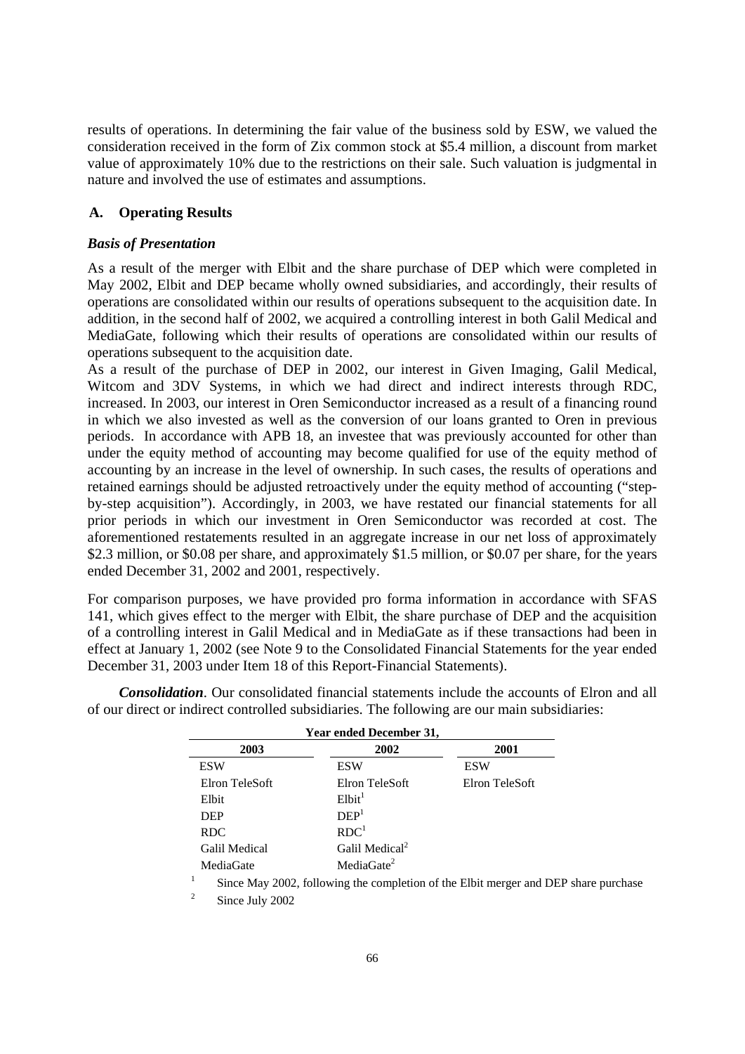results of operations. In determining the fair value of the business sold by ESW, we valued the consideration received in the form of Zix common stock at $5.4 million, a discount from market value of approximately 10% due to the restrictions on their sale. Such valuation is judgmental in nature and involved the use of estimates and assumptions.

## A. Operating Results

### *Basis of Presentation*

As a result of the merger with Elbit and the share purchase of DEP which were completed in May 2002, Elbit and DEP became wholly owned subsidiaries, and accordingly, their results of operations are consolidated within our results of operations subsequent to the acquisition date. In addition, in the second half of 2002, we acquired a controlling interest in both Galil Medical and MediaGate, following which their results of operations are consolidated within our results of operations subsequent to the acquisition date.

As a result of the purchase of DEP in 2002, our interest in Given Imaging, Galil Medical, Witcom and 3DV Systems, in which we had direct and indirect interests through RDC, increased. In 2003, our interest in Oren Semiconductor increased as a result of a financing round in which we also invested as well as the conversion of our loans granted to Oren in previous periods. In accordance with APB 18, an investee that was previously accounted for other than under the equity method of accounting may become qualified for use of the equity method of accounting by an increase in the level of ownership. In such cases, the results of operations and retained earnings should be adjusted retroactively under the equity method of accounting ("step-by-step acquisition"). Accordingly, in 2003, we have restated our financial statements for all prior periods in which our investment in Oren Semiconductor was recorded at cost. The aforementioned restatements resulted in an aggregate increase in our net loss of approximately $2.3 million, or $0.08 per share, and approximately $1.5 million, or $0.07 per share, for the years ended December 31, 2002 and 2001, respectively.

For comparison purposes, we have provided pro forma information in accordance with SFAS 141, which gives effect to the merger with Elbit, the share purchase of DEP and the acquisition of a controlling interest in Galil Medical and in MediaGate as if these transactions had been in effect at January 1, 2002 (see Note 9 to the Consolidated Financial Statements for the year ended December 31, 2003 under Item 18 of this Report-Financial Statements).

***Consolidation***. Our consolidated financial statements include the accounts of Elron and all of our direct or indirect controlled subsidiaries. The following are our main subsidiaries:

| Year ended December 31, | | |
|---|---|---|
| **2003** | **2002** | **2001** |
| ESW | ESW | ESW |
| Elron TeleSoft | Elron TeleSoft | Elron TeleSoft |
| Elbit | Elbit[1] | |
| DEP | DEP[1] | |
| RDC | RDC[1] | |
| Galil Medical | Galil Medical[2] | |
| MediaGate | MediaGate[2] | |

[1] Since May 2002, following the completion of the Elbit merger and DEP share purchase

[2] Since July 2002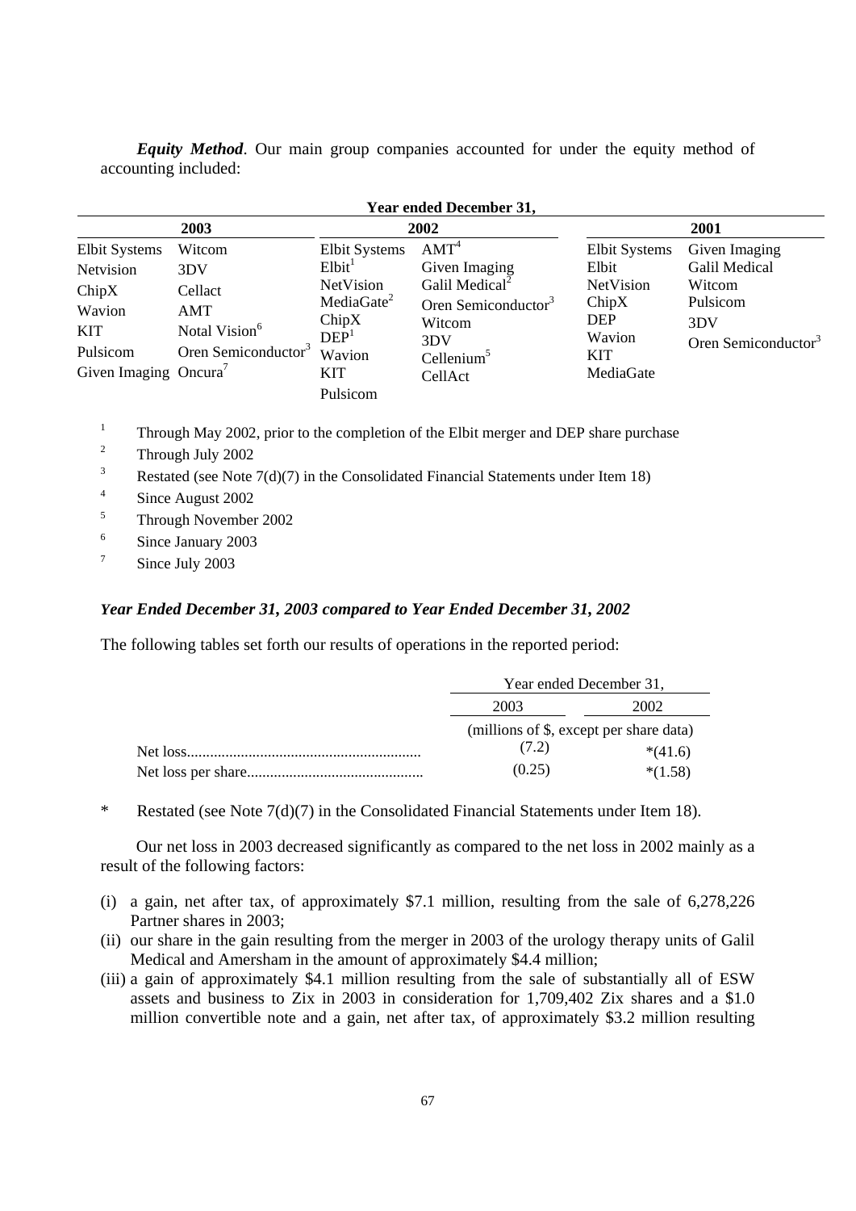***Equity Method***. Our main group companies accounted for under the equity method of accounting included:

| Year ended December 31, | | | | | |
|---|---|---|---|---|---|
| **2003** | | **2002** | | **2001** | |
| Elbit Systems | Witcom | Elbit Systems | AMT[4] | Elbit Systems | Given Imaging |
| Netvision | 3DV | Elbit[1] | Given Imaging | Elbit | Galil Medical |
| ChipX | Cellact | NetVision | Galil Medical[2] | NetVision | Witcom |
| Wavion | AMT | MediaGate[2] | Oren Semiconductor[3] | ChipX | Pulsicom |
| KIT | Notal Vision[6] | ChipX | Witcom | DEP | 3DV |
| Pulsicom | Oren Semiconductor[3] | DEP[1] | 3DV | Wavion | Oren Semiconductor[3] |
| Given Imaging | Oncura[7] | Wavion | Cellenium[5] | KIT | |
| | | KIT | CellAct | MediaGate | |
| | | Pulsicom | | | |

[1] Through May 2002, prior to the completion of the Elbit merger and DEP share purchase

[2] Through July 2002

[3] Restated (see Note 7(d)(7) in the Consolidated Financial Statements under Item 18)

[4] Since August 2002

[5] Through November 2002

[6] Since January 2003

[7] Since July 2003

### *Year Ended December 31, 2003 compared to Year Ended December 31, 2002*

The following tables set forth our results of operations in the reported period:

| | Year ended December 31, | |
|---|---|---|
| | 2003 | 2002 |
| | (millions of $, except per share data) | |
| Net loss | (7.2) | *(41.6) |
| Net loss per share | (0.25) | *(1.58) |

\* Restated (see Note 7(d)(7) in the Consolidated Financial Statements under Item 18).

Our net loss in 2003 decreased significantly as compared to the net loss in 2002 mainly as a result of the following factors:

(i) a gain, net after tax, of approximately $7.1 million, resulting from the sale of 6,278,226 Partner shares in 2003;

(ii) our share in the gain resulting from the merger in 2003 of the urology therapy units of Galil Medical and Amersham in the amount of approximately $4.4 million;

(iii) a gain of approximately $4.1 million resulting from the sale of substantially all of ESW assets and business to Zix in 2003 in consideration for 1,709,402 Zix shares and a $1.0 million convertible note and a gain, net after tax, of approximately $3.2 million resulting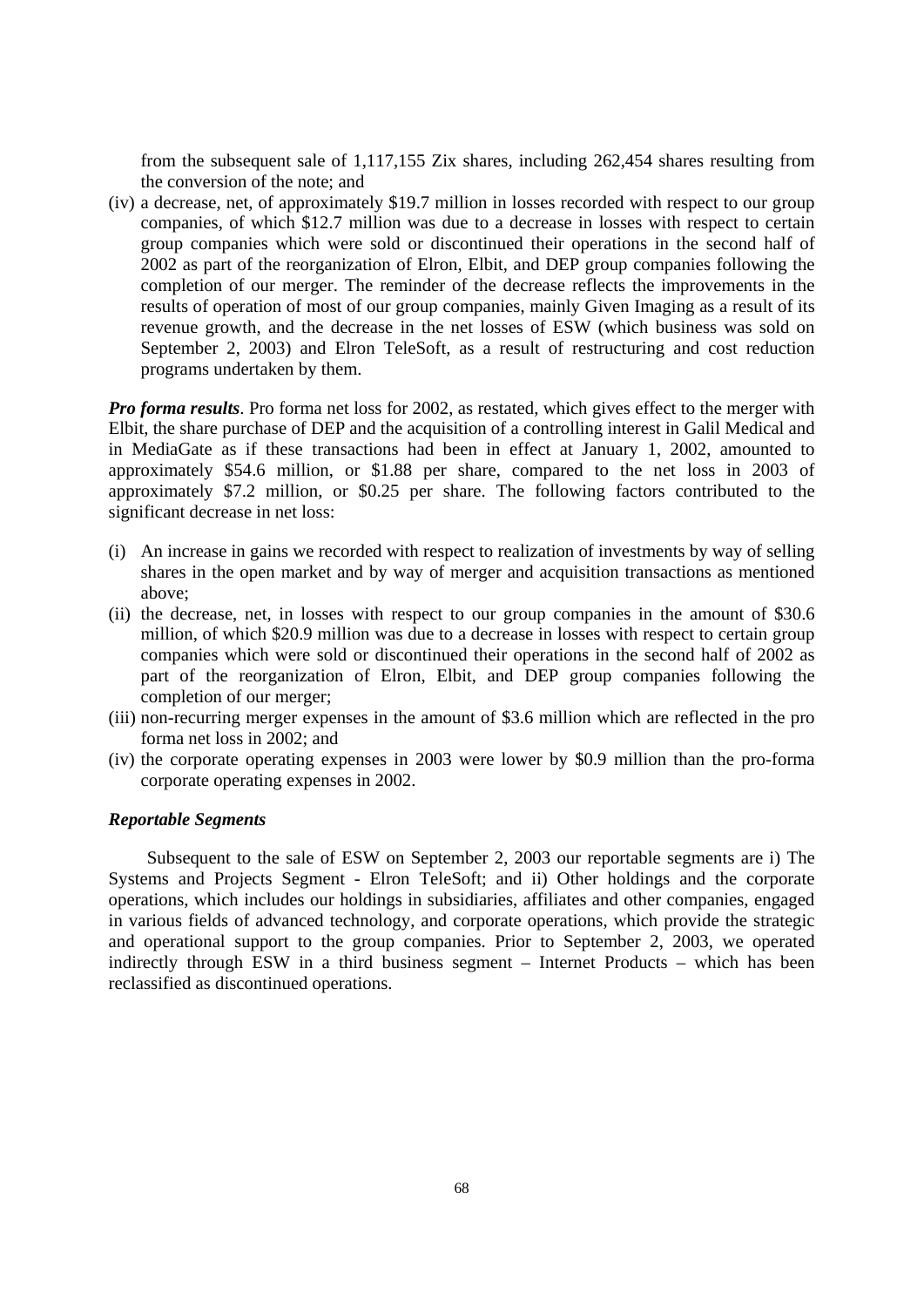from the subsequent sale of 1,117,155 Zix shares, including 262,454 shares resulting from the conversion of the note; and

(iv) a decrease, net, of approximately $19.7 million in losses recorded with respect to our group companies, of which $12.7 million was due to a decrease in losses with respect to certain group companies which were sold or discontinued their operations in the second half of 2002 as part of the reorganization of Elron, Elbit, and DEP group companies following the completion of our merger. The reminder of the decrease reflects the improvements in the results of operation of most of our group companies, mainly Given Imaging as a result of its revenue growth, and the decrease in the net losses of ESW (which business was sold on September 2, 2003) and Elron TeleSoft, as a result of restructuring and cost reduction programs undertaken by them.

***Pro forma results***. Pro forma net loss for 2002, as restated, which gives effect to the merger with Elbit, the share purchase of DEP and the acquisition of a controlling interest in Galil Medical and in MediaGate as if these transactions had been in effect at January 1, 2002, amounted to approximately $54.6 million, or $1.88 per share, compared to the net loss in 2003 of approximately $7.2 million, or $0.25 per share. The following factors contributed to the significant decrease in net loss:

(i) An increase in gains we recorded with respect to realization of investments by way of selling shares in the open market and by way of merger and acquisition transactions as mentioned above;
(ii) the decrease, net, in losses with respect to our group companies in the amount of $30.6 million, of which $20.9 million was due to a decrease in losses with respect to certain group companies which were sold or discontinued their operations in the second half of 2002 as part of the reorganization of Elron, Elbit, and DEP group companies following the completion of our merger;
(iii) non-recurring merger expenses in the amount of $3.6 million which are reflected in the pro forma net loss in 2002; and
(iv) the corporate operating expenses in 2003 were lower by $0.9 million than the pro-forma corporate operating expenses in 2002.

***Reportable Segments***

Subsequent to the sale of ESW on September 2, 2003 our reportable segments are i) The Systems and Projects Segment - Elron TeleSoft; and ii) Other holdings and the corporate operations, which includes our holdings in subsidiaries, affiliates and other companies, engaged in various fields of advanced technology, and corporate operations, which provide the strategic and operational support to the group companies. Prior to September 2, 2003, we operated indirectly through ESW in a third business segment – Internet Products – which has been reclassified as discontinued operations.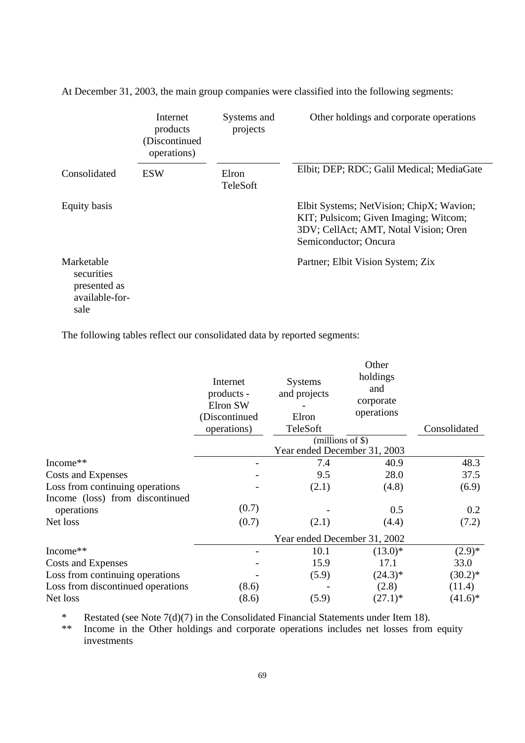At December 31, 2003, the main group companies were classified into the following segments:

| | Internet products (Discontinued operations) | Systems and projects | Other holdings and corporate operations |
|---|---|---|---|
| Consolidated | ESW | Elron TeleSoft | Elbit; DEP; RDC; Galil Medical; MediaGate |
| Equity basis | | | Elbit Systems; NetVision; ChipX; Wavion; KIT; Pulsicom; Given Imaging; Witcom; 3DV; CellAct; AMT, Notal Vision; Oren Semiconductor; Oncura |
| Marketable securities presented as available-for-sale | | | Partner; Elbit Vision System; Zix |

The following tables reflect our consolidated data by reported segments:

| | Internet products - Elron SW (Discontinued operations) | Systems and projects - Elron TeleSoft | Other holdings and corporate operations | Consolidated |
|---|---|---|---|---|
| | | (millions of $) | | |
| | | Year ended December 31, 2003 | | |
| Income** | - | 7.4 | 40.9 | 48.3 |
| Costs and Expenses | - | 9.5 | 28.0 | 37.5 |
| Loss from continuing operations | - | (2.1) | (4.8) | (6.9) |
| Income (loss) from discontinued operations | (0.7) | - | 0.5 | 0.2 |
| Net loss | (0.7) | (2.1) | (4.4) | (7.2) |
| | | Year ended December 31, 2002 | | |
| Income** | - | 10.1 | (13.0)* | (2.9)* |
| Costs and Expenses | - | 15.9 | 17.1 | 33.0 |
| Loss from continuing operations | - | (5.9) | (24.3)* | (30.2)* |
| Loss from discontinued operations | (8.6) | - | (2.8) | (11.4) |
| Net loss | (8.6) | (5.9) | (27.1)* | (41.6)* |

\* Restated (see Note 7(d)(7) in the Consolidated Financial Statements under Item 18).

\*\* Income in the Other holdings and corporate operations includes net losses from equity investments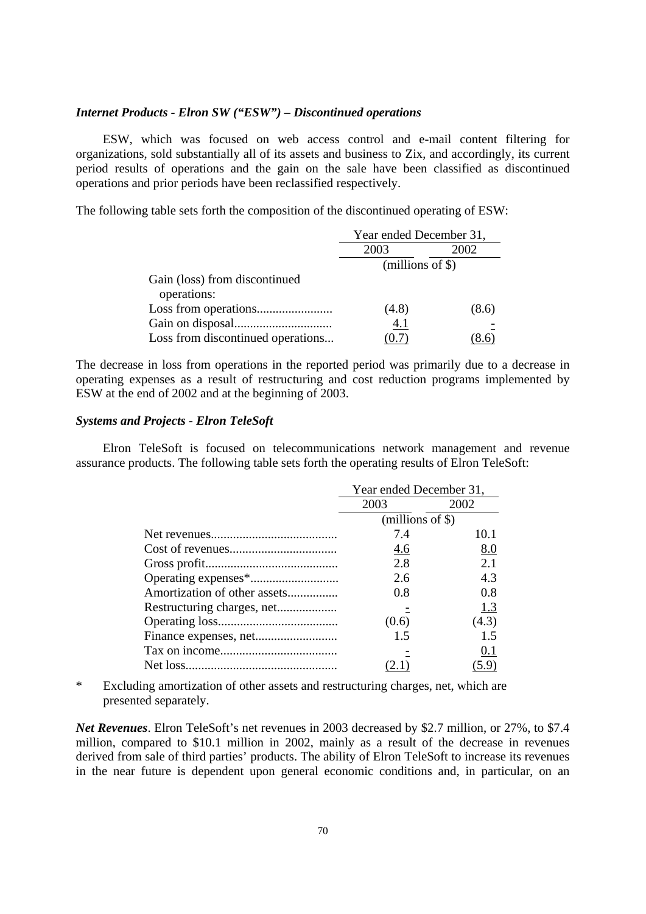***Internet Products - Elron SW ("ESW") – Discontinued operations***

ESW, which was focused on web access control and e-mail content filtering for organizations, sold substantially all of its assets and business to Zix, and accordingly, its current period results of operations and the gain on the sale have been classified as discontinued operations and prior periods have been reclassified respectively.

The following table sets forth the composition of the discontinued operating of ESW:

| | Year ended December 31, | |
|---|---|---|
| | 2003 | 2002 |
| | (millions of $) | |
| Gain (loss) from discontinued operations: | | |
| Loss from operations | (4.8) | (8.6) |
| Gain on disposal | 4.1 | - |
| Loss from discontinued operations | (0.7) | (8.6) |

The decrease in loss from operations in the reported period was primarily due to a decrease in operating expenses as a result of restructuring and cost reduction programs implemented by ESW at the end of 2002 and at the beginning of 2003.

***Systems and Projects - Elron TeleSoft***

Elron TeleSoft is focused on telecommunications network management and revenue assurance products. The following table sets forth the operating results of Elron TeleSoft:

| | Year ended December 31, | |
|---|---|---|
| | 2003 | 2002 |
| | (millions of $) | |
| Net revenues | 7.4 | 10.1 |
| Cost of revenues | 4.6 | 8.0 |
| Gross profit | 2.8 | 2.1 |
| Operating expenses* | 2.6 | 4.3 |
| Amortization of other assets | 0.8 | 0.8 |
| Restructuring charges, net | - | 1.3 |
| Operating loss | (0.6) | (4.3) |
| Finance expenses, net | 1.5 | 1.5 |
| Tax on income | - | 0.1 |
| Net loss | (2.1) | (5.9) |

\* Excluding amortization of other assets and restructuring charges, net, which are presented separately.

***Net Revenues***. Elron TeleSoft's net revenues in 2003 decreased by $2.7 million, or 27%, to $7.4 million, compared to $10.1 million in 2002, mainly as a result of the decrease in revenues derived from sale of third parties' products. The ability of Elron TeleSoft to increase its revenues in the near future is dependent upon general economic conditions and, in particular, on an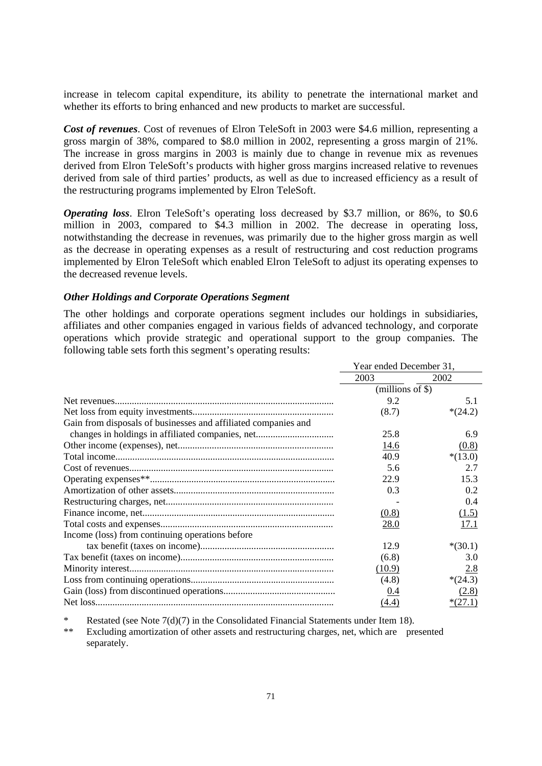increase in telecom capital expenditure, its ability to penetrate the international market and whether its efforts to bring enhanced and new products to market are successful.

***Cost of revenues***. Cost of revenues of Elron TeleSoft in 2003 were $4.6 million, representing a gross margin of 38%, compared to $8.0 million in 2002, representing a gross margin of 21%. The increase in gross margins in 2003 is mainly due to change in revenue mix as revenues derived from Elron TeleSoft's products with higher gross margins increased relative to revenues derived from sale of third parties' products, as well as due to increased efficiency as a result of the restructuring programs implemented by Elron TeleSoft.

***Operating loss***. Elron TeleSoft's operating loss decreased by $3.7 million, or 86%, to $0.6 million in 2003, compared to $4.3 million in 2002. The decrease in operating loss, notwithstanding the decrease in revenues, was primarily due to the higher gross margin as well as the decrease in operating expenses as a result of restructuring and cost reduction programs implemented by Elron TeleSoft which enabled Elron TeleSoft to adjust its operating expenses to the decreased revenue levels.

***Other Holdings and Corporate Operations Segment***

The other holdings and corporate operations segment includes our holdings in subsidiaries, affiliates and other companies engaged in various fields of advanced technology, and corporate operations which provide strategic and operational support to the group companies. The following table sets forth this segment's operating results:

| | Year ended December 31, | |
|---|---|---|
| | 2003 | 2002 |
| | (millions of $) | |
| Net revenues | 9.2 | 5.1 |
| Net loss from equity investments | (8.7) | *(24.2) |
| Gain from disposals of businesses and affiliated companies and changes in holdings in affiliated companies, net | 25.8 | 6.9 |
| Other income (expenses), net | 14.6 | (0.8) |
| Total income | 40.9 | *(13.0) |
| Cost of revenues | 5.6 | 2.7 |
| Operating expenses** | 22.9 | 15.3 |
| Amortization of other assets | 0.3 | 0.2 |
| Restructuring charges, net | - | 0.4 |
| Finance income, net | (0.8) | (1.5) |
| Total costs and expenses | 28.0 | 17.1 |
| Income (loss) from continuing operations before tax benefit (taxes on income) | 12.9 | *(30.1) |
| Tax benefit (taxes on income) | (6.8) | 3.0 |
| Minority interest | (10.9) | 2.8 |
| Loss from continuing operations | (4.8) | *(24.3) |
| Gain (loss) from discontinued operations | 0.4 | (2.8) |
| Net loss | (4.4) | *(27.1) |

\* Restated (see Note 7(d)(7) in the Consolidated Financial Statements under Item 18).

\*\* Excluding amortization of other assets and restructuring charges, net, which are presented separately.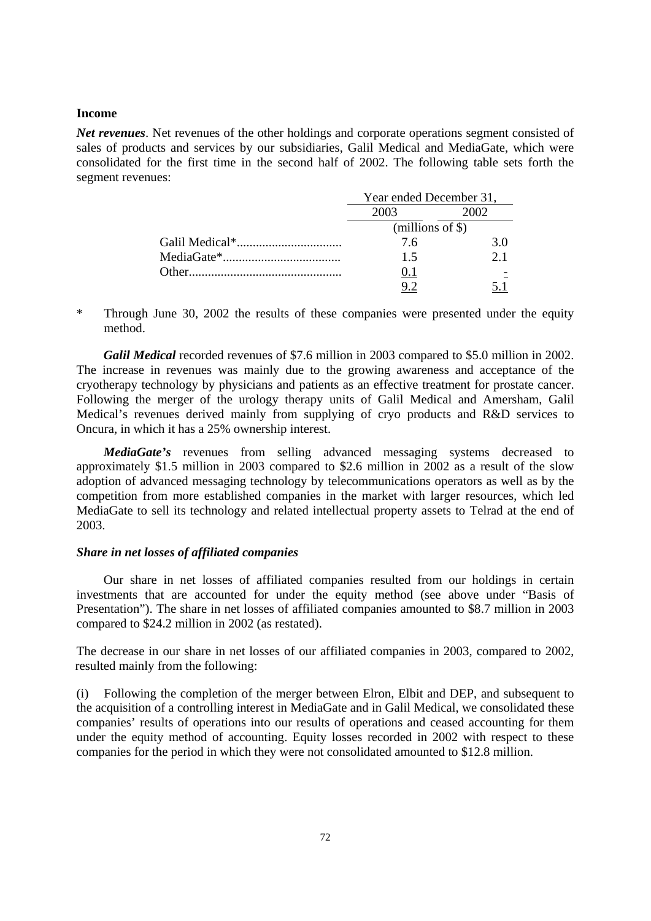**Income**

***Net revenues***. Net revenues of the other holdings and corporate operations segment consisted of sales of products and services by our subsidiaries, Galil Medical and MediaGate, which were consolidated for the first time in the second half of 2002. The following table sets forth the segment revenues:

| | Year ended December 31, | |
|---|---|---|
| | 2003 | 2002 |
| | (millions of $) | |
| Galil Medical* | 7.6 | 3.0 |
| MediaGate* | 1.5 | 2.1 |
| Other | 0.1 | - |
| | 9.2 | 5.1 |

\* Through June 30, 2002 the results of these companies were presented under the equity method.

***Galil Medical*** recorded revenues of $7.6 million in 2003 compared to $5.0 million in 2002. The increase in revenues was mainly due to the growing awareness and acceptance of the cryotherapy technology by physicians and patients as an effective treatment for prostate cancer. Following the merger of the urology therapy units of Galil Medical and Amersham, Galil Medical's revenues derived mainly from supplying of cryo products and R&D services to Oncura, in which it has a 25% ownership interest.

***MediaGate's*** revenues from selling advanced messaging systems decreased to approximately $1.5 million in 2003 compared to $2.6 million in 2002 as a result of the slow adoption of advanced messaging technology by telecommunications operators as well as by the competition from more established companies in the market with larger resources, which led MediaGate to sell its technology and related intellectual property assets to Telrad at the end of 2003.

***Share in net losses of affiliated companies***

Our share in net losses of affiliated companies resulted from our holdings in certain investments that are accounted for under the equity method (see above under "Basis of Presentation"). The share in net losses of affiliated companies amounted to $8.7 million in 2003 compared to $24.2 million in 2002 (as restated).

The decrease in our share in net losses of our affiliated companies in 2003, compared to 2002, resulted mainly from the following:

(i) Following the completion of the merger between Elron, Elbit and DEP, and subsequent to the acquisition of a controlling interest in MediaGate and in Galil Medical, we consolidated these companies' results of operations into our results of operations and ceased accounting for them under the equity method of accounting. Equity losses recorded in 2002 with respect to these companies for the period in which they were not consolidated amounted to $12.8 million.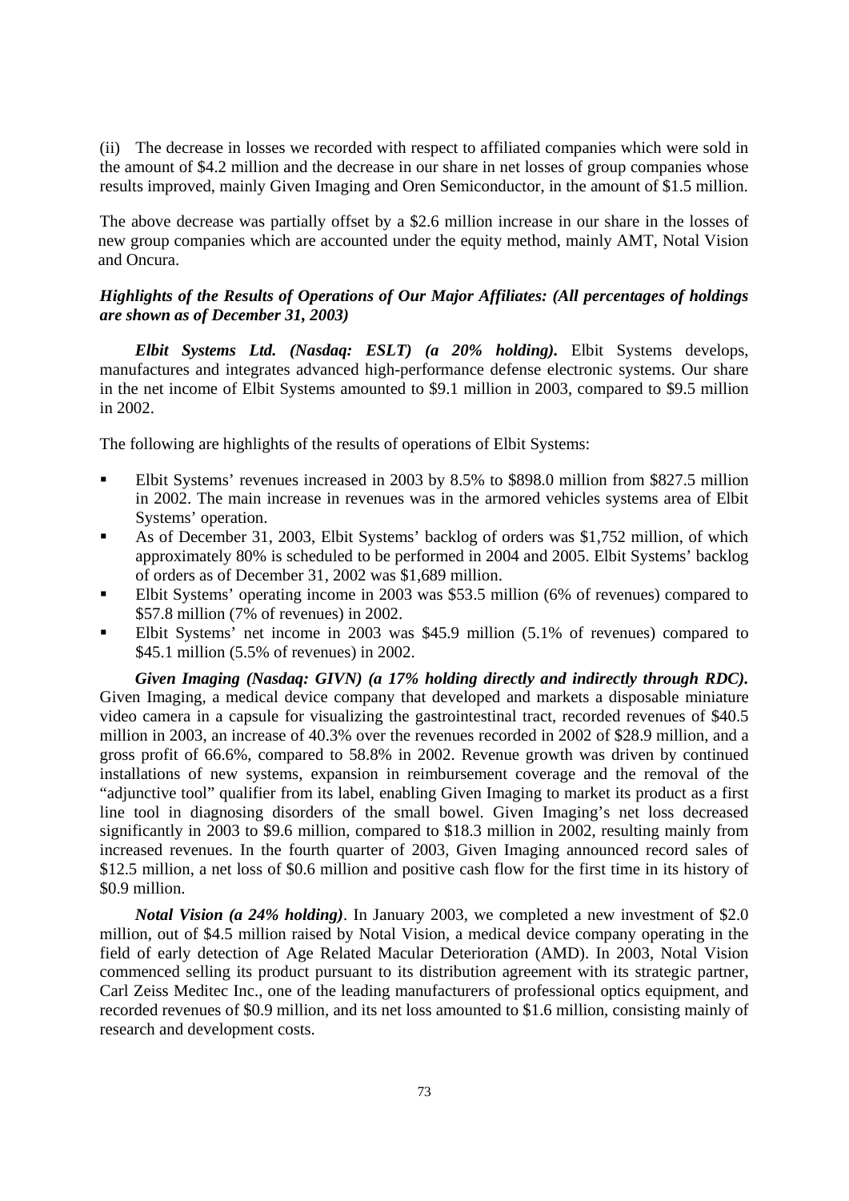(ii) The decrease in losses we recorded with respect to affiliated companies which were sold in the amount of $4.2 million and the decrease in our share in net losses of group companies whose results improved, mainly Given Imaging and Oren Semiconductor, in the amount of $1.5 million.

The above decrease was partially offset by a $2.6 million increase in our share in the losses of new group companies which are accounted under the equity method, mainly AMT, Notal Vision and Oncura.

***Highlights of the Results of Operations of Our Major Affiliates: (All percentages of holdings are shown as of December 31, 2003)***

***Elbit Systems Ltd. (Nasdaq: ESLT) (a 20% holding).*** Elbit Systems develops, manufactures and integrates advanced high-performance defense electronic systems. Our share in the net income of Elbit Systems amounted to $9.1 million in 2003, compared to $9.5 million in 2002.

The following are highlights of the results of operations of Elbit Systems:

- Elbit Systems' revenues increased in 2003 by 8.5% to $898.0 million from $827.5 million in 2002. The main increase in revenues was in the armored vehicles systems area of Elbit Systems' operation.
- As of December 31, 2003, Elbit Systems' backlog of orders was $1,752 million, of which approximately 80% is scheduled to be performed in 2004 and 2005. Elbit Systems' backlog of orders as of December 31, 2002 was $1,689 million.
- Elbit Systems' operating income in 2003 was $53.5 million (6% of revenues) compared to $57.8 million (7% of revenues) in 2002.
- Elbit Systems' net income in 2003 was $45.9 million (5.1% of revenues) compared to $45.1 million (5.5% of revenues) in 2002.

***Given Imaging (Nasdaq: GIVN) (a 17% holding directly and indirectly through RDC).*** Given Imaging, a medical device company that developed and markets a disposable miniature video camera in a capsule for visualizing the gastrointestinal tract, recorded revenues of $40.5 million in 2003, an increase of 40.3% over the revenues recorded in 2002 of $28.9 million, and a gross profit of 66.6%, compared to 58.8% in 2002. Revenue growth was driven by continued installations of new systems, expansion in reimbursement coverage and the removal of the "adjunctive tool" qualifier from its label, enabling Given Imaging to market its product as a first line tool in diagnosing disorders of the small bowel. Given Imaging's net loss decreased significantly in 2003 to $9.6 million, compared to $18.3 million in 2002, resulting mainly from increased revenues. In the fourth quarter of 2003, Given Imaging announced record sales of $12.5 million, a net loss of $0.6 million and positive cash flow for the first time in its history of $0.9 million.

***Notal Vision (a 24% holding)***. In January 2003, we completed a new investment of $2.0 million, out of $4.5 million raised by Notal Vision, a medical device company operating in the field of early detection of Age Related Macular Deterioration (AMD). In 2003, Notal Vision commenced selling its product pursuant to its distribution agreement with its strategic partner, Carl Zeiss Meditec Inc., one of the leading manufacturers of professional optics equipment, and recorded revenues of $0.9 million, and its net loss amounted to $1.6 million, consisting mainly of research and development costs.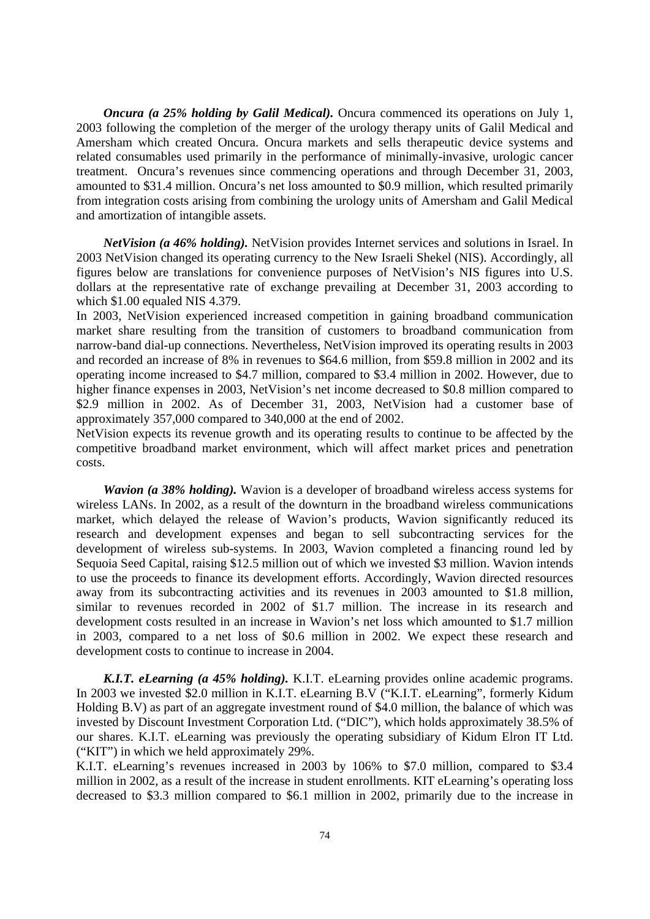***Oncura (a 25% holding by Galil Medical).*** Oncura commenced its operations on July 1, 2003 following the completion of the merger of the urology therapy units of Galil Medical and Amersham which created Oncura. Oncura markets and sells therapeutic device systems and related consumables used primarily in the performance of minimally-invasive, urologic cancer treatment. Oncura's revenues since commencing operations and through December 31, 2003, amounted to $31.4 million. Oncura's net loss amounted to $0.9 million, which resulted primarily from integration costs arising from combining the urology units of Amersham and Galil Medical and amortization of intangible assets.

***NetVision (a 46% holding).*** NetVision provides Internet services and solutions in Israel. In 2003 NetVision changed its operating currency to the New Israeli Shekel (NIS). Accordingly, all figures below are translations for convenience purposes of NetVision's NIS figures into U.S. dollars at the representative rate of exchange prevailing at December 31, 2003 according to which $1.00 equaled NIS 4.379.

In 2003, NetVision experienced increased competition in gaining broadband communication market share resulting from the transition of customers to broadband communication from narrow-band dial-up connections. Nevertheless, NetVision improved its operating results in 2003 and recorded an increase of 8% in revenues to $64.6 million, from $59.8 million in 2002 and its operating income increased to $4.7 million, compared to $3.4 million in 2002. However, due to higher finance expenses in 2003, NetVision's net income decreased to $0.8 million compared to $2.9 million in 2002. As of December 31, 2003, NetVision had a customer base of approximately 357,000 compared to 340,000 at the end of 2002.

NetVision expects its revenue growth and its operating results to continue to be affected by the competitive broadband market environment, which will affect market prices and penetration costs.

***Wavion (a 38% holding).*** Wavion is a developer of broadband wireless access systems for wireless LANs. In 2002, as a result of the downturn in the broadband wireless communications market, which delayed the release of Wavion's products, Wavion significantly reduced its research and development expenses and began to sell subcontracting services for the development of wireless sub-systems. In 2003, Wavion completed a financing round led by Sequoia Seed Capital, raising $12.5 million out of which we invested $3 million. Wavion intends to use the proceeds to finance its development efforts. Accordingly, Wavion directed resources away from its subcontracting activities and its revenues in 2003 amounted to $1.8 million, similar to revenues recorded in 2002 of $1.7 million. The increase in its research and development costs resulted in an increase in Wavion's net loss which amounted to $1.7 million in 2003, compared to a net loss of $0.6 million in 2002. We expect these research and development costs to continue to increase in 2004.

***K.I.T. eLearning (a 45% holding).*** K.I.T. eLearning provides online academic programs. In 2003 we invested $2.0 million in K.I.T. eLearning B.V ("K.I.T. eLearning", formerly Kidum Holding B.V) as part of an aggregate investment round of $4.0 million, the balance of which was invested by Discount Investment Corporation Ltd. ("DIC"), which holds approximately 38.5% of our shares. K.I.T. eLearning was previously the operating subsidiary of Kidum Elron IT Ltd. ("KIT") in which we held approximately 29%.

K.I.T. eLearning's revenues increased in 2003 by 106% to $7.0 million, compared to $3.4 million in 2002, as a result of the increase in student enrollments. KIT eLearning's operating loss decreased to $3.3 million compared to $6.1 million in 2002, primarily due to the increase in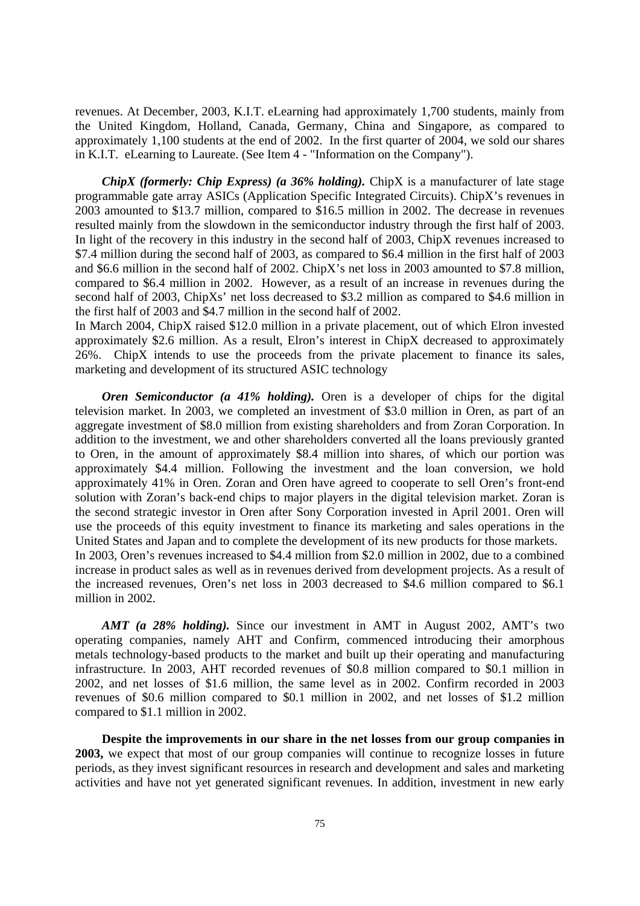revenues. At December, 2003, K.I.T. eLearning had approximately 1,700 students, mainly from the United Kingdom, Holland, Canada, Germany, China and Singapore, as compared to approximately 1,100 students at the end of 2002. In the first quarter of 2004, we sold our shares in K.I.T. eLearning to Laureate. (See Item 4 - "Information on the Company").

***ChipX (formerly: Chip Express) (a 36% holding).*** ChipX is a manufacturer of late stage programmable gate array ASICs (Application Specific Integrated Circuits). ChipX's revenues in 2003 amounted to $13.7 million, compared to $16.5 million in 2002. The decrease in revenues resulted mainly from the slowdown in the semiconductor industry through the first half of 2003. In light of the recovery in this industry in the second half of 2003, ChipX revenues increased to $7.4 million during the second half of 2003, as compared to $6.4 million in the first half of 2003 and $6.6 million in the second half of 2002. ChipX's net loss in 2003 amounted to $7.8 million, compared to $6.4 million in 2002. However, as a result of an increase in revenues during the second half of 2003, ChipXs' net loss decreased to $3.2 million as compared to $4.6 million in the first half of 2003 and $4.7 million in the second half of 2002.

In March 2004, ChipX raised $12.0 million in a private placement, out of which Elron invested approximately $2.6 million. As a result, Elron's interest in ChipX decreased to approximately 26%. ChipX intends to use the proceeds from the private placement to finance its sales, marketing and development of its structured ASIC technology

***Oren Semiconductor (a 41% holding).*** Oren is a developer of chips for the digital television market. In 2003, we completed an investment of $3.0 million in Oren, as part of an aggregate investment of $8.0 million from existing shareholders and from Zoran Corporation. In addition to the investment, we and other shareholders converted all the loans previously granted to Oren, in the amount of approximately $8.4 million into shares, of which our portion was approximately $4.4 million. Following the investment and the loan conversion, we hold approximately 41% in Oren. Zoran and Oren have agreed to cooperate to sell Oren's front-end solution with Zoran's back-end chips to major players in the digital television market. Zoran is the second strategic investor in Oren after Sony Corporation invested in April 2001. Oren will use the proceeds of this equity investment to finance its marketing and sales operations in the United States and Japan and to complete the development of its new products for those markets.

In 2003, Oren's revenues increased to $4.4 million from $2.0 million in 2002, due to a combined increase in product sales as well as in revenues derived from development projects. As a result of the increased revenues, Oren's net loss in 2003 decreased to $4.6 million compared to $6.1 million in 2002.

***AMT (a 28% holding).*** Since our investment in AMT in August 2002, AMT's two operating companies, namely AHT and Confirm, commenced introducing their amorphous metals technology-based products to the market and built up their operating and manufacturing infrastructure. In 2003, AHT recorded revenues of $0.8 million compared to $0.1 million in 2002, and net losses of $1.6 million, the same level as in 2002. Confirm recorded in 2003 revenues of $0.6 million compared to $0.1 million in 2002, and net losses of $1.2 million compared to $1.1 million in 2002.

**Despite the improvements in our share in the net losses from our group companies in 2003,** we expect that most of our group companies will continue to recognize losses in future periods, as they invest significant resources in research and development and sales and marketing activities and have not yet generated significant revenues. In addition, investment in new early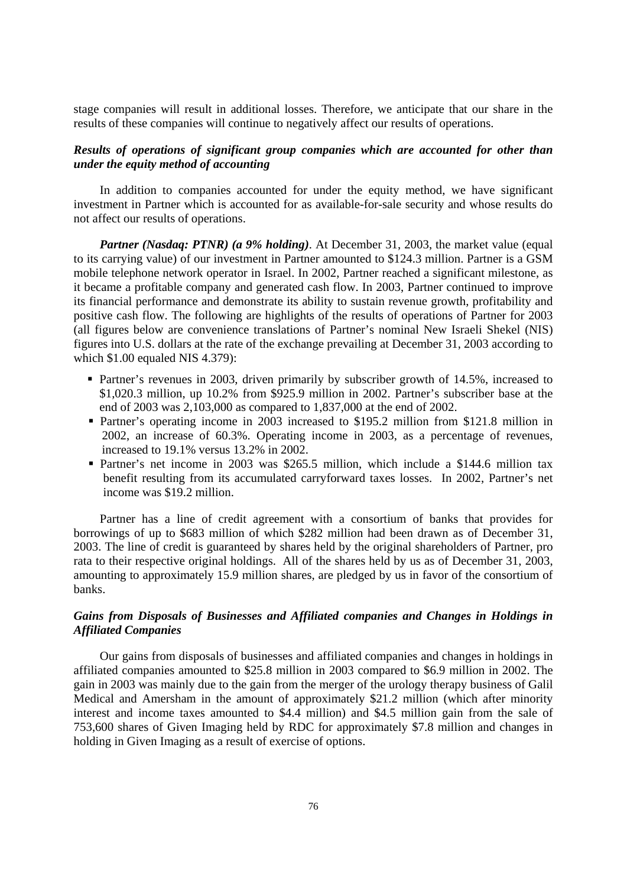stage companies will result in additional losses. Therefore, we anticipate that our share in the results of these companies will continue to negatively affect our results of operations.

***Results of operations of significant group companies which are accounted for other than under the equity method of accounting***

In addition to companies accounted for under the equity method, we have significant investment in Partner which is accounted for as available-for-sale security and whose results do not affect our results of operations.

***Partner (Nasdaq: PTNR) (a 9% holding)***. At December 31, 2003, the market value (equal to its carrying value) of our investment in Partner amounted to \$124.3 million. Partner is a GSM mobile telephone network operator in Israel. In 2002, Partner reached a significant milestone, as it became a profitable company and generated cash flow. In 2003, Partner continued to improve its financial performance and demonstrate its ability to sustain revenue growth, profitability and positive cash flow. The following are highlights of the results of operations of Partner for 2003 (all figures below are convenience translations of Partner's nominal New Israeli Shekel (NIS) figures into U.S. dollars at the rate of the exchange prevailing at December 31, 2003 according to which \$1.00 equaled NIS 4.379):

- Partner's revenues in 2003, driven primarily by subscriber growth of 14.5%, increased to \$1,020.3 million, up 10.2% from \$925.9 million in 2002. Partner's subscriber base at the end of 2003 was 2,103,000 as compared to 1,837,000 at the end of 2002.
- Partner's operating income in 2003 increased to \$195.2 million from \$121.8 million in 2002, an increase of 60.3%. Operating income in 2003, as a percentage of revenues, increased to 19.1% versus 13.2% in 2002.
- Partner's net income in 2003 was \$265.5 million, which include a \$144.6 million tax benefit resulting from its accumulated carryforward taxes losses. In 2002, Partner's net income was \$19.2 million.

Partner has a line of credit agreement with a consortium of banks that provides for borrowings of up to \$683 million of which \$282 million had been drawn as of December 31, 2003. The line of credit is guaranteed by shares held by the original shareholders of Partner, pro rata to their respective original holdings. All of the shares held by us as of December 31, 2003, amounting to approximately 15.9 million shares, are pledged by us in favor of the consortium of banks.

***Gains from Disposals of Businesses and Affiliated companies and Changes in Holdings in Affiliated Companies***

Our gains from disposals of businesses and affiliated companies and changes in holdings in affiliated companies amounted to \$25.8 million in 2003 compared to \$6.9 million in 2002. The gain in 2003 was mainly due to the gain from the merger of the urology therapy business of Galil Medical and Amersham in the amount of approximately \$21.2 million (which after minority interest and income taxes amounted to \$4.4 million) and \$4.5 million gain from the sale of 753,600 shares of Given Imaging held by RDC for approximately \$7.8 million and changes in holding in Given Imaging as a result of exercise of options.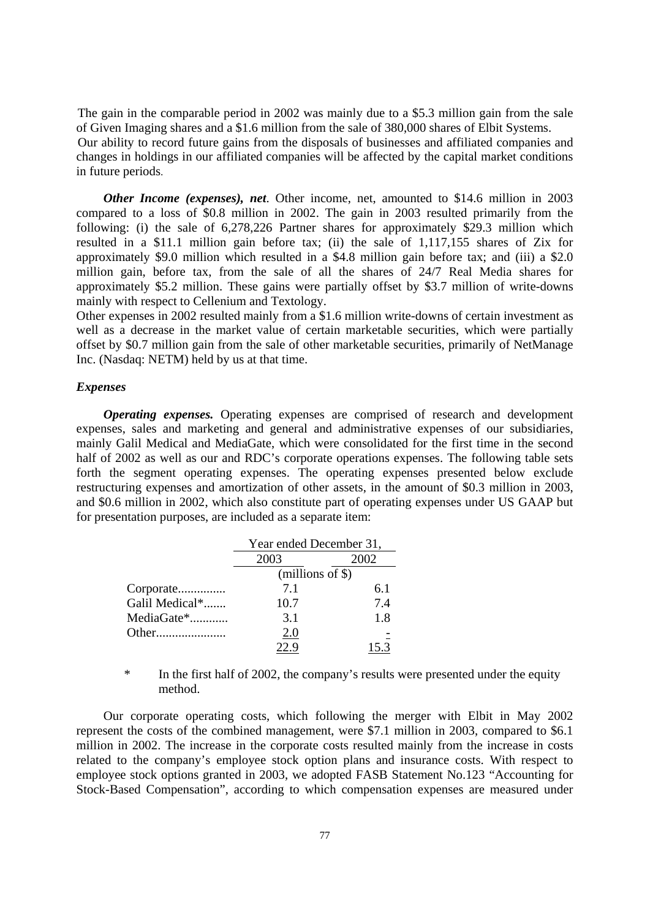The gain in the comparable period in 2002 was mainly due to a \$5.3 million gain from the sale of Given Imaging shares and a \$1.6 million from the sale of 380,000 shares of Elbit Systems.

Our ability to record future gains from the disposals of businesses and affiliated companies and changes in holdings in our affiliated companies will be affected by the capital market conditions in future periods.

***Other Income (expenses), net***. Other income, net, amounted to \$14.6 million in 2003 compared to a loss of \$0.8 million in 2002. The gain in 2003 resulted primarily from the following: (i) the sale of 6,278,226 Partner shares for approximately \$29.3 million which resulted in a \$11.1 million gain before tax; (ii) the sale of 1,117,155 shares of Zix for approximately \$9.0 million which resulted in a \$4.8 million gain before tax; and (iii) a \$2.0 million gain, before tax, from the sale of all the shares of 24/7 Real Media shares for approximately \$5.2 million. These gains were partially offset by \$3.7 million of write-downs mainly with respect to Cellenium and Textology.

Other expenses in 2002 resulted mainly from a \$1.6 million write-downs of certain investment as well as a decrease in the market value of certain marketable securities, which were partially offset by \$0.7 million gain from the sale of other marketable securities, primarily of NetManage Inc. (Nasdaq: NETM) held by us at that time.

### *Expenses*

***Operating expenses.*** Operating expenses are comprised of research and development expenses, sales and marketing and general and administrative expenses of our subsidiaries, mainly Galil Medical and MediaGate, which were consolidated for the first time in the second half of 2002 as well as our and RDC's corporate operations expenses. The following table sets forth the segment operating expenses. The operating expenses presented below exclude restructuring expenses and amortization of other assets, in the amount of \$0.3 million in 2003, and \$0.6 million in 2002, which also constitute part of operating expenses under US GAAP but for presentation purposes, are included as a separate item:

| | Year ended December 31, | |
|---|---|---|
| | 2003 | 2002 |
| | (millions of \$) | |
| Corporate | 7.1 | 6.1 |
| Galil Medical* | 10.7 | 7.4 |
| MediaGate* | 3.1 | 1.8 |
| Other | 2.0 | - |
| | 22.9 | 15.3 |

\* In the first half of 2002, the company's results were presented under the equity method.

Our corporate operating costs, which following the merger with Elbit in May 2002 represent the costs of the combined management, were \$7.1 million in 2003, compared to \$6.1 million in 2002. The increase in the corporate costs resulted mainly from the increase in costs related to the company's employee stock option plans and insurance costs. With respect to employee stock options granted in 2003, we adopted FASB Statement No.123 "Accounting for Stock-Based Compensation", according to which compensation expenses are measured under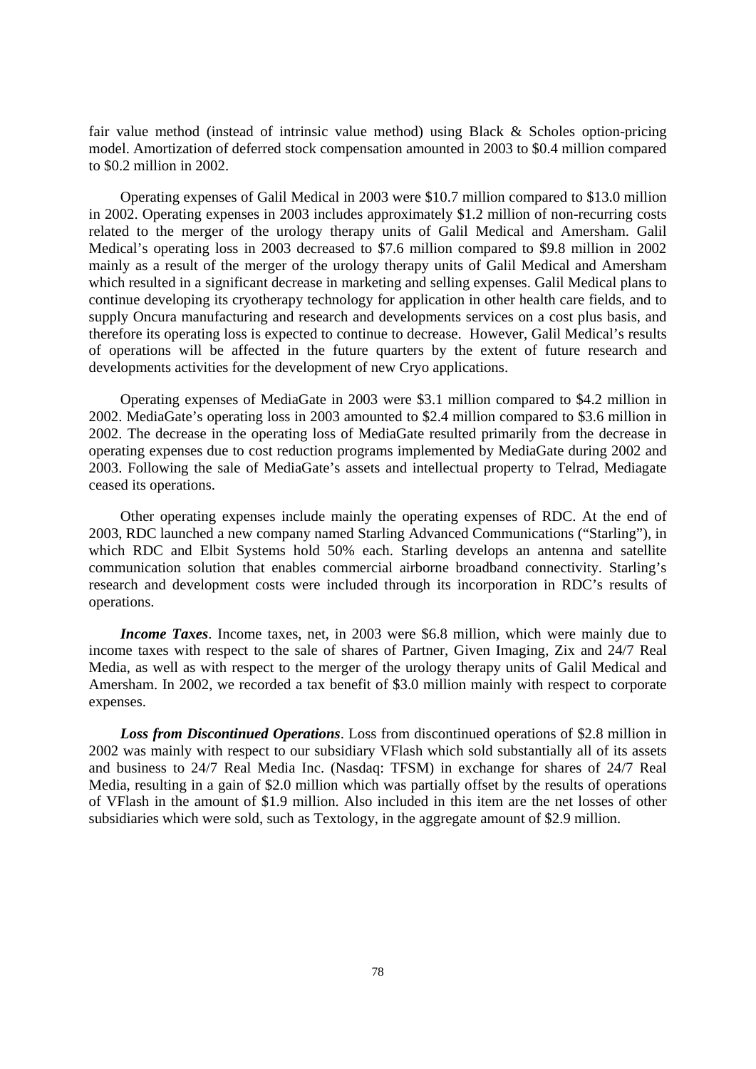fair value method (instead of intrinsic value method) using Black & Scholes option-pricing model. Amortization of deferred stock compensation amounted in 2003 to $0.4 million compared to $0.2 million in 2002.

Operating expenses of Galil Medical in 2003 were $10.7 million compared to $13.0 million in 2002. Operating expenses in 2003 includes approximately $1.2 million of non-recurring costs related to the merger of the urology therapy units of Galil Medical and Amersham. Galil Medical's operating loss in 2003 decreased to $7.6 million compared to $9.8 million in 2002 mainly as a result of the merger of the urology therapy units of Galil Medical and Amersham which resulted in a significant decrease in marketing and selling expenses. Galil Medical plans to continue developing its cryotherapy technology for application in other health care fields, and to supply Oncura manufacturing and research and developments services on a cost plus basis, and therefore its operating loss is expected to continue to decrease. However, Galil Medical's results of operations will be affected in the future quarters by the extent of future research and developments activities for the development of new Cryo applications.

Operating expenses of MediaGate in 2003 were $3.1 million compared to $4.2 million in 2002. MediaGate's operating loss in 2003 amounted to $2.4 million compared to $3.6 million in 2002. The decrease in the operating loss of MediaGate resulted primarily from the decrease in operating expenses due to cost reduction programs implemented by MediaGate during 2002 and 2003. Following the sale of MediaGate's assets and intellectual property to Telrad, Mediagate ceased its operations.

Other operating expenses include mainly the operating expenses of RDC. At the end of 2003, RDC launched a new company named Starling Advanced Communications ("Starling"), in which RDC and Elbit Systems hold 50% each. Starling develops an antenna and satellite communication solution that enables commercial airborne broadband connectivity. Starling's research and development costs were included through its incorporation in RDC's results of operations.

***Income Taxes***. Income taxes, net, in 2003 were $6.8 million, which were mainly due to income taxes with respect to the sale of shares of Partner, Given Imaging, Zix and 24/7 Real Media, as well as with respect to the merger of the urology therapy units of Galil Medical and Amersham. In 2002, we recorded a tax benefit of $3.0 million mainly with respect to corporate expenses.

***Loss from Discontinued Operations***. Loss from discontinued operations of $2.8 million in 2002 was mainly with respect to our subsidiary VFlash which sold substantially all of its assets and business to 24/7 Real Media Inc. (Nasdaq: TFSM) in exchange for shares of 24/7 Real Media, resulting in a gain of $2.0 million which was partially offset by the results of operations of VFlash in the amount of $1.9 million. Also included in this item are the net losses of other subsidiaries which were sold, such as Textology, in the aggregate amount of $2.9 million.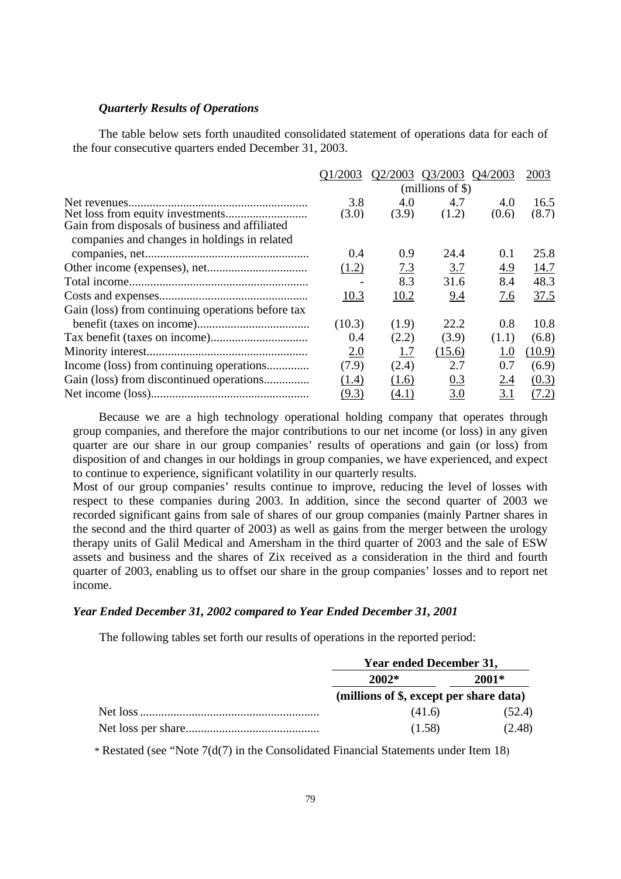### *Quarterly Results of Operations*

The table below sets forth unaudited consolidated statement of operations data for each of the four consecutive quarters ended December 31, 2003.

| | Q1/2003 | Q2/2003 | Q3/2003 | Q4/2003 | 2003 |
|---|---|---|---|---|---|
| | (millions of $) | | | | |
| Net revenues | 3.8 | 4.0 | 4.7 | 4.0 | 16.5 |
| Net loss from equity investments | (3.0) | (3.9) | (1.2) | (0.6) | (8.7) |
| Gain from disposals of business and affiliated companies and changes in holdings in related companies, net | 0.4 | 0.9 | 24.4 | 0.1 | 25.8 |
| Other income (expenses), net | (1.2) | 7.3 | 3.7 | 4.9 | 14.7 |
| Total income | - | 8.3 | 31.6 | 8.4 | 48.3 |
| Costs and expenses | 10.3 | 10.2 | 9.4 | 7.6 | 37.5 |
| Gain (loss) from continuing operations before tax benefit (taxes on income) | (10.3) | (1.9) | 22.2 | 0.8 | 10.8 |
| Tax benefit (taxes on income) | 0.4 | (2.2) | (3.9) | (1.1) | (6.8) |
| Minority interest | 2.0 | 1.7 | (15.6) | 1.0 | (10.9) |
| Income (loss) from continuing operations | (7.9) | (2.4) | 2.7 | 0.7 | (6.9) |
| Gain (loss) from discontinued operations | (1.4) | (1.6) | 0.3 | 2.4 | (0.3) |
| Net income (loss) | (9.3) | (4.1) | 3.0 | 3.1 | (7.2) |

Because we are a high technology operational holding company that operates through group companies, and therefore the major contributions to our net income (or loss) in any given quarter are our share in our group companies' results of operations and gain (or loss) from disposition of and changes in our holdings in group companies, we have experienced, and expect to continue to experience, significant volatility in our quarterly results.

Most of our group companies' results continue to improve, reducing the level of losses with respect to these companies during 2003. In addition, since the second quarter of 2003 we recorded significant gains from sale of shares of our group companies (mainly Partner shares in the second and the third quarter of 2003) as well as gains from the merger between the urology therapy units of Galil Medical and Amersham in the third quarter of 2003 and the sale of ESW assets and business and the shares of Zix received as a consideration in the third and fourth quarter of 2003, enabling us to offset our share in the group companies' losses and to report net income.

### *Year Ended December 31, 2002 compared to Year Ended December 31, 2001*

The following tables set forth our results of operations in the reported period:

| | **Year ended December 31,** | |
|---|---|---|
| | **2002*** | **2001*** |
| | **(millions of $, except per share data)** | |
| Net loss | (41.6) | (52.4) |
| Net loss per share | (1.58) | (2.48) |

* Restated (see "Note 7(d(7) in the Consolidated Financial Statements under Item 18)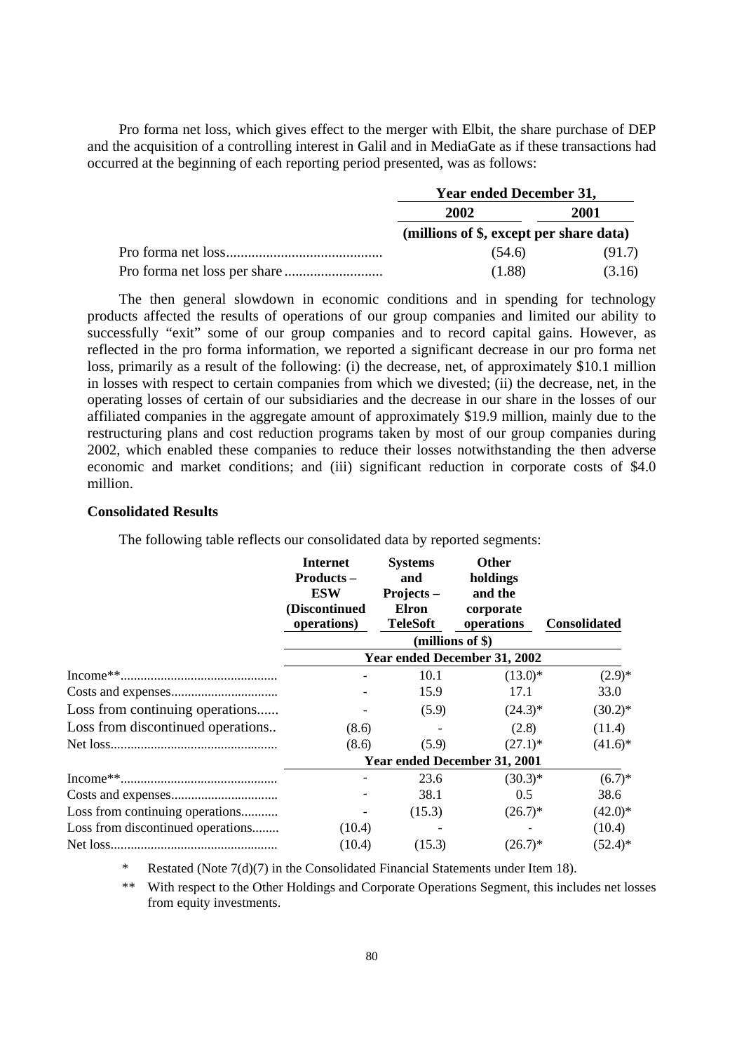Pro forma net loss, which gives effect to the merger with Elbit, the share purchase of DEP and the acquisition of a controlling interest in Galil and in MediaGate as if these transactions had occurred at the beginning of each reporting period presented, was as follows:

| | Year ended December 31, | |
|---|---|---|
| | 2002 | 2001 |
| | (millions of $, except per share data) | |
| Pro forma net loss | (54.6) | (91.7) |
| Pro forma net loss per share | (1.88) | (3.16) |

The then general slowdown in economic conditions and in spending for technology products affected the results of operations of our group companies and limited our ability to successfully "exit" some of our group companies and to record capital gains. However, as reflected in the pro forma information, we reported a significant decrease in our pro forma net loss, primarily as a result of the following: (i) the decrease, net, of approximately $10.1 million in losses with respect to certain companies from which we divested; (ii) the decrease, net, in the operating losses of certain of our subsidiaries and the decrease in our share in the losses of our affiliated companies in the aggregate amount of approximately $19.9 million, mainly due to the restructuring plans and cost reduction programs taken by most of our group companies during 2002, which enabled these companies to reduce their losses notwithstanding the then adverse economic and market conditions; and (iii) significant reduction in corporate costs of $4.0 million.

**Consolidated Results**

The following table reflects our consolidated data by reported segments:

| | Internet Products – ESW (Discontinued operations) | Systems and Projects – Elron TeleSoft | Other holdings and the corporate operations | Consolidated |
|---|---|---|---|---|
| | (millions of $) | | | |
| | Year ended December 31, 2002 | | | |
| Income** | - | 10.1 | (13.0)* | (2.9)* |
| Costs and expenses | - | 15.9 | 17.1 | 33.0 |
| Loss from continuing operations | - | (5.9) | (24.3)* | (30.2)* |
| Loss from discontinued operations | (8.6) | - | (2.8) | (11.4) |
| Net loss | (8.6) | (5.9) | (27.1)* | (41.6)* |
| | Year ended December 31, 2001 | | | |
| Income** | - | 23.6 | (30.3)* | (6.7)* |
| Costs and expenses | - | 38.1 | 0.5 | 38.6 |
| Loss from continuing operations | - | (15.3) | (26.7)* | (42.0)* |
| Loss from discontinued operations | (10.4) | - | - | (10.4) |
| Net loss | (10.4) | (15.3) | (26.7)* | (52.4)* |

\* Restated (Note 7(d)(7) in the Consolidated Financial Statements under Item 18).

\*\* With respect to the Other Holdings and Corporate Operations Segment, this includes net losses from equity investments.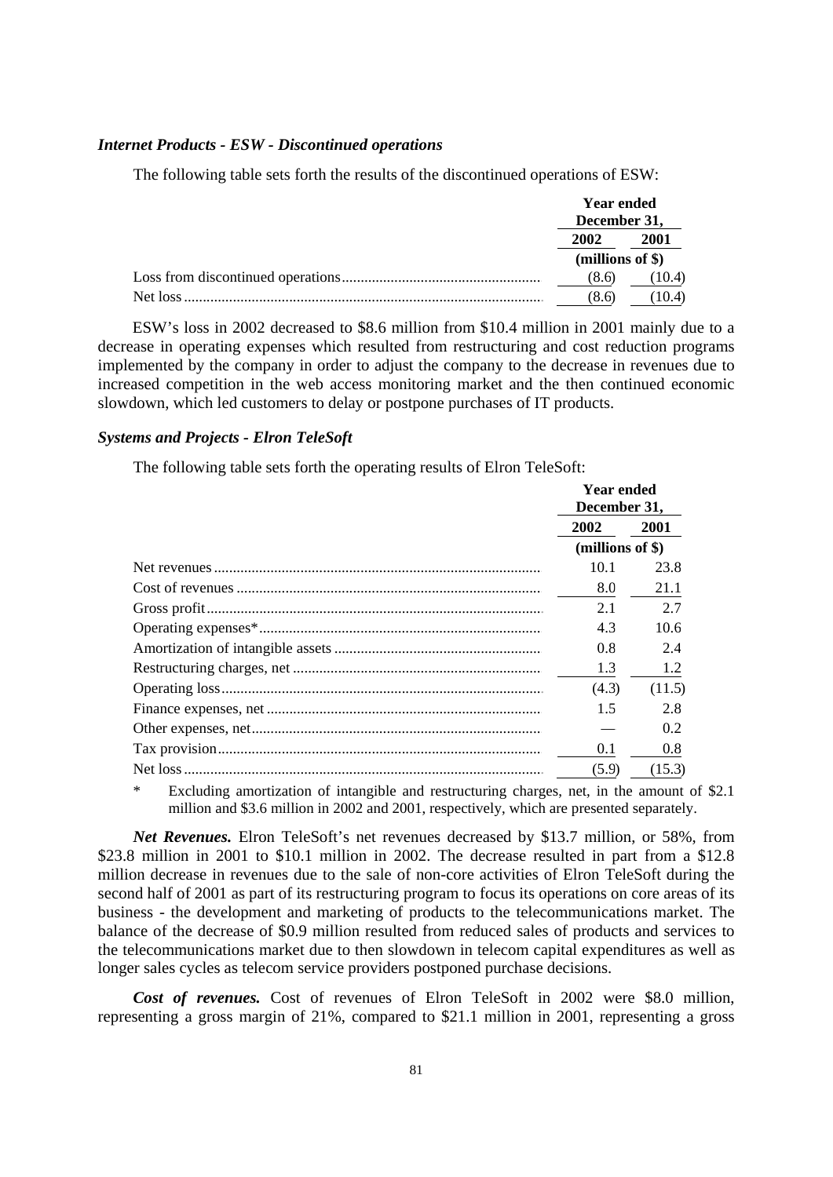### *Internet Products - ESW - Discontinued operations*

The following table sets forth the results of the discontinued operations of ESW:

| | Year ended December 31, | |
|---|---|---|
| | 2002 | 2001 |
| | (millions of $) | |
| Loss from discontinued operations | (8.6) | (10.4) |
| Net loss | (8.6) | (10.4) |

ESW's loss in 2002 decreased to $8.6 million from $10.4 million in 2001 mainly due to a decrease in operating expenses which resulted from restructuring and cost reduction programs implemented by the company in order to adjust the company to the decrease in revenues due to increased competition in the web access monitoring market and the then continued economic slowdown, which led customers to delay or postpone purchases of IT products.

### *Systems and Projects - Elron TeleSoft*

The following table sets forth the operating results of Elron TeleSoft:

| | Year ended December 31, | |
|---|---|---|
| | 2002 | 2001 |
| | (millions of $) | |
| Net revenues | 10.1 | 23.8 |
| Cost of revenues | 8.0 | 21.1 |
| Gross profit | 2.1 | 2.7 |
| Operating expenses* | 4.3 | 10.6 |
| Amortization of intangible assets | 0.8 | 2.4 |
| Restructuring charges, net | 1.3 | 1.2 |
| Operating loss | (4.3) | (11.5) |
| Finance expenses, net | 1.5 | 2.8 |
| Other expenses, net | — | 0.2 |
| Tax provision | 0.1 | 0.8 |
| Net loss | (5.9) | (15.3) |

\* Excluding amortization of intangible and restructuring charges, net, in the amount of $2.1 million and $3.6 million in 2002 and 2001, respectively, which are presented separately.

***Net Revenues.*** Elron TeleSoft's net revenues decreased by $13.7 million, or 58%, from $23.8 million in 2001 to $10.1 million in 2002. The decrease resulted in part from a $12.8 million decrease in revenues due to the sale of non-core activities of Elron TeleSoft during the second half of 2001 as part of its restructuring program to focus its operations on core areas of its business - the development and marketing of products to the telecommunications market. The balance of the decrease of $0.9 million resulted from reduced sales of products and services to the telecommunications market due to then slowdown in telecom capital expenditures as well as longer sales cycles as telecom service providers postponed purchase decisions.

***Cost of revenues.*** Cost of revenues of Elron TeleSoft in 2002 were $8.0 million, representing a gross margin of 21%, compared to $21.1 million in 2001, representing a gross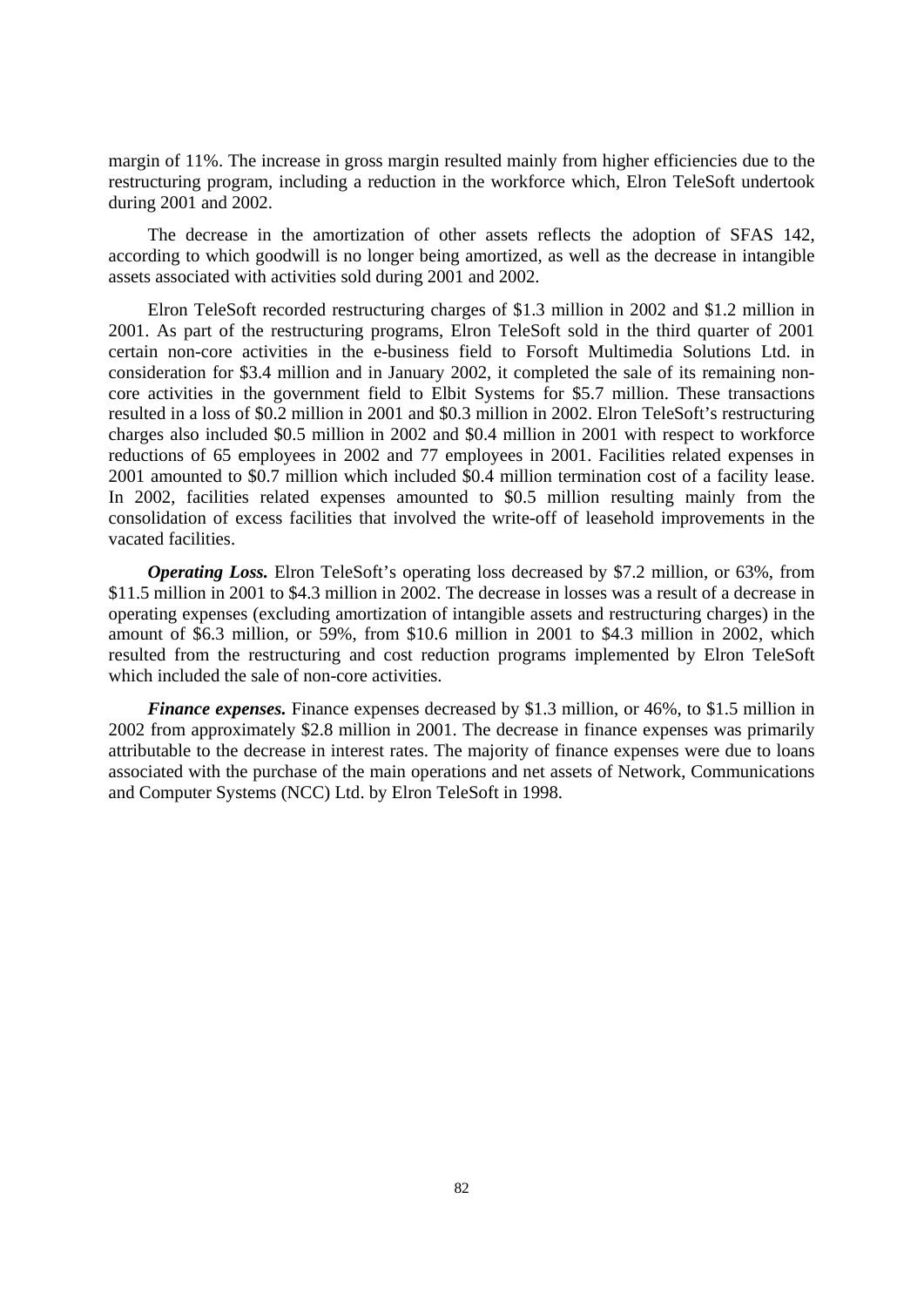margin of 11%. The increase in gross margin resulted mainly from higher efficiencies due to the restructuring program, including a reduction in the workforce which, Elron TeleSoft undertook during 2001 and 2002.

The decrease in the amortization of other assets reflects the adoption of SFAS 142, according to which goodwill is no longer being amortized, as well as the decrease in intangible assets associated with activities sold during 2001 and 2002.

Elron TeleSoft recorded restructuring charges of $1.3 million in 2002 and $1.2 million in 2001. As part of the restructuring programs, Elron TeleSoft sold in the third quarter of 2001 certain non-core activities in the e-business field to Forsoft Multimedia Solutions Ltd. in consideration for $3.4 million and in January 2002, it completed the sale of its remaining non-core activities in the government field to Elbit Systems for $5.7 million. These transactions resulted in a loss of $0.2 million in 2001 and $0.3 million in 2002. Elron TeleSoft's restructuring charges also included $0.5 million in 2002 and $0.4 million in 2001 with respect to workforce reductions of 65 employees in 2002 and 77 employees in 2001. Facilities related expenses in 2001 amounted to $0.7 million which included $0.4 million termination cost of a facility lease. In 2002, facilities related expenses amounted to $0.5 million resulting mainly from the consolidation of excess facilities that involved the write-off of leasehold improvements in the vacated facilities.

***Operating Loss.*** Elron TeleSoft's operating loss decreased by $7.2 million, or 63%, from $11.5 million in 2001 to $4.3 million in 2002. The decrease in losses was a result of a decrease in operating expenses (excluding amortization of intangible assets and restructuring charges) in the amount of $6.3 million, or 59%, from $10.6 million in 2001 to $4.3 million in 2002, which resulted from the restructuring and cost reduction programs implemented by Elron TeleSoft which included the sale of non-core activities.

***Finance expenses.*** Finance expenses decreased by $1.3 million, or 46%, to $1.5 million in 2002 from approximately $2.8 million in 2001. The decrease in finance expenses was primarily attributable to the decrease in interest rates. The majority of finance expenses were due to loans associated with the purchase of the main operations and net assets of Network, Communications and Computer Systems (NCC) Ltd. by Elron TeleSoft in 1998.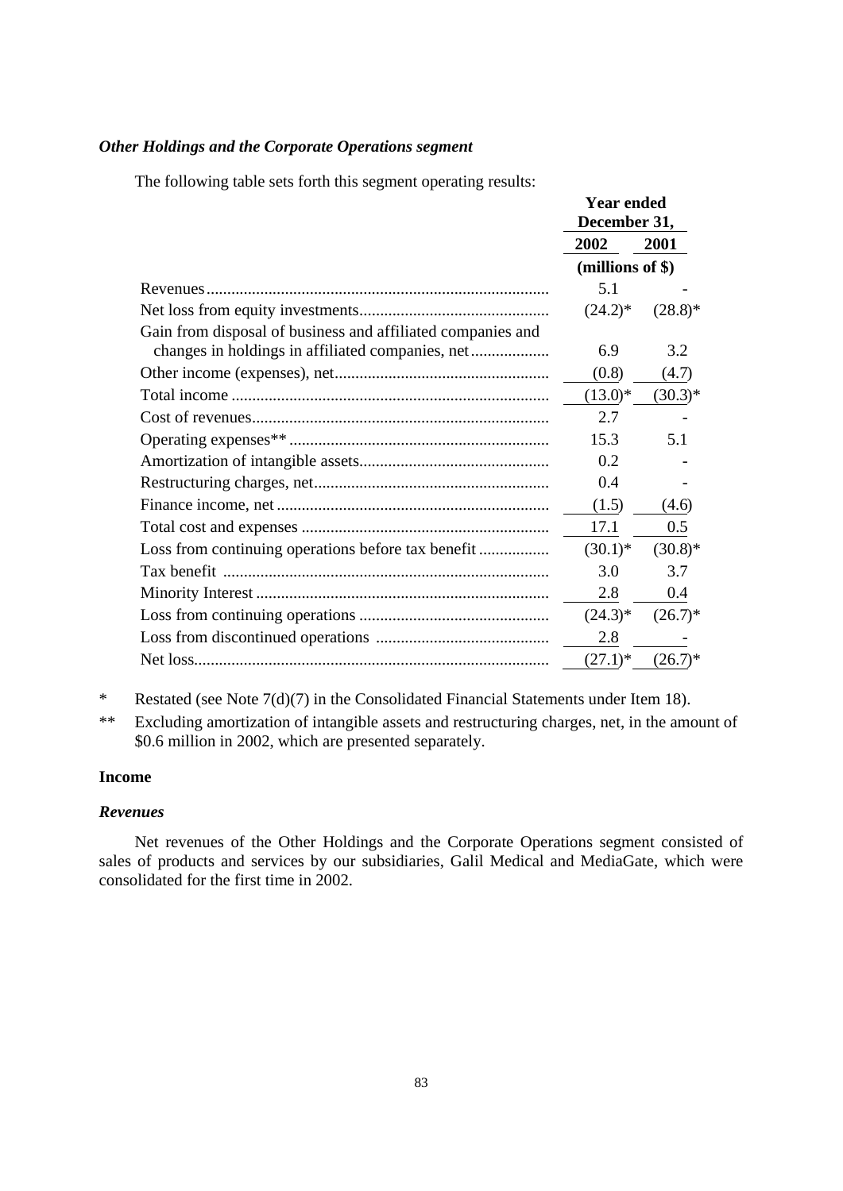### *Other Holdings and the Corporate Operations segment*

The following table sets forth this segment operating results:

| | Year ended December 31, | |
|---|---|---|
| | 2002 | 2001 |
| | (millions of $) | |
| Revenues | 5.1 | - |
| Net loss from equity investments | (24.2)* | (28.8)* |
| Gain from disposal of business and affiliated companies and changes in holdings in affiliated companies, net | 6.9 | 3.2 |
| Other income (expenses), net | (0.8) | (4.7) |
| Total income | (13.0)* | (30.3)* |
| Cost of revenues | 2.7 | - |
| Operating expenses** | 15.3 | 5.1 |
| Amortization of intangible assets | 0.2 | - |
| Restructuring charges, net | 0.4 | - |
| Finance income, net | (1.5) | (4.6) |
| Total cost and expenses | 17.1 | 0.5 |
| Loss from continuing operations before tax benefit | (30.1)* | (30.8)* |
| Tax benefit | 3.0 | 3.7 |
| Minority Interest | 2.8 | 0.4 |
| Loss from continuing operations | (24.3)* | (26.7)* |
| Loss from discontinued operations | 2.8 | - |
| Net loss | (27.1)* | (26.7)* |

\* Restated (see Note 7(d)(7) in the Consolidated Financial Statements under Item 18).

\*\* Excluding amortization of intangible assets and restructuring charges, net, in the amount of $0.6 million in 2002, which are presented separately.

#### Income

##### *Revenues*

Net revenues of the Other Holdings and the Corporate Operations segment consisted of sales of products and services by our subsidiaries, Galil Medical and MediaGate, which were consolidated for the first time in 2002.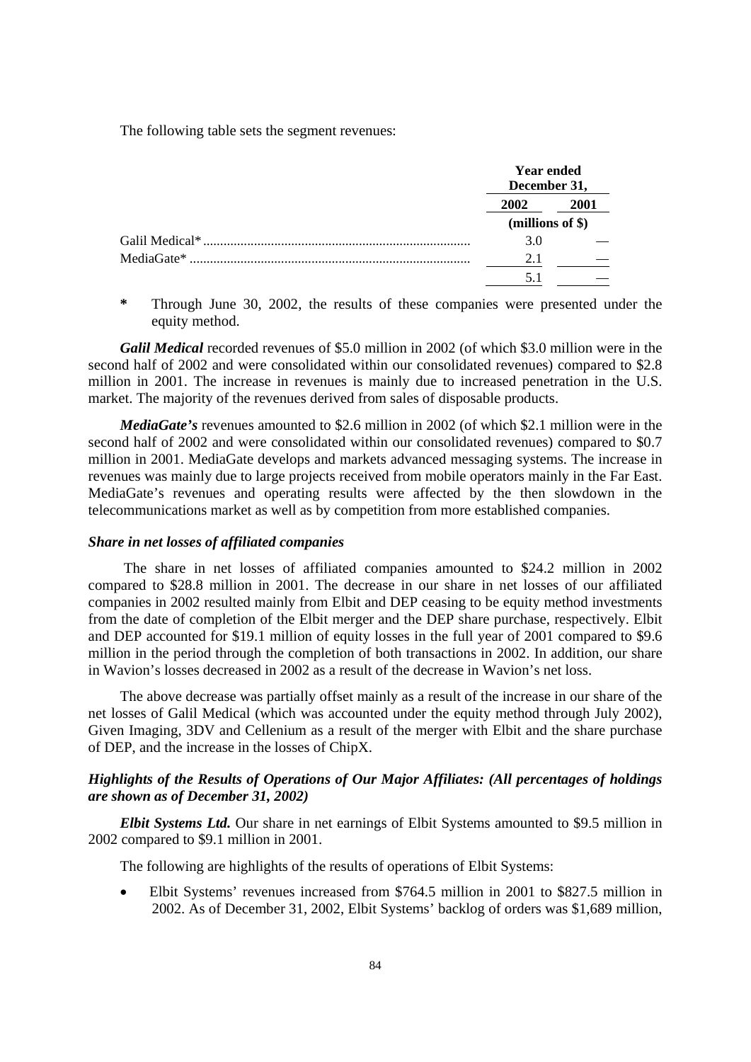The following table sets the segment revenues:

| | Year ended December 31, | |
|---|---|---|
| | 2002 | 2001 |
| | (millions of $) | |
| Galil Medical* | 3.0 | — |
| MediaGate* | 2.1 | — |
| | 5.1 | — |

\* Through June 30, 2002, the results of these companies were presented under the equity method.

***Galil Medical*** recorded revenues of $5.0 million in 2002 (of which $3.0 million were in the second half of 2002 and were consolidated within our consolidated revenues) compared to $2.8 million in 2001. The increase in revenues is mainly due to increased penetration in the U.S. market. The majority of the revenues derived from sales of disposable products.

***MediaGate's*** revenues amounted to $2.6 million in 2002 (of which $2.1 million were in the second half of 2002 and were consolidated within our consolidated revenues) compared to $0.7 million in 2001. MediaGate develops and markets advanced messaging systems. The increase in revenues was mainly due to large projects received from mobile operators mainly in the Far East. MediaGate's revenues and operating results were affected by the then slowdown in the telecommunications market as well as by competition from more established companies.

### *Share in net losses of affiliated companies*

The share in net losses of affiliated companies amounted to $24.2 million in 2002 compared to $28.8 million in 2001. The decrease in our share in net losses of our affiliated companies in 2002 resulted mainly from Elbit and DEP ceasing to be equity method investments from the date of completion of the Elbit merger and the DEP share purchase, respectively. Elbit and DEP accounted for $19.1 million of equity losses in the full year of 2001 compared to $9.6 million in the period through the completion of both transactions in 2002. In addition, our share in Wavion's losses decreased in 2002 as a result of the decrease in Wavion's net loss.

The above decrease was partially offset mainly as a result of the increase in our share of the net losses of Galil Medical (which was accounted under the equity method through July 2002), Given Imaging, 3DV and Cellenium as a result of the merger with Elbit and the share purchase of DEP, and the increase in the losses of ChipX.

### *Highlights of the Results of Operations of Our Major Affiliates: (All percentages of holdings are shown as of December 31, 2002)*

***Elbit Systems Ltd.*** Our share in net earnings of Elbit Systems amounted to $9.5 million in 2002 compared to $9.1 million in 2001.

The following are highlights of the results of operations of Elbit Systems:

- Elbit Systems' revenues increased from $764.5 million in 2001 to $827.5 million in 2002. As of December 31, 2002, Elbit Systems' backlog of orders was $1,689 million,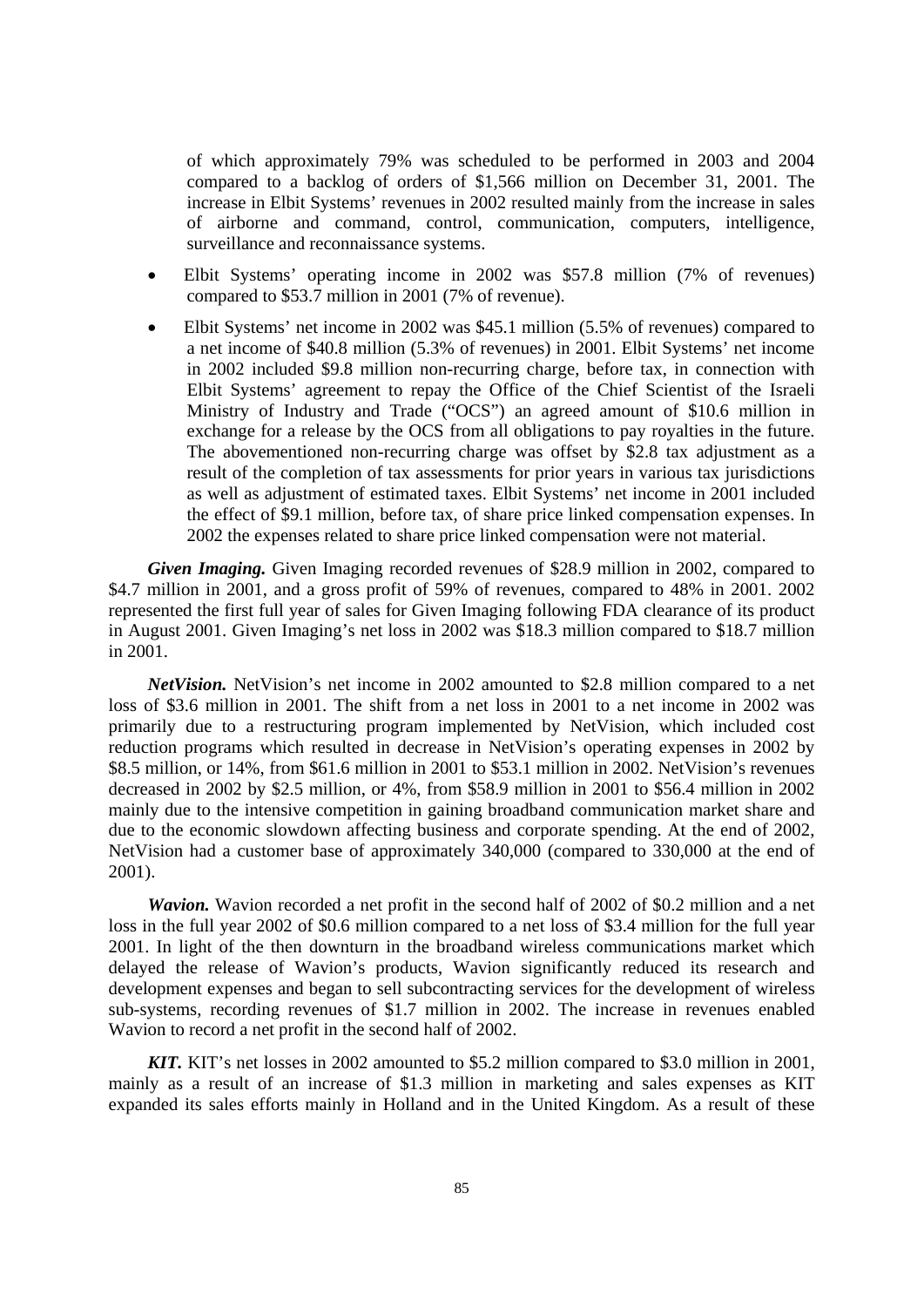of which approximately 79% was scheduled to be performed in 2003 and 2004 compared to a backlog of orders of $1,566 million on December 31, 2001. The increase in Elbit Systems' revenues in 2002 resulted mainly from the increase in sales of airborne and command, control, communication, computers, intelligence, surveillance and reconnaissance systems.

- Elbit Systems' operating income in 2002 was $57.8 million (7% of revenues) compared to $53.7 million in 2001 (7% of revenue).
- Elbit Systems' net income in 2002 was $45.1 million (5.5% of revenues) compared to a net income of $40.8 million (5.3% of revenues) in 2001. Elbit Systems' net income in 2002 included $9.8 million non-recurring charge, before tax, in connection with Elbit Systems' agreement to repay the Office of the Chief Scientist of the Israeli Ministry of Industry and Trade ("OCS") an agreed amount of $10.6 million in exchange for a release by the OCS from all obligations to pay royalties in the future. The abovementioned non-recurring charge was offset by $2.8 tax adjustment as a result of the completion of tax assessments for prior years in various tax jurisdictions as well as adjustment of estimated taxes. Elbit Systems' net income in 2001 included the effect of $9.1 million, before tax, of share price linked compensation expenses. In 2002 the expenses related to share price linked compensation were not material.

***Given Imaging.*** Given Imaging recorded revenues of $28.9 million in 2002, compared to $4.7 million in 2001, and a gross profit of 59% of revenues, compared to 48% in 2001. 2002 represented the first full year of sales for Given Imaging following FDA clearance of its product in August 2001. Given Imaging's net loss in 2002 was $18.3 million compared to $18.7 million in 2001.

***NetVision.*** NetVision's net income in 2002 amounted to $2.8 million compared to a net loss of $3.6 million in 2001. The shift from a net loss in 2001 to a net income in 2002 was primarily due to a restructuring program implemented by NetVision, which included cost reduction programs which resulted in decrease in NetVision's operating expenses in 2002 by $8.5 million, or 14%, from $61.6 million in 2001 to $53.1 million in 2002. NetVision's revenues decreased in 2002 by $2.5 million, or 4%, from $58.9 million in 2001 to $56.4 million in 2002 mainly due to the intensive competition in gaining broadband communication market share and due to the economic slowdown affecting business and corporate spending. At the end of 2002, NetVision had a customer base of approximately 340,000 (compared to 330,000 at the end of 2001).

***Wavion.*** Wavion recorded a net profit in the second half of 2002 of $0.2 million and a net loss in the full year 2002 of $0.6 million compared to a net loss of $3.4 million for the full year 2001. In light of the then downturn in the broadband wireless communications market which delayed the release of Wavion's products, Wavion significantly reduced its research and development expenses and began to sell subcontracting services for the development of wireless sub-systems, recording revenues of $1.7 million in 2002. The increase in revenues enabled Wavion to record a net profit in the second half of 2002.

***KIT.*** KIT's net losses in 2002 amounted to $5.2 million compared to $3.0 million in 2001, mainly as a result of an increase of $1.3 million in marketing and sales expenses as KIT expanded its sales efforts mainly in Holland and in the United Kingdom. As a result of these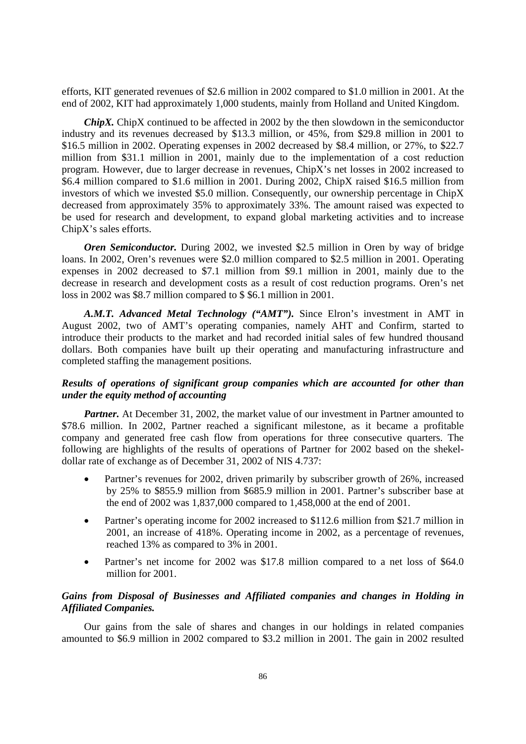efforts, KIT generated revenues of $2.6 million in 2002 compared to $1.0 million in 2001. At the end of 2002, KIT had approximately 1,000 students, mainly from Holland and United Kingdom.

***ChipX.*** ChipX continued to be affected in 2002 by the then slowdown in the semiconductor industry and its revenues decreased by $13.3 million, or 45%, from $29.8 million in 2001 to $16.5 million in 2002. Operating expenses in 2002 decreased by $8.4 million, or 27%, to $22.7 million from $31.1 million in 2001, mainly due to the implementation of a cost reduction program. However, due to larger decrease in revenues, ChipX's net losses in 2002 increased to $6.4 million compared to $1.6 million in 2001. During 2002, ChipX raised $16.5 million from investors of which we invested $5.0 million. Consequently, our ownership percentage in ChipX decreased from approximately 35% to approximately 33%. The amount raised was expected to be used for research and development, to expand global marketing activities and to increase ChipX's sales efforts.

***Oren Semiconductor.*** During 2002, we invested $2.5 million in Oren by way of bridge loans. In 2002, Oren's revenues were $2.0 million compared to $2.5 million in 2001. Operating expenses in 2002 decreased to $7.1 million from $9.1 million in 2001, mainly due to the decrease in research and development costs as a result of cost reduction programs. Oren's net loss in 2002 was $8.7 million compared to $ $6.1 million in 2001.

***A.M.T. Advanced Metal Technology ("AMT").*** Since Elron's investment in AMT in August 2002, two of AMT's operating companies, namely AHT and Confirm, started to introduce their products to the market and had recorded initial sales of few hundred thousand dollars. Both companies have built up their operating and manufacturing infrastructure and completed staffing the management positions.

***Results of operations of significant group companies which are accounted for other than under the equity method of accounting***

***Partner.*** At December 31, 2002, the market value of our investment in Partner amounted to $78.6 million. In 2002, Partner reached a significant milestone, as it became a profitable company and generated free cash flow from operations for three consecutive quarters. The following are highlights of the results of operations of Partner for 2002 based on the shekel-dollar rate of exchange as of December 31, 2002 of NIS 4.737:

- Partner's revenues for 2002, driven primarily by subscriber growth of 26%, increased by 25% to $855.9 million from $685.9 million in 2001. Partner's subscriber base at the end of 2002 was 1,837,000 compared to 1,458,000 at the end of 2001.
- Partner's operating income for 2002 increased to $112.6 million from $21.7 million in 2001, an increase of 418%. Operating income in 2002, as a percentage of revenues, reached 13% as compared to 3% in 2001.
- Partner's net income for 2002 was $17.8 million compared to a net loss of $64.0 million for 2001.

***Gains from Disposal of Businesses and Affiliated companies and changes in Holding in Affiliated Companies.***

Our gains from the sale of shares and changes in our holdings in related companies amounted to $6.9 million in 2002 compared to $3.2 million in 2001. The gain in 2002 resulted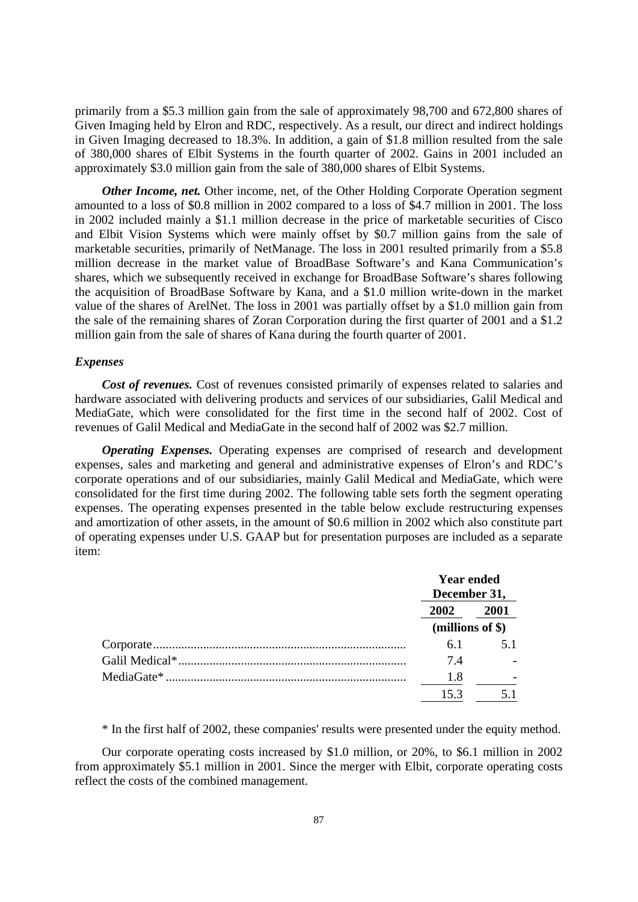primarily from a $5.3 million gain from the sale of approximately 98,700 and 672,800 shares of Given Imaging held by Elron and RDC, respectively. As a result, our direct and indirect holdings in Given Imaging decreased to 18.3%. In addition, a gain of $1.8 million resulted from the sale of 380,000 shares of Elbit Systems in the fourth quarter of 2002. Gains in 2001 included an approximately $3.0 million gain from the sale of 380,000 shares of Elbit Systems.

***Other Income, net.*** Other income, net, of the Other Holding Corporate Operation segment amounted to a loss of $0.8 million in 2002 compared to a loss of $4.7 million in 2001. The loss in 2002 included mainly a $1.1 million decrease in the price of marketable securities of Cisco and Elbit Vision Systems which were mainly offset by $0.7 million gains from the sale of marketable securities, primarily of NetManage. The loss in 2001 resulted primarily from a $5.8 million decrease in the market value of BroadBase Software's and Kana Communication's shares, which we subsequently received in exchange for BroadBase Software's shares following the acquisition of BroadBase Software by Kana, and a $1.0 million write-down in the market value of the shares of ArelNet. The loss in 2001 was partially offset by a $1.0 million gain from the sale of the remaining shares of Zoran Corporation during the first quarter of 2001 and a $1.2 million gain from the sale of shares of Kana during the fourth quarter of 2001.

### *Expenses*

***Cost of revenues.*** Cost of revenues consisted primarily of expenses related to salaries and hardware associated with delivering products and services of our subsidiaries, Galil Medical and MediaGate, which were consolidated for the first time in the second half of 2002. Cost of revenues of Galil Medical and MediaGate in the second half of 2002 was $2.7 million.

***Operating Expenses.*** Operating expenses are comprised of research and development expenses, sales and marketing and general and administrative expenses of Elron's and RDC's corporate operations and of our subsidiaries, mainly Galil Medical and MediaGate, which were consolidated for the first time during 2002. The following table sets forth the segment operating expenses. The operating expenses presented in the table below exclude restructuring expenses and amortization of other assets, in the amount of $0.6 million in 2002 which also constitute part of operating expenses under U.S. GAAP but for presentation purposes are included as a separate item:

| | Year ended December 31, | |
|---|---|---|
| | 2002 | 2001 |
| | (millions of $) | |
| Corporate | 6.1 | 5.1 |
| Galil Medical* | 7.4 | - |
| MediaGate* | 1.8 | - |
| | 15.3 | 5.1 |

\* In the first half of 2002, these companies' results were presented under the equity method.

Our corporate operating costs increased by $1.0 million, or 20%, to $6.1 million in 2002 from approximately $5.1 million in 2001. Since the merger with Elbit, corporate operating costs reflect the costs of the combined management.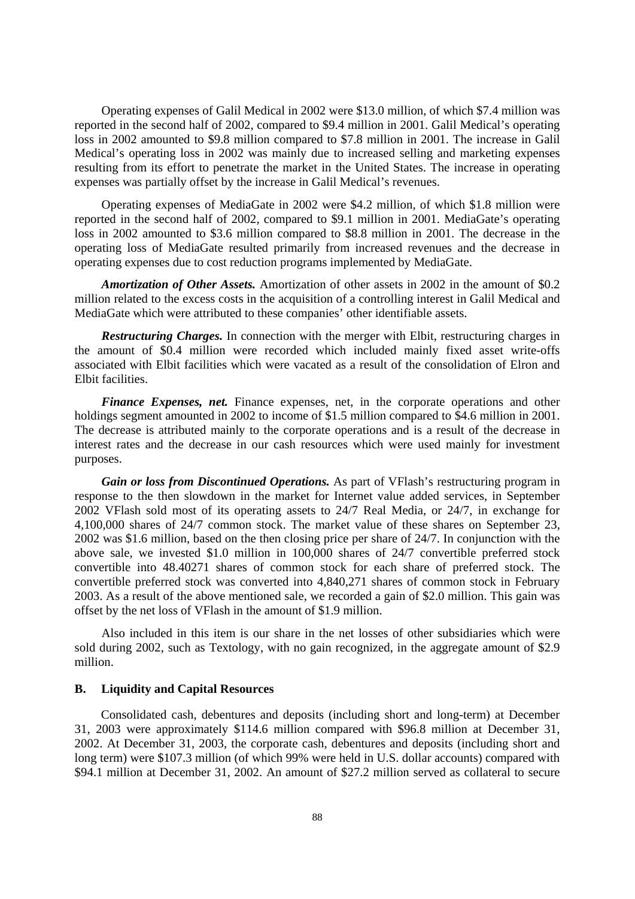Operating expenses of Galil Medical in 2002 were \$13.0 million, of which \$7.4 million was reported in the second half of 2002, compared to \$9.4 million in 2001. Galil Medical's operating loss in 2002 amounted to \$9.8 million compared to \$7.8 million in 2001. The increase in Galil Medical's operating loss in 2002 was mainly due to increased selling and marketing expenses resulting from its effort to penetrate the market in the United States. The increase in operating expenses was partially offset by the increase in Galil Medical's revenues.

Operating expenses of MediaGate in 2002 were \$4.2 million, of which \$1.8 million were reported in the second half of 2002, compared to \$9.1 million in 2001. MediaGate's operating loss in 2002 amounted to \$3.6 million compared to \$8.8 million in 2001. The decrease in the operating loss of MediaGate resulted primarily from increased revenues and the decrease in operating expenses due to cost reduction programs implemented by MediaGate.

***Amortization of Other Assets.*** Amortization of other assets in 2002 in the amount of \$0.2 million related to the excess costs in the acquisition of a controlling interest in Galil Medical and MediaGate which were attributed to these companies' other identifiable assets.

***Restructuring Charges.*** In connection with the merger with Elbit, restructuring charges in the amount of \$0.4 million were recorded which included mainly fixed asset write-offs associated with Elbit facilities which were vacated as a result of the consolidation of Elron and Elbit facilities.

***Finance Expenses, net.*** Finance expenses, net, in the corporate operations and other holdings segment amounted in 2002 to income of \$1.5 million compared to \$4.6 million in 2001. The decrease is attributed mainly to the corporate operations and is a result of the decrease in interest rates and the decrease in our cash resources which were used mainly for investment purposes.

***Gain or loss from Discontinued Operations.*** As part of VFlash's restructuring program in response to the then slowdown in the market for Internet value added services, in September 2002 VFlash sold most of its operating assets to 24/7 Real Media, or 24/7, in exchange for 4,100,000 shares of 24/7 common stock. The market value of these shares on September 23, 2002 was \$1.6 million, based on the then closing price per share of 24/7. In conjunction with the above sale, we invested \$1.0 million in 100,000 shares of 24/7 convertible preferred stock convertible into 48.40271 shares of common stock for each share of preferred stock. The convertible preferred stock was converted into 4,840,271 shares of common stock in February 2003. As a result of the above mentioned sale, we recorded a gain of \$2.0 million. This gain was offset by the net loss of VFlash in the amount of \$1.9 million.

Also included in this item is our share in the net losses of other subsidiaries which were sold during 2002, such as Textology, with no gain recognized, in the aggregate amount of \$2.9 million.

### B. Liquidity and Capital Resources

Consolidated cash, debentures and deposits (including short and long-term) at December 31, 2003 were approximately \$114.6 million compared with \$96.8 million at December 31, 2002. At December 31, 2003, the corporate cash, debentures and deposits (including short and long term) were \$107.3 million (of which 99% were held in U.S. dollar accounts) compared with \$94.1 million at December 31, 2002. An amount of \$27.2 million served as collateral to secure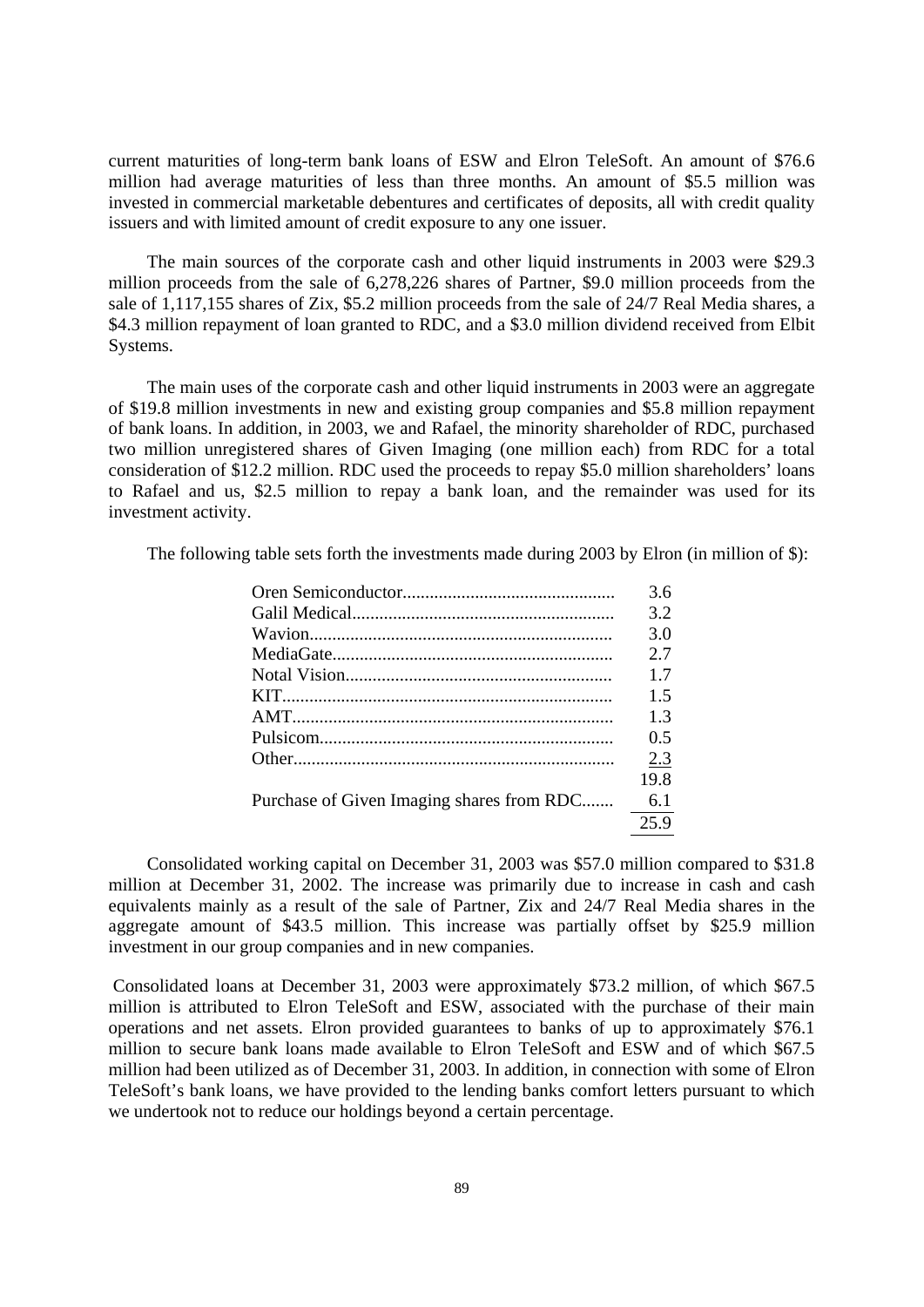current maturities of long-term bank loans of ESW and Elron TeleSoft. An amount of $76.6 million had average maturities of less than three months. An amount of $5.5 million was invested in commercial marketable debentures and certificates of deposits, all with credit quality issuers and with limited amount of credit exposure to any one issuer.

The main sources of the corporate cash and other liquid instruments in 2003 were $29.3 million proceeds from the sale of 6,278,226 shares of Partner, $9.0 million proceeds from the sale of 1,117,155 shares of Zix, $5.2 million proceeds from the sale of 24/7 Real Media shares, a $4.3 million repayment of loan granted to RDC, and a $3.0 million dividend received from Elbit Systems.

The main uses of the corporate cash and other liquid instruments in 2003 were an aggregate of $19.8 million investments in new and existing group companies and $5.8 million repayment of bank loans. In addition, in 2003, we and Rafael, the minority shareholder of RDC, purchased two million unregistered shares of Given Imaging (one million each) from RDC for a total consideration of $12.2 million. RDC used the proceeds to repay $5.0 million shareholders' loans to Rafael and us, $2.5 million to repay a bank loan, and the remainder was used for its investment activity.

The following table sets forth the investments made during 2003 by Elron (in million of $):

| | |
|---|---|
| Oren Semiconductor | 3.6 |
| Galil Medical | 3.2 |
| Wavion | 3.0 |
| MediaGate | 2.7 |
| Notal Vision | 1.7 |
| KIT | 1.5 |
| AMT | 1.3 |
| Pulsicom | 0.5 |
| Other | 2.3 |
| | 19.8 |
| Purchase of Given Imaging shares from RDC | 6.1 |
| | 25.9 |

Consolidated working capital on December 31, 2003 was $57.0 million compared to $31.8 million at December 31, 2002. The increase was primarily due to increase in cash and cash equivalents mainly as a result of the sale of Partner, Zix and 24/7 Real Media shares in the aggregate amount of $43.5 million. This increase was partially offset by $25.9 million investment in our group companies and in new companies.

Consolidated loans at December 31, 2003 were approximately $73.2 million, of which $67.5 million is attributed to Elron TeleSoft and ESW, associated with the purchase of their main operations and net assets. Elron provided guarantees to banks of up to approximately $76.1 million to secure bank loans made available to Elron TeleSoft and ESW and of which $67.5 million had been utilized as of December 31, 2003. In addition, in connection with some of Elron TeleSoft's bank loans, we have provided to the lending banks comfort letters pursuant to which we undertook not to reduce our holdings beyond a certain percentage.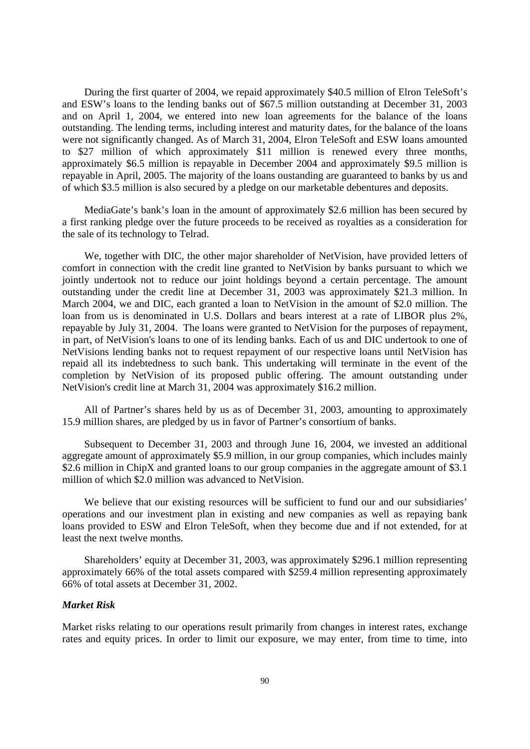During the first quarter of 2004, we repaid approximately $40.5 million of Elron TeleSoft's and ESW's loans to the lending banks out of $67.5 million outstanding at December 31, 2003 and on April 1, 2004, we entered into new loan agreements for the balance of the loans outstanding. The lending terms, including interest and maturity dates, for the balance of the loans were not significantly changed. As of March 31, 2004, Elron TeleSoft and ESW loans amounted to $27 million of which approximately $11 million is renewed every three months, approximately $6.5 million is repayable in December 2004 and approximately $9.5 million is repayable in April, 2005. The majority of the loans oustanding are guaranteed to banks by us and of which $3.5 million is also secured by a pledge on our marketable debentures and deposits.

MediaGate's bank's loan in the amount of approximately $2.6 million has been secured by a first ranking pledge over the future proceeds to be received as royalties as a consideration for the sale of its technology to Telrad.

We, together with DIC, the other major shareholder of NetVision, have provided letters of comfort in connection with the credit line granted to NetVision by banks pursuant to which we jointly undertook not to reduce our joint holdings beyond a certain percentage. The amount outstanding under the credit line at December 31, 2003 was approximately $21.3 million. In March 2004, we and DIC, each granted a loan to NetVision in the amount of $2.0 million. The loan from us is denominated in U.S. Dollars and bears interest at a rate of LIBOR plus 2%, repayable by July 31, 2004. The loans were granted to NetVision for the purposes of repayment, in part, of NetVision's loans to one of its lending banks. Each of us and DIC undertook to one of NetVisions lending banks not to request repayment of our respective loans until NetVision has repaid all its indebtedness to such bank. This undertaking will terminate in the event of the completion by NetVision of its proposed public offering. The amount outstanding under NetVision's credit line at March 31, 2004 was approximately $16.2 million.

All of Partner's shares held by us as of December 31, 2003, amounting to approximately 15.9 million shares, are pledged by us in favor of Partner's consortium of banks.

Subsequent to December 31, 2003 and through June 16, 2004, we invested an additional aggregate amount of approximately $5.9 million, in our group companies, which includes mainly $2.6 million in ChipX and granted loans to our group companies in the aggregate amount of $3.1 million of which $2.0 million was advanced to NetVision.

We believe that our existing resources will be sufficient to fund our and our subsidiaries' operations and our investment plan in existing and new companies as well as repaying bank loans provided to ESW and Elron TeleSoft, when they become due and if not extended, for at least the next twelve months.

Shareholders' equity at December 31, 2003, was approximately $296.1 million representing approximately 66% of the total assets compared with $259.4 million representing approximately 66% of total assets at December 31, 2002.

***Market Risk***

Market risks relating to our operations result primarily from changes in interest rates, exchange rates and equity prices. In order to limit our exposure, we may enter, from time to time, into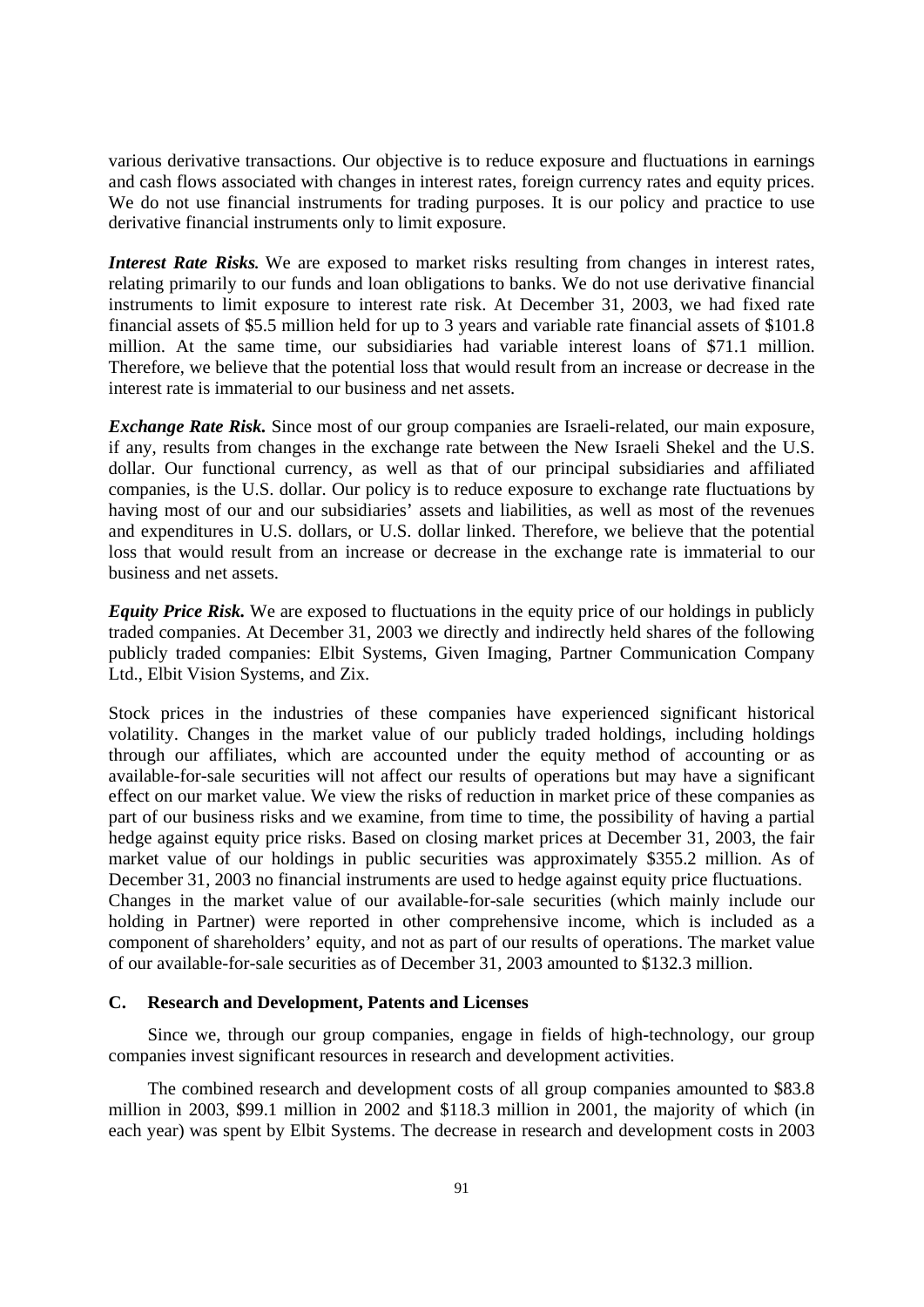various derivative transactions. Our objective is to reduce exposure and fluctuations in earnings and cash flows associated with changes in interest rates, foreign currency rates and equity prices. We do not use financial instruments for trading purposes. It is our policy and practice to use derivative financial instruments only to limit exposure.

***Interest Rate Risks.*** We are exposed to market risks resulting from changes in interest rates, relating primarily to our funds and loan obligations to banks. We do not use derivative financial instruments to limit exposure to interest rate risk. At December 31, 2003, we had fixed rate financial assets of $5.5 million held for up to 3 years and variable rate financial assets of $101.8 million. At the same time, our subsidiaries had variable interest loans of $71.1 million. Therefore, we believe that the potential loss that would result from an increase or decrease in the interest rate is immaterial to our business and net assets.

***Exchange Rate Risk.*** Since most of our group companies are Israeli-related, our main exposure, if any, results from changes in the exchange rate between the New Israeli Shekel and the U.S. dollar. Our functional currency, as well as that of our principal subsidiaries and affiliated companies, is the U.S. dollar. Our policy is to reduce exposure to exchange rate fluctuations by having most of our and our subsidiaries' assets and liabilities, as well as most of the revenues and expenditures in U.S. dollars, or U.S. dollar linked. Therefore, we believe that the potential loss that would result from an increase or decrease in the exchange rate is immaterial to our business and net assets.

***Equity Price Risk.*** We are exposed to fluctuations in the equity price of our holdings in publicly traded companies. At December 31, 2003 we directly and indirectly held shares of the following publicly traded companies: Elbit Systems, Given Imaging, Partner Communication Company Ltd., Elbit Vision Systems, and Zix.

Stock prices in the industries of these companies have experienced significant historical volatility. Changes in the market value of our publicly traded holdings, including holdings through our affiliates, which are accounted under the equity method of accounting or as available-for-sale securities will not affect our results of operations but may have a significant effect on our market value. We view the risks of reduction in market price of these companies as part of our business risks and we examine, from time to time, the possibility of having a partial hedge against equity price risks. Based on closing market prices at December 31, 2003, the fair market value of our holdings in public securities was approximately $355.2 million. As of December 31, 2003 no financial instruments are used to hedge against equity price fluctuations.
Changes in the market value of our available-for-sale securities (which mainly include our holding in Partner) were reported in other comprehensive income, which is included as a component of shareholders' equity, and not as part of our results of operations. The market value of our available-for-sale securities as of December 31, 2003 amounted to $132.3 million.

### C. Research and Development, Patents and Licenses

Since we, through our group companies, engage in fields of high-technology, our group companies invest significant resources in research and development activities.

The combined research and development costs of all group companies amounted to $83.8 million in 2003, $99.1 million in 2002 and $118.3 million in 2001, the majority of which (in each year) was spent by Elbit Systems. The decrease in research and development costs in 2003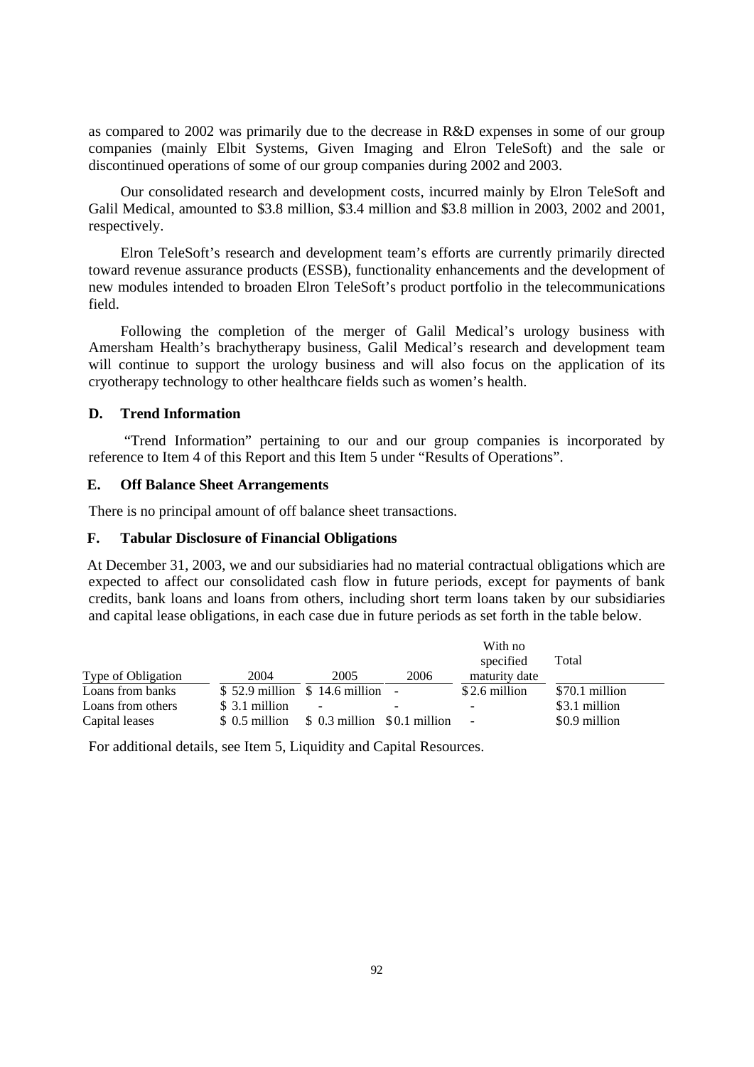as compared to 2002 was primarily due to the decrease in R&D expenses in some of our group companies (mainly Elbit Systems, Given Imaging and Elron TeleSoft) and the sale or discontinued operations of some of our group companies during 2002 and 2003.

Our consolidated research and development costs, incurred mainly by Elron TeleSoft and Galil Medical, amounted to $3.8 million, $3.4 million and $3.8 million in 2003, 2002 and 2001, respectively.

Elron TeleSoft's research and development team's efforts are currently primarily directed toward revenue assurance products (ESSB), functionality enhancements and the development of new modules intended to broaden Elron TeleSoft's product portfolio in the telecommunications field.

Following the completion of the merger of Galil Medical's urology business with Amersham Health's brachytherapy business, Galil Medical's research and development team will continue to support the urology business and will also focus on the application of its cryotherapy technology to other healthcare fields such as women's health.

### D. Trend Information

"Trend Information" pertaining to our and our group companies is incorporated by reference to Item 4 of this Report and this Item 5 under "Results of Operations".

### E. Off Balance Sheet Arrangements

There is no principal amount of off balance sheet transactions.

### F. Tabular Disclosure of Financial Obligations

At December 31, 2003, we and our subsidiaries had no material contractual obligations which are expected to affect our consolidated cash flow in future periods, except for payments of bank credits, bank loans and loans from others, including short term loans taken by our subsidiaries and capital lease obligations, in each case due in future periods as set forth in the table below.

| Type of Obligation | 2004 | 2005 | 2006 | With no specified maturity date | Total |
|---|---|---|---|---|---|
| Loans from banks | $ 52.9 million | $ 14.6 million | - | $ 2.6 million | $70.1 million |
| Loans from others | $ 3.1 million | - | - | - | $3.1 million |
| Capital leases | $ 0.5 million | $ 0.3 million | $ 0.1 million | - | $0.9 million |

For additional details, see Item 5, Liquidity and Capital Resources.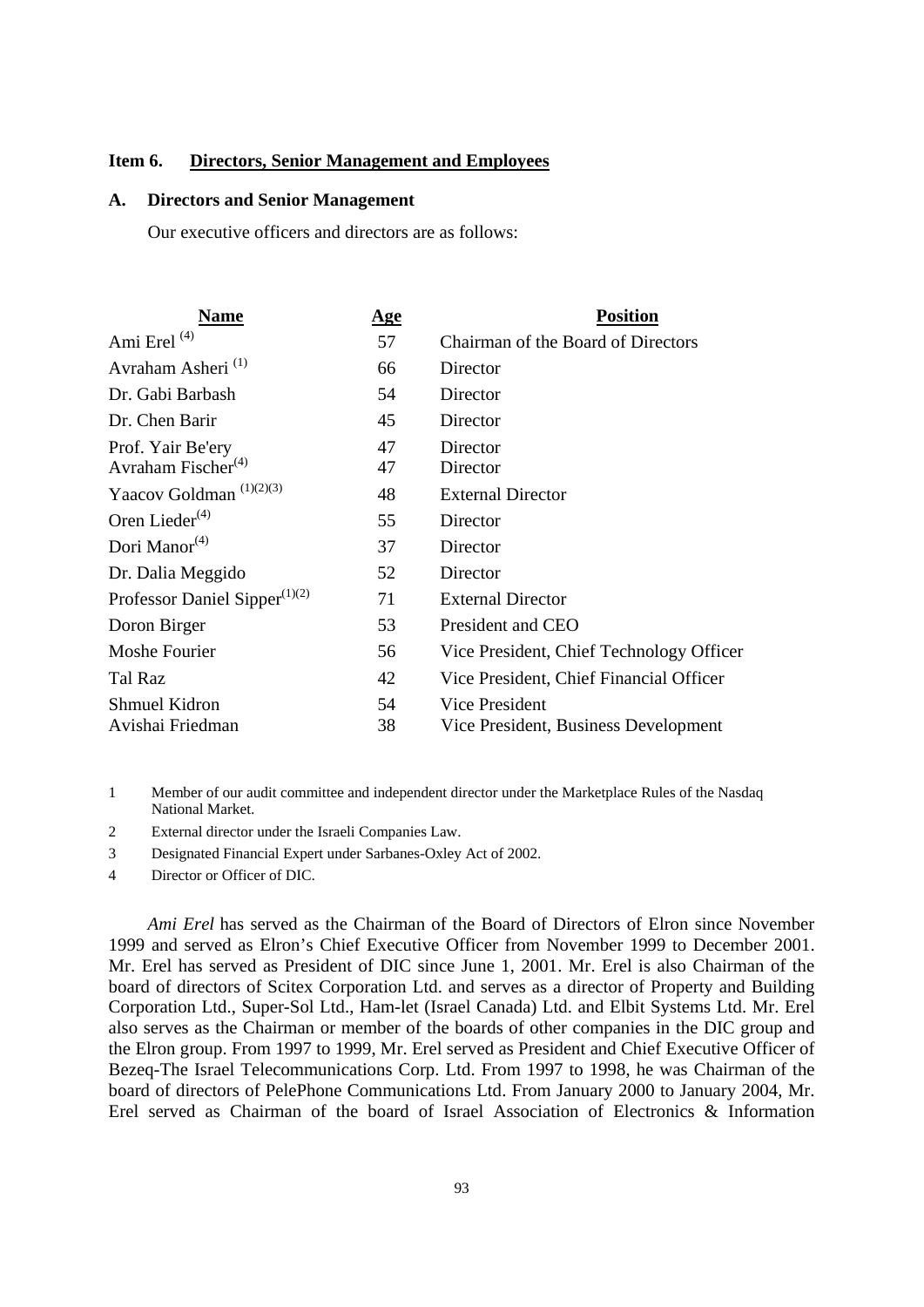## Item 6. Directors, Senior Management and Employees

### A. Directors and Senior Management

Our executive officers and directors are as follows:

| Name | Age | Position |
|---|---|---|
| Ami Erel [4] | 57 | Chairman of the Board of Directors |
| Avraham Asheri [1] | 66 | Director |
| Dr. Gabi Barbash | 54 | Director |
| Dr. Chen Barir | 45 | Director |
| Prof. Yair Be'ery | 47 | Director |
| Avraham Fischer[4] | 47 | Director |
| Yaacov Goldman [1][2][3] | 48 | External Director |
| Oren Lieder[4] | 55 | Director |
| Dori Manor[4] | 37 | Director |
| Dr. Dalia Meggido | 52 | Director |
| Professor Daniel Sipper[1][2] | 71 | External Director |
| Doron Birger | 53 | President and CEO |
| Moshe Fourier | 56 | Vice President, Chief Technology Officer |
| Tal Raz | 42 | Vice President, Chief Financial Officer |
| Shmuel Kidron | 54 | Vice President |
| Avishai Friedman | 38 | Vice President, Business Development |

1. Member of our audit committee and independent director under the Marketplace Rules of the Nasdaq National Market.
2. External director under the Israeli Companies Law.
3. Designated Financial Expert under Sarbanes-Oxley Act of 2002.
4. Director or Officer of DIC.

*Ami Erel* has served as the Chairman of the Board of Directors of Elron since November 1999 and served as Elron's Chief Executive Officer from November 1999 to December 2001. Mr. Erel has served as President of DIC since June 1, 2001. Mr. Erel is also Chairman of the board of directors of Scitex Corporation Ltd. and serves as a director of Property and Building Corporation Ltd., Super-Sol Ltd., Ham-let (Israel Canada) Ltd. and Elbit Systems Ltd. Mr. Erel also serves as the Chairman or member of the boards of other companies in the DIC group and the Elron group. From 1997 to 1999, Mr. Erel served as President and Chief Executive Officer of Bezeq-The Israel Telecommunications Corp. Ltd. From 1997 to 1998, he was Chairman of the board of directors of PelePhone Communications Ltd. From January 2000 to January 2004, Mr. Erel served as Chairman of the board of Israel Association of Electronics & Information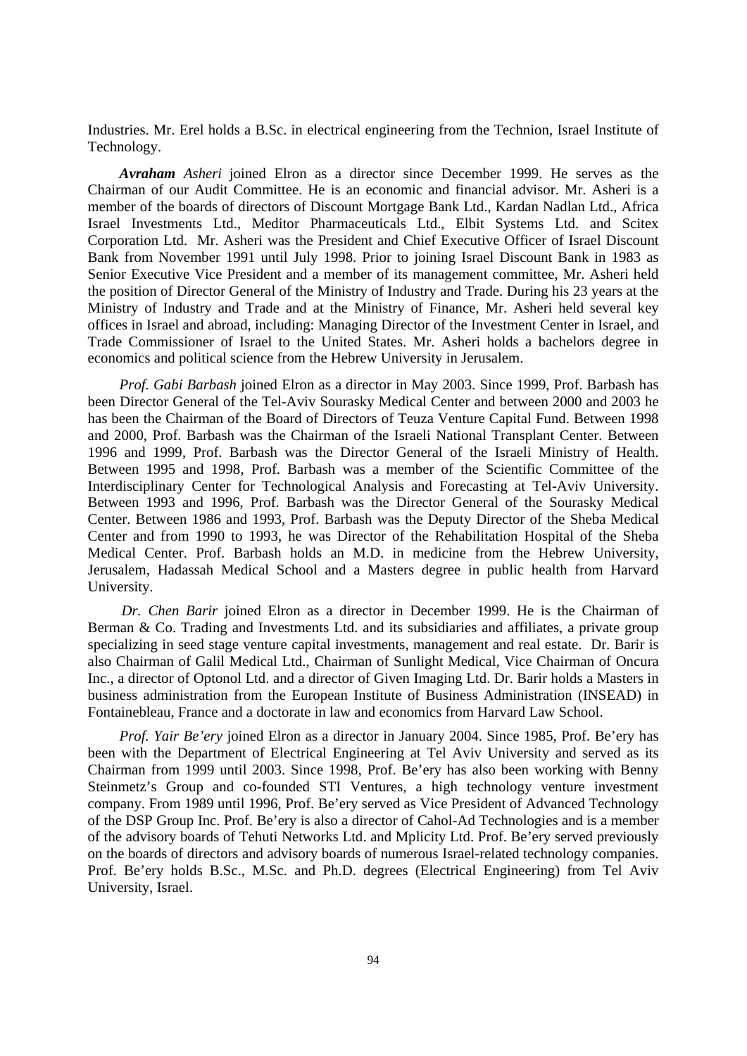Industries. Mr. Erel holds a B.Sc. in electrical engineering from the Technion, Israel Institute of Technology.

***Avraham** Asheri* joined Elron as a director since December 1999. He serves as the Chairman of our Audit Committee. He is an economic and financial advisor. Mr. Asheri is a member of the boards of directors of Discount Mortgage Bank Ltd., Kardan Nadlan Ltd., Africa Israel Investments Ltd., Meditor Pharmaceuticals Ltd., Elbit Systems Ltd. and Scitex Corporation Ltd. Mr. Asheri was the President and Chief Executive Officer of Israel Discount Bank from November 1991 until July 1998. Prior to joining Israel Discount Bank in 1983 as Senior Executive Vice President and a member of its management committee, Mr. Asheri held the position of Director General of the Ministry of Industry and Trade. During his 23 years at the Ministry of Industry and Trade and at the Ministry of Finance, Mr. Asheri held several key offices in Israel and abroad, including: Managing Director of the Investment Center in Israel, and Trade Commissioner of Israel to the United States. Mr. Asheri holds a bachelors degree in economics and political science from the Hebrew University in Jerusalem.

*Prof. Gabi Barbash* joined Elron as a director in May 2003. Since 1999, Prof. Barbash has been Director General of the Tel-Aviv Sourasky Medical Center and between 2000 and 2003 he has been the Chairman of the Board of Directors of Teuza Venture Capital Fund. Between 1998 and 2000, Prof. Barbash was the Chairman of the Israeli National Transplant Center. Between 1996 and 1999, Prof. Barbash was the Director General of the Israeli Ministry of Health. Between 1995 and 1998, Prof. Barbash was a member of the Scientific Committee of the Interdisciplinary Center for Technological Analysis and Forecasting at Tel-Aviv University. Between 1993 and 1996, Prof. Barbash was the Director General of the Sourasky Medical Center. Between 1986 and 1993, Prof. Barbash was the Deputy Director of the Sheba Medical Center and from 1990 to 1993, he was Director of the Rehabilitation Hospital of the Sheba Medical Center. Prof. Barbash holds an M.D. in medicine from the Hebrew University, Jerusalem, Hadassah Medical School and a Masters degree in public health from Harvard University.

*Dr. Chen Barir* joined Elron as a director in December 1999. He is the Chairman of Berman & Co. Trading and Investments Ltd. and its subsidiaries and affiliates, a private group specializing in seed stage venture capital investments, management and real estate. Dr. Barir is also Chairman of Galil Medical Ltd., Chairman of Sunlight Medical, Vice Chairman of Oncura Inc., a director of Optonol Ltd. and a director of Given Imaging Ltd. Dr. Barir holds a Masters in business administration from the European Institute of Business Administration (INSEAD) in Fontainebleau, France and a doctorate in law and economics from Harvard Law School.

*Prof. Yair Be'ery* joined Elron as a director in January 2004. Since 1985, Prof. Be'ery has been with the Department of Electrical Engineering at Tel Aviv University and served as its Chairman from 1999 until 2003. Since 1998, Prof. Be'ery has also been working with Benny Steinmetz's Group and co-founded STI Ventures, a high technology venture investment company. From 1989 until 1996, Prof. Be'ery served as Vice President of Advanced Technology of the DSP Group Inc. Prof. Be'ery is also a director of Cahol-Ad Technologies and is a member of the advisory boards of Tehuti Networks Ltd. and Mplicity Ltd. Prof. Be'ery served previously on the boards of directors and advisory boards of numerous Israel-related technology companies. Prof. Be'ery holds B.Sc., M.Sc. and Ph.D. degrees (Electrical Engineering) from Tel Aviv University, Israel.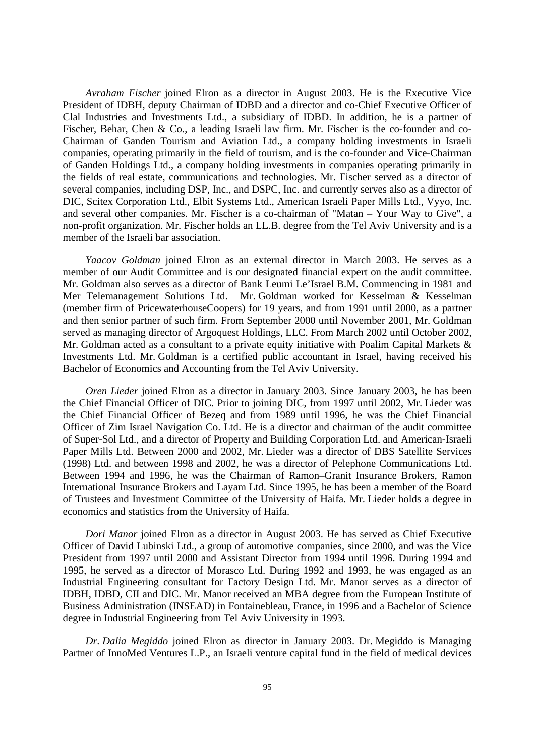*Avraham Fischer* joined Elron as a director in August 2003. He is the Executive Vice President of IDBH, deputy Chairman of IDBD and a director and co-Chief Executive Officer of Clal Industries and Investments Ltd., a subsidiary of IDBD. In addition, he is a partner of Fischer, Behar, Chen & Co., a leading Israeli law firm. Mr. Fischer is the co-founder and co-Chairman of Ganden Tourism and Aviation Ltd., a company holding investments in Israeli companies, operating primarily in the field of tourism, and is the co-founder and Vice-Chairman of Ganden Holdings Ltd., a company holding investments in companies operating primarily in the fields of real estate, communications and technologies. Mr. Fischer served as a director of several companies, including DSP, Inc., and DSPC, Inc. and currently serves also as a director of DIC, Scitex Corporation Ltd., Elbit Systems Ltd., American Israeli Paper Mills Ltd., Vyyo, Inc. and several other companies. Mr. Fischer is a co-chairman of "Matan – Your Way to Give", a non-profit organization. Mr. Fischer holds an LL.B. degree from the Tel Aviv University and is a member of the Israeli bar association.

*Yaacov Goldman* joined Elron as an external director in March 2003. He serves as a member of our Audit Committee and is our designated financial expert on the audit committee. Mr. Goldman also serves as a director of Bank Leumi Le'Israel B.M. Commencing in 1981 and Mer Telemanagement Solutions Ltd. Mr. Goldman worked for Kesselman & Kesselman (member firm of PricewaterhouseCoopers) for 19 years, and from 1991 until 2000, as a partner and then senior partner of such firm. From September 2000 until November 2001, Mr. Goldman served as managing director of Argoquest Holdings, LLC. From March 2002 until October 2002, Mr. Goldman acted as a consultant to a private equity initiative with Poalim Capital Markets & Investments Ltd. Mr. Goldman is a certified public accountant in Israel, having received his Bachelor of Economics and Accounting from the Tel Aviv University.

*Oren Lieder* joined Elron as a director in January 2003. Since January 2003, he has been the Chief Financial Officer of DIC. Prior to joining DIC, from 1997 until 2002, Mr. Lieder was the Chief Financial Officer of Bezeq and from 1989 until 1996, he was the Chief Financial Officer of Zim Israel Navigation Co. Ltd. He is a director and chairman of the audit committee of Super-Sol Ltd., and a director of Property and Building Corporation Ltd. and American-Israeli Paper Mills Ltd. Between 2000 and 2002, Mr. Lieder was a director of DBS Satellite Services (1998) Ltd. and between 1998 and 2002, he was a director of Pelephone Communications Ltd. Between 1994 and 1996, he was the Chairman of Ramon–Granit Insurance Brokers, Ramon International Insurance Brokers and Layam Ltd. Since 1995, he has been a member of the Board of Trustees and Investment Committee of the University of Haifa. Mr. Lieder holds a degree in economics and statistics from the University of Haifa.

*Dori Manor* joined Elron as a director in August 2003. He has served as Chief Executive Officer of David Lubinski Ltd., a group of automotive companies, since 2000, and was the Vice President from 1997 until 2000 and Assistant Director from 1994 until 1996. During 1994 and 1995, he served as a director of Morasco Ltd. During 1992 and 1993, he was engaged as an Industrial Engineering consultant for Factory Design Ltd. Mr. Manor serves as a director of IDBH, IDBD, CII and DIC. Mr. Manor received an MBA degree from the European Institute of Business Administration (INSEAD) in Fontainebleau, France, in 1996 and a Bachelor of Science degree in Industrial Engineering from Tel Aviv University in 1993.

*Dr. Dalia Megiddo* joined Elron as director in January 2003. Dr. Megiddo is Managing Partner of InnoMed Ventures L.P., an Israeli venture capital fund in the field of medical devices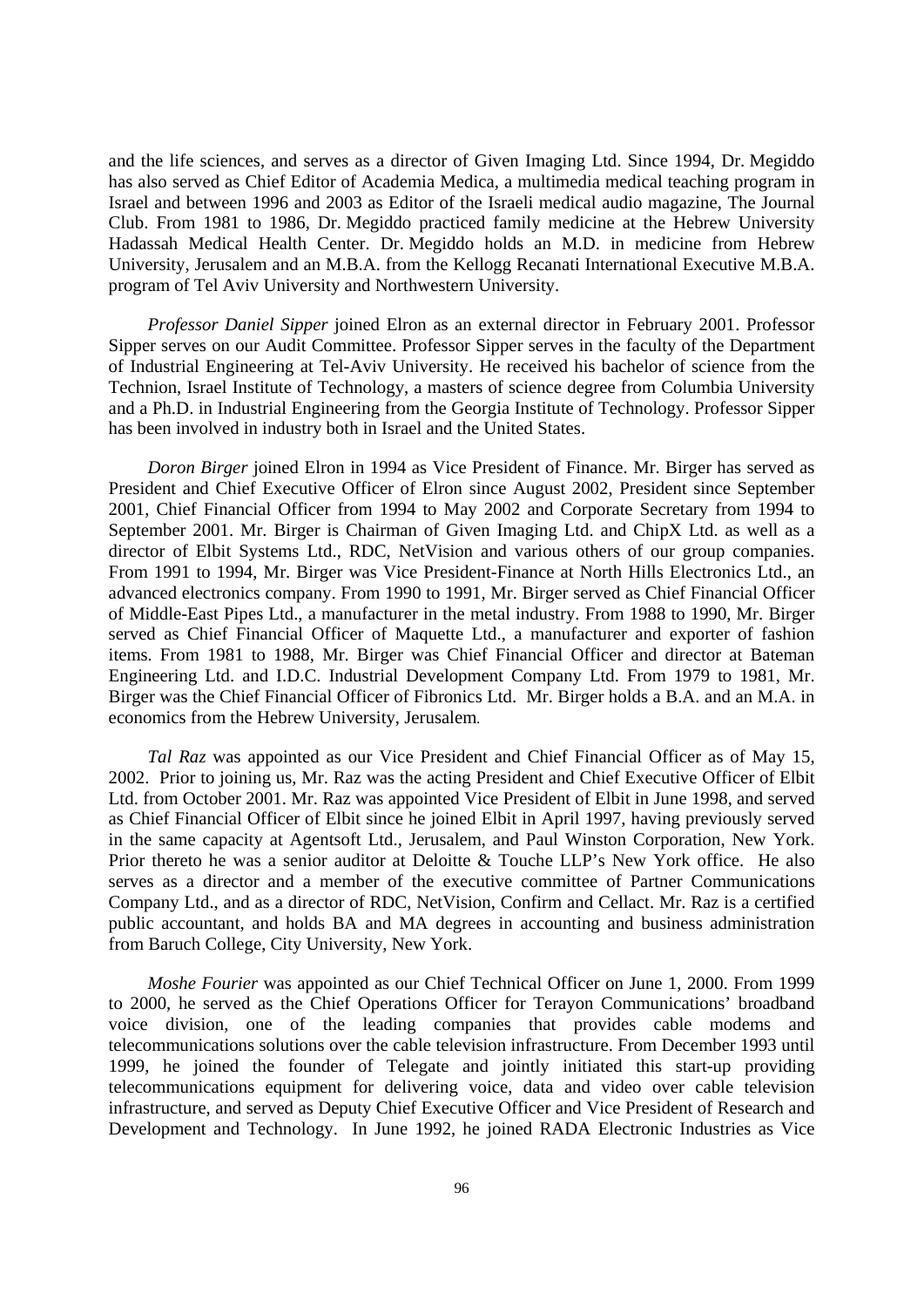and the life sciences, and serves as a director of Given Imaging Ltd. Since 1994, Dr. Megiddo has also served as Chief Editor of Academia Medica, a multimedia medical teaching program in Israel and between 1996 and 2003 as Editor of the Israeli medical audio magazine, The Journal Club. From 1981 to 1986, Dr. Megiddo practiced family medicine at the Hebrew University Hadassah Medical Health Center. Dr. Megiddo holds an M.D. in medicine from Hebrew University, Jerusalem and an M.B.A. from the Kellogg Recanati International Executive M.B.A. program of Tel Aviv University and Northwestern University.

*Professor Daniel Sipper* joined Elron as an external director in February 2001. Professor Sipper serves on our Audit Committee. Professor Sipper serves in the faculty of the Department of Industrial Engineering at Tel-Aviv University. He received his bachelor of science from the Technion, Israel Institute of Technology, a masters of science degree from Columbia University and a Ph.D. in Industrial Engineering from the Georgia Institute of Technology. Professor Sipper has been involved in industry both in Israel and the United States.

*Doron Birger* joined Elron in 1994 as Vice President of Finance. Mr. Birger has served as President and Chief Executive Officer of Elron since August 2002, President since September 2001, Chief Financial Officer from 1994 to May 2002 and Corporate Secretary from 1994 to September 2001. Mr. Birger is Chairman of Given Imaging Ltd. and ChipX Ltd. as well as a director of Elbit Systems Ltd., RDC, NetVision and various others of our group companies. From 1991 to 1994, Mr. Birger was Vice President-Finance at North Hills Electronics Ltd., an advanced electronics company. From 1990 to 1991, Mr. Birger served as Chief Financial Officer of Middle-East Pipes Ltd., a manufacturer in the metal industry. From 1988 to 1990, Mr. Birger served as Chief Financial Officer of Maquette Ltd., a manufacturer and exporter of fashion items. From 1981 to 1988, Mr. Birger was Chief Financial Officer and director at Bateman Engineering Ltd. and I.D.C. Industrial Development Company Ltd. From 1979 to 1981, Mr. Birger was the Chief Financial Officer of Fibronics Ltd. Mr. Birger holds a B.A. and an M.A. in economics from the Hebrew University, Jerusalem.

*Tal Raz* was appointed as our Vice President and Chief Financial Officer as of May 15, 2002. Prior to joining us, Mr. Raz was the acting President and Chief Executive Officer of Elbit Ltd. from October 2001. Mr. Raz was appointed Vice President of Elbit in June 1998, and served as Chief Financial Officer of Elbit since he joined Elbit in April 1997, having previously served in the same capacity at Agentsoft Ltd., Jerusalem, and Paul Winston Corporation, New York. Prior thereto he was a senior auditor at Deloitte & Touche LLP's New York office. He also serves as a director and a member of the executive committee of Partner Communications Company Ltd., and as a director of RDC, NetVision, Confirm and Cellact. Mr. Raz is a certified public accountant, and holds BA and MA degrees in accounting and business administration from Baruch College, City University, New York.

*Moshe Fourier* was appointed as our Chief Technical Officer on June 1, 2000. From 1999 to 2000, he served as the Chief Operations Officer for Terayon Communications' broadband voice division, one of the leading companies that provides cable modems and telecommunications solutions over the cable television infrastructure. From December 1993 until 1999, he joined the founder of Telegate and jointly initiated this start-up providing telecommunications equipment for delivering voice, data and video over cable television infrastructure, and served as Deputy Chief Executive Officer and Vice President of Research and Development and Technology. In June 1992, he joined RADA Electronic Industries as Vice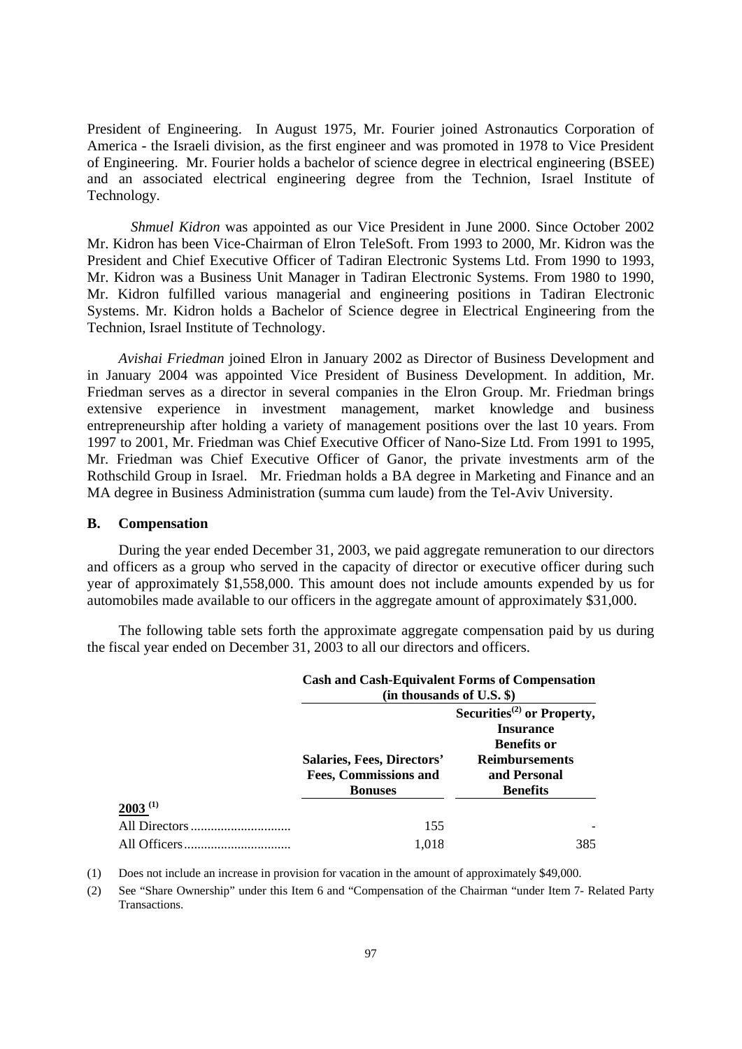President of Engineering. In August 1975, Mr. Fourier joined Astronautics Corporation of America - the Israeli division, as the first engineer and was promoted in 1978 to Vice President of Engineering. Mr. Fourier holds a bachelor of science degree in electrical engineering (BSEE) and an associated electrical engineering degree from the Technion, Israel Institute of Technology.

*Shmuel Kidron* was appointed as our Vice President in June 2000. Since October 2002 Mr. Kidron has been Vice-Chairman of Elron TeleSoft. From 1993 to 2000, Mr. Kidron was the President and Chief Executive Officer of Tadiran Electronic Systems Ltd. From 1990 to 1993, Mr. Kidron was a Business Unit Manager in Tadiran Electronic Systems. From 1980 to 1990, Mr. Kidron fulfilled various managerial and engineering positions in Tadiran Electronic Systems. Mr. Kidron holds a Bachelor of Science degree in Electrical Engineering from the Technion, Israel Institute of Technology.

*Avishai Friedman* joined Elron in January 2002 as Director of Business Development and in January 2004 was appointed Vice President of Business Development. In addition, Mr. Friedman serves as a director in several companies in the Elron Group. Mr. Friedman brings extensive experience in investment management, market knowledge and business entrepreneurship after holding a variety of management positions over the last 10 years. From 1997 to 2001, Mr. Friedman was Chief Executive Officer of Nano-Size Ltd. From 1991 to 1995, Mr. Friedman was Chief Executive Officer of Ganor, the private investments arm of the Rothschild Group in Israel. Mr. Friedman holds a BA degree in Marketing and Finance and an MA degree in Business Administration (summa cum laude) from the Tel-Aviv University.

## B. Compensation

During the year ended December 31, 2003, we paid aggregate remuneration to our directors and officers as a group who served in the capacity of director or executive officer during such year of approximately $1,558,000. This amount does not include amounts expended by us for automobiles made available to our officers in the aggregate amount of approximately $31,000.

The following table sets forth the approximate aggregate compensation paid by us during the fiscal year ended on December 31, 2003 to all our directors and officers.

| | **Cash and Cash-Equivalent Forms of Compensation (in thousands of U.S. $)** | |
|---|---|---|
| | **Salaries, Fees, Directors' Fees, Commissions and Bonuses** | **Securities[2] or Property, Insurance Benefits or Reimbursements and Personal Benefits** |
| **2003 [1]** | | |
| All Directors | 155 | - |
| All Officers | 1,018 | 385 |

(1) Does not include an increase in provision for vacation in the amount of approximately $49,000.

(2) See "Share Ownership" under this Item 6 and "Compensation of the Chairman "under Item 7- Related Party Transactions.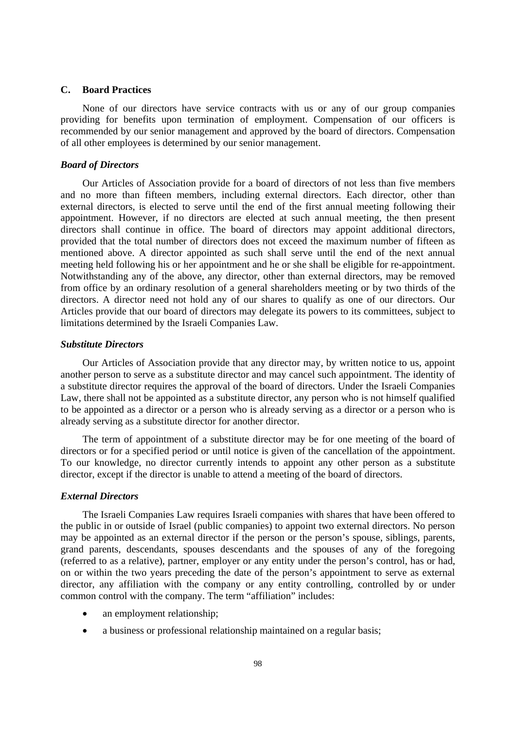## C. Board Practices

None of our directors have service contracts with us or any of our group companies providing for benefits upon termination of employment. Compensation of our officers is recommended by our senior management and approved by the board of directors. Compensation of all other employees is determined by our senior management.

### *Board of Directors*

Our Articles of Association provide for a board of directors of not less than five members and no more than fifteen members, including external directors. Each director, other than external directors, is elected to serve until the end of the first annual meeting following their appointment. However, if no directors are elected at such annual meeting, the then present directors shall continue in office. The board of directors may appoint additional directors, provided that the total number of directors does not exceed the maximum number of fifteen as mentioned above. A director appointed as such shall serve until the end of the next annual meeting held following his or her appointment and he or she shall be eligible for re-appointment. Notwithstanding any of the above, any director, other than external directors, may be removed from office by an ordinary resolution of a general shareholders meeting or by two thirds of the directors. A director need not hold any of our shares to qualify as one of our directors. Our Articles provide that our board of directors may delegate its powers to its committees, subject to limitations determined by the Israeli Companies Law.

### *Substitute Directors*

Our Articles of Association provide that any director may, by written notice to us, appoint another person to serve as a substitute director and may cancel such appointment. The identity of a substitute director requires the approval of the board of directors. Under the Israeli Companies Law, there shall not be appointed as a substitute director, any person who is not himself qualified to be appointed as a director or a person who is already serving as a director or a person who is already serving as a substitute director for another director.

The term of appointment of a substitute director may be for one meeting of the board of directors or for a specified period or until notice is given of the cancellation of the appointment. To our knowledge, no director currently intends to appoint any other person as a substitute director, except if the director is unable to attend a meeting of the board of directors.

### *External Directors*

The Israeli Companies Law requires Israeli companies with shares that have been offered to the public in or outside of Israel (public companies) to appoint two external directors. No person may be appointed as an external director if the person or the person's spouse, siblings, parents, grand parents, descendants, spouses descendants and the spouses of any of the foregoing (referred to as a relative), partner, employer or any entity under the person's control, has or had, on or within the two years preceding the date of the person's appointment to serve as external director, any affiliation with the company or any entity controlling, controlled by or under common control with the company. The term "affiliation" includes:

- an employment relationship;
- a business or professional relationship maintained on a regular basis;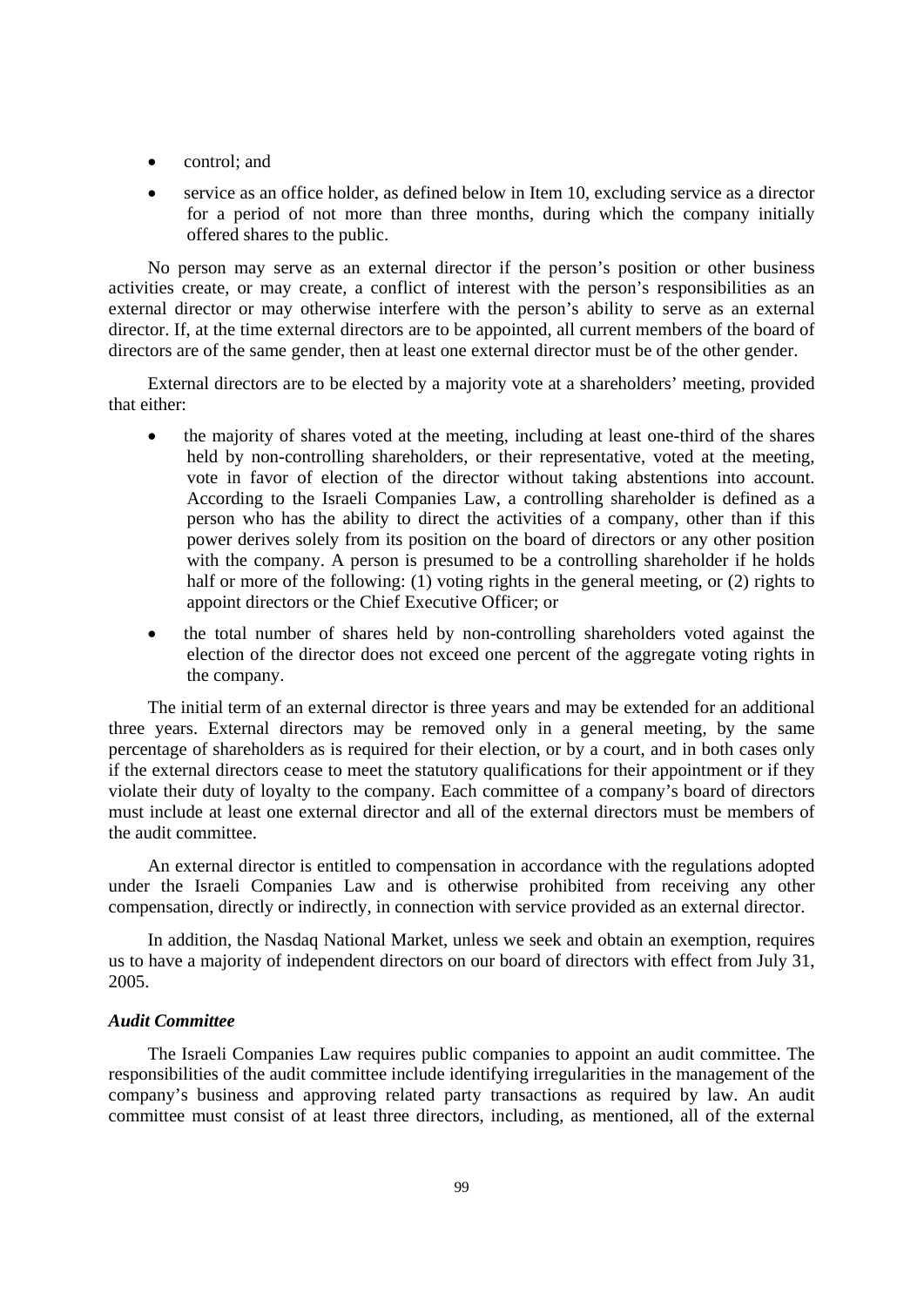- control; and
- service as an office holder, as defined below in Item 10, excluding service as a director for a period of not more than three months, during which the company initially offered shares to the public.

No person may serve as an external director if the person's position or other business activities create, or may create, a conflict of interest with the person's responsibilities as an external director or may otherwise interfere with the person's ability to serve as an external director. If, at the time external directors are to be appointed, all current members of the board of directors are of the same gender, then at least one external director must be of the other gender.

External directors are to be elected by a majority vote at a shareholders' meeting, provided that either:

- the majority of shares voted at the meeting, including at least one-third of the shares held by non-controlling shareholders, or their representative, voted at the meeting, vote in favor of election of the director without taking abstentions into account. According to the Israeli Companies Law, a controlling shareholder is defined as a person who has the ability to direct the activities of a company, other than if this power derives solely from its position on the board of directors or any other position with the company. A person is presumed to be a controlling shareholder if he holds half or more of the following: (1) voting rights in the general meeting, or (2) rights to appoint directors or the Chief Executive Officer; or
- the total number of shares held by non-controlling shareholders voted against the election of the director does not exceed one percent of the aggregate voting rights in the company.

The initial term of an external director is three years and may be extended for an additional three years. External directors may be removed only in a general meeting, by the same percentage of shareholders as is required for their election, or by a court, and in both cases only if the external directors cease to meet the statutory qualifications for their appointment or if they violate their duty of loyalty to the company. Each committee of a company's board of directors must include at least one external director and all of the external directors must be members of the audit committee.

An external director is entitled to compensation in accordance with the regulations adopted under the Israeli Companies Law and is otherwise prohibited from receiving any other compensation, directly or indirectly, in connection with service provided as an external director.

In addition, the Nasdaq National Market, unless we seek and obtain an exemption, requires us to have a majority of independent directors on our board of directors with effect from July 31, 2005.

***Audit Committee***

The Israeli Companies Law requires public companies to appoint an audit committee. The responsibilities of the audit committee include identifying irregularities in the management of the company's business and approving related party transactions as required by law. An audit committee must consist of at least three directors, including, as mentioned, all of the external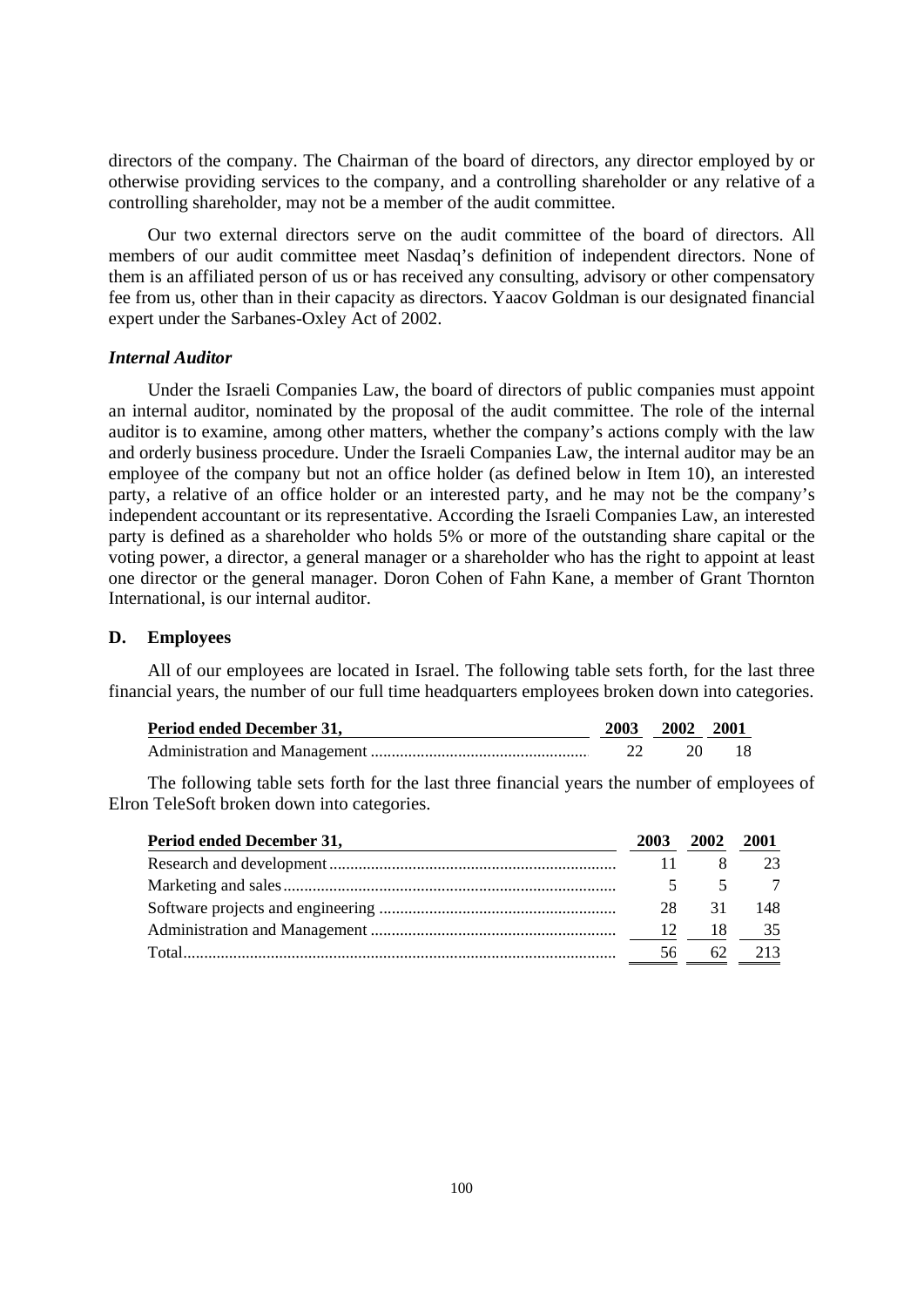directors of the company. The Chairman of the board of directors, any director employed by or otherwise providing services to the company, and a controlling shareholder or any relative of a controlling shareholder, may not be a member of the audit committee.

Our two external directors serve on the audit committee of the board of directors. All members of our audit committee meet Nasdaq's definition of independent directors. None of them is an affiliated person of us or has received any consulting, advisory or other compensatory fee from us, other than in their capacity as directors. Yaacov Goldman is our designated financial expert under the Sarbanes-Oxley Act of 2002.

***Internal Auditor***

Under the Israeli Companies Law, the board of directors of public companies must appoint an internal auditor, nominated by the proposal of the audit committee. The role of the internal auditor is to examine, among other matters, whether the company's actions comply with the law and orderly business procedure. Under the Israeli Companies Law, the internal auditor may be an employee of the company but not an office holder (as defined below in Item 10), an interested party, a relative of an office holder or an interested party, and he may not be the company's independent accountant or its representative. According the Israeli Companies Law, an interested party is defined as a shareholder who holds 5% or more of the outstanding share capital or the voting power, a director, a general manager or a shareholder who has the right to appoint at least one director or the general manager. Doron Cohen of Fahn Kane, a member of Grant Thornton International, is our internal auditor.

## D. Employees

All of our employees are located in Israel. The following table sets forth, for the last three financial years, the number of our full time headquarters employees broken down into categories.

| Period ended December 31, | 2003 | 2002 | 2001 |
|---|---|---|---|
| Administration and Management | 22 | 20 | 18 |

The following table sets forth for the last three financial years the number of employees of Elron TeleSoft broken down into categories.

| Period ended December 31, | 2003 | 2002 | 2001 |
|---|---|---|---|
| Research and development | 11 | 8 | 23 |
| Marketing and sales | 5 | 5 | 7 |
| Software projects and engineering | 28 | 31 | 148 |
| Administration and Management | 12 | 18 | 35 |
| Total | 56 | 62 | 213 |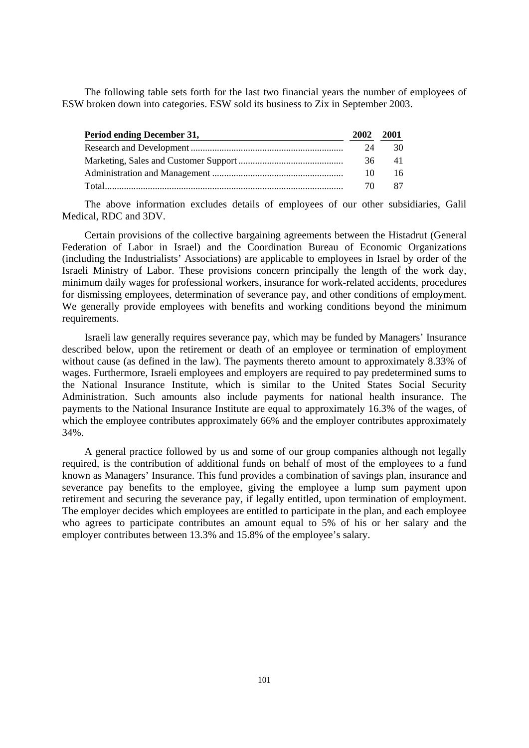The following table sets forth for the last two financial years the number of employees of ESW broken down into categories. ESW sold its business to Zix in September 2003.

| Period ending December 31, | 2002 | 2001 |
|---|---|---|
| Research and Development | 24 | 30 |
| Marketing, Sales and Customer Support | 36 | 41 |
| Administration and Management | 10 | 16 |
| Total | 70 | 87 |

The above information excludes details of employees of our other subsidiaries, Galil Medical, RDC and 3DV.

Certain provisions of the collective bargaining agreements between the Histadrut (General Federation of Labor in Israel) and the Coordination Bureau of Economic Organizations (including the Industrialists' Associations) are applicable to employees in Israel by order of the Israeli Ministry of Labor. These provisions concern principally the length of the work day, minimum daily wages for professional workers, insurance for work-related accidents, procedures for dismissing employees, determination of severance pay, and other conditions of employment. We generally provide employees with benefits and working conditions beyond the minimum requirements.

Israeli law generally requires severance pay, which may be funded by Managers' Insurance described below, upon the retirement or death of an employee or termination of employment without cause (as defined in the law). The payments thereto amount to approximately 8.33% of wages. Furthermore, Israeli employees and employers are required to pay predetermined sums to the National Insurance Institute, which is similar to the United States Social Security Administration. Such amounts also include payments for national health insurance. The payments to the National Insurance Institute are equal to approximately 16.3% of the wages, of which the employee contributes approximately 66% and the employer contributes approximately 34%.

A general practice followed by us and some of our group companies although not legally required, is the contribution of additional funds on behalf of most of the employees to a fund known as Managers' Insurance. This fund provides a combination of savings plan, insurance and severance pay benefits to the employee, giving the employee a lump sum payment upon retirement and securing the severance pay, if legally entitled, upon termination of employment. The employer decides which employees are entitled to participate in the plan, and each employee who agrees to participate contributes an amount equal to 5% of his or her salary and the employer contributes between 13.3% and 15.8% of the employee's salary.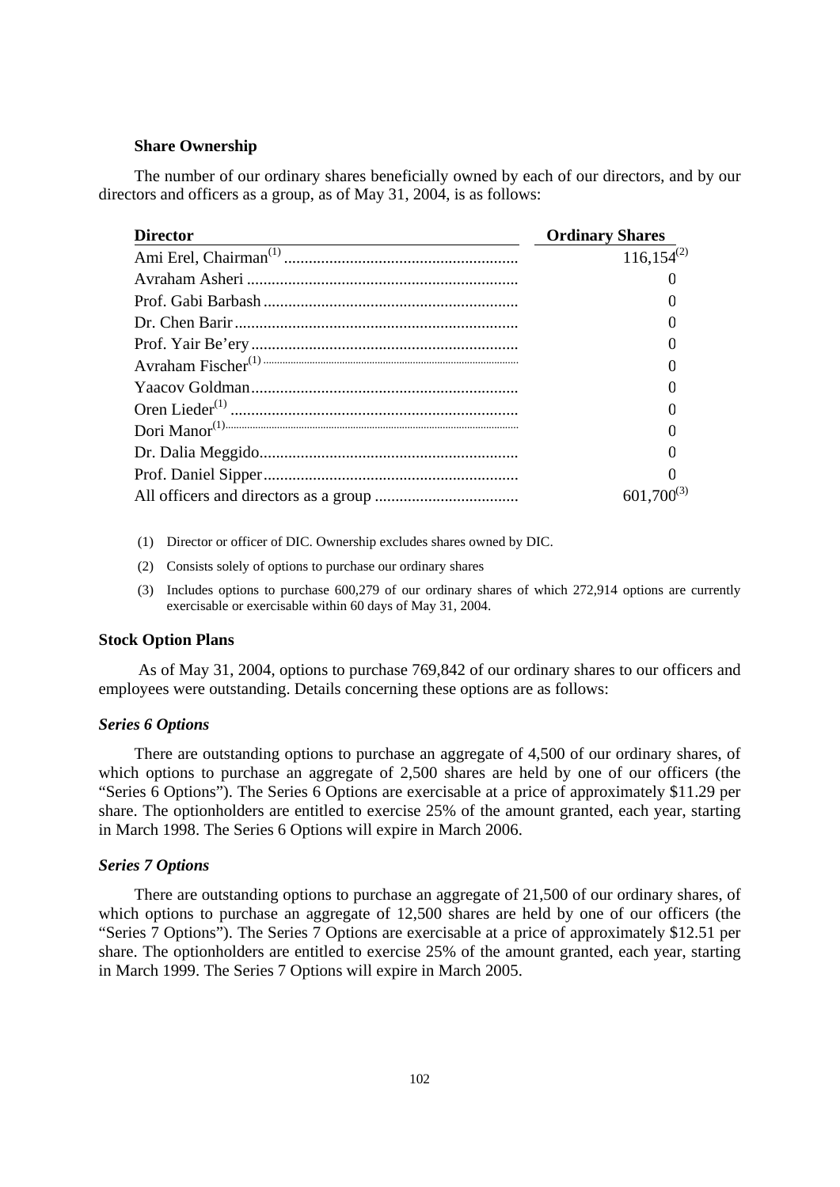**Share Ownership**

The number of our ordinary shares beneficially owned by each of our directors, and by our directors and officers as a group, as of May 31, 2004, is as follows:

| Director | Ordinary Shares |
|---|---|
| Ami Erel, Chairman[(1)] | 116,154[(2)] |
| Avraham Asheri | 0 |
| Prof. Gabi Barbash | 0 |
| Dr. Chen Barir | 0 |
| Prof. Yair Be'ery | 0 |
| Avraham Fischer[(1)] | 0 |
| Yaacov Goldman | 0 |
| Oren Lieder[(1)] | 0 |
| Dori Manor[(1)] | 0 |
| Dr. Dalia Meggido | 0 |
| Prof. Daniel Sipper | 0 |
| All officers and directors as a group | 601,700[(3)] |

(1) Director or officer of DIC. Ownership excludes shares owned by DIC.

(2) Consists solely of options to purchase our ordinary shares

(3) Includes options to purchase 600,279 of our ordinary shares of which 272,914 options are currently exercisable or exercisable within 60 days of May 31, 2004.

**Stock Option Plans**

As of May 31, 2004, options to purchase 769,842 of our ordinary shares to our officers and employees were outstanding. Details concerning these options are as follows:

***Series 6 Options***

There are outstanding options to purchase an aggregate of 4,500 of our ordinary shares, of which options to purchase an aggregate of 2,500 shares are held by one of our officers (the "Series 6 Options"). The Series 6 Options are exercisable at a price of approximately $11.29 per share. The optionholders are entitled to exercise 25% of the amount granted, each year, starting in March 1998. The Series 6 Options will expire in March 2006.

***Series 7 Options***

There are outstanding options to purchase an aggregate of 21,500 of our ordinary shares, of which options to purchase an aggregate of 12,500 shares are held by one of our officers (the "Series 7 Options"). The Series 7 Options are exercisable at a price of approximately $12.51 per share. The optionholders are entitled to exercise 25% of the amount granted, each year, starting in March 1999. The Series 7 Options will expire in March 2005.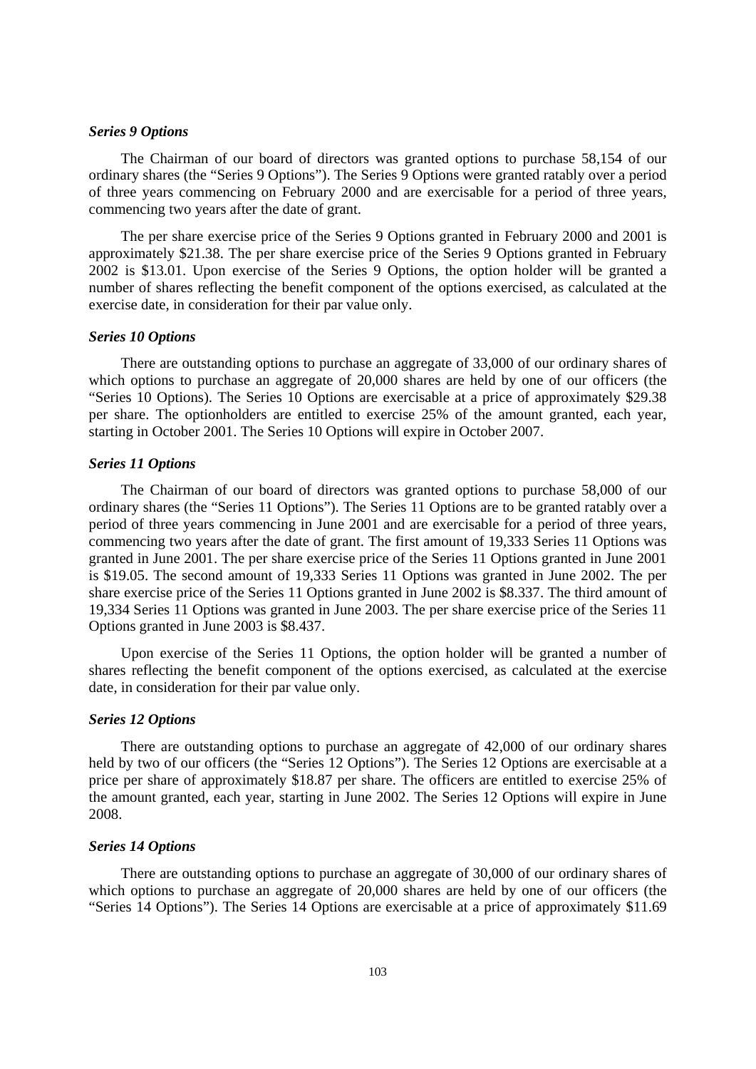***Series 9 Options***

The Chairman of our board of directors was granted options to purchase 58,154 of our ordinary shares (the "Series 9 Options"). The Series 9 Options were granted ratably over a period of three years commencing on February 2000 and are exercisable for a period of three years, commencing two years after the date of grant.

The per share exercise price of the Series 9 Options granted in February 2000 and 2001 is approximately $21.38. The per share exercise price of the Series 9 Options granted in February 2002 is $13.01. Upon exercise of the Series 9 Options, the option holder will be granted a number of shares reflecting the benefit component of the options exercised, as calculated at the exercise date, in consideration for their par value only.

***Series 10 Options***

There are outstanding options to purchase an aggregate of 33,000 of our ordinary shares of which options to purchase an aggregate of 20,000 shares are held by one of our officers (the "Series 10 Options). The Series 10 Options are exercisable at a price of approximately $29.38 per share. The optionholders are entitled to exercise 25% of the amount granted, each year, starting in October 2001. The Series 10 Options will expire in October 2007.

***Series 11 Options***

The Chairman of our board of directors was granted options to purchase 58,000 of our ordinary shares (the "Series 11 Options"). The Series 11 Options are to be granted ratably over a period of three years commencing in June 2001 and are exercisable for a period of three years, commencing two years after the date of grant. The first amount of 19,333 Series 11 Options was granted in June 2001. The per share exercise price of the Series 11 Options granted in June 2001 is $19.05. The second amount of 19,333 Series 11 Options was granted in June 2002. The per share exercise price of the Series 11 Options granted in June 2002 is $8.337. The third amount of 19,334 Series 11 Options was granted in June 2003. The per share exercise price of the Series 11 Options granted in June 2003 is $8.437.

Upon exercise of the Series 11 Options, the option holder will be granted a number of shares reflecting the benefit component of the options exercised, as calculated at the exercise date, in consideration for their par value only.

***Series 12 Options***

There are outstanding options to purchase an aggregate of 42,000 of our ordinary shares held by two of our officers (the "Series 12 Options"). The Series 12 Options are exercisable at a price per share of approximately $18.87 per share. The officers are entitled to exercise 25% of the amount granted, each year, starting in June 2002. The Series 12 Options will expire in June 2008.

***Series 14 Options***

There are outstanding options to purchase an aggregate of 30,000 of our ordinary shares of which options to purchase an aggregate of 20,000 shares are held by one of our officers (the "Series 14 Options"). The Series 14 Options are exercisable at a price of approximately $11.69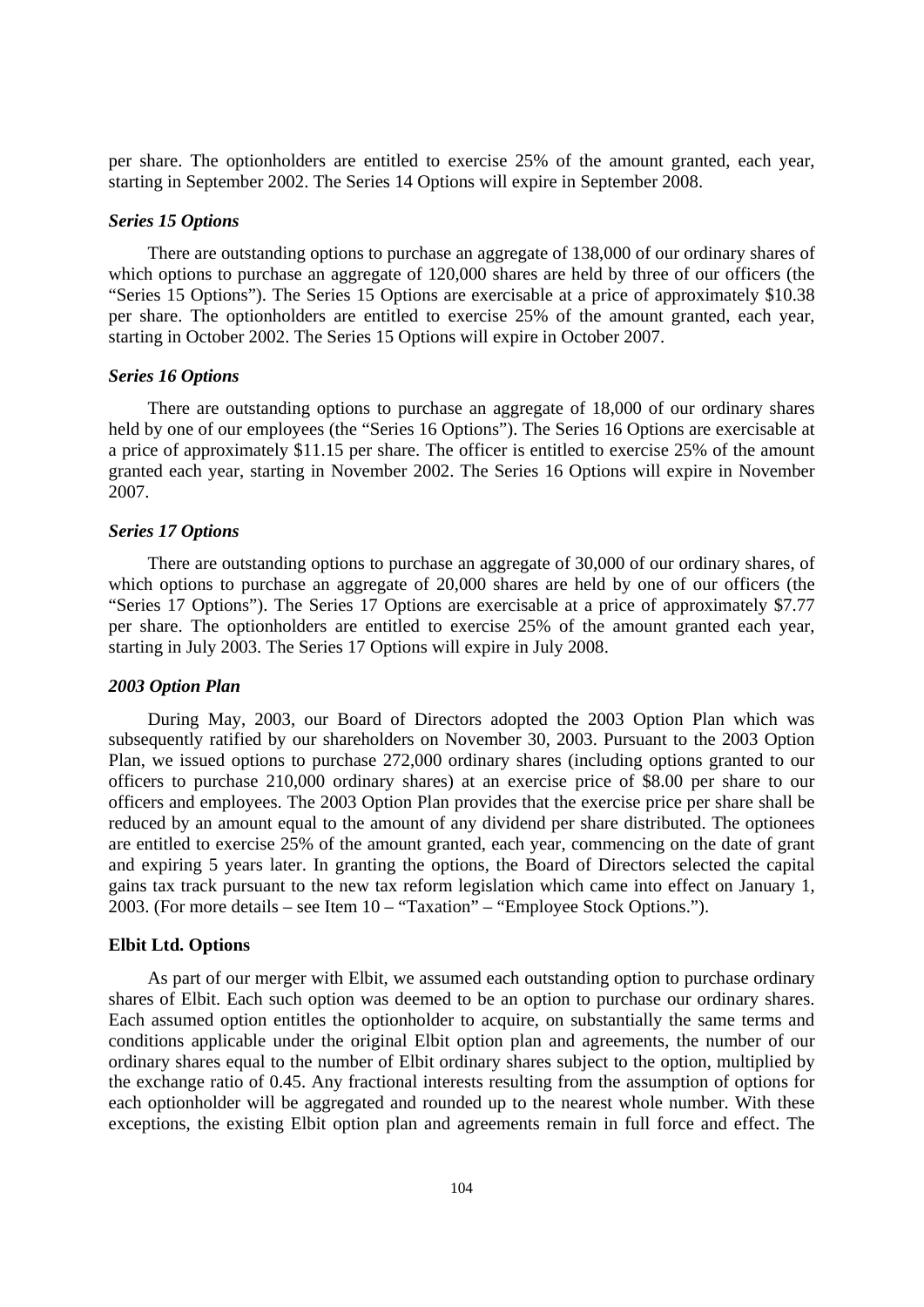per share. The optionholders are entitled to exercise 25% of the amount granted, each year, starting in September 2002. The Series 14 Options will expire in September 2008.

### *Series 15 Options*

There are outstanding options to purchase an aggregate of 138,000 of our ordinary shares of which options to purchase an aggregate of 120,000 shares are held by three of our officers (the "Series 15 Options"). The Series 15 Options are exercisable at a price of approximately $10.38 per share. The optionholders are entitled to exercise 25% of the amount granted, each year, starting in October 2002. The Series 15 Options will expire in October 2007.

### *Series 16 Options*

There are outstanding options to purchase an aggregate of 18,000 of our ordinary shares held by one of our employees (the "Series 16 Options"). The Series 16 Options are exercisable at a price of approximately $11.15 per share. The officer is entitled to exercise 25% of the amount granted each year, starting in November 2002. The Series 16 Options will expire in November 2007.

### *Series 17 Options*

There are outstanding options to purchase an aggregate of 30,000 of our ordinary shares, of which options to purchase an aggregate of 20,000 shares are held by one of our officers (the "Series 17 Options"). The Series 17 Options are exercisable at a price of approximately $7.77 per share. The optionholders are entitled to exercise 25% of the amount granted each year, starting in July 2003. The Series 17 Options will expire in July 2008.

### *2003 Option Plan*

During May, 2003, our Board of Directors adopted the 2003 Option Plan which was subsequently ratified by our shareholders on November 30, 2003. Pursuant to the 2003 Option Plan, we issued options to purchase 272,000 ordinary shares (including options granted to our officers to purchase 210,000 ordinary shares) at an exercise price of $8.00 per share to our officers and employees. The 2003 Option Plan provides that the exercise price per share shall be reduced by an amount equal to the amount of any dividend per share distributed. The optionees are entitled to exercise 25% of the amount granted, each year, commencing on the date of grant and expiring 5 years later. In granting the options, the Board of Directors selected the capital gains tax track pursuant to the new tax reform legislation which came into effect on January 1, 2003. (For more details – see Item 10 – "Taxation" – "Employee Stock Options.").

### **Elbit Ltd. Options**

As part of our merger with Elbit, we assumed each outstanding option to purchase ordinary shares of Elbit. Each such option was deemed to be an option to purchase our ordinary shares. Each assumed option entitles the optionholder to acquire, on substantially the same terms and conditions applicable under the original Elbit option plan and agreements, the number of our ordinary shares equal to the number of Elbit ordinary shares subject to the option, multiplied by the exchange ratio of 0.45. Any fractional interests resulting from the assumption of options for each optionholder will be aggregated and rounded up to the nearest whole number. With these exceptions, the existing Elbit option plan and agreements remain in full force and effect. The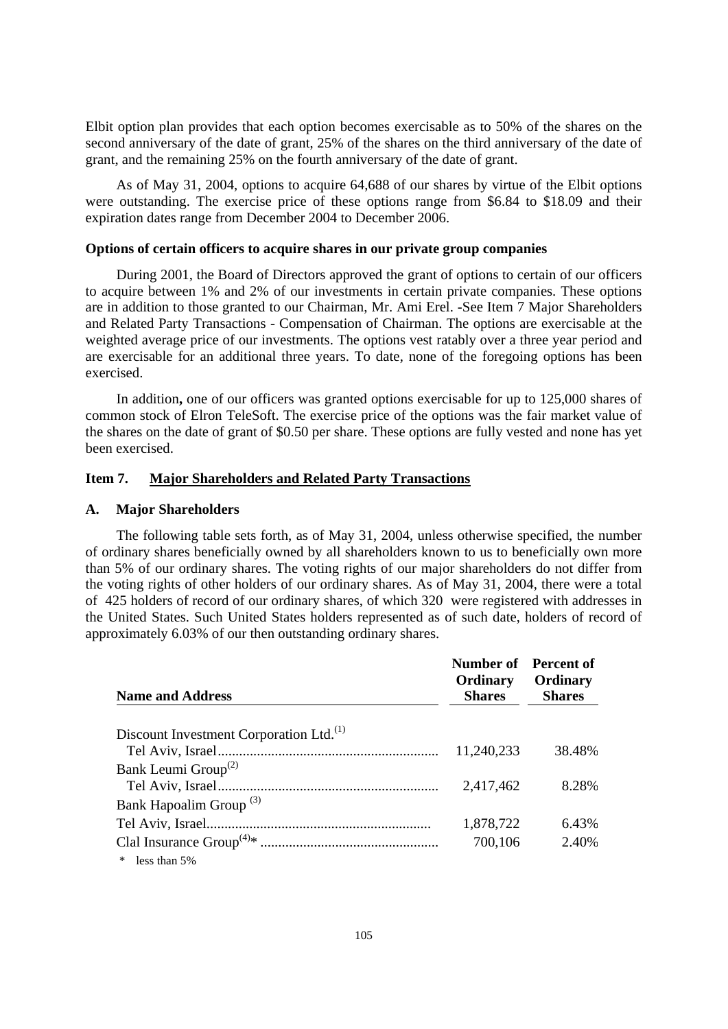Elbit option plan provides that each option becomes exercisable as to 50% of the shares on the second anniversary of the date of grant, 25% of the shares on the third anniversary of the date of grant, and the remaining 25% on the fourth anniversary of the date of grant.

As of May 31, 2004, options to acquire 64,688 of our shares by virtue of the Elbit options were outstanding. The exercise price of these options range from $6.84 to $18.09 and their expiration dates range from December 2004 to December 2006.

**Options of certain officers to acquire shares in our private group companies**

During 2001, the Board of Directors approved the grant of options to certain of our officers to acquire between 1% and 2% of our investments in certain private companies. These options are in addition to those granted to our Chairman, Mr. Ami Erel. -See Item 7 Major Shareholders and Related Party Transactions - Compensation of Chairman. The options are exercisable at the weighted average price of our investments. The options vest ratably over a three year period and are exercisable for an additional three years. To date, none of the foregoing options has been exercised.

In addition**,** one of our officers was granted options exercisable for up to 125,000 shares of common stock of Elron TeleSoft. The exercise price of the options was the fair market value of the shares on the date of grant of $0.50 per share. These options are fully vested and none has yet been exercised.

## Item 7. Major Shareholders and Related Party Transactions

### A. Major Shareholders

The following table sets forth, as of May 31, 2004, unless otherwise specified, the number of ordinary shares beneficially owned by all shareholders known to us to beneficially own more than 5% of our ordinary shares. The voting rights of our major shareholders do not differ from the voting rights of other holders of our ordinary shares. As of May 31, 2004, there were a total of 425 holders of record of our ordinary shares, of which 320 were registered with addresses in the United States. Such United States holders represented as of such date, holders of record of approximately 6.03% of our then outstanding ordinary shares.

| Name and Address | Number of Ordinary Shares | Percent of Ordinary Shares |
|---|---|---|
| Discount Investment Corporation Ltd.[(1)] Tel Aviv, Israel | 11,240,233 | 38.48% |
| Bank Leumi Group[(2)] Tel Aviv, Israel | 2,417,462 | 8.28% |
| Bank Hapoalim Group [(3)] Tel Aviv, Israel | 1,878,722 | 6.43% |
| Clal Insurance Group[(4)]* | 700,106 | 2.40% |

\* less than 5%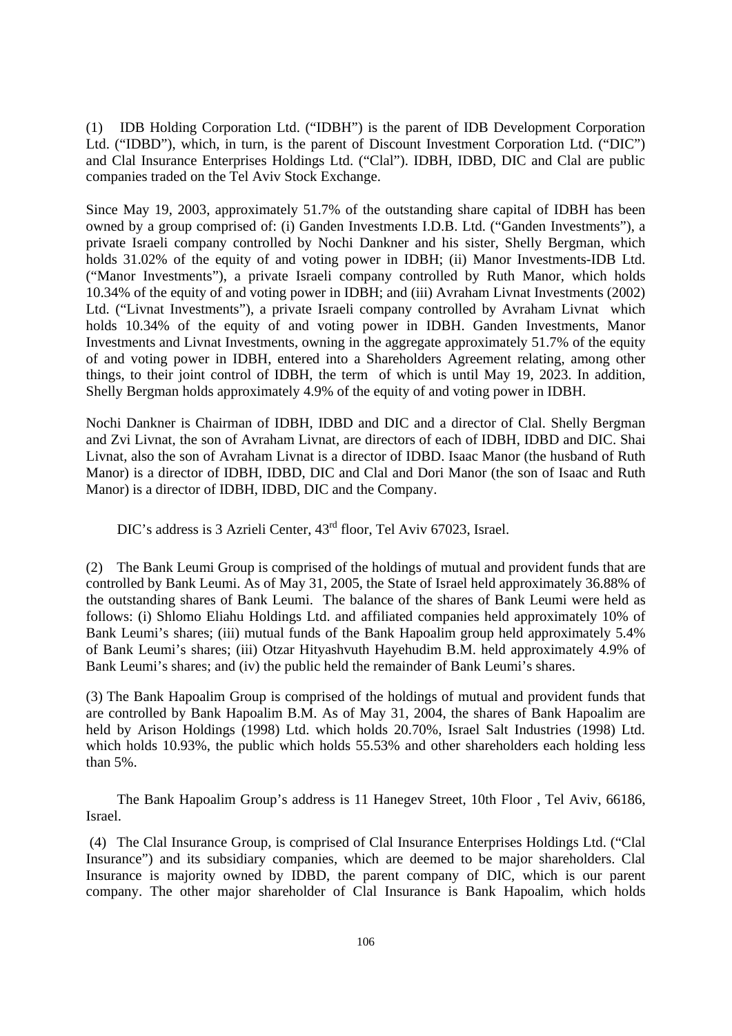(1) IDB Holding Corporation Ltd. ("IDBH") is the parent of IDB Development Corporation Ltd. ("IDBD"), which, in turn, is the parent of Discount Investment Corporation Ltd. ("DIC") and Clal Insurance Enterprises Holdings Ltd. ("Clal"). IDBH, IDBD, DIC and Clal are public companies traded on the Tel Aviv Stock Exchange.

Since May 19, 2003, approximately 51.7% of the outstanding share capital of IDBH has been owned by a group comprised of: (i) Ganden Investments I.D.B. Ltd. ("Ganden Investments"), a private Israeli company controlled by Nochi Dankner and his sister, Shelly Bergman, which holds 31.02% of the equity of and voting power in IDBH; (ii) Manor Investments-IDB Ltd. ("Manor Investments"), a private Israeli company controlled by Ruth Manor, which holds 10.34% of the equity of and voting power in IDBH; and (iii) Avraham Livnat Investments (2002) Ltd. ("Livnat Investments"), a private Israeli company controlled by Avraham Livnat which holds 10.34% of the equity of and voting power in IDBH. Ganden Investments, Manor Investments and Livnat Investments, owning in the aggregate approximately 51.7% of the equity of and voting power in IDBH, entered into a Shareholders Agreement relating, among other things, to their joint control of IDBH, the term of which is until May 19, 2023. In addition, Shelly Bergman holds approximately 4.9% of the equity of and voting power in IDBH.

Nochi Dankner is Chairman of IDBH, IDBD and DIC and a director of Clal. Shelly Bergman and Zvi Livnat, the son of Avraham Livnat, are directors of each of IDBH, IDBD and DIC. Shai Livnat, also the son of Avraham Livnat is a director of IDBD. Isaac Manor (the husband of Ruth Manor) is a director of IDBH, IDBD, DIC and Clal and Dori Manor (the son of Isaac and Ruth Manor) is a director of IDBH, IDBD, DIC and the Company.

DIC's address is 3 Azrieli Center, 43rd floor, Tel Aviv 67023, Israel.

(2) The Bank Leumi Group is comprised of the holdings of mutual and provident funds that are controlled by Bank Leumi. As of May 31, 2005, the State of Israel held approximately 36.88% of the outstanding shares of Bank Leumi. The balance of the shares of Bank Leumi were held as follows: (i) Shlomo Eliahu Holdings Ltd. and affiliated companies held approximately 10% of Bank Leumi's shares; (iii) mutual funds of the Bank Hapoalim group held approximately 5.4% of Bank Leumi's shares; (iii) Otzar Hityashvuth Hayehudim B.M. held approximately 4.9% of Bank Leumi's shares; and (iv) the public held the remainder of Bank Leumi's shares.

(3) The Bank Hapoalim Group is comprised of the holdings of mutual and provident funds that are controlled by Bank Hapoalim B.M. As of May 31, 2004, the shares of Bank Hapoalim are held by Arison Holdings (1998) Ltd. which holds 20.70%, Israel Salt Industries (1998) Ltd. which holds 10.93%, the public which holds 55.53% and other shareholders each holding less than 5%.

The Bank Hapoalim Group's address is 11 Hanegev Street, 10th Floor , Tel Aviv, 66186, Israel.

(4) The Clal Insurance Group, is comprised of Clal Insurance Enterprises Holdings Ltd. ("Clal Insurance") and its subsidiary companies, which are deemed to be major shareholders. Clal Insurance is majority owned by IDBD, the parent company of DIC, which is our parent company. The other major shareholder of Clal Insurance is Bank Hapoalim, which holds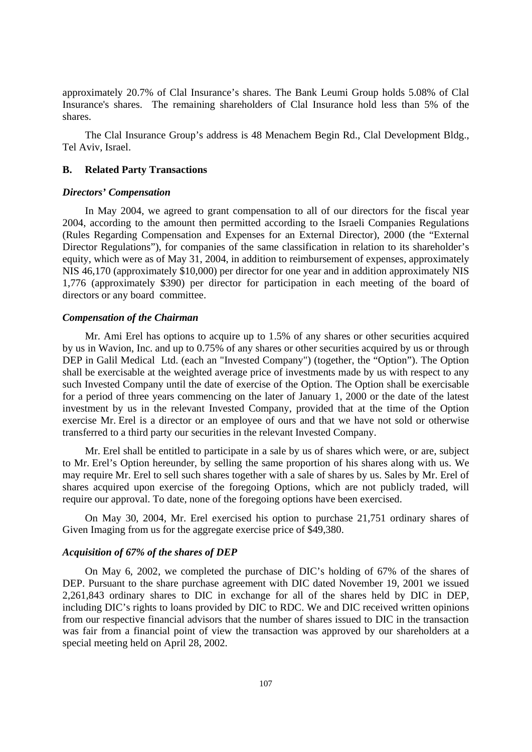approximately 20.7% of Clal Insurance's shares. The Bank Leumi Group holds 5.08% of Clal Insurance's shares. The remaining shareholders of Clal Insurance hold less than 5% of the shares.

The Clal Insurance Group's address is 48 Menachem Begin Rd., Clal Development Bldg., Tel Aviv, Israel.

## B. Related Party Transactions

### *Directors' Compensation*

In May 2004, we agreed to grant compensation to all of our directors for the fiscal year 2004, according to the amount then permitted according to the Israeli Companies Regulations (Rules Regarding Compensation and Expenses for an External Director), 2000 (the "External Director Regulations"), for companies of the same classification in relation to its shareholder's equity, which were as of May 31, 2004, in addition to reimbursement of expenses, approximately NIS 46,170 (approximately $10,000) per director for one year and in addition approximately NIS 1,776 (approximately $390) per director for participation in each meeting of the board of directors or any board committee.

### *Compensation of the Chairman*

Mr. Ami Erel has options to acquire up to 1.5% of any shares or other securities acquired by us in Wavion, Inc. and up to 0.75% of any shares or other securities acquired by us or through DEP in Galil Medical Ltd. (each an "Invested Company") (together, the "Option"). The Option shall be exercisable at the weighted average price of investments made by us with respect to any such Invested Company until the date of exercise of the Option. The Option shall be exercisable for a period of three years commencing on the later of January 1, 2000 or the date of the latest investment by us in the relevant Invested Company, provided that at the time of the Option exercise Mr. Erel is a director or an employee of ours and that we have not sold or otherwise transferred to a third party our securities in the relevant Invested Company.

Mr. Erel shall be entitled to participate in a sale by us of shares which were, or are, subject to Mr. Erel's Option hereunder, by selling the same proportion of his shares along with us. We may require Mr. Erel to sell such shares together with a sale of shares by us. Sales by Mr. Erel of shares acquired upon exercise of the foregoing Options, which are not publicly traded, will require our approval. To date, none of the foregoing options have been exercised.

On May 30, 2004, Mr. Erel exercised his option to purchase 21,751 ordinary shares of Given Imaging from us for the aggregate exercise price of $49,380.

### *Acquisition of 67% of the shares of DEP*

On May 6, 2002, we completed the purchase of DIC's holding of 67% of the shares of DEP. Pursuant to the share purchase agreement with DIC dated November 19, 2001 we issued 2,261,843 ordinary shares to DIC in exchange for all of the shares held by DIC in DEP, including DIC's rights to loans provided by DIC to RDC. We and DIC received written opinions from our respective financial advisors that the number of shares issued to DIC in the transaction was fair from a financial point of view the transaction was approved by our shareholders at a special meeting held on April 28, 2002.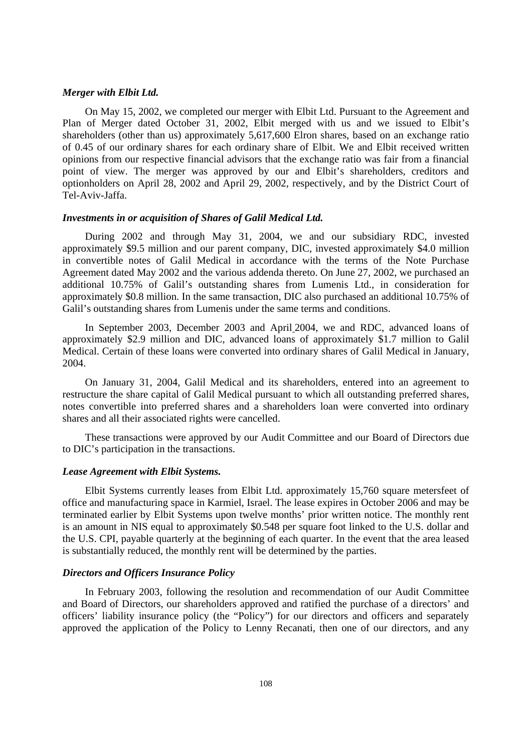***Merger with Elbit Ltd.***

On May 15, 2002, we completed our merger with Elbit Ltd. Pursuant to the Agreement and Plan of Merger dated October 31, 2002, Elbit merged with us and we issued to Elbit's shareholders (other than us) approximately 5,617,600 Elron shares, based on an exchange ratio of 0.45 of our ordinary shares for each ordinary share of Elbit. We and Elbit received written opinions from our respective financial advisors that the exchange ratio was fair from a financial point of view. The merger was approved by our and Elbit's shareholders, creditors and optionholders on April 28, 2002 and April 29, 2002, respectively, and by the District Court of Tel-Aviv-Jaffa.

***Investments in or acquisition of Shares of Galil Medical Ltd.***

During 2002 and through May 31, 2004, we and our subsidiary RDC, invested approximately $9.5 million and our parent company, DIC, invested approximately $4.0 million in convertible notes of Galil Medical in accordance with the terms of the Note Purchase Agreement dated May 2002 and the various addenda thereto. On June 27, 2002, we purchased an additional 10.75% of Galil's outstanding shares from Lumenis Ltd., in consideration for approximately $0.8 million. In the same transaction, DIC also purchased an additional 10.75% of Galil's outstanding shares from Lumenis under the same terms and conditions.

In September 2003, December 2003 and April 2004, we and RDC, advanced loans of approximately $2.9 million and DIC, advanced loans of approximately $1.7 million to Galil Medical. Certain of these loans were converted into ordinary shares of Galil Medical in January, 2004.

On January 31, 2004, Galil Medical and its shareholders, entered into an agreement to restructure the share capital of Galil Medical pursuant to which all outstanding preferred shares, notes convertible into preferred shares and a shareholders loan were converted into ordinary shares and all their associated rights were cancelled.

These transactions were approved by our Audit Committee and our Board of Directors due to DIC's participation in the transactions.

***Lease Agreement with Elbit Systems.***

Elbit Systems currently leases from Elbit Ltd. approximately 15,760 square metersfeet of office and manufacturing space in Karmiel, Israel. The lease expires in October 2006 and may be terminated earlier by Elbit Systems upon twelve months' prior written notice. The monthly rent is an amount in NIS equal to approximately $0.548 per square foot linked to the U.S. dollar and the U.S. CPI, payable quarterly at the beginning of each quarter. In the event that the area leased is substantially reduced, the monthly rent will be determined by the parties.

***Directors and Officers Insurance Policy***

In February 2003, following the resolution and recommendation of our Audit Committee and Board of Directors, our shareholders approved and ratified the purchase of a directors' and officers' liability insurance policy (the "Policy") for our directors and officers and separately approved the application of the Policy to Lenny Recanati, then one of our directors, and any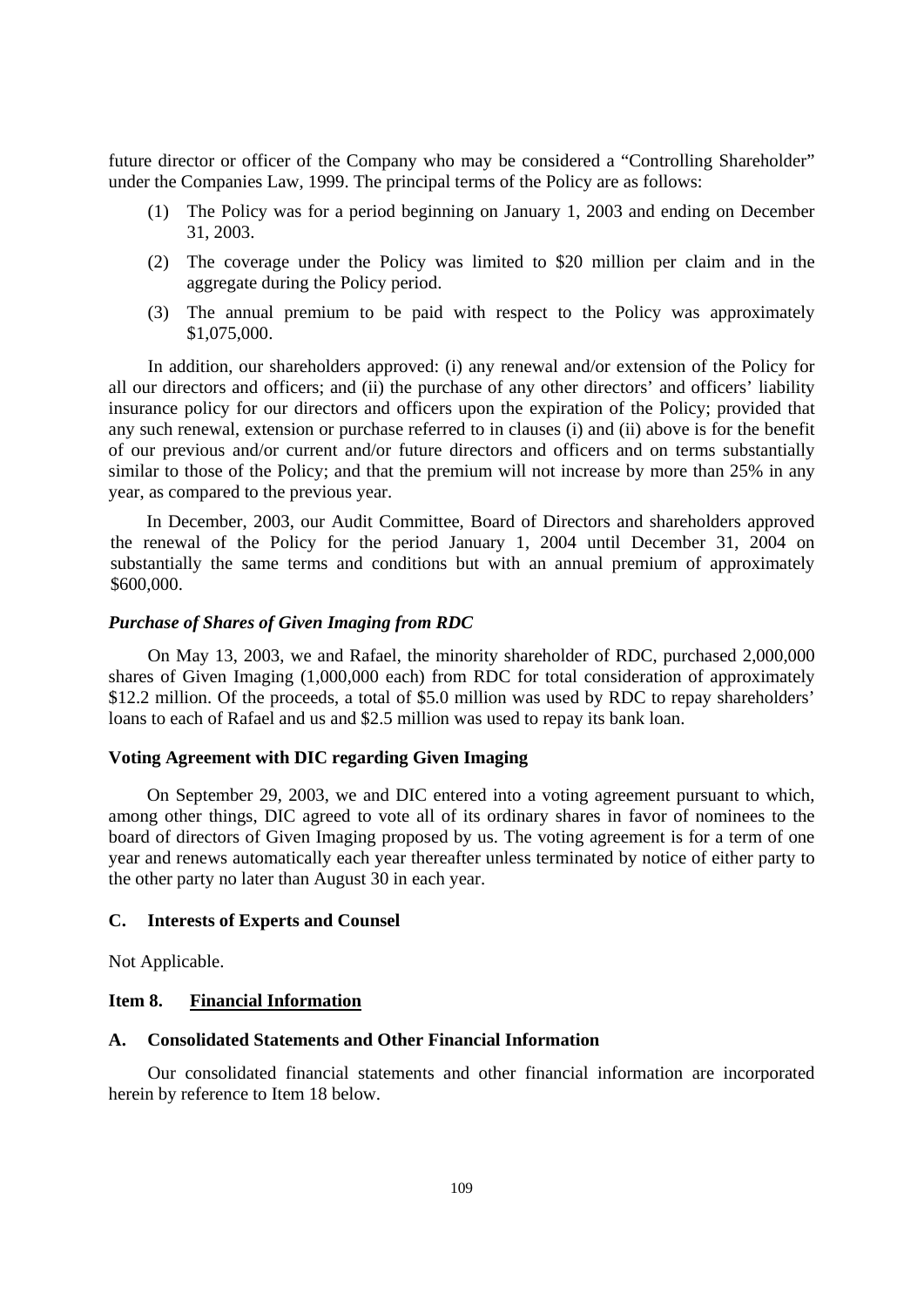future director or officer of the Company who may be considered a "Controlling Shareholder" under the Companies Law, 1999. The principal terms of the Policy are as follows:

(1) The Policy was for a period beginning on January 1, 2003 and ending on December 31, 2003.

(2) The coverage under the Policy was limited to $20 million per claim and in the aggregate during the Policy period.

(3) The annual premium to be paid with respect to the Policy was approximately $1,075,000.

In addition, our shareholders approved: (i) any renewal and/or extension of the Policy for all our directors and officers; and (ii) the purchase of any other directors' and officers' liability insurance policy for our directors and officers upon the expiration of the Policy; provided that any such renewal, extension or purchase referred to in clauses (i) and (ii) above is for the benefit of our previous and/or current and/or future directors and officers and on terms substantially similar to those of the Policy; and that the premium will not increase by more than 25% in any year, as compared to the previous year.

In December, 2003, our Audit Committee, Board of Directors and shareholders approved the renewal of the Policy for the period January 1, 2004 until December 31, 2004 on substantially the same terms and conditions but with an annual premium of approximately $600,000.

***Purchase of Shares of Given Imaging from RDC***

On May 13, 2003, we and Rafael, the minority shareholder of RDC, purchased 2,000,000 shares of Given Imaging (1,000,000 each) from RDC for total consideration of approximately $12.2 million. Of the proceeds, a total of $5.0 million was used by RDC to repay shareholders' loans to each of Rafael and us and $2.5 million was used to repay its bank loan.

**Voting Agreement with DIC regarding Given Imaging**

On September 29, 2003, we and DIC entered into a voting agreement pursuant to which, among other things, DIC agreed to vote all of its ordinary shares in favor of nominees to the board of directors of Given Imaging proposed by us. The voting agreement is for a term of one year and renews automatically each year thereafter unless terminated by notice of either party to the other party no later than August 30 in each year.

### C. Interests of Experts and Counsel

Not Applicable.

## Item 8. Financial Information

### A. Consolidated Statements and Other Financial Information

Our consolidated financial statements and other financial information are incorporated herein by reference to Item 18 below.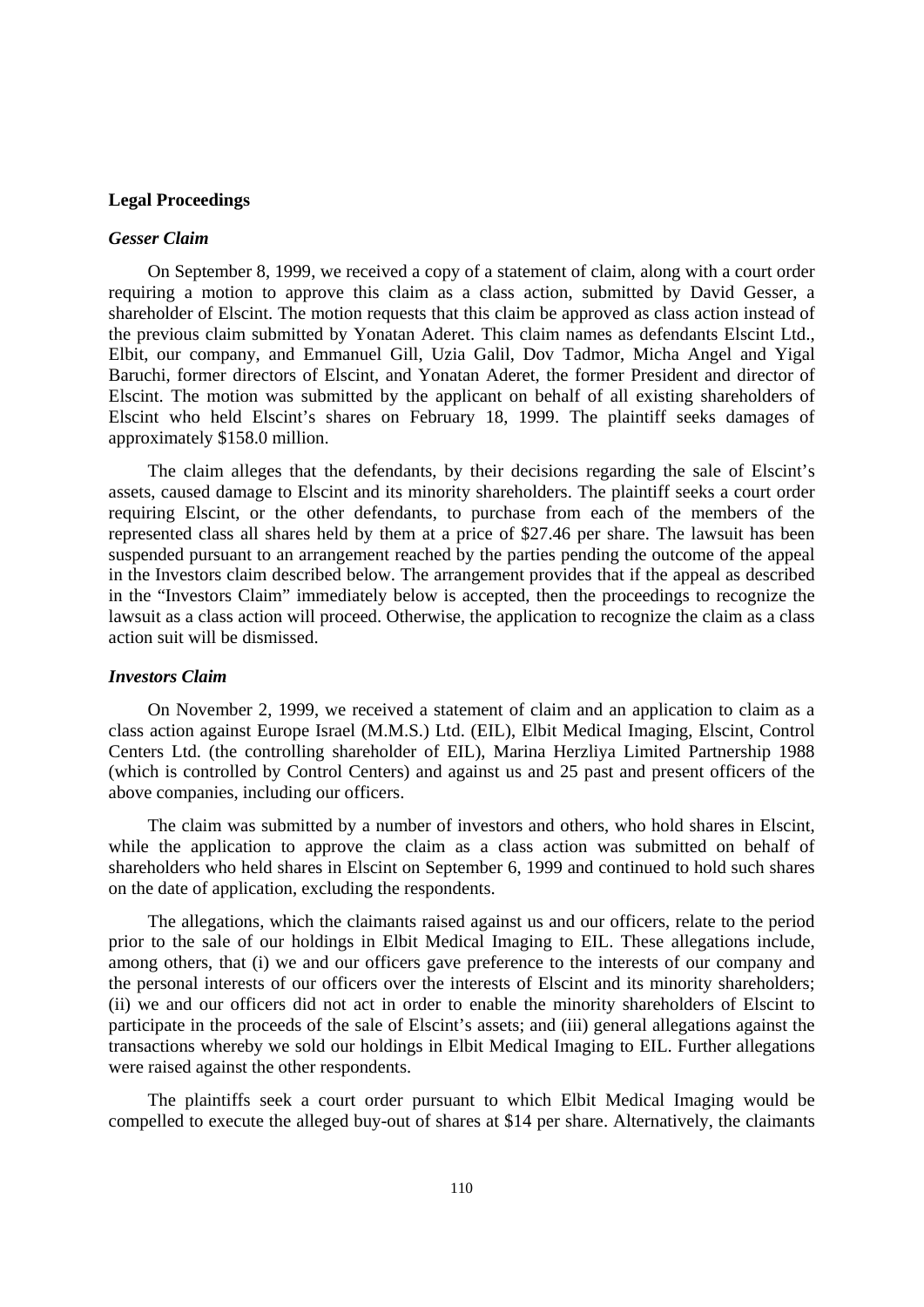## Legal Proceedings

### *Gesser Claim*

On September 8, 1999, we received a copy of a statement of claim, along with a court order requiring a motion to approve this claim as a class action, submitted by David Gesser, a shareholder of Elscint. The motion requests that this claim be approved as class action instead of the previous claim submitted by Yonatan Aderet. This claim names as defendants Elscint Ltd., Elbit, our company, and Emmanuel Gill, Uzia Galil, Dov Tadmor, Micha Angel and Yigal Baruchi, former directors of Elscint, and Yonatan Aderet, the former President and director of Elscint. The motion was submitted by the applicant on behalf of all existing shareholders of Elscint who held Elscint's shares on February 18, 1999. The plaintiff seeks damages of approximately $158.0 million.

The claim alleges that the defendants, by their decisions regarding the sale of Elscint's assets, caused damage to Elscint and its minority shareholders. The plaintiff seeks a court order requiring Elscint, or the other defendants, to purchase from each of the members of the represented class all shares held by them at a price of $27.46 per share. The lawsuit has been suspended pursuant to an arrangement reached by the parties pending the outcome of the appeal in the Investors claim described below. The arrangement provides that if the appeal as described in the "Investors Claim" immediately below is accepted, then the proceedings to recognize the lawsuit as a class action will proceed. Otherwise, the application to recognize the claim as a class action suit will be dismissed.

### *Investors Claim*

On November 2, 1999, we received a statement of claim and an application to claim as a class action against Europe Israel (M.M.S.) Ltd. (EIL), Elbit Medical Imaging, Elscint, Control Centers Ltd. (the controlling shareholder of EIL), Marina Herzliya Limited Partnership 1988 (which is controlled by Control Centers) and against us and 25 past and present officers of the above companies, including our officers.

The claim was submitted by a number of investors and others, who hold shares in Elscint, while the application to approve the claim as a class action was submitted on behalf of shareholders who held shares in Elscint on September 6, 1999 and continued to hold such shares on the date of application, excluding the respondents.

The allegations, which the claimants raised against us and our officers, relate to the period prior to the sale of our holdings in Elbit Medical Imaging to EIL. These allegations include, among others, that (i) we and our officers gave preference to the interests of our company and the personal interests of our officers over the interests of Elscint and its minority shareholders; (ii) we and our officers did not act in order to enable the minority shareholders of Elscint to participate in the proceeds of the sale of Elscint's assets; and (iii) general allegations against the transactions whereby we sold our holdings in Elbit Medical Imaging to EIL. Further allegations were raised against the other respondents.

The plaintiffs seek a court order pursuant to which Elbit Medical Imaging would be compelled to execute the alleged buy-out of shares at $14 per share. Alternatively, the claimants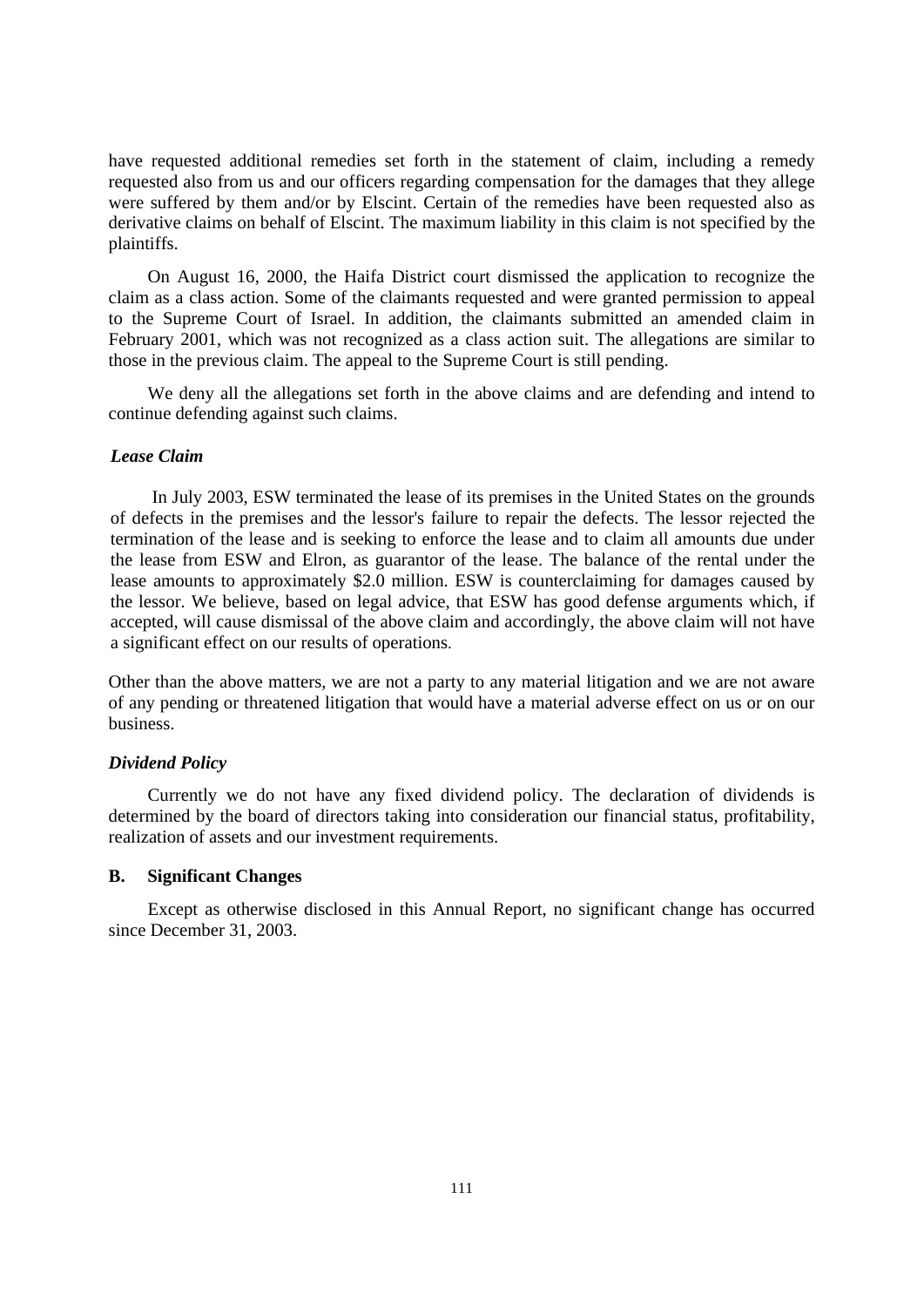have requested additional remedies set forth in the statement of claim, including a remedy requested also from us and our officers regarding compensation for the damages that they allege were suffered by them and/or by Elscint. Certain of the remedies have been requested also as derivative claims on behalf of Elscint. The maximum liability in this claim is not specified by the plaintiffs.

On August 16, 2000, the Haifa District court dismissed the application to recognize the claim as a class action. Some of the claimants requested and were granted permission to appeal to the Supreme Court of Israel. In addition, the claimants submitted an amended claim in February 2001, which was not recognized as a class action suit. The allegations are similar to those in the previous claim. The appeal to the Supreme Court is still pending.

We deny all the allegations set forth in the above claims and are defending and intend to continue defending against such claims.

*Lease Claim*

In July 2003, ESW terminated the lease of its premises in the United States on the grounds of defects in the premises and the lessor's failure to repair the defects. The lessor rejected the termination of the lease and is seeking to enforce the lease and to claim all amounts due under the lease from ESW and Elron, as guarantor of the lease. The balance of the rental under the lease amounts to approximately \$2.0 million. ESW is counterclaiming for damages caused by the lessor. We believe, based on legal advice, that ESW has good defense arguments which, if accepted, will cause dismissal of the above claim and accordingly, the above claim will not have a significant effect on our results of operations.

Other than the above matters, we are not a party to any material litigation and we are not aware of any pending or threatened litigation that would have a material adverse effect on us or on our business.

*Dividend Policy*

Currently we do not have any fixed dividend policy. The declaration of dividends is determined by the board of directors taking into consideration our financial status, profitability, realization of assets and our investment requirements.

### B. Significant Changes

Except as otherwise disclosed in this Annual Report, no significant change has occurred since December 31, 2003.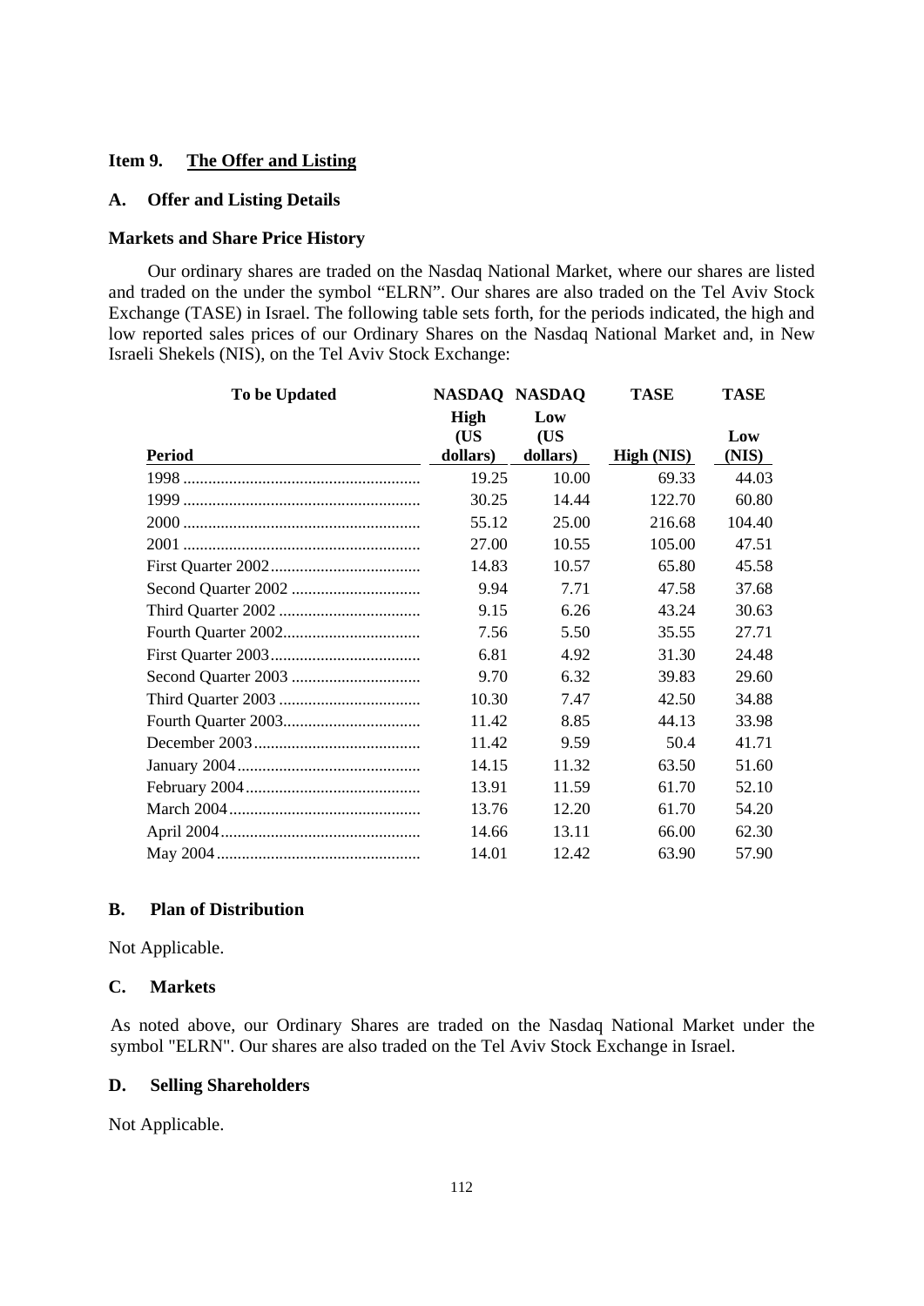## Item 9. The Offer and Listing

### A. Offer and Listing Details

### Markets and Share Price History

Our ordinary shares are traded on the Nasdaq National Market, where our shares are listed and traded on the under the symbol "ELRN". Our shares are also traded on the Tel Aviv Stock Exchange (TASE) in Israel. The following table sets forth, for the periods indicated, the high and low reported sales prices of our Ordinary Shares on the Nasdaq National Market and, in New Israeli Shekels (NIS), on the Tel Aviv Stock Exchange:

| To be Updated | NASDAQ | NASDAQ | TASE | TASE |
|---|---|---|---|---|
| Period | High (US dollars) | Low (US dollars) | High (NIS) | Low (NIS) |
| 1998 | 19.25 | 10.00 | 69.33 | 44.03 |
| 1999 | 30.25 | 14.44 | 122.70 | 60.80 |
| 2000 | 55.12 | 25.00 | 216.68 | 104.40 |
| 2001 | 27.00 | 10.55 | 105.00 | 47.51 |
| First Quarter 2002 | 14.83 | 10.57 | 65.80 | 45.58 |
| Second Quarter 2002 | 9.94 | 7.71 | 47.58 | 37.68 |
| Third Quarter 2002 | 9.15 | 6.26 | 43.24 | 30.63 |
| Fourth Quarter 2002 | 7.56 | 5.50 | 35.55 | 27.71 |
| First Quarter 2003 | 6.81 | 4.92 | 31.30 | 24.48 |
| Second Quarter 2003 | 9.70 | 6.32 | 39.83 | 29.60 |
| Third Quarter 2003 | 10.30 | 7.47 | 42.50 | 34.88 |
| Fourth Quarter 2003 | 11.42 | 8.85 | 44.13 | 33.98 |
| December 2003 | 11.42 | 9.59 | 50.4 | 41.71 |
| January 2004 | 14.15 | 11.32 | 63.50 | 51.60 |
| February 2004 | 13.91 | 11.59 | 61.70 | 52.10 |
| March 2004 | 13.76 | 12.20 | 61.70 | 54.20 |
| April 2004 | 14.66 | 13.11 | 66.00 | 62.30 |
| May 2004 | 14.01 | 12.42 | 63.90 | 57.90 |

### B. Plan of Distribution

Not Applicable.

### C. Markets

As noted above, our Ordinary Shares are traded on the Nasdaq National Market under the symbol "ELRN". Our shares are also traded on the Tel Aviv Stock Exchange in Israel.

### D. Selling Shareholders

Not Applicable.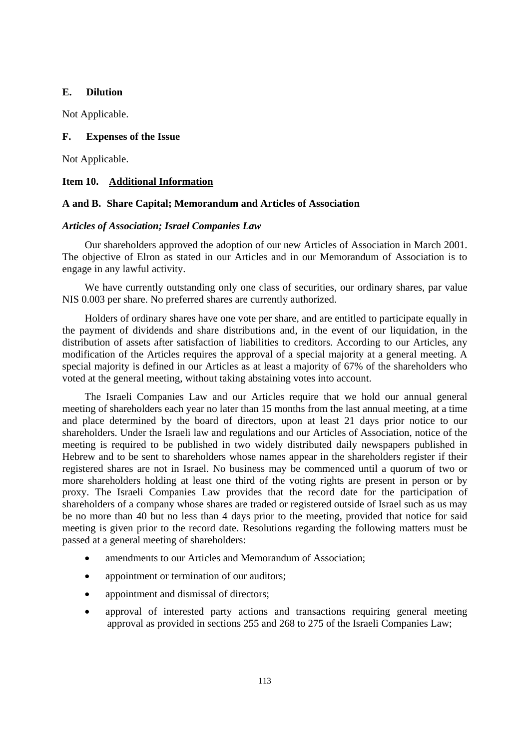### E. Dilution

Not Applicable.

### F. Expenses of the Issue

Not Applicable.

## Item 10. Additional Information

### A and B. Share Capital; Memorandum and Articles of Association

***Articles of Association; Israel Companies Law***

Our shareholders approved the adoption of our new Articles of Association in March 2001. The objective of Elron as stated in our Articles and in our Memorandum of Association is to engage in any lawful activity.

We have currently outstanding only one class of securities, our ordinary shares, par value NIS 0.003 per share. No preferred shares are currently authorized.

Holders of ordinary shares have one vote per share, and are entitled to participate equally in the payment of dividends and share distributions and, in the event of our liquidation, in the distribution of assets after satisfaction of liabilities to creditors. According to our Articles, any modification of the Articles requires the approval of a special majority at a general meeting. A special majority is defined in our Articles as at least a majority of 67% of the shareholders who voted at the general meeting, without taking abstaining votes into account.

The Israeli Companies Law and our Articles require that we hold our annual general meeting of shareholders each year no later than 15 months from the last annual meeting, at a time and place determined by the board of directors, upon at least 21 days prior notice to our shareholders. Under the Israeli law and regulations and our Articles of Association, notice of the meeting is required to be published in two widely distributed daily newspapers published in Hebrew and to be sent to shareholders whose names appear in the shareholders register if their registered shares are not in Israel. No business may be commenced until a quorum of two or more shareholders holding at least one third of the voting rights are present in person or by proxy. The Israeli Companies Law provides that the record date for the participation of shareholders of a company whose shares are traded or registered outside of Israel such as us may be no more than 40 but no less than 4 days prior to the meeting, provided that notice for said meeting is given prior to the record date. Resolutions regarding the following matters must be passed at a general meeting of shareholders:

- amendments to our Articles and Memorandum of Association;
- appointment or termination of our auditors;
- appointment and dismissal of directors;
- approval of interested party actions and transactions requiring general meeting approval as provided in sections 255 and 268 to 275 of the Israeli Companies Law;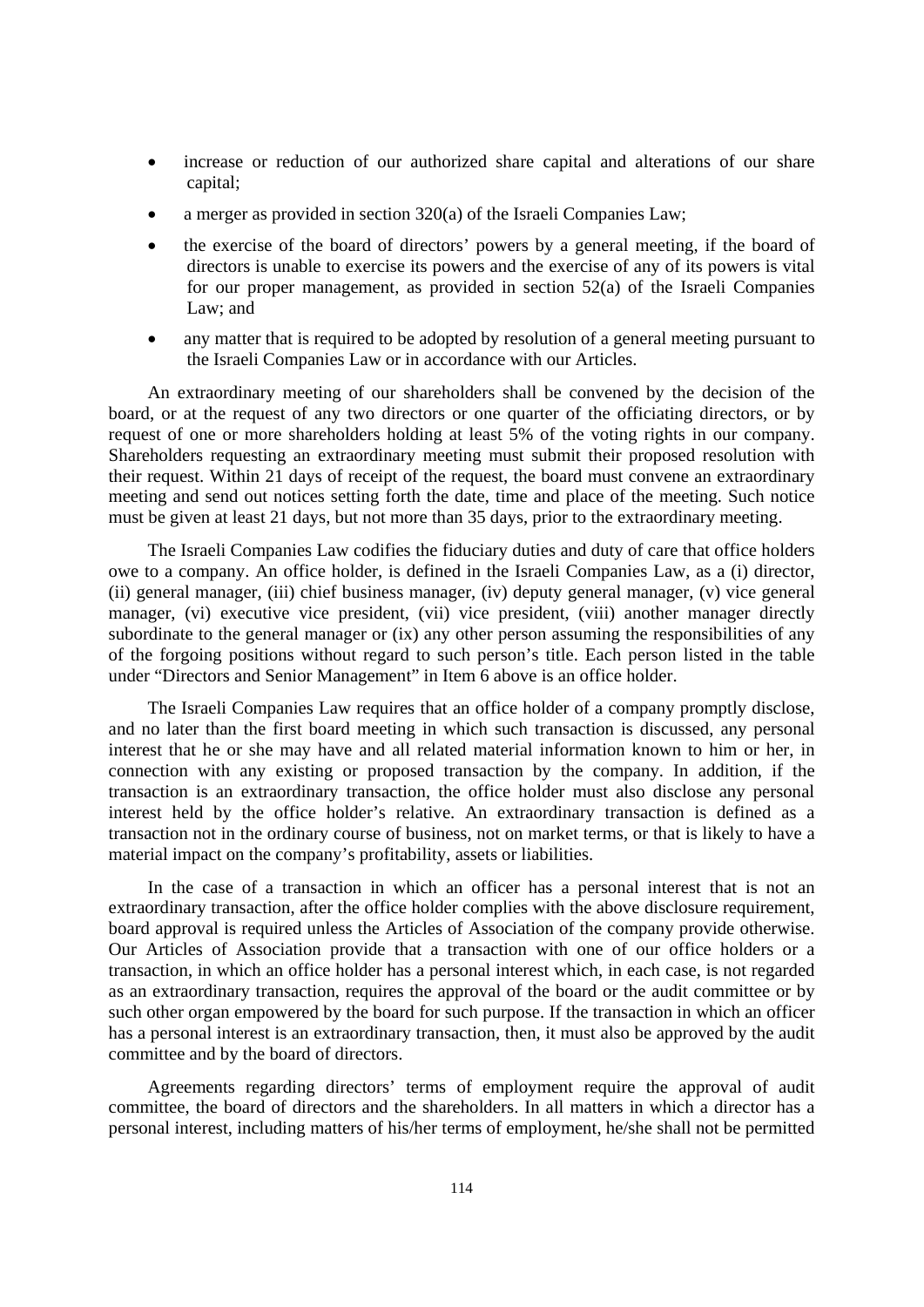- increase or reduction of our authorized share capital and alterations of our share capital;
- a merger as provided in section 320(a) of the Israeli Companies Law;
- the exercise of the board of directors' powers by a general meeting, if the board of directors is unable to exercise its powers and the exercise of any of its powers is vital for our proper management, as provided in section 52(a) of the Israeli Companies Law; and
- any matter that is required to be adopted by resolution of a general meeting pursuant to the Israeli Companies Law or in accordance with our Articles.

An extraordinary meeting of our shareholders shall be convened by the decision of the board, or at the request of any two directors or one quarter of the officiating directors, or by request of one or more shareholders holding at least 5% of the voting rights in our company. Shareholders requesting an extraordinary meeting must submit their proposed resolution with their request. Within 21 days of receipt of the request, the board must convene an extraordinary meeting and send out notices setting forth the date, time and place of the meeting. Such notice must be given at least 21 days, but not more than 35 days, prior to the extraordinary meeting.

The Israeli Companies Law codifies the fiduciary duties and duty of care that office holders owe to a company. An office holder, is defined in the Israeli Companies Law, as a (i) director, (ii) general manager, (iii) chief business manager, (iv) deputy general manager, (v) vice general manager, (vi) executive vice president, (vii) vice president, (viii) another manager directly subordinate to the general manager or (ix) any other person assuming the responsibilities of any of the forgoing positions without regard to such person's title. Each person listed in the table under "Directors and Senior Management" in Item 6 above is an office holder.

The Israeli Companies Law requires that an office holder of a company promptly disclose, and no later than the first board meeting in which such transaction is discussed, any personal interest that he or she may have and all related material information known to him or her, in connection with any existing or proposed transaction by the company. In addition, if the transaction is an extraordinary transaction, the office holder must also disclose any personal interest held by the office holder's relative. An extraordinary transaction is defined as a transaction not in the ordinary course of business, not on market terms, or that is likely to have a material impact on the company's profitability, assets or liabilities.

In the case of a transaction in which an officer has a personal interest that is not an extraordinary transaction, after the office holder complies with the above disclosure requirement, board approval is required unless the Articles of Association of the company provide otherwise. Our Articles of Association provide that a transaction with one of our office holders or a transaction, in which an office holder has a personal interest which, in each case, is not regarded as an extraordinary transaction, requires the approval of the board or the audit committee or by such other organ empowered by the board for such purpose. If the transaction in which an officer has a personal interest is an extraordinary transaction, then, it must also be approved by the audit committee and by the board of directors.

Agreements regarding directors' terms of employment require the approval of audit committee, the board of directors and the shareholders. In all matters in which a director has a personal interest, including matters of his/her terms of employment, he/she shall not be permitted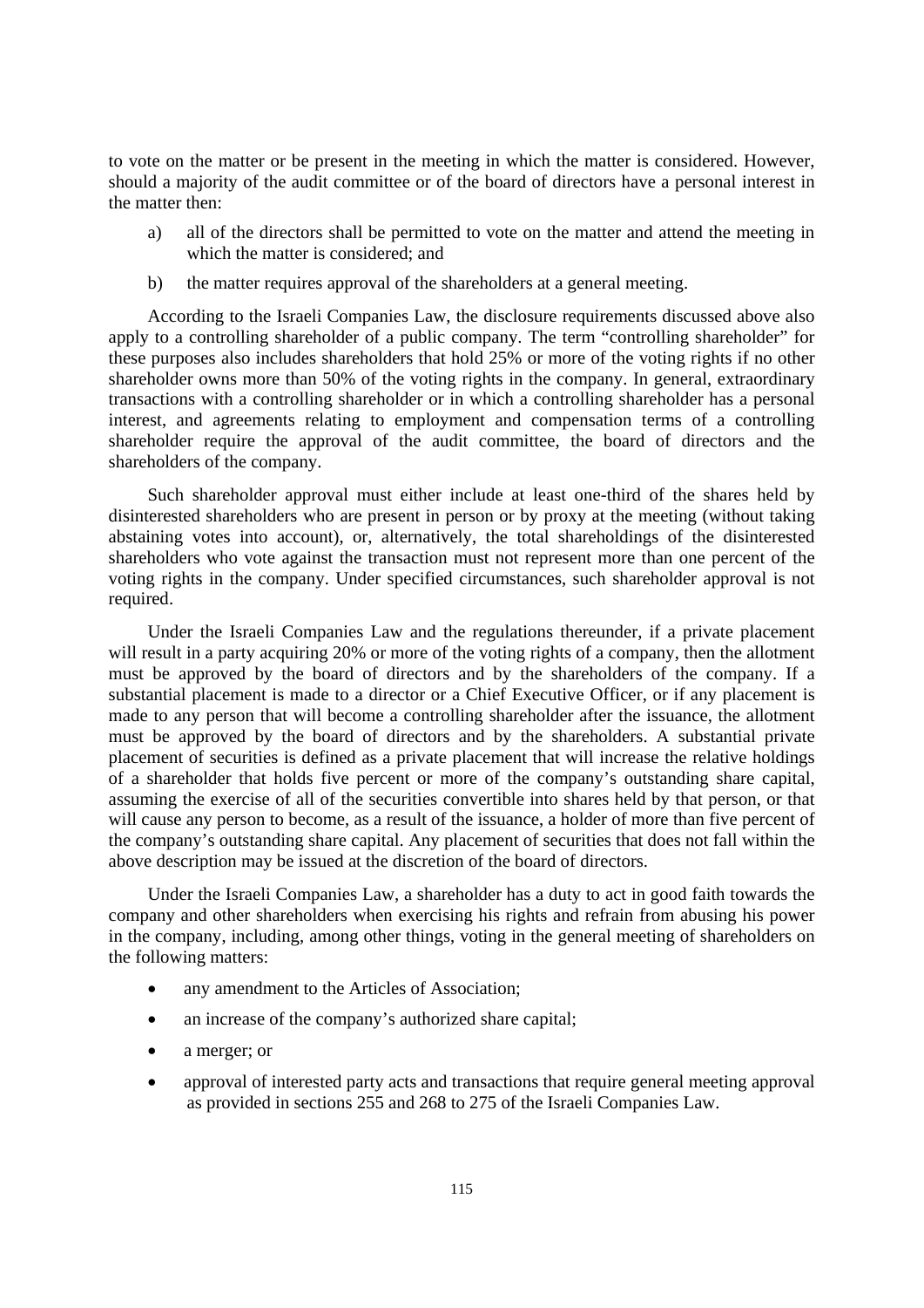to vote on the matter or be present in the meeting in which the matter is considered. However, should a majority of the audit committee or of the board of directors have a personal interest in the matter then:

a) all of the directors shall be permitted to vote on the matter and attend the meeting in which the matter is considered; and

b) the matter requires approval of the shareholders at a general meeting.

According to the Israeli Companies Law, the disclosure requirements discussed above also apply to a controlling shareholder of a public company. The term "controlling shareholder" for these purposes also includes shareholders that hold 25% or more of the voting rights if no other shareholder owns more than 50% of the voting rights in the company. In general, extraordinary transactions with a controlling shareholder or in which a controlling shareholder has a personal interest, and agreements relating to employment and compensation terms of a controlling shareholder require the approval of the audit committee, the board of directors and the shareholders of the company.

Such shareholder approval must either include at least one-third of the shares held by disinterested shareholders who are present in person or by proxy at the meeting (without taking abstaining votes into account), or, alternatively, the total shareholdings of the disinterested shareholders who vote against the transaction must not represent more than one percent of the voting rights in the company. Under specified circumstances, such shareholder approval is not required.

Under the Israeli Companies Law and the regulations thereunder, if a private placement will result in a party acquiring 20% or more of the voting rights of a company, then the allotment must be approved by the board of directors and by the shareholders of the company. If a substantial placement is made to a director or a Chief Executive Officer, or if any placement is made to any person that will become a controlling shareholder after the issuance, the allotment must be approved by the board of directors and by the shareholders. A substantial private placement of securities is defined as a private placement that will increase the relative holdings of a shareholder that holds five percent or more of the company's outstanding share capital, assuming the exercise of all of the securities convertible into shares held by that person, or that will cause any person to become, as a result of the issuance, a holder of more than five percent of the company's outstanding share capital. Any placement of securities that does not fall within the above description may be issued at the discretion of the board of directors.

Under the Israeli Companies Law, a shareholder has a duty to act in good faith towards the company and other shareholders when exercising his rights and refrain from abusing his power in the company, including, among other things, voting in the general meeting of shareholders on the following matters:

- any amendment to the Articles of Association;
- an increase of the company's authorized share capital;
- a merger; or
- approval of interested party acts and transactions that require general meeting approval as provided in sections 255 and 268 to 275 of the Israeli Companies Law.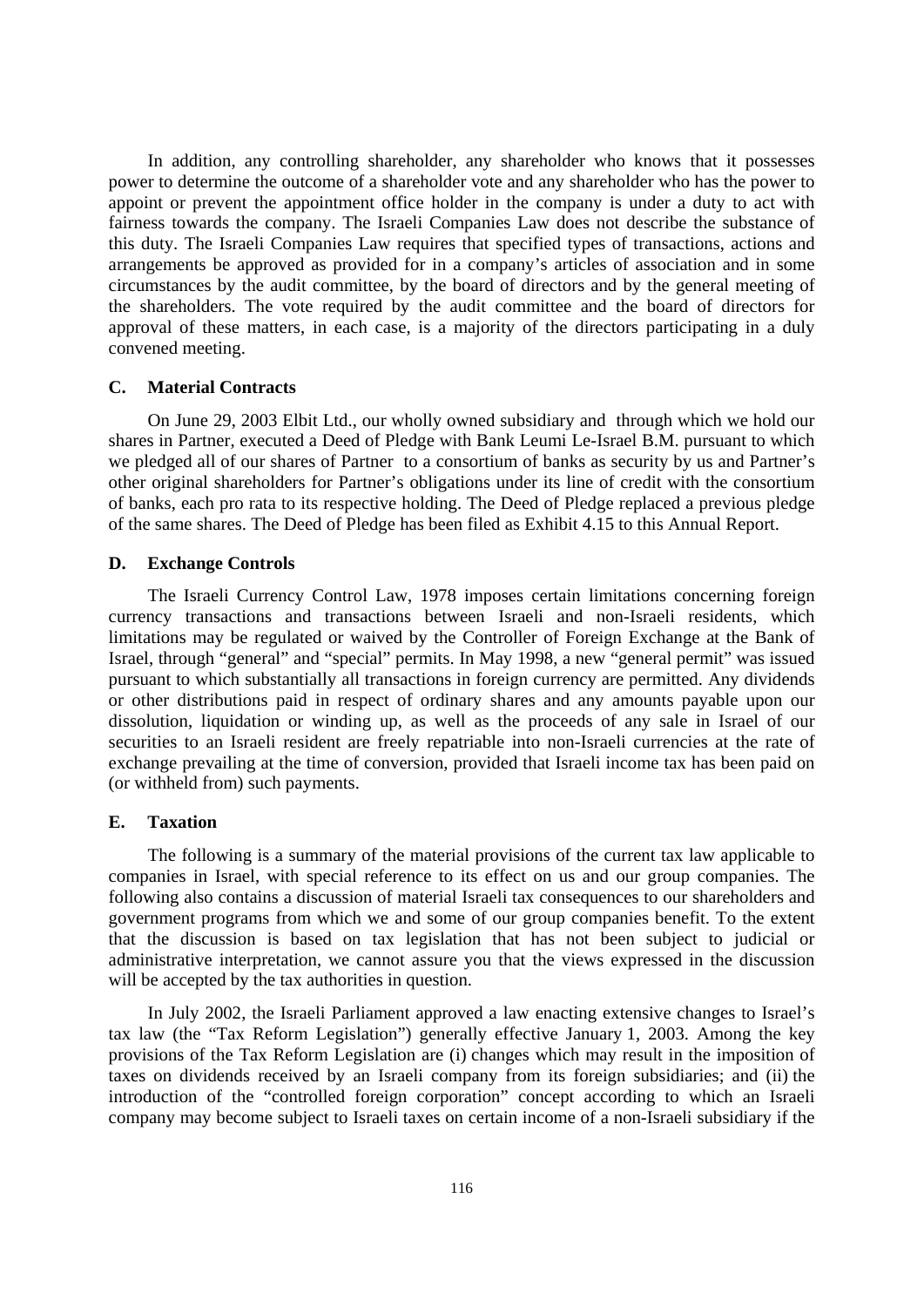In addition, any controlling shareholder, any shareholder who knows that it possesses power to determine the outcome of a shareholder vote and any shareholder who has the power to appoint or prevent the appointment office holder in the company is under a duty to act with fairness towards the company. The Israeli Companies Law does not describe the substance of this duty. The Israeli Companies Law requires that specified types of transactions, actions and arrangements be approved as provided for in a company's articles of association and in some circumstances by the audit committee, by the board of directors and by the general meeting of the shareholders. The vote required by the audit committee and the board of directors for approval of these matters, in each case, is a majority of the directors participating in a duly convened meeting.

### C. Material Contracts

On June 29, 2003 Elbit Ltd., our wholly owned subsidiary and through which we hold our shares in Partner, executed a Deed of Pledge with Bank Leumi Le-Israel B.M. pursuant to which we pledged all of our shares of Partner to a consortium of banks as security by us and Partner's other original shareholders for Partner's obligations under its line of credit with the consortium of banks, each pro rata to its respective holding. The Deed of Pledge replaced a previous pledge of the same shares. The Deed of Pledge has been filed as Exhibit 4.15 to this Annual Report.

### D. Exchange Controls

The Israeli Currency Control Law, 1978 imposes certain limitations concerning foreign currency transactions and transactions between Israeli and non-Israeli residents, which limitations may be regulated or waived by the Controller of Foreign Exchange at the Bank of Israel, through "general" and "special" permits. In May 1998, a new "general permit" was issued pursuant to which substantially all transactions in foreign currency are permitted. Any dividends or other distributions paid in respect of ordinary shares and any amounts payable upon our dissolution, liquidation or winding up, as well as the proceeds of any sale in Israel of our securities to an Israeli resident are freely repatriable into non-Israeli currencies at the rate of exchange prevailing at the time of conversion, provided that Israeli income tax has been paid on (or withheld from) such payments.

### E. Taxation

The following is a summary of the material provisions of the current tax law applicable to companies in Israel, with special reference to its effect on us and our group companies. The following also contains a discussion of material Israeli tax consequences to our shareholders and government programs from which we and some of our group companies benefit. To the extent that the discussion is based on tax legislation that has not been subject to judicial or administrative interpretation, we cannot assure you that the views expressed in the discussion will be accepted by the tax authorities in question.

In July 2002, the Israeli Parliament approved a law enacting extensive changes to Israel's tax law (the "Tax Reform Legislation") generally effective January 1, 2003. Among the key provisions of the Tax Reform Legislation are (i) changes which may result in the imposition of taxes on dividends received by an Israeli company from its foreign subsidiaries; and (ii) the introduction of the "controlled foreign corporation" concept according to which an Israeli company may become subject to Israeli taxes on certain income of a non-Israeli subsidiary if the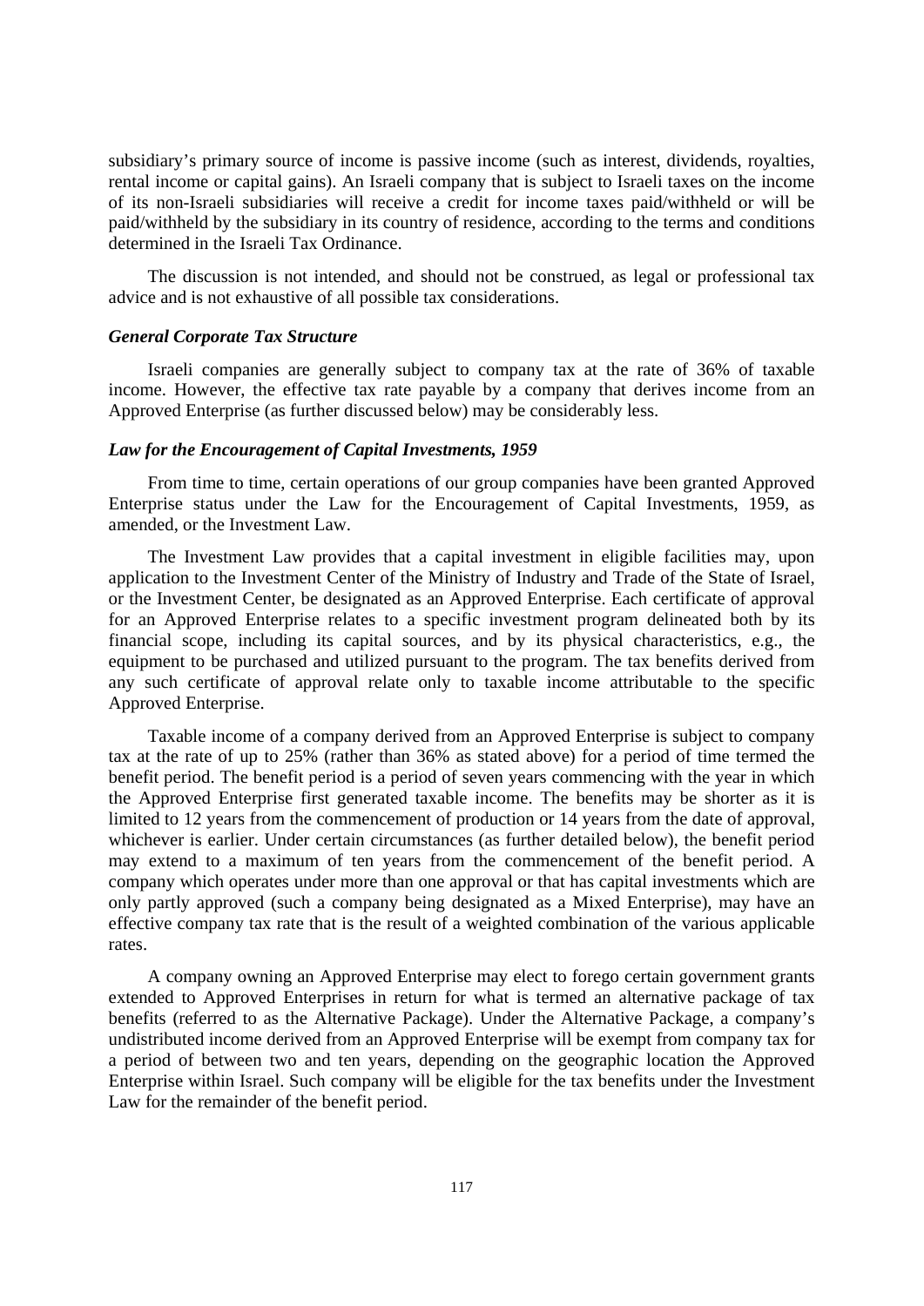subsidiary's primary source of income is passive income (such as interest, dividends, royalties, rental income or capital gains). An Israeli company that is subject to Israeli taxes on the income of its non-Israeli subsidiaries will receive a credit for income taxes paid/withheld or will be paid/withheld by the subsidiary in its country of residence, according to the terms and conditions determined in the Israeli Tax Ordinance.

The discussion is not intended, and should not be construed, as legal or professional tax advice and is not exhaustive of all possible tax considerations.

***General Corporate Tax Structure***

Israeli companies are generally subject to company tax at the rate of 36% of taxable income. However, the effective tax rate payable by a company that derives income from an Approved Enterprise (as further discussed below) may be considerably less.

***Law for the Encouragement of Capital Investments, 1959***

From time to time, certain operations of our group companies have been granted Approved Enterprise status under the Law for the Encouragement of Capital Investments, 1959, as amended, or the Investment Law.

The Investment Law provides that a capital investment in eligible facilities may, upon application to the Investment Center of the Ministry of Industry and Trade of the State of Israel, or the Investment Center, be designated as an Approved Enterprise. Each certificate of approval for an Approved Enterprise relates to a specific investment program delineated both by its financial scope, including its capital sources, and by its physical characteristics, e.g., the equipment to be purchased and utilized pursuant to the program. The tax benefits derived from any such certificate of approval relate only to taxable income attributable to the specific Approved Enterprise.

Taxable income of a company derived from an Approved Enterprise is subject to company tax at the rate of up to 25% (rather than 36% as stated above) for a period of time termed the benefit period. The benefit period is a period of seven years commencing with the year in which the Approved Enterprise first generated taxable income. The benefits may be shorter as it is limited to 12 years from the commencement of production or 14 years from the date of approval, whichever is earlier. Under certain circumstances (as further detailed below), the benefit period may extend to a maximum of ten years from the commencement of the benefit period. A company which operates under more than one approval or that has capital investments which are only partly approved (such a company being designated as a Mixed Enterprise), may have an effective company tax rate that is the result of a weighted combination of the various applicable rates.

A company owning an Approved Enterprise may elect to forego certain government grants extended to Approved Enterprises in return for what is termed an alternative package of tax benefits (referred to as the Alternative Package). Under the Alternative Package, a company's undistributed income derived from an Approved Enterprise will be exempt from company tax for a period of between two and ten years, depending on the geographic location the Approved Enterprise within Israel. Such company will be eligible for the tax benefits under the Investment Law for the remainder of the benefit period.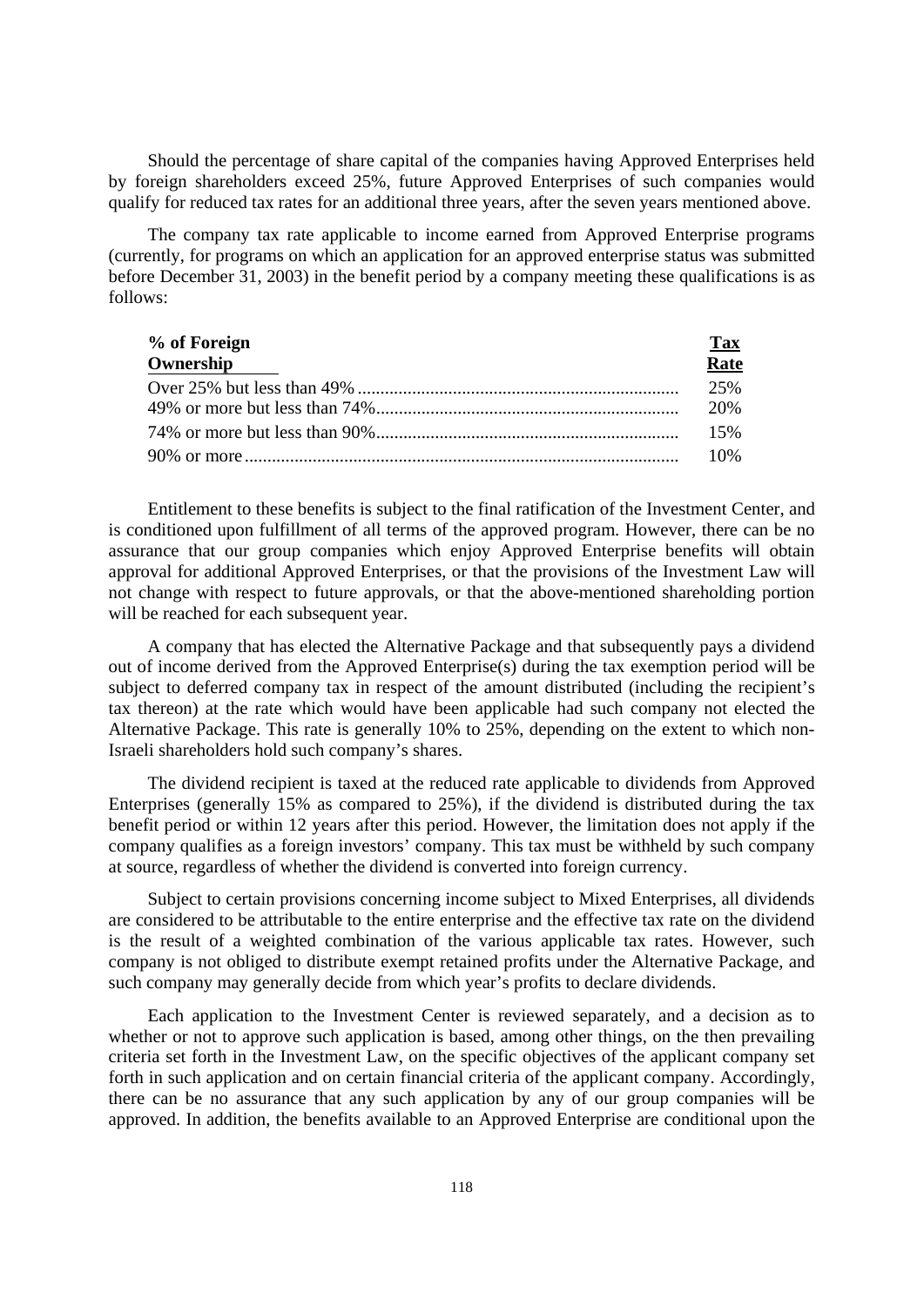Should the percentage of share capital of the companies having Approved Enterprises held by foreign shareholders exceed 25%, future Approved Enterprises of such companies would qualify for reduced tax rates for an additional three years, after the seven years mentioned above.

The company tax rate applicable to income earned from Approved Enterprise programs (currently, for programs on which an application for an approved enterprise status was submitted before December 31, 2003) in the benefit period by a company meeting these qualifications is as follows:

| % of Foreign Ownership | Tax Rate |
|---|---|
| Over 25% but less than 49% | 25% |
| 49% or more but less than 74% | 20% |
| 74% or more but less than 90% | 15% |
| 90% or more | 10% |

Entitlement to these benefits is subject to the final ratification of the Investment Center, and is conditioned upon fulfillment of all terms of the approved program. However, there can be no assurance that our group companies which enjoy Approved Enterprise benefits will obtain approval for additional Approved Enterprises, or that the provisions of the Investment Law will not change with respect to future approvals, or that the above-mentioned shareholding portion will be reached for each subsequent year.

A company that has elected the Alternative Package and that subsequently pays a dividend out of income derived from the Approved Enterprise(s) during the tax exemption period will be subject to deferred company tax in respect of the amount distributed (including the recipient's tax thereon) at the rate which would have been applicable had such company not elected the Alternative Package. This rate is generally 10% to 25%, depending on the extent to which non-Israeli shareholders hold such company's shares.

The dividend recipient is taxed at the reduced rate applicable to dividends from Approved Enterprises (generally 15% as compared to 25%), if the dividend is distributed during the tax benefit period or within 12 years after this period. However, the limitation does not apply if the company qualifies as a foreign investors' company. This tax must be withheld by such company at source, regardless of whether the dividend is converted into foreign currency.

Subject to certain provisions concerning income subject to Mixed Enterprises, all dividends are considered to be attributable to the entire enterprise and the effective tax rate on the dividend is the result of a weighted combination of the various applicable tax rates. However, such company is not obliged to distribute exempt retained profits under the Alternative Package, and such company may generally decide from which year's profits to declare dividends.

Each application to the Investment Center is reviewed separately, and a decision as to whether or not to approve such application is based, among other things, on the then prevailing criteria set forth in the Investment Law, on the specific objectives of the applicant company set forth in such application and on certain financial criteria of the applicant company. Accordingly, there can be no assurance that any such application by any of our group companies will be approved. In addition, the benefits available to an Approved Enterprise are conditional upon the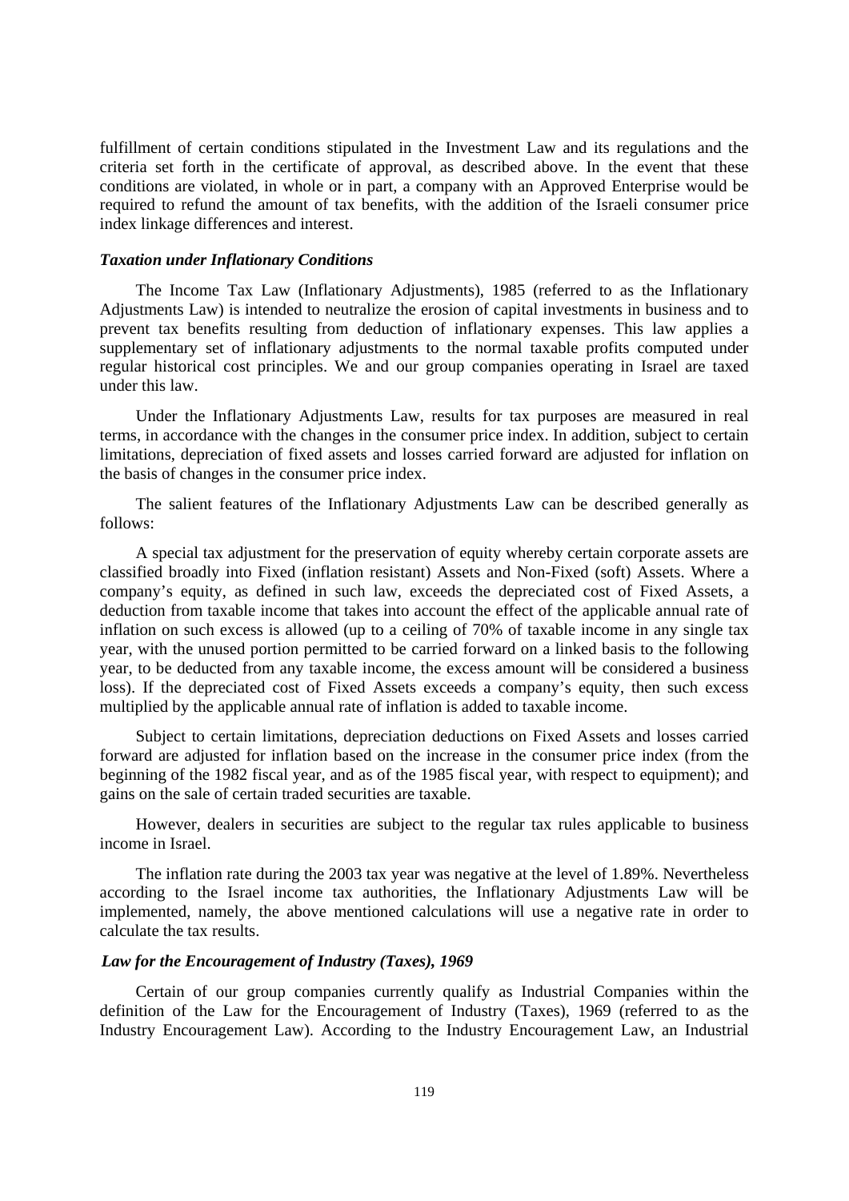fulfillment of certain conditions stipulated in the Investment Law and its regulations and the criteria set forth in the certificate of approval, as described above. In the event that these conditions are violated, in whole or in part, a company with an Approved Enterprise would be required to refund the amount of tax benefits, with the addition of the Israeli consumer price index linkage differences and interest.

### *Taxation under Inflationary Conditions*

The Income Tax Law (Inflationary Adjustments), 1985 (referred to as the Inflationary Adjustments Law) is intended to neutralize the erosion of capital investments in business and to prevent tax benefits resulting from deduction of inflationary expenses. This law applies a supplementary set of inflationary adjustments to the normal taxable profits computed under regular historical cost principles. We and our group companies operating in Israel are taxed under this law.

Under the Inflationary Adjustments Law, results for tax purposes are measured in real terms, in accordance with the changes in the consumer price index. In addition, subject to certain limitations, depreciation of fixed assets and losses carried forward are adjusted for inflation on the basis of changes in the consumer price index.

The salient features of the Inflationary Adjustments Law can be described generally as follows:

A special tax adjustment for the preservation of equity whereby certain corporate assets are classified broadly into Fixed (inflation resistant) Assets and Non-Fixed (soft) Assets. Where a company's equity, as defined in such law, exceeds the depreciated cost of Fixed Assets, a deduction from taxable income that takes into account the effect of the applicable annual rate of inflation on such excess is allowed (up to a ceiling of 70% of taxable income in any single tax year, with the unused portion permitted to be carried forward on a linked basis to the following year, to be deducted from any taxable income, the excess amount will be considered a business loss). If the depreciated cost of Fixed Assets exceeds a company's equity, then such excess multiplied by the applicable annual rate of inflation is added to taxable income.

Subject to certain limitations, depreciation deductions on Fixed Assets and losses carried forward are adjusted for inflation based on the increase in the consumer price index (from the beginning of the 1982 fiscal year, and as of the 1985 fiscal year, with respect to equipment); and gains on the sale of certain traded securities are taxable.

However, dealers in securities are subject to the regular tax rules applicable to business income in Israel.

The inflation rate during the 2003 tax year was negative at the level of 1.89%. Nevertheless according to the Israel income tax authorities, the Inflationary Adjustments Law will be implemented, namely, the above mentioned calculations will use a negative rate in order to calculate the tax results.

### *Law for the Encouragement of Industry (Taxes), 1969*

Certain of our group companies currently qualify as Industrial Companies within the definition of the Law for the Encouragement of Industry (Taxes), 1969 (referred to as the Industry Encouragement Law). According to the Industry Encouragement Law, an Industrial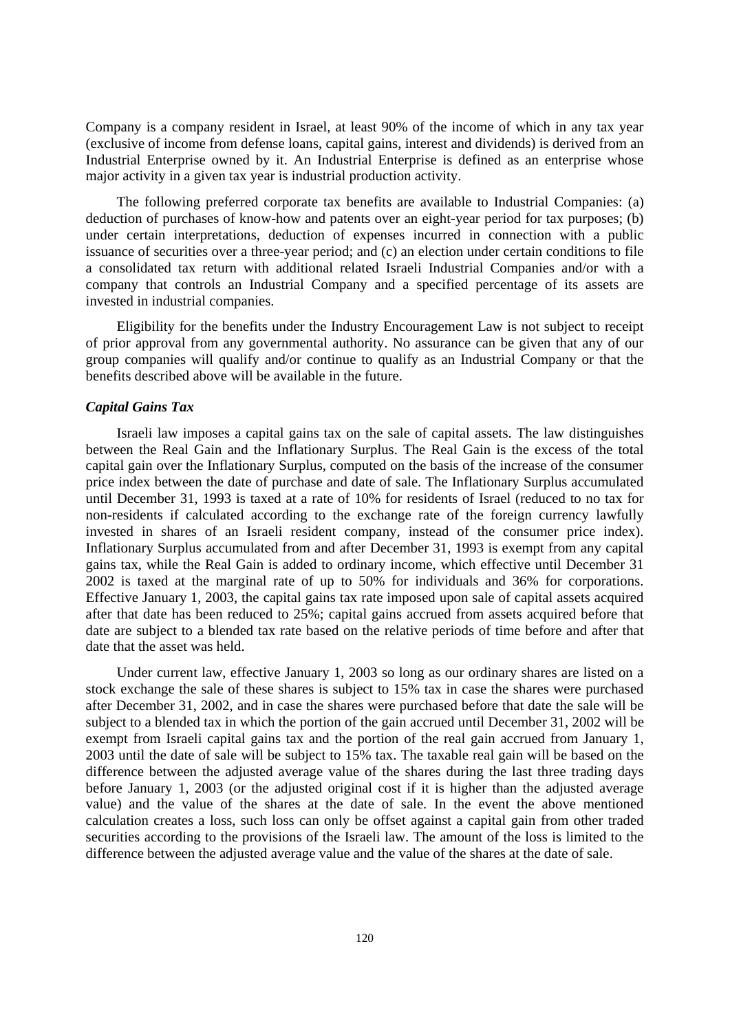Company is a company resident in Israel, at least 90% of the income of which in any tax year (exclusive of income from defense loans, capital gains, interest and dividends) is derived from an Industrial Enterprise owned by it. An Industrial Enterprise is defined as an enterprise whose major activity in a given tax year is industrial production activity.

The following preferred corporate tax benefits are available to Industrial Companies: (a) deduction of purchases of know-how and patents over an eight-year period for tax purposes; (b) under certain interpretations, deduction of expenses incurred in connection with a public issuance of securities over a three-year period; and (c) an election under certain conditions to file a consolidated tax return with additional related Israeli Industrial Companies and/or with a company that controls an Industrial Company and a specified percentage of its assets are invested in industrial companies.

Eligibility for the benefits under the Industry Encouragement Law is not subject to receipt of prior approval from any governmental authority. No assurance can be given that any of our group companies will qualify and/or continue to qualify as an Industrial Company or that the benefits described above will be available in the future.

***Capital Gains Tax***

Israeli law imposes a capital gains tax on the sale of capital assets. The law distinguishes between the Real Gain and the Inflationary Surplus. The Real Gain is the excess of the total capital gain over the Inflationary Surplus, computed on the basis of the increase of the consumer price index between the date of purchase and date of sale. The Inflationary Surplus accumulated until December 31, 1993 is taxed at a rate of 10% for residents of Israel (reduced to no tax for non-residents if calculated according to the exchange rate of the foreign currency lawfully invested in shares of an Israeli resident company, instead of the consumer price index). Inflationary Surplus accumulated from and after December 31, 1993 is exempt from any capital gains tax, while the Real Gain is added to ordinary income, which effective until December 31 2002 is taxed at the marginal rate of up to 50% for individuals and 36% for corporations. Effective January 1, 2003, the capital gains tax rate imposed upon sale of capital assets acquired after that date has been reduced to 25%; capital gains accrued from assets acquired before that date are subject to a blended tax rate based on the relative periods of time before and after that date that the asset was held.

Under current law, effective January 1, 2003 so long as our ordinary shares are listed on a stock exchange the sale of these shares is subject to 15% tax in case the shares were purchased after December 31, 2002, and in case the shares were purchased before that date the sale will be subject to a blended tax in which the portion of the gain accrued until December 31, 2002 will be exempt from Israeli capital gains tax and the portion of the real gain accrued from January 1, 2003 until the date of sale will be subject to 15% tax. The taxable real gain will be based on the difference between the adjusted average value of the shares during the last three trading days before January 1, 2003 (or the adjusted original cost if it is higher than the adjusted average value) and the value of the shares at the date of sale. In the event the above mentioned calculation creates a loss, such loss can only be offset against a capital gain from other traded securities according to the provisions of the Israeli law. The amount of the loss is limited to the difference between the adjusted average value and the value of the shares at the date of sale.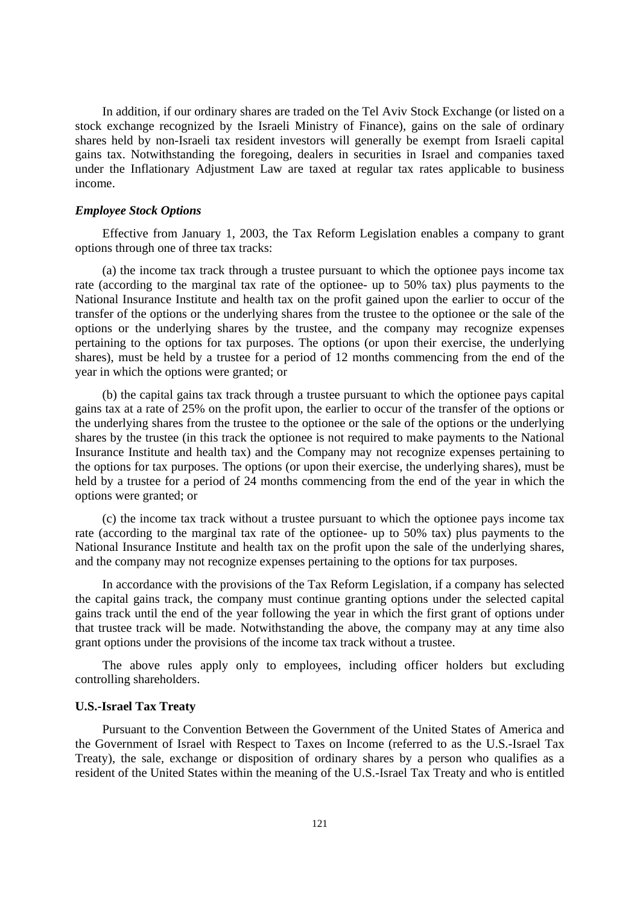In addition, if our ordinary shares are traded on the Tel Aviv Stock Exchange (or listed on a stock exchange recognized by the Israeli Ministry of Finance), gains on the sale of ordinary shares held by non-Israeli tax resident investors will generally be exempt from Israeli capital gains tax. Notwithstanding the foregoing, dealers in securities in Israel and companies taxed under the Inflationary Adjustment Law are taxed at regular tax rates applicable to business income.

***Employee Stock Options***

Effective from January 1, 2003, the Tax Reform Legislation enables a company to grant options through one of three tax tracks:

(a) the income tax track through a trustee pursuant to which the optionee pays income tax rate (according to the marginal tax rate of the optionee- up to 50% tax) plus payments to the National Insurance Institute and health tax on the profit gained upon the earlier to occur of the transfer of the options or the underlying shares from the trustee to the optionee or the sale of the options or the underlying shares by the trustee, and the company may recognize expenses pertaining to the options for tax purposes. The options (or upon their exercise, the underlying shares), must be held by a trustee for a period of 12 months commencing from the end of the year in which the options were granted; or

(b) the capital gains tax track through a trustee pursuant to which the optionee pays capital gains tax at a rate of 25% on the profit upon, the earlier to occur of the transfer of the options or the underlying shares from the trustee to the optionee or the sale of the options or the underlying shares by the trustee (in this track the optionee is not required to make payments to the National Insurance Institute and health tax) and the Company may not recognize expenses pertaining to the options for tax purposes. The options (or upon their exercise, the underlying shares), must be held by a trustee for a period of 24 months commencing from the end of the year in which the options were granted; or

(c) the income tax track without a trustee pursuant to which the optionee pays income tax rate (according to the marginal tax rate of the optionee- up to 50% tax) plus payments to the National Insurance Institute and health tax on the profit upon the sale of the underlying shares, and the company may not recognize expenses pertaining to the options for tax purposes.

In accordance with the provisions of the Tax Reform Legislation, if a company has selected the capital gains track, the company must continue granting options under the selected capital gains track until the end of the year following the year in which the first grant of options under that trustee track will be made. Notwithstanding the above, the company may at any time also grant options under the provisions of the income tax track without a trustee.

The above rules apply only to employees, including officer holders but excluding controlling shareholders.

**U.S.-Israel Tax Treaty**

Pursuant to the Convention Between the Government of the United States of America and the Government of Israel with Respect to Taxes on Income (referred to as the U.S.-Israel Tax Treaty), the sale, exchange or disposition of ordinary shares by a person who qualifies as a resident of the United States within the meaning of the U.S.-Israel Tax Treaty and who is entitled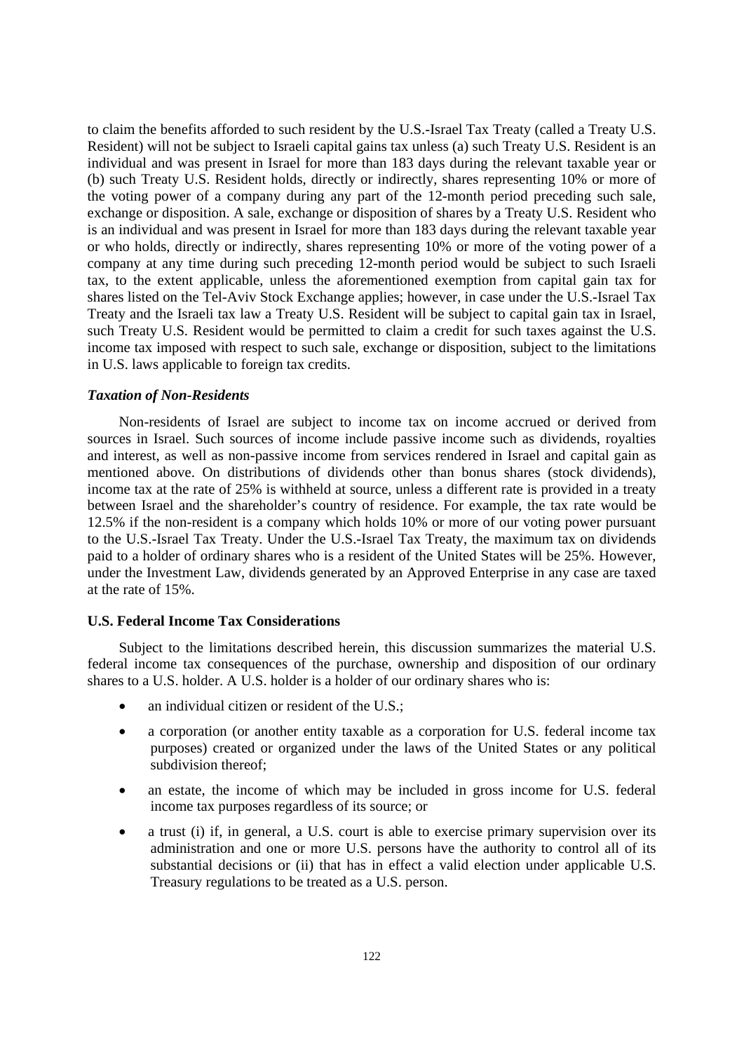to claim the benefits afforded to such resident by the U.S.-Israel Tax Treaty (called a Treaty U.S. Resident) will not be subject to Israeli capital gains tax unless (a) such Treaty U.S. Resident is an individual and was present in Israel for more than 183 days during the relevant taxable year or (b) such Treaty U.S. Resident holds, directly or indirectly, shares representing 10% or more of the voting power of a company during any part of the 12-month period preceding such sale, exchange or disposition. A sale, exchange or disposition of shares by a Treaty U.S. Resident who is an individual and was present in Israel for more than 183 days during the relevant taxable year or who holds, directly or indirectly, shares representing 10% or more of the voting power of a company at any time during such preceding 12-month period would be subject to such Israeli tax, to the extent applicable, unless the aforementioned exemption from capital gain tax for shares listed on the Tel-Aviv Stock Exchange applies; however, in case under the U.S.-Israel Tax Treaty and the Israeli tax law a Treaty U.S. Resident will be subject to capital gain tax in Israel, such Treaty U.S. Resident would be permitted to claim a credit for such taxes against the U.S. income tax imposed with respect to such sale, exchange or disposition, subject to the limitations in U.S. laws applicable to foreign tax credits.

***Taxation of Non-Residents***

Non-residents of Israel are subject to income tax on income accrued or derived from sources in Israel. Such sources of income include passive income such as dividends, royalties and interest, as well as non-passive income from services rendered in Israel and capital gain as mentioned above. On distributions of dividends other than bonus shares (stock dividends), income tax at the rate of 25% is withheld at source, unless a different rate is provided in a treaty between Israel and the shareholder's country of residence. For example, the tax rate would be 12.5% if the non-resident is a company which holds 10% or more of our voting power pursuant to the U.S.-Israel Tax Treaty. Under the U.S.-Israel Tax Treaty, the maximum tax on dividends paid to a holder of ordinary shares who is a resident of the United States will be 25%. However, under the Investment Law, dividends generated by an Approved Enterprise in any case are taxed at the rate of 15%.

**U.S. Federal Income Tax Considerations**

Subject to the limitations described herein, this discussion summarizes the material U.S. federal income tax consequences of the purchase, ownership and disposition of our ordinary shares to a U.S. holder. A U.S. holder is a holder of our ordinary shares who is:

- an individual citizen or resident of the U.S.;
- a corporation (or another entity taxable as a corporation for U.S. federal income tax purposes) created or organized under the laws of the United States or any political subdivision thereof;
- an estate, the income of which may be included in gross income for U.S. federal income tax purposes regardless of its source; or
- a trust (i) if, in general, a U.S. court is able to exercise primary supervision over its administration and one or more U.S. persons have the authority to control all of its substantial decisions or (ii) that has in effect a valid election under applicable U.S. Treasury regulations to be treated as a U.S. person.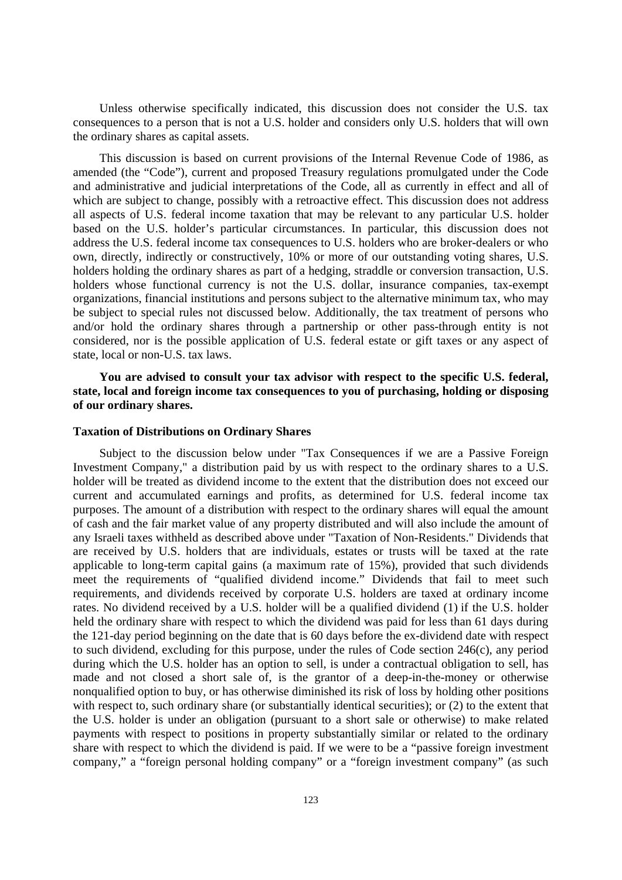Unless otherwise specifically indicated, this discussion does not consider the U.S. tax consequences to a person that is not a U.S. holder and considers only U.S. holders that will own the ordinary shares as capital assets.

This discussion is based on current provisions of the Internal Revenue Code of 1986, as amended (the "Code"), current and proposed Treasury regulations promulgated under the Code and administrative and judicial interpretations of the Code, all as currently in effect and all of which are subject to change, possibly with a retroactive effect. This discussion does not address all aspects of U.S. federal income taxation that may be relevant to any particular U.S. holder based on the U.S. holder's particular circumstances. In particular, this discussion does not address the U.S. federal income tax consequences to U.S. holders who are broker-dealers or who own, directly, indirectly or constructively, 10% or more of our outstanding voting shares, U.S. holders holding the ordinary shares as part of a hedging, straddle or conversion transaction, U.S. holders whose functional currency is not the U.S. dollar, insurance companies, tax-exempt organizations, financial institutions and persons subject to the alternative minimum tax, who may be subject to special rules not discussed below. Additionally, the tax treatment of persons who and/or hold the ordinary shares through a partnership or other pass-through entity is not considered, nor is the possible application of U.S. federal estate or gift taxes or any aspect of state, local or non-U.S. tax laws.

**You are advised to consult your tax advisor with respect to the specific U.S. federal, state, local and foreign income tax consequences to you of purchasing, holding or disposing of our ordinary shares.**

### Taxation of Distributions on Ordinary Shares

Subject to the discussion below under "Tax Consequences if we are a Passive Foreign Investment Company," a distribution paid by us with respect to the ordinary shares to a U.S. holder will be treated as dividend income to the extent that the distribution does not exceed our current and accumulated earnings and profits, as determined for U.S. federal income tax purposes. The amount of a distribution with respect to the ordinary shares will equal the amount of cash and the fair market value of any property distributed and will also include the amount of any Israeli taxes withheld as described above under "Taxation of Non-Residents." Dividends that are received by U.S. holders that are individuals, estates or trusts will be taxed at the rate applicable to long-term capital gains (a maximum rate of 15%), provided that such dividends meet the requirements of "qualified dividend income." Dividends that fail to meet such requirements, and dividends received by corporate U.S. holders are taxed at ordinary income rates. No dividend received by a U.S. holder will be a qualified dividend (1) if the U.S. holder held the ordinary share with respect to which the dividend was paid for less than 61 days during the 121-day period beginning on the date that is 60 days before the ex-dividend date with respect to such dividend, excluding for this purpose, under the rules of Code section 246(c), any period during which the U.S. holder has an option to sell, is under a contractual obligation to sell, has made and not closed a short sale of, is the grantor of a deep-in-the-money or otherwise nonqualified option to buy, or has otherwise diminished its risk of loss by holding other positions with respect to, such ordinary share (or substantially identical securities); or (2) to the extent that the U.S. holder is under an obligation (pursuant to a short sale or otherwise) to make related payments with respect to positions in property substantially similar or related to the ordinary share with respect to which the dividend is paid. If we were to be a "passive foreign investment company," a "foreign personal holding company" or a "foreign investment company" (as such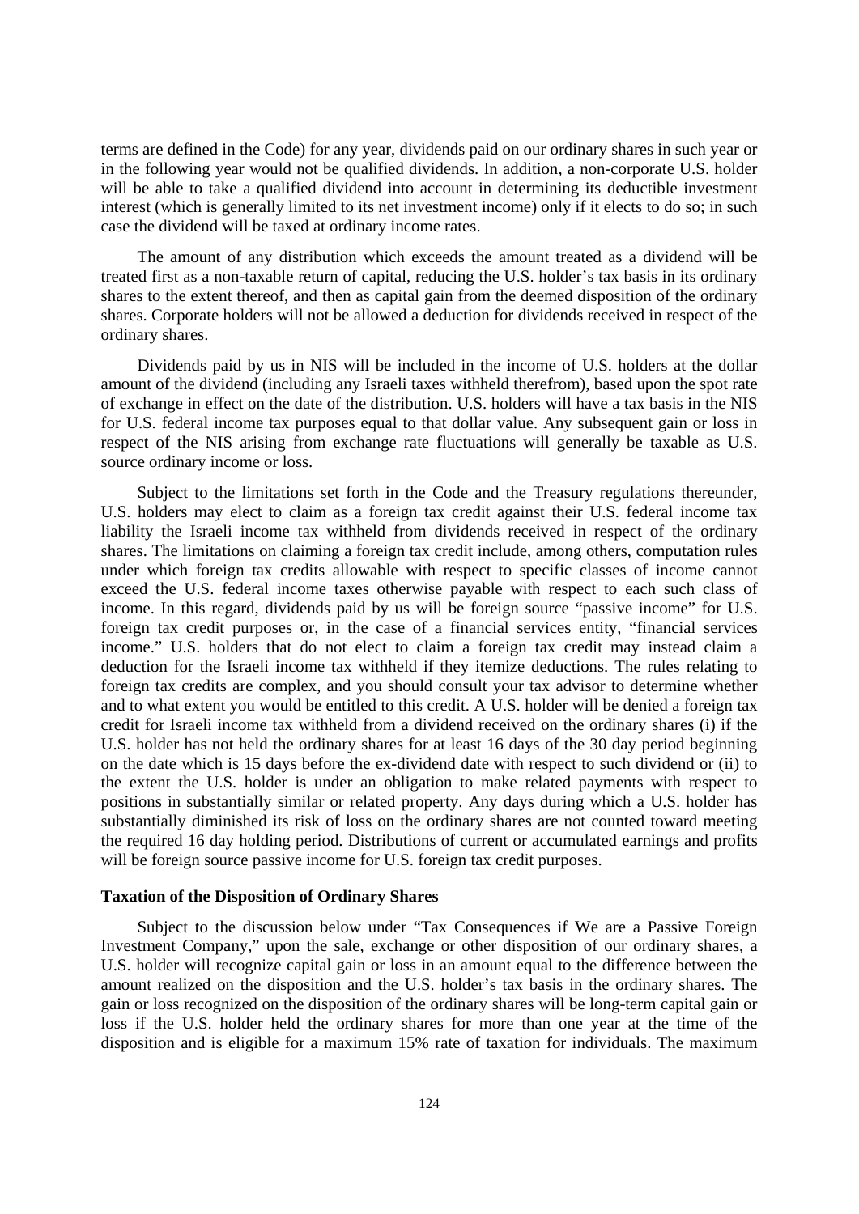terms are defined in the Code) for any year, dividends paid on our ordinary shares in such year or in the following year would not be qualified dividends. In addition, a non-corporate U.S. holder will be able to take a qualified dividend into account in determining its deductible investment interest (which is generally limited to its net investment income) only if it elects to do so; in such case the dividend will be taxed at ordinary income rates.

The amount of any distribution which exceeds the amount treated as a dividend will be treated first as a non-taxable return of capital, reducing the U.S. holder's tax basis in its ordinary shares to the extent thereof, and then as capital gain from the deemed disposition of the ordinary shares. Corporate holders will not be allowed a deduction for dividends received in respect of the ordinary shares.

Dividends paid by us in NIS will be included in the income of U.S. holders at the dollar amount of the dividend (including any Israeli taxes withheld therefrom), based upon the spot rate of exchange in effect on the date of the distribution. U.S. holders will have a tax basis in the NIS for U.S. federal income tax purposes equal to that dollar value. Any subsequent gain or loss in respect of the NIS arising from exchange rate fluctuations will generally be taxable as U.S. source ordinary income or loss.

Subject to the limitations set forth in the Code and the Treasury regulations thereunder, U.S. holders may elect to claim as a foreign tax credit against their U.S. federal income tax liability the Israeli income tax withheld from dividends received in respect of the ordinary shares. The limitations on claiming a foreign tax credit include, among others, computation rules under which foreign tax credits allowable with respect to specific classes of income cannot exceed the U.S. federal income taxes otherwise payable with respect to each such class of income. In this regard, dividends paid by us will be foreign source "passive income" for U.S. foreign tax credit purposes or, in the case of a financial services entity, "financial services income." U.S. holders that do not elect to claim a foreign tax credit may instead claim a deduction for the Israeli income tax withheld if they itemize deductions. The rules relating to foreign tax credits are complex, and you should consult your tax advisor to determine whether and to what extent you would be entitled to this credit. A U.S. holder will be denied a foreign tax credit for Israeli income tax withheld from a dividend received on the ordinary shares (i) if the U.S. holder has not held the ordinary shares for at least 16 days of the 30 day period beginning on the date which is 15 days before the ex-dividend date with respect to such dividend or (ii) to the extent the U.S. holder is under an obligation to make related payments with respect to positions in substantially similar or related property. Any days during which a U.S. holder has substantially diminished its risk of loss on the ordinary shares are not counted toward meeting the required 16 day holding period. Distributions of current or accumulated earnings and profits will be foreign source passive income for U.S. foreign tax credit purposes.

**Taxation of the Disposition of Ordinary Shares**

Subject to the discussion below under "Tax Consequences if We are a Passive Foreign Investment Company," upon the sale, exchange or other disposition of our ordinary shares, a U.S. holder will recognize capital gain or loss in an amount equal to the difference between the amount realized on the disposition and the U.S. holder's tax basis in the ordinary shares. The gain or loss recognized on the disposition of the ordinary shares will be long-term capital gain or loss if the U.S. holder held the ordinary shares for more than one year at the time of the disposition and is eligible for a maximum 15% rate of taxation for individuals. The maximum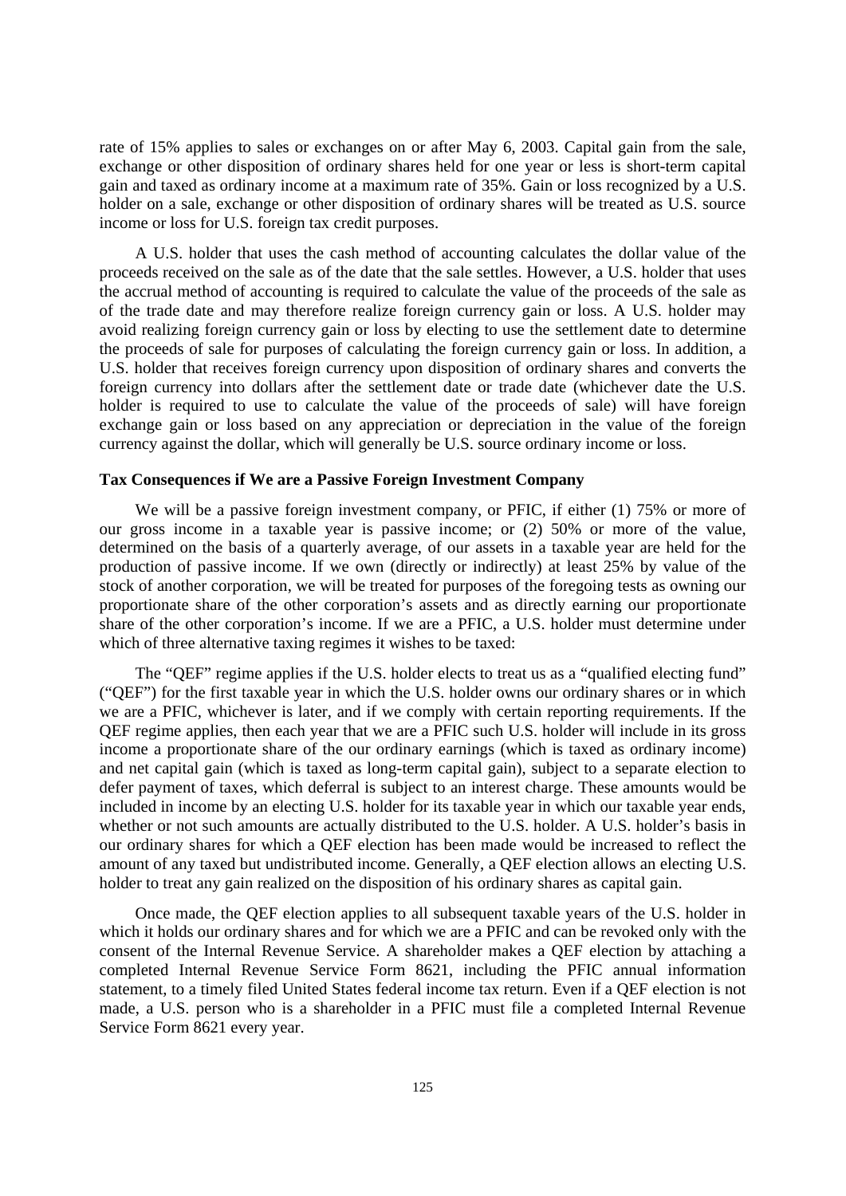rate of 15% applies to sales or exchanges on or after May 6, 2003. Capital gain from the sale, exchange or other disposition of ordinary shares held for one year or less is short-term capital gain and taxed as ordinary income at a maximum rate of 35%. Gain or loss recognized by a U.S. holder on a sale, exchange or other disposition of ordinary shares will be treated as U.S. source income or loss for U.S. foreign tax credit purposes.

A U.S. holder that uses the cash method of accounting calculates the dollar value of the proceeds received on the sale as of the date that the sale settles. However, a U.S. holder that uses the accrual method of accounting is required to calculate the value of the proceeds of the sale as of the trade date and may therefore realize foreign currency gain or loss. A U.S. holder may avoid realizing foreign currency gain or loss by electing to use the settlement date to determine the proceeds of sale for purposes of calculating the foreign currency gain or loss. In addition, a U.S. holder that receives foreign currency upon disposition of ordinary shares and converts the foreign currency into dollars after the settlement date or trade date (whichever date the U.S. holder is required to use to calculate the value of the proceeds of sale) will have foreign exchange gain or loss based on any appreciation or depreciation in the value of the foreign currency against the dollar, which will generally be U.S. source ordinary income or loss.

**Tax Consequences if We are a Passive Foreign Investment Company**

We will be a passive foreign investment company, or PFIC, if either (1) 75% or more of our gross income in a taxable year is passive income; or (2) 50% or more of the value, determined on the basis of a quarterly average, of our assets in a taxable year are held for the production of passive income. If we own (directly or indirectly) at least 25% by value of the stock of another corporation, we will be treated for purposes of the foregoing tests as owning our proportionate share of the other corporation's assets and as directly earning our proportionate share of the other corporation's income. If we are a PFIC, a U.S. holder must determine under which of three alternative taxing regimes it wishes to be taxed:

The "QEF" regime applies if the U.S. holder elects to treat us as a "qualified electing fund" ("QEF") for the first taxable year in which the U.S. holder owns our ordinary shares or in which we are a PFIC, whichever is later, and if we comply with certain reporting requirements. If the QEF regime applies, then each year that we are a PFIC such U.S. holder will include in its gross income a proportionate share of the our ordinary earnings (which is taxed as ordinary income) and net capital gain (which is taxed as long-term capital gain), subject to a separate election to defer payment of taxes, which deferral is subject to an interest charge. These amounts would be included in income by an electing U.S. holder for its taxable year in which our taxable year ends, whether or not such amounts are actually distributed to the U.S. holder. A U.S. holder's basis in our ordinary shares for which a QEF election has been made would be increased to reflect the amount of any taxed but undistributed income. Generally, a QEF election allows an electing U.S. holder to treat any gain realized on the disposition of his ordinary shares as capital gain.

Once made, the QEF election applies to all subsequent taxable years of the U.S. holder in which it holds our ordinary shares and for which we are a PFIC and can be revoked only with the consent of the Internal Revenue Service. A shareholder makes a QEF election by attaching a completed Internal Revenue Service Form 8621, including the PFIC annual information statement, to a timely filed United States federal income tax return. Even if a QEF election is not made, a U.S. person who is a shareholder in a PFIC must file a completed Internal Revenue Service Form 8621 every year.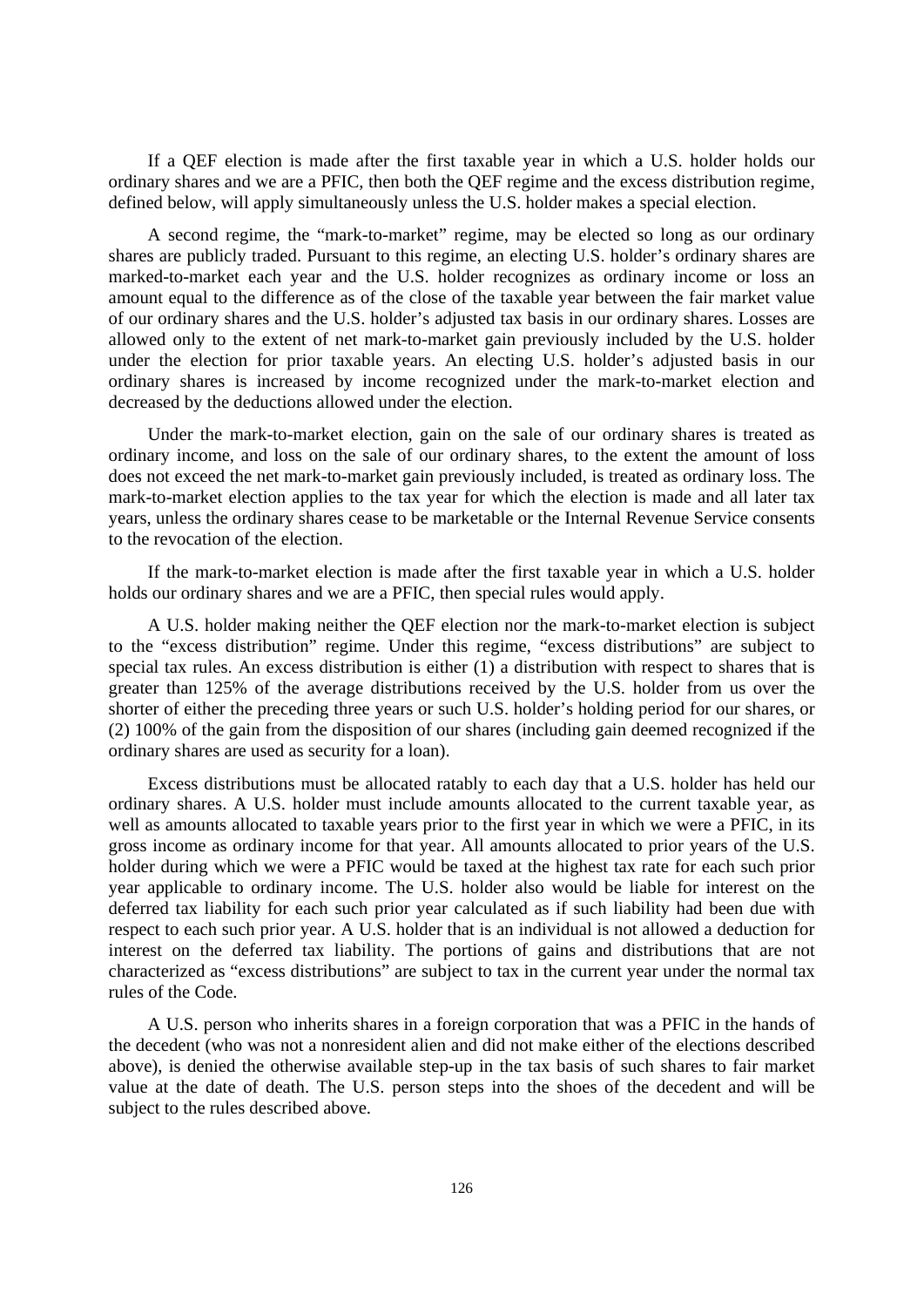If a QEF election is made after the first taxable year in which a U.S. holder holds our ordinary shares and we are a PFIC, then both the QEF regime and the excess distribution regime, defined below, will apply simultaneously unless the U.S. holder makes a special election.

A second regime, the "mark-to-market" regime, may be elected so long as our ordinary shares are publicly traded. Pursuant to this regime, an electing U.S. holder's ordinary shares are marked-to-market each year and the U.S. holder recognizes as ordinary income or loss an amount equal to the difference as of the close of the taxable year between the fair market value of our ordinary shares and the U.S. holder's adjusted tax basis in our ordinary shares. Losses are allowed only to the extent of net mark-to-market gain previously included by the U.S. holder under the election for prior taxable years. An electing U.S. holder's adjusted basis in our ordinary shares is increased by income recognized under the mark-to-market election and decreased by the deductions allowed under the election.

Under the mark-to-market election, gain on the sale of our ordinary shares is treated as ordinary income, and loss on the sale of our ordinary shares, to the extent the amount of loss does not exceed the net mark-to-market gain previously included, is treated as ordinary loss. The mark-to-market election applies to the tax year for which the election is made and all later tax years, unless the ordinary shares cease to be marketable or the Internal Revenue Service consents to the revocation of the election.

If the mark-to-market election is made after the first taxable year in which a U.S. holder holds our ordinary shares and we are a PFIC, then special rules would apply.

A U.S. holder making neither the QEF election nor the mark-to-market election is subject to the "excess distribution" regime. Under this regime, "excess distributions" are subject to special tax rules. An excess distribution is either (1) a distribution with respect to shares that is greater than 125% of the average distributions received by the U.S. holder from us over the shorter of either the preceding three years or such U.S. holder's holding period for our shares, or (2) 100% of the gain from the disposition of our shares (including gain deemed recognized if the ordinary shares are used as security for a loan).

Excess distributions must be allocated ratably to each day that a U.S. holder has held our ordinary shares. A U.S. holder must include amounts allocated to the current taxable year, as well as amounts allocated to taxable years prior to the first year in which we were a PFIC, in its gross income as ordinary income for that year. All amounts allocated to prior years of the U.S. holder during which we were a PFIC would be taxed at the highest tax rate for each such prior year applicable to ordinary income. The U.S. holder also would be liable for interest on the deferred tax liability for each such prior year calculated as if such liability had been due with respect to each such prior year. A U.S. holder that is an individual is not allowed a deduction for interest on the deferred tax liability. The portions of gains and distributions that are not characterized as "excess distributions" are subject to tax in the current year under the normal tax rules of the Code.

A U.S. person who inherits shares in a foreign corporation that was a PFIC in the hands of the decedent (who was not a nonresident alien and did not make either of the elections described above), is denied the otherwise available step-up in the tax basis of such shares to fair market value at the date of death. The U.S. person steps into the shoes of the decedent and will be subject to the rules described above.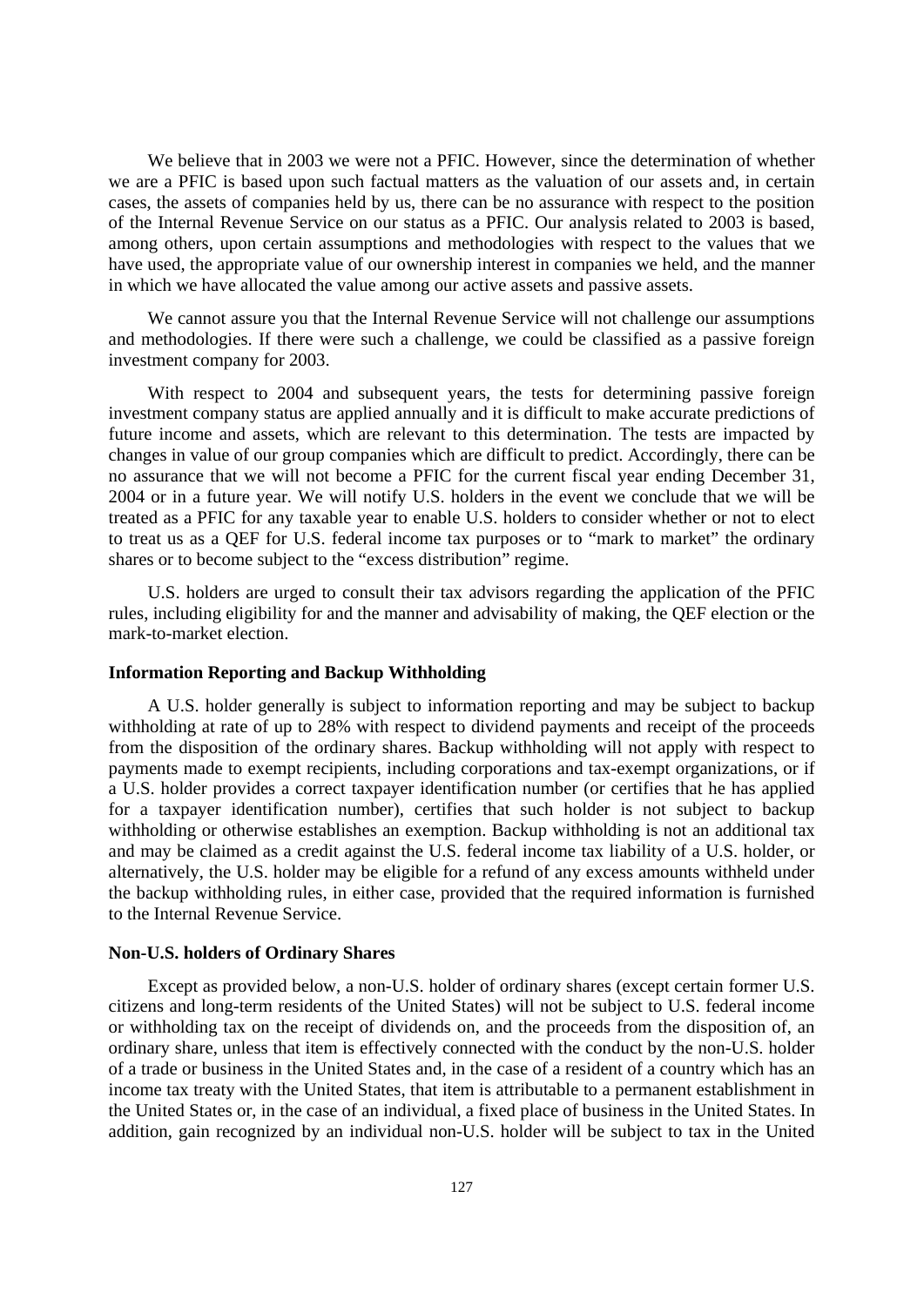We believe that in 2003 we were not a PFIC. However, since the determination of whether we are a PFIC is based upon such factual matters as the valuation of our assets and, in certain cases, the assets of companies held by us, there can be no assurance with respect to the position of the Internal Revenue Service on our status as a PFIC. Our analysis related to 2003 is based, among others, upon certain assumptions and methodologies with respect to the values that we have used, the appropriate value of our ownership interest in companies we held, and the manner in which we have allocated the value among our active assets and passive assets.

We cannot assure you that the Internal Revenue Service will not challenge our assumptions and methodologies. If there were such a challenge, we could be classified as a passive foreign investment company for 2003.

With respect to 2004 and subsequent years, the tests for determining passive foreign investment company status are applied annually and it is difficult to make accurate predictions of future income and assets, which are relevant to this determination. The tests are impacted by changes in value of our group companies which are difficult to predict. Accordingly, there can be no assurance that we will not become a PFIC for the current fiscal year ending December 31, 2004 or in a future year. We will notify U.S. holders in the event we conclude that we will be treated as a PFIC for any taxable year to enable U.S. holders to consider whether or not to elect to treat us as a QEF for U.S. federal income tax purposes or to "mark to market" the ordinary shares or to become subject to the "excess distribution" regime.

U.S. holders are urged to consult their tax advisors regarding the application of the PFIC rules, including eligibility for and the manner and advisability of making, the QEF election or the mark-to-market election.

**Information Reporting and Backup Withholding**

A U.S. holder generally is subject to information reporting and may be subject to backup withholding at rate of up to 28% with respect to dividend payments and receipt of the proceeds from the disposition of the ordinary shares. Backup withholding will not apply with respect to payments made to exempt recipients, including corporations and tax-exempt organizations, or if a U.S. holder provides a correct taxpayer identification number (or certifies that he has applied for a taxpayer identification number), certifies that such holder is not subject to backup withholding or otherwise establishes an exemption. Backup withholding is not an additional tax and may be claimed as a credit against the U.S. federal income tax liability of a U.S. holder, or alternatively, the U.S. holder may be eligible for a refund of any excess amounts withheld under the backup withholding rules, in either case, provided that the required information is furnished to the Internal Revenue Service.

**Non-U.S. holders of Ordinary Shares**

Except as provided below, a non-U.S. holder of ordinary shares (except certain former U.S. citizens and long-term residents of the United States) will not be subject to U.S. federal income or withholding tax on the receipt of dividends on, and the proceeds from the disposition of, an ordinary share, unless that item is effectively connected with the conduct by the non-U.S. holder of a trade or business in the United States and, in the case of a resident of a country which has an income tax treaty with the United States, that item is attributable to a permanent establishment in the United States or, in the case of an individual, a fixed place of business in the United States. In addition, gain recognized by an individual non-U.S. holder will be subject to tax in the United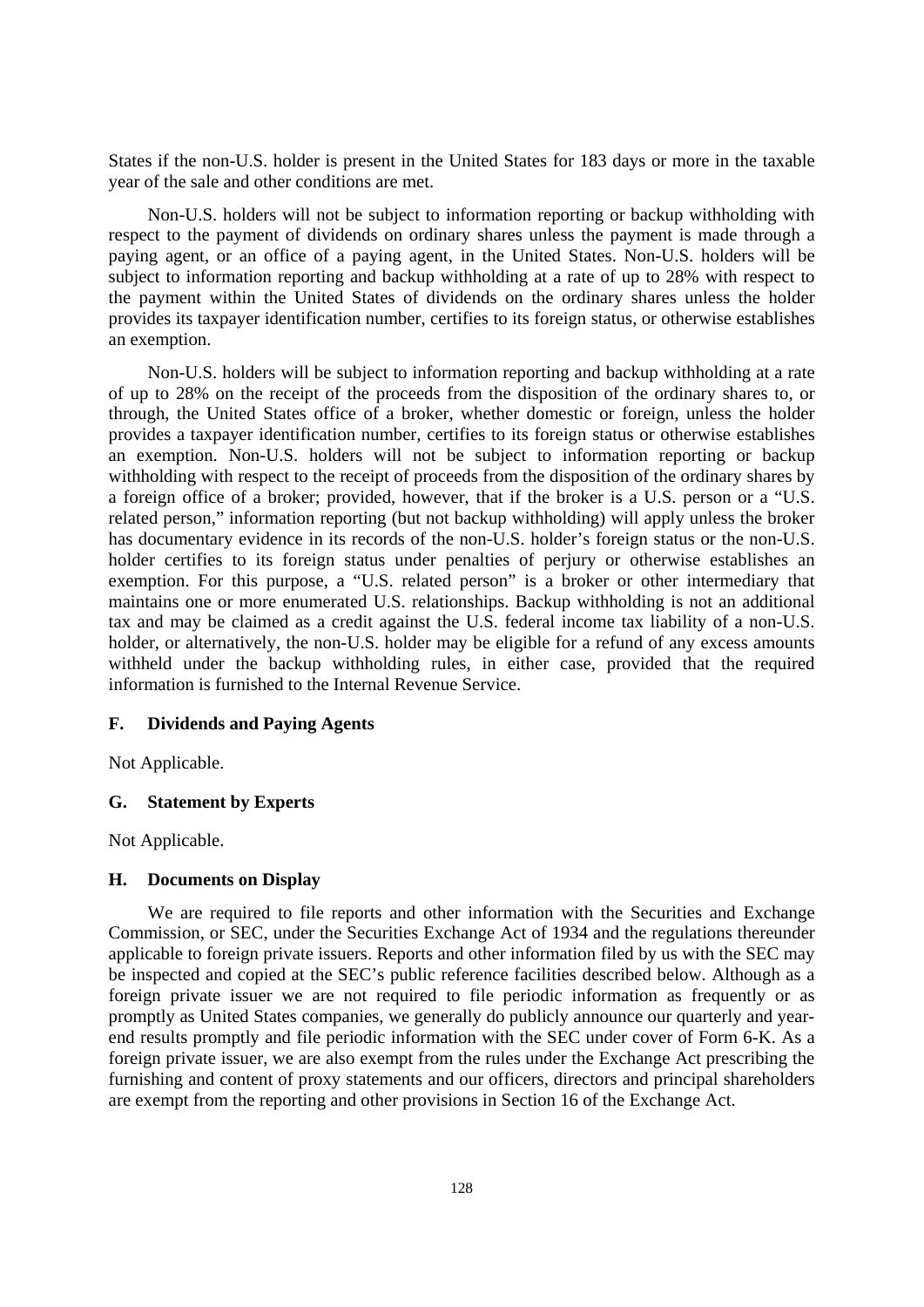States if the non-U.S. holder is present in the United States for 183 days or more in the taxable year of the sale and other conditions are met.

Non-U.S. holders will not be subject to information reporting or backup withholding with respect to the payment of dividends on ordinary shares unless the payment is made through a paying agent, or an office of a paying agent, in the United States. Non-U.S. holders will be subject to information reporting and backup withholding at a rate of up to 28% with respect to the payment within the United States of dividends on the ordinary shares unless the holder provides its taxpayer identification number, certifies to its foreign status, or otherwise establishes an exemption.

Non-U.S. holders will be subject to information reporting and backup withholding at a rate of up to 28% on the receipt of the proceeds from the disposition of the ordinary shares to, or through, the United States office of a broker, whether domestic or foreign, unless the holder provides a taxpayer identification number, certifies to its foreign status or otherwise establishes an exemption. Non-U.S. holders will not be subject to information reporting or backup withholding with respect to the receipt of proceeds from the disposition of the ordinary shares by a foreign office of a broker; provided, however, that if the broker is a U.S. person or a "U.S. related person," information reporting (but not backup withholding) will apply unless the broker has documentary evidence in its records of the non-U.S. holder's foreign status or the non-U.S. holder certifies to its foreign status under penalties of perjury or otherwise establishes an exemption. For this purpose, a "U.S. related person" is a broker or other intermediary that maintains one or more enumerated U.S. relationships. Backup withholding is not an additional tax and may be claimed as a credit against the U.S. federal income tax liability of a non-U.S. holder, or alternatively, the non-U.S. holder may be eligible for a refund of any excess amounts withheld under the backup withholding rules, in either case, provided that the required information is furnished to the Internal Revenue Service.

### F. Dividends and Paying Agents

Not Applicable.

### G. Statement by Experts

Not Applicable.

### H. Documents on Display

We are required to file reports and other information with the Securities and Exchange Commission, or SEC, under the Securities Exchange Act of 1934 and the regulations thereunder applicable to foreign private issuers. Reports and other information filed by us with the SEC may be inspected and copied at the SEC's public reference facilities described below. Although as a foreign private issuer we are not required to file periodic information as frequently or as promptly as United States companies, we generally do publicly announce our quarterly and year-end results promptly and file periodic information with the SEC under cover of Form 6-K. As a foreign private issuer, we are also exempt from the rules under the Exchange Act prescribing the furnishing and content of proxy statements and our officers, directors and principal shareholders are exempt from the reporting and other provisions in Section 16 of the Exchange Act.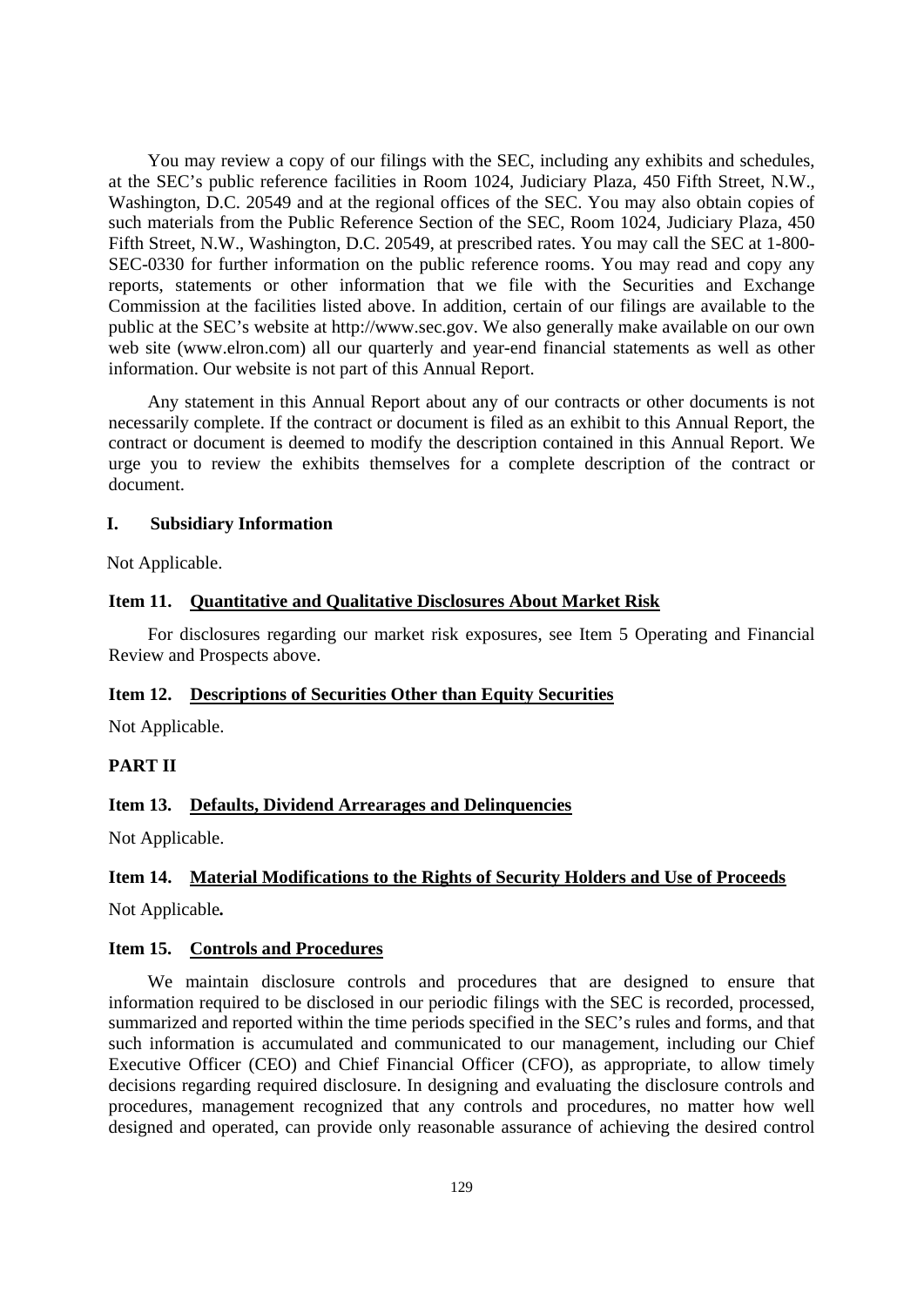You may review a copy of our filings with the SEC, including any exhibits and schedules, at the SEC's public reference facilities in Room 1024, Judiciary Plaza, 450 Fifth Street, N.W., Washington, D.C. 20549 and at the regional offices of the SEC. You may also obtain copies of such materials from the Public Reference Section of the SEC, Room 1024, Judiciary Plaza, 450 Fifth Street, N.W., Washington, D.C. 20549, at prescribed rates. You may call the SEC at 1-800-SEC-0330 for further information on the public reference rooms. You may read and copy any reports, statements or other information that we file with the Securities and Exchange Commission at the facilities listed above. In addition, certain of our filings are available to the public at the SEC's website at http://www.sec.gov. We also generally make available on our own web site (www.elron.com) all our quarterly and year-end financial statements as well as other information. Our website is not part of this Annual Report.

Any statement in this Annual Report about any of our contracts or other documents is not necessarily complete. If the contract or document is filed as an exhibit to this Annual Report, the contract or document is deemed to modify the description contained in this Annual Report. We urge you to review the exhibits themselves for a complete description of the contract or document.

### I. Subsidiary Information

Not Applicable.

### Item 11. Quantitative and Qualitative Disclosures About Market Risk

For disclosures regarding our market risk exposures, see Item 5 Operating and Financial Review and Prospects above.

### Item 12. Descriptions of Securities Other than Equity Securities

Not Applicable.

## PART II

### Item 13. Defaults, Dividend Arrearages and Delinquencies

Not Applicable.

### Item 14. Material Modifications to the Rights of Security Holders and Use of Proceeds

Not Applicable**.**

### Item 15. Controls and Procedures

We maintain disclosure controls and procedures that are designed to ensure that information required to be disclosed in our periodic filings with the SEC is recorded, processed, summarized and reported within the time periods specified in the SEC's rules and forms, and that such information is accumulated and communicated to our management, including our Chief Executive Officer (CEO) and Chief Financial Officer (CFO), as appropriate, to allow timely decisions regarding required disclosure. In designing and evaluating the disclosure controls and procedures, management recognized that any controls and procedures, no matter how well designed and operated, can provide only reasonable assurance of achieving the desired control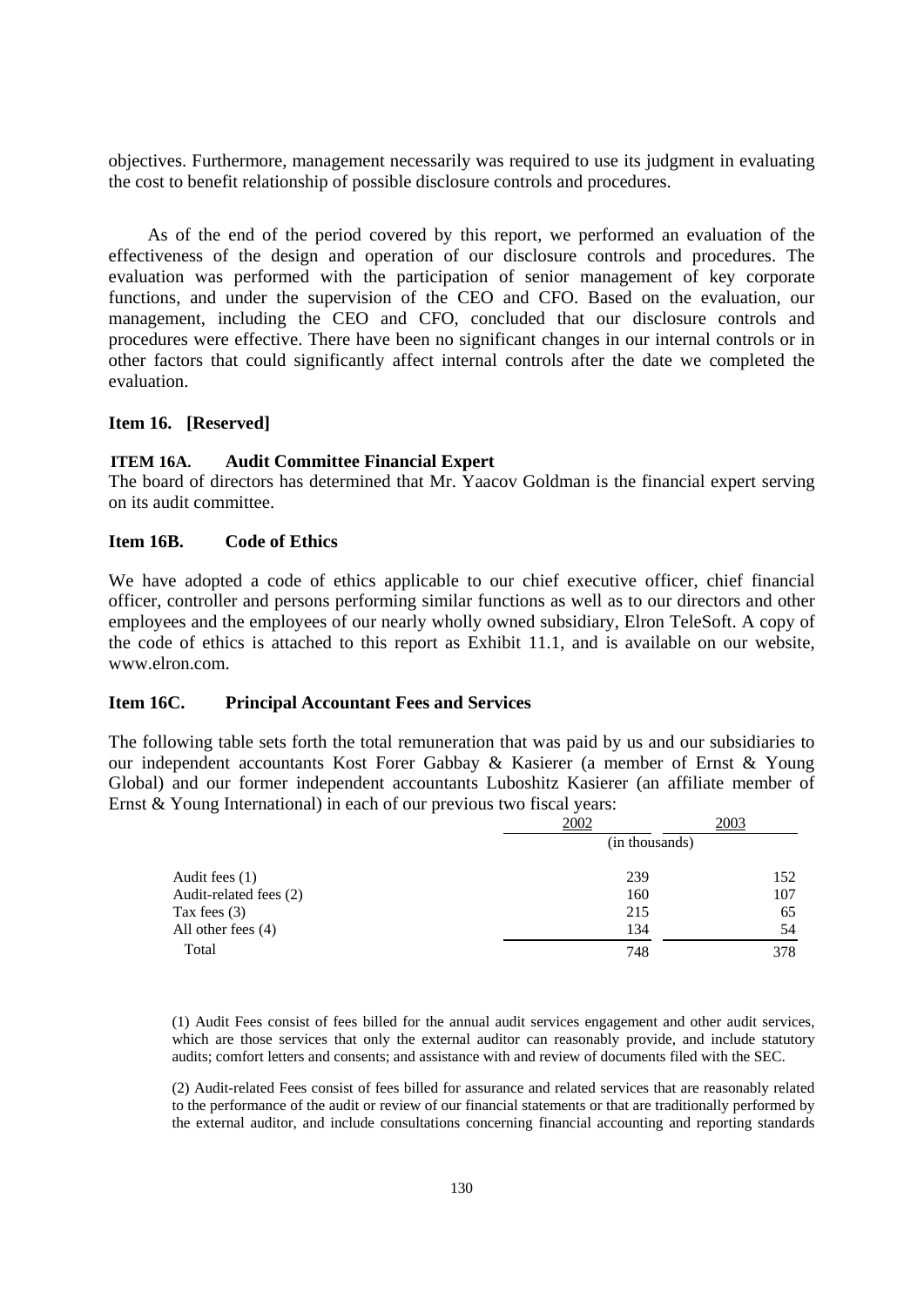objectives. Furthermore, management necessarily was required to use its judgment in evaluating the cost to benefit relationship of possible disclosure controls and procedures.

As of the end of the period covered by this report, we performed an evaluation of the effectiveness of the design and operation of our disclosure controls and procedures. The evaluation was performed with the participation of senior management of key corporate functions, and under the supervision of the CEO and CFO. Based on the evaluation, our management, including the CEO and CFO, concluded that our disclosure controls and procedures were effective. There have been no significant changes in our internal controls or in other factors that could significantly affect internal controls after the date we completed the evaluation.

**Item 16. [Reserved]**

**ITEM 16A. Audit Committee Financial Expert**

The board of directors has determined that Mr. Yaacov Goldman is the financial expert serving on its audit committee.

**Item 16B. Code of Ethics**

We have adopted a code of ethics applicable to our chief executive officer, chief financial officer, controller and persons performing similar functions as well as to our directors and other employees and the employees of our nearly wholly owned subsidiary, Elron TeleSoft. A copy of the code of ethics is attached to this report as Exhibit 11.1, and is available on our website, www.elron.com.

**Item 16C. Principal Accountant Fees and Services**

The following table sets forth the total remuneration that was paid by us and our subsidiaries to our independent accountants Kost Forer Gabbay & Kasierer (a member of Ernst & Young Global) and our former independent accountants Luboshitz Kasierer (an affiliate member of Ernst & Young International) in each of our previous two fiscal years:

| | 2002 | 2003 |
|---|---|---|
| | (in thousands) | |
| Audit fees (1) | 239 | 152 |
| Audit-related fees (2) | 160 | 107 |
| Tax fees (3) | 215 | 65 |
| All other fees (4) | 134 | 54 |
| Total | 748 | 378 |

(1) Audit Fees consist of fees billed for the annual audit services engagement and other audit services, which are those services that only the external auditor can reasonably provide, and include statutory audits; comfort letters and consents; and assistance with and review of documents filed with the SEC.

(2) Audit-related Fees consist of fees billed for assurance and related services that are reasonably related to the performance of the audit or review of our financial statements or that are traditionally performed by the external auditor, and include consultations concerning financial accounting and reporting standards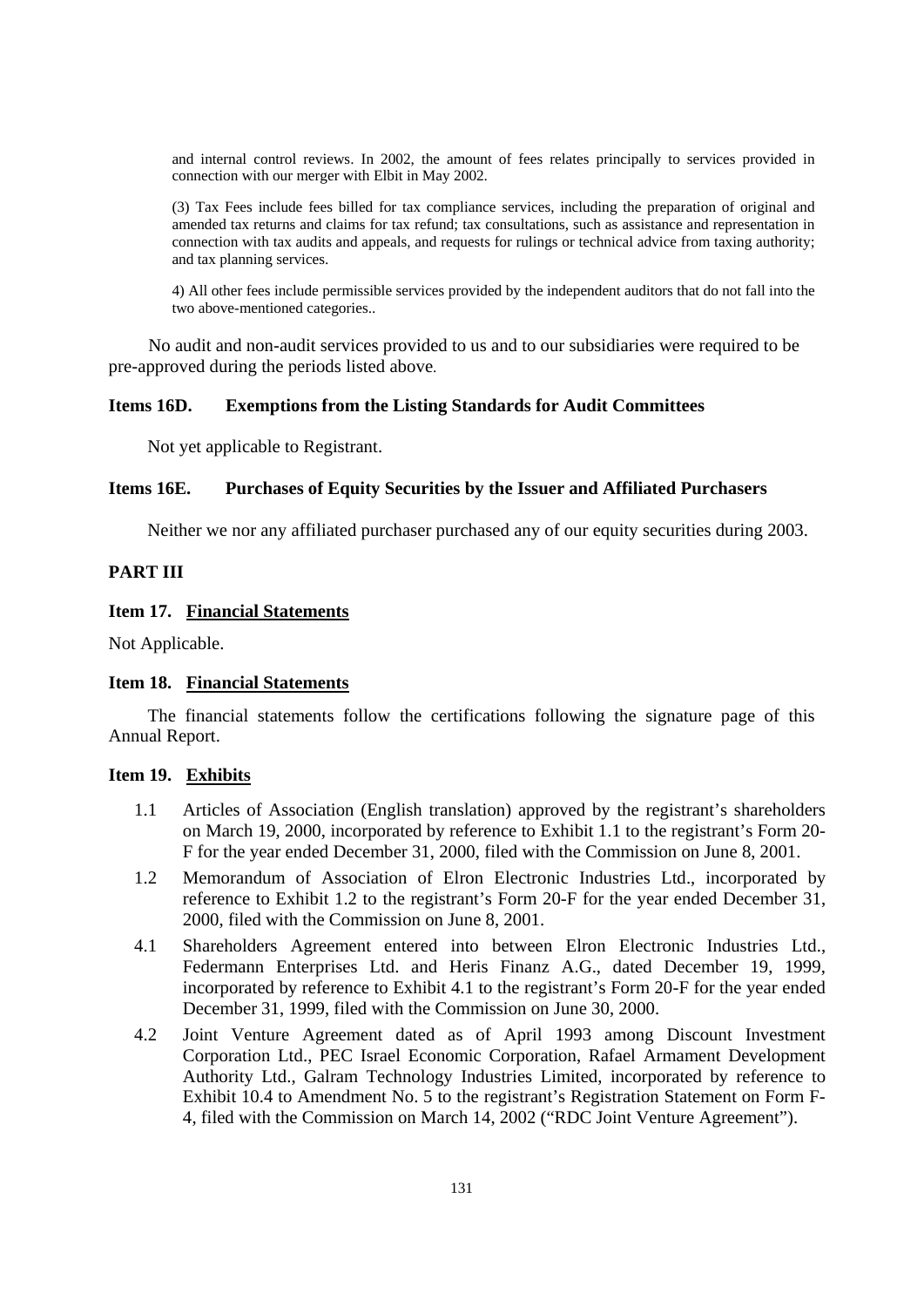and internal control reviews. In 2002, the amount of fees relates principally to services provided in connection with our merger with Elbit in May 2002.

(3) Tax Fees include fees billed for tax compliance services, including the preparation of original and amended tax returns and claims for tax refund; tax consultations, such as assistance and representation in connection with tax audits and appeals, and requests for rulings or technical advice from taxing authority; and tax planning services.

4) All other fees include permissible services provided by the independent auditors that do not fall into the two above-mentioned categories..

No audit and non-audit services provided to us and to our subsidiaries were required to be pre-approved during the periods listed above.

### Items 16D. Exemptions from the Listing Standards for Audit Committees

Not yet applicable to Registrant.

### Items 16E. Purchases of Equity Securities by the Issuer and Affiliated Purchasers

Neither we nor any affiliated purchaser purchased any of our equity securities during 2003.

## PART III

### Item 17. Financial Statements

Not Applicable.

### Item 18. Financial Statements

The financial statements follow the certifications following the signature page of this Annual Report.

### Item 19. Exhibits

- 1.1 Articles of Association (English translation) approved by the registrant's shareholders on March 19, 2000, incorporated by reference to Exhibit 1.1 to the registrant's Form 20-F for the year ended December 31, 2000, filed with the Commission on June 8, 2001.
- 1.2 Memorandum of Association of Elron Electronic Industries Ltd., incorporated by reference to Exhibit 1.2 to the registrant's Form 20-F for the year ended December 31, 2000, filed with the Commission on June 8, 2001.
- 4.1 Shareholders Agreement entered into between Elron Electronic Industries Ltd., Federmann Enterprises Ltd. and Heris Finanz A.G., dated December 19, 1999, incorporated by reference to Exhibit 4.1 to the registrant's Form 20-F for the year ended December 31, 1999, filed with the Commission on June 30, 2000.
- 4.2 Joint Venture Agreement dated as of April 1993 among Discount Investment Corporation Ltd., PEC Israel Economic Corporation, Rafael Armament Development Authority Ltd., Galram Technology Industries Limited, incorporated by reference to Exhibit 10.4 to Amendment No. 5 to the registrant's Registration Statement on Form F-4, filed with the Commission on March 14, 2002 ("RDC Joint Venture Agreement").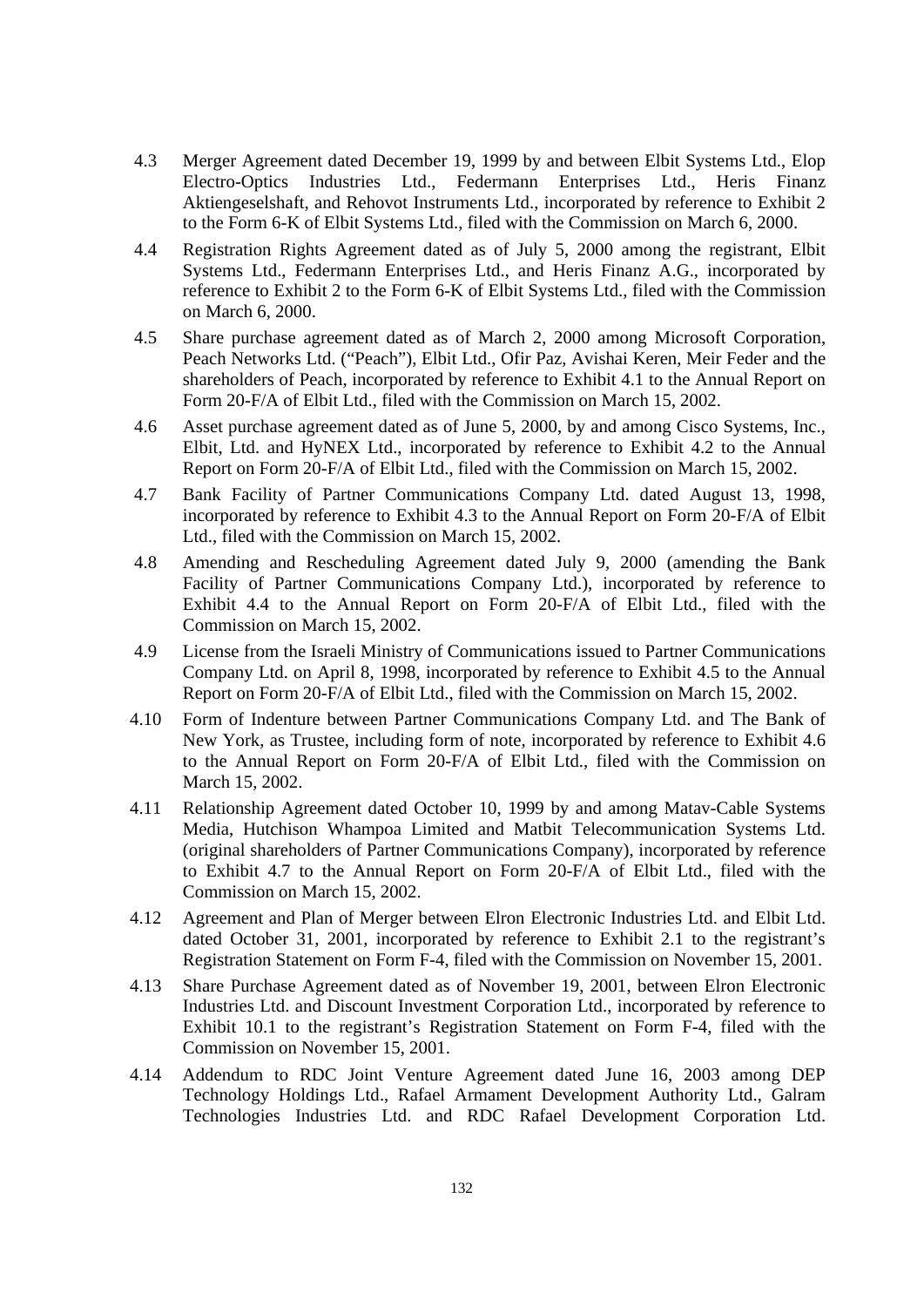4.3 Merger Agreement dated December 19, 1999 by and between Elbit Systems Ltd., Elop Electro-Optics Industries Ltd., Federmann Enterprises Ltd., Heris Finanz Aktiengeselshaft, and Rehovot Instruments Ltd., incorporated by reference to Exhibit 2 to the Form 6-K of Elbit Systems Ltd., filed with the Commission on March 6, 2000.

4.4 Registration Rights Agreement dated as of July 5, 2000 among the registrant, Elbit Systems Ltd., Federmann Enterprises Ltd., and Heris Finanz A.G., incorporated by reference to Exhibit 2 to the Form 6-K of Elbit Systems Ltd., filed with the Commission on March 6, 2000.

4.5 Share purchase agreement dated as of March 2, 2000 among Microsoft Corporation, Peach Networks Ltd. ("Peach"), Elbit Ltd., Ofir Paz, Avishai Keren, Meir Feder and the shareholders of Peach, incorporated by reference to Exhibit 4.1 to the Annual Report on Form 20-F/A of Elbit Ltd., filed with the Commission on March 15, 2002.

4.6 Asset purchase agreement dated as of June 5, 2000, by and among Cisco Systems, Inc., Elbit, Ltd. and HyNEX Ltd., incorporated by reference to Exhibit 4.2 to the Annual Report on Form 20-F/A of Elbit Ltd., filed with the Commission on March 15, 2002.

4.7 Bank Facility of Partner Communications Company Ltd. dated August 13, 1998, incorporated by reference to Exhibit 4.3 to the Annual Report on Form 20-F/A of Elbit Ltd., filed with the Commission on March 15, 2002.

4.8 Amending and Rescheduling Agreement dated July 9, 2000 (amending the Bank Facility of Partner Communications Company Ltd.), incorporated by reference to Exhibit 4.4 to the Annual Report on Form 20-F/A of Elbit Ltd., filed with the Commission on March 15, 2002.

4.9 License from the Israeli Ministry of Communications issued to Partner Communications Company Ltd. on April 8, 1998, incorporated by reference to Exhibit 4.5 to the Annual Report on Form 20-F/A of Elbit Ltd., filed with the Commission on March 15, 2002.

4.10 Form of Indenture between Partner Communications Company Ltd. and The Bank of New York, as Trustee, including form of note, incorporated by reference to Exhibit 4.6 to the Annual Report on Form 20-F/A of Elbit Ltd., filed with the Commission on March 15, 2002.

4.11 Relationship Agreement dated October 10, 1999 by and among Matav-Cable Systems Media, Hutchison Whampoa Limited and Matbit Telecommunication Systems Ltd. (original shareholders of Partner Communications Company), incorporated by reference to Exhibit 4.7 to the Annual Report on Form 20-F/A of Elbit Ltd., filed with the Commission on March 15, 2002.

4.12 Agreement and Plan of Merger between Elron Electronic Industries Ltd. and Elbit Ltd. dated October 31, 2001, incorporated by reference to Exhibit 2.1 to the registrant's Registration Statement on Form F-4, filed with the Commission on November 15, 2001.

4.13 Share Purchase Agreement dated as of November 19, 2001, between Elron Electronic Industries Ltd. and Discount Investment Corporation Ltd., incorporated by reference to Exhibit 10.1 to the registrant's Registration Statement on Form F-4, filed with the Commission on November 15, 2001.

4.14 Addendum to RDC Joint Venture Agreement dated June 16, 2003 among DEP Technology Holdings Ltd., Rafael Armament Development Authority Ltd., Galram Technologies Industries Ltd. and RDC Rafael Development Corporation Ltd.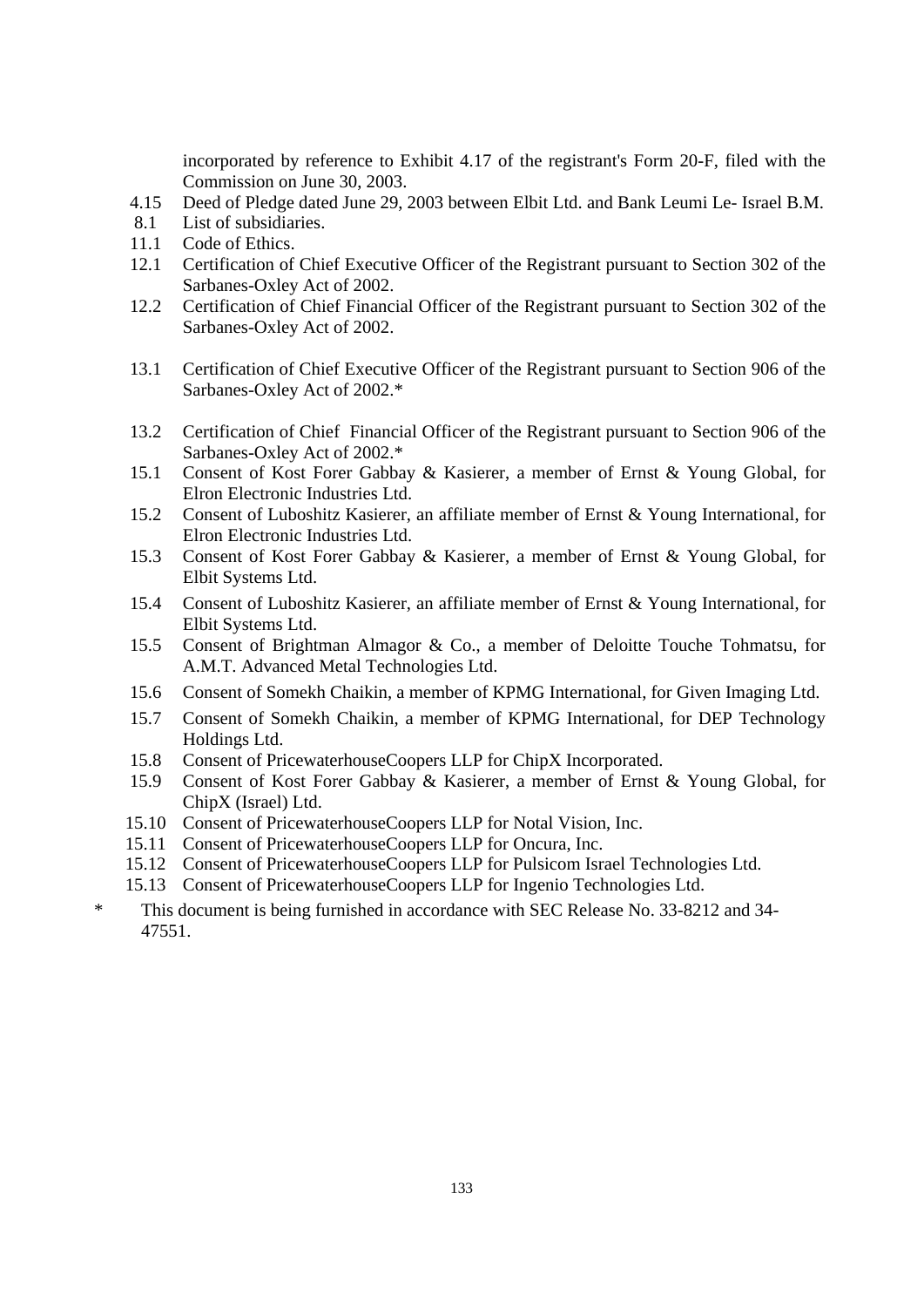incorporated by reference to Exhibit 4.17 of the registrant's Form 20-F, filed with the Commission on June 30, 2003.

4.15 Deed of Pledge dated June 29, 2003 between Elbit Ltd. and Bank Leumi Le- Israel B.M.

8.1 List of subsidiaries.

11.1 Code of Ethics.

12.1 Certification of Chief Executive Officer of the Registrant pursuant to Section 302 of the Sarbanes-Oxley Act of 2002.

12.2 Certification of Chief Financial Officer of the Registrant pursuant to Section 302 of the Sarbanes-Oxley Act of 2002.

13.1 Certification of Chief Executive Officer of the Registrant pursuant to Section 906 of the Sarbanes-Oxley Act of 2002.*

13.2 Certification of Chief Financial Officer of the Registrant pursuant to Section 906 of the Sarbanes-Oxley Act of 2002.*

15.1 Consent of Kost Forer Gabbay & Kasierer, a member of Ernst & Young Global, for Elron Electronic Industries Ltd.

15.2 Consent of Luboshitz Kasierer, an affiliate member of Ernst & Young International, for Elron Electronic Industries Ltd.

15.3 Consent of Kost Forer Gabbay & Kasierer, a member of Ernst & Young Global, for Elbit Systems Ltd.

15.4 Consent of Luboshitz Kasierer, an affiliate member of Ernst & Young International, for Elbit Systems Ltd.

15.5 Consent of Brightman Almagor & Co., a member of Deloitte Touche Tohmatsu, for A.M.T. Advanced Metal Technologies Ltd.

15.6 Consent of Somekh Chaikin, a member of KPMG International, for Given Imaging Ltd.

15.7 Consent of Somekh Chaikin, a member of KPMG International, for DEP Technology Holdings Ltd.

15.8 Consent of PricewaterhouseCoopers LLP for ChipX Incorporated.

15.9 Consent of Kost Forer Gabbay & Kasierer, a member of Ernst & Young Global, for ChipX (Israel) Ltd.

15.10 Consent of PricewaterhouseCoopers LLP for Notal Vision, Inc.

15.11 Consent of PricewaterhouseCoopers LLP for Oncura, Inc.

15.12 Consent of PricewaterhouseCoopers LLP for Pulsicom Israel Technologies Ltd.

15.13 Consent of PricewaterhouseCoopers LLP for Ingenio Technologies Ltd.

\* This document is being furnished in accordance with SEC Release No. 33-8212 and 34-47551.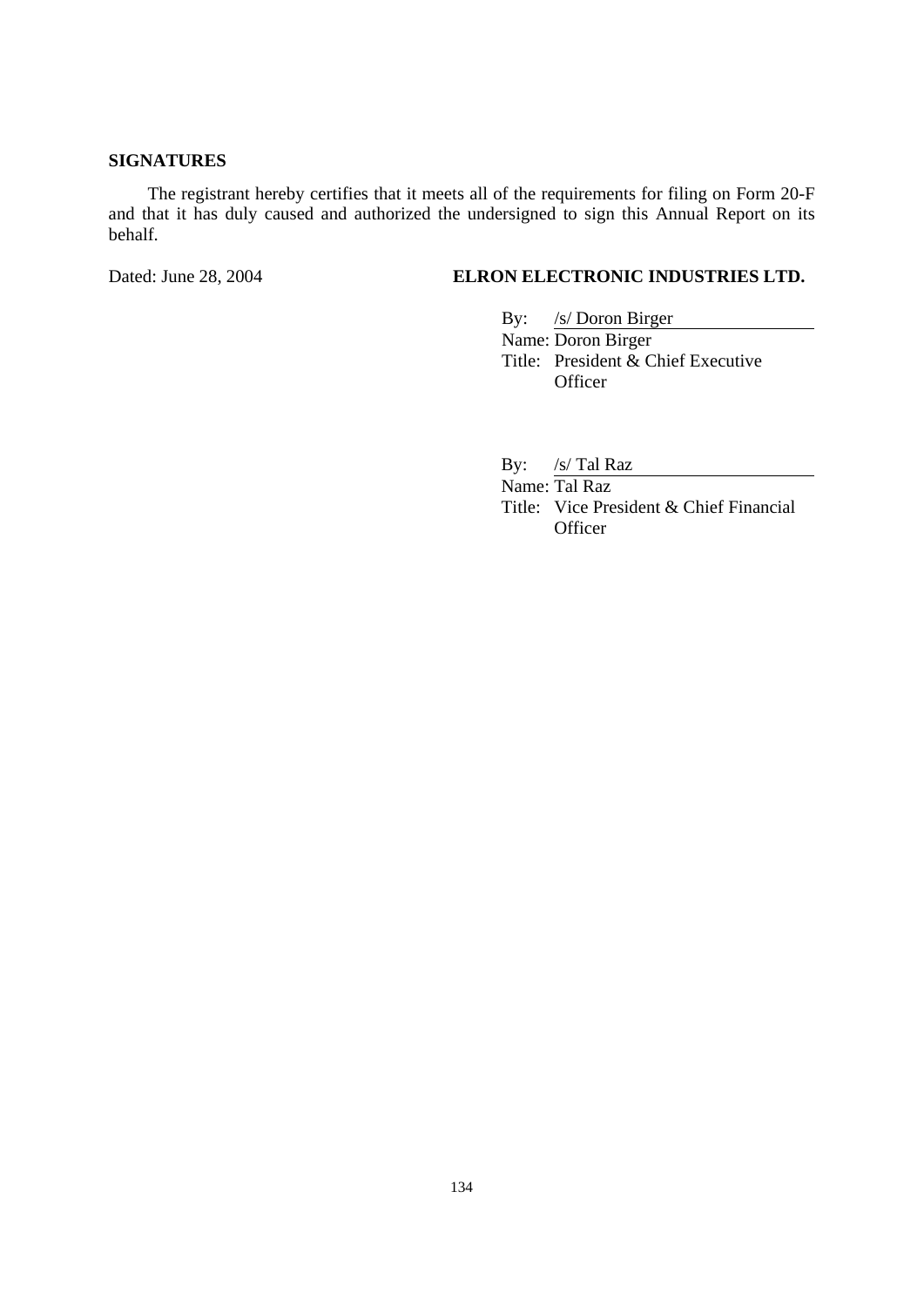**SIGNATURES**

The registrant hereby certifies that it meets all of the requirements for filing on Form 20-F and that it has duly caused and authorized the undersigned to sign this Annual Report on its behalf.

Dated: June 28, 2004

**ELRON ELECTRONIC INDUSTRIES LTD.**

By: /s/ Doron Birger
Name: Doron Birger
Title: President & Chief Executive Officer

By: /s/ Tal Raz
Name: Tal Raz
Title: Vice President & Chief Financial Officer